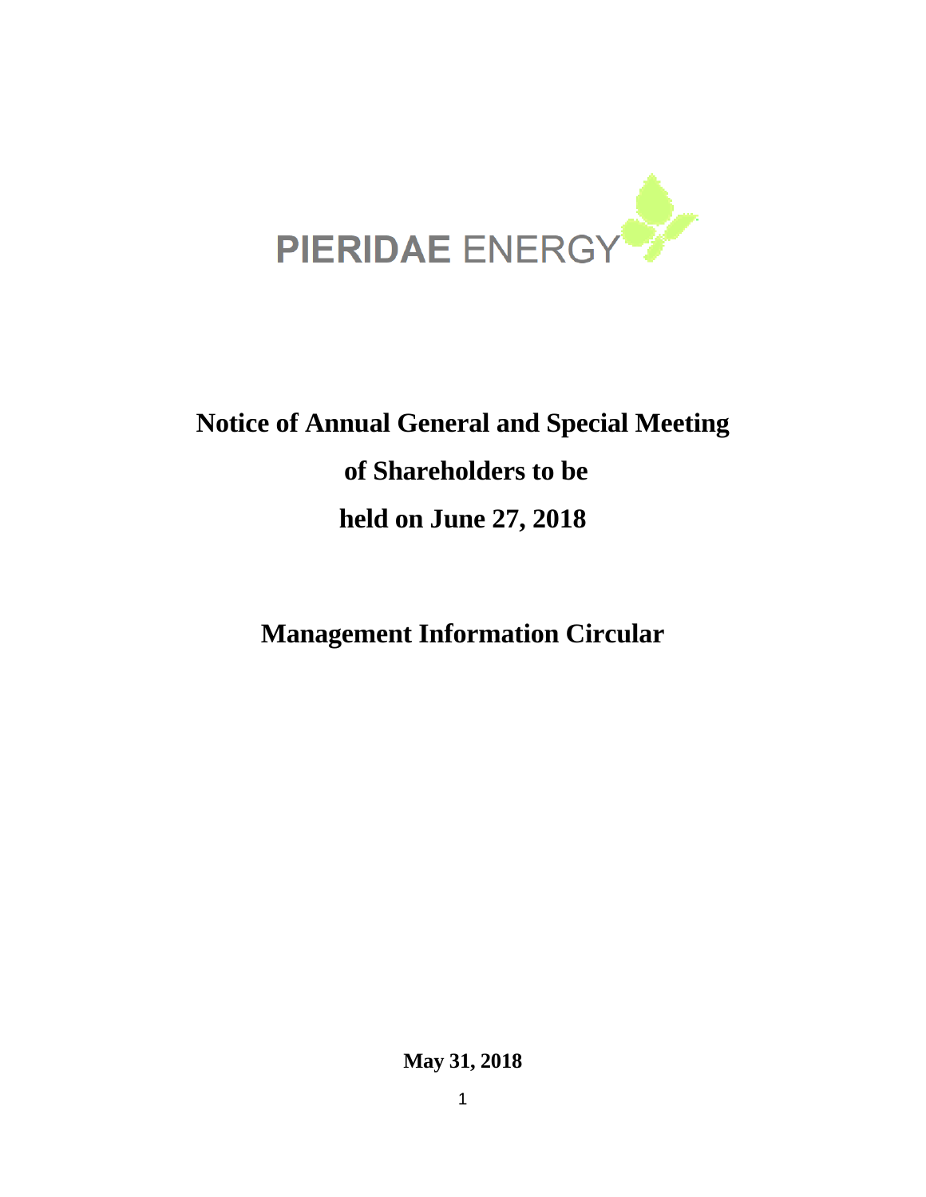PIERIDAE ENERGY

# Notice of Annual General and Special Meeting of Shareholders to be held on June 27, 2018

# Management Information Circular

**May 31, 2018**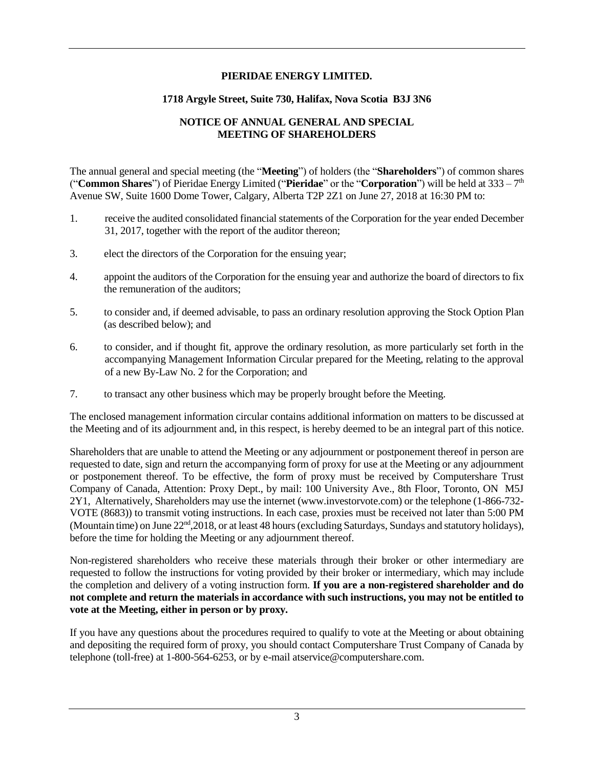**PIERIDAE ENERGY LIMITED.**

**1718 Argyle Street, Suite 730, Halifax, Nova Scotia B3J 3N6**

**NOTICE OF ANNUAL GENERAL AND SPECIAL MEETING OF SHAREHOLDERS**

The annual general and special meeting (the "**Meeting**") of holders (the "**Shareholders**") of common shares ("**Common Shares**") of Pieridae Energy Limited ("**Pieridae**" or the "**Corporation**") will be held at 333 – 7th Avenue SW, Suite 1600 Dome Tower, Calgary, Alberta T2P 2Z1 on June 27, 2018 at 16:30 PM to:

1. receive the audited consolidated financial statements of the Corporation for the year ended December 31, 2017, together with the report of the auditor thereon;

3. elect the directors of the Corporation for the ensuing year;

4. appoint the auditors of the Corporation for the ensuing year and authorize the board of directors to fix the remuneration of the auditors;

5. to consider and, if deemed advisable, to pass an ordinary resolution approving the Stock Option Plan (as described below); and

6. to consider, and if thought fit, approve the ordinary resolution, as more particularly set forth in the accompanying Management Information Circular prepared for the Meeting, relating to the approval of a new By-Law No. 2 for the Corporation; and

7. to transact any other business which may be properly brought before the Meeting.

The enclosed management information circular contains additional information on matters to be discussed at the Meeting and of its adjournment and, in this respect, is hereby deemed to be an integral part of this notice.

Shareholders that are unable to attend the Meeting or any adjournment or postponement thereof in person are requested to date, sign and return the accompanying form of proxy for use at the Meeting or any adjournment or postponement thereof. To be effective, the form of proxy must be received by Computershare Trust Company of Canada, Attention: Proxy Dept., by mail: 100 University Ave., 8th Floor, Toronto, ON M5J 2Y1, Alternatively, Shareholders may use the internet (www.investorvote.com) or the telephone (1-866-732-VOTE (8683)) to transmit voting instructions. In each case, proxies must be received not later than 5:00 PM (Mountain time) on June 22nd,2018, or at least 48 hours (excluding Saturdays, Sundays and statutory holidays), before the time for holding the Meeting or any adjournment thereof.

Non-registered shareholders who receive these materials through their broker or other intermediary are requested to follow the instructions for voting provided by their broker or intermediary, which may include the completion and delivery of a voting instruction form. **If you are a non-registered shareholder and do not complete and return the materials in accordance with such instructions, you may not be entitled to vote at the Meeting, either in person or by proxy.**

If you have any questions about the procedures required to qualify to vote at the Meeting or about obtaining and depositing the required form of proxy, you should contact Computershare Trust Company of Canada by telephone (toll-free) at 1-800-564-6253, or by e-mail atservice@computershare.com.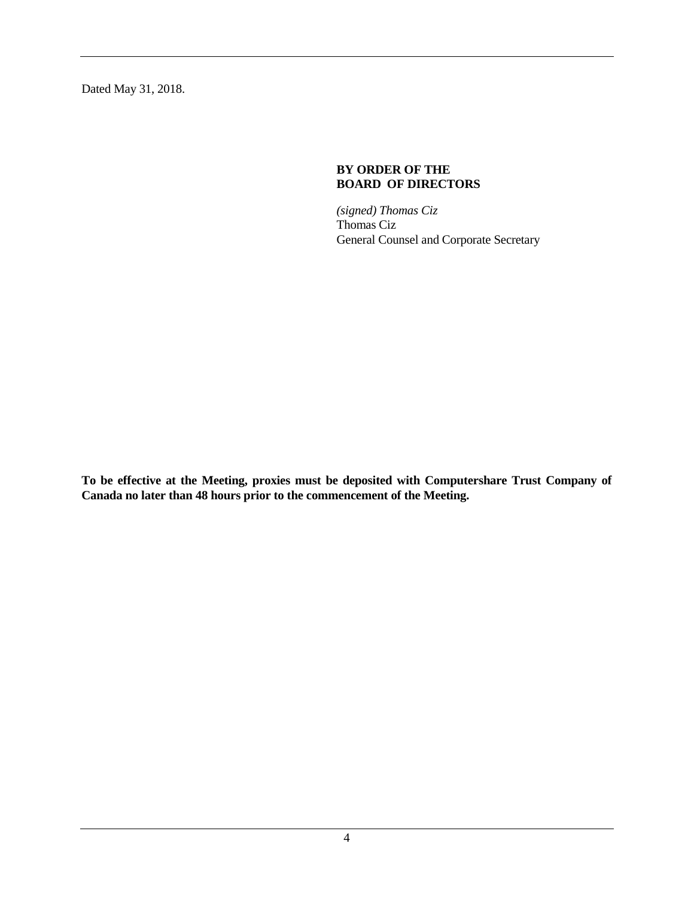Dated May 31, 2018.

**BY ORDER OF THE BOARD OF DIRECTORS**

*(signed) Thomas Ciz*
Thomas Ciz
General Counsel and Corporate Secretary

**To be effective at the Meeting, proxies must be deposited with Computershare Trust Company of Canada no later than 48 hours prior to the commencement of the Meeting.**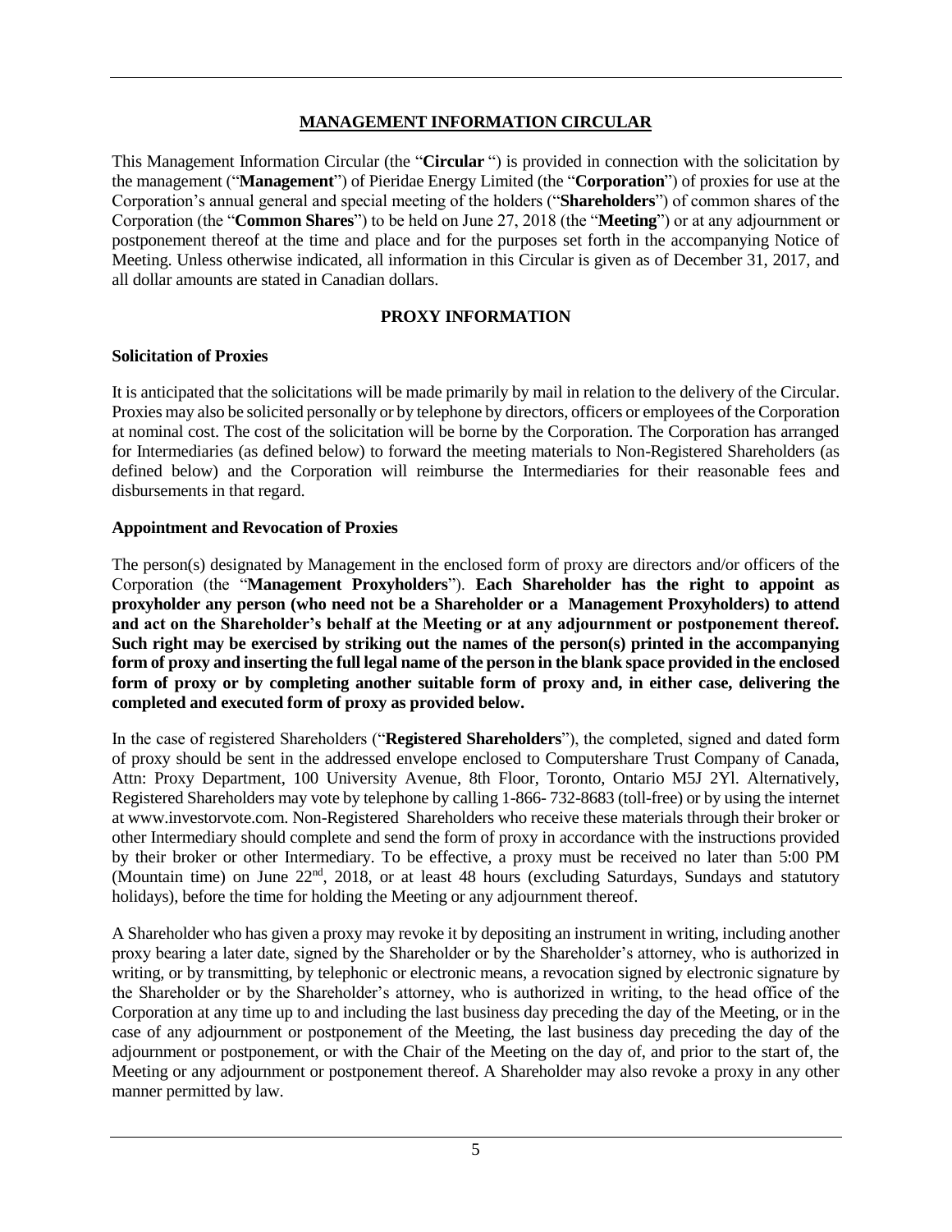# MANAGEMENT INFORMATION CIRCULAR

This Management Information Circular (the "**Circular** ") is provided in connection with the solicitation by the management ("**Management**") of Pieridae Energy Limited (the "**Corporation**") of proxies for use at the Corporation's annual general and special meeting of the holders ("**Shareholders**") of common shares of the Corporation (the "**Common Shares**") to be held on June 27, 2018 (the "**Meeting**") or at any adjournment or postponement thereof at the time and place and for the purposes set forth in the accompanying Notice of Meeting. Unless otherwise indicated, all information in this Circular is given as of December 31, 2017, and all dollar amounts are stated in Canadian dollars.

## PROXY INFORMATION

### Solicitation of Proxies

It is anticipated that the solicitations will be made primarily by mail in relation to the delivery of the Circular. Proxies may also be solicited personally or by telephone by directors, officers or employees of the Corporation at nominal cost. The cost of the solicitation will be borne by the Corporation. The Corporation has arranged for Intermediaries (as defined below) to forward the meeting materials to Non-Registered Shareholders (as defined below) and the Corporation will reimburse the Intermediaries for their reasonable fees and disbursements in that regard.

### Appointment and Revocation of Proxies

The person(s) designated by Management in the enclosed form of proxy are directors and/or officers of the Corporation (the "**Management Proxyholders**"). **Each Shareholder has the right to appoint as proxyholder any person (who need not be a Shareholder or a Management Proxyholders) to attend and act on the Shareholder's behalf at the Meeting or at any adjournment or postponement thereof. Such right may be exercised by striking out the names of the person(s) printed in the accompanying form of proxy and inserting the full legal name of the person in the blank space provided in the enclosed form of proxy or by completing another suitable form of proxy and, in either case, delivering the completed and executed form of proxy as provided below.**

In the case of registered Shareholders ("**Registered Shareholders**"), the completed, signed and dated form of proxy should be sent in the addressed envelope enclosed to Computershare Trust Company of Canada, Attn: Proxy Department, 100 University Avenue, 8th Floor, Toronto, Ontario M5J 2Yl. Alternatively, Registered Shareholders may vote by telephone by calling 1-866- 732-8683 (toll-free) or by using the internet at www.investorvote.com. Non-Registered Shareholders who receive these materials through their broker or other Intermediary should complete and send the form of proxy in accordance with the instructions provided by their broker or other Intermediary. To be effective, a proxy must be received no later than 5:00 PM (Mountain time) on June 22nd, 2018, or at least 48 hours (excluding Saturdays, Sundays and statutory holidays), before the time for holding the Meeting or any adjournment thereof.

A Shareholder who has given a proxy may revoke it by depositing an instrument in writing, including another proxy bearing a later date, signed by the Shareholder or by the Shareholder's attorney, who is authorized in writing, or by transmitting, by telephonic or electronic means, a revocation signed by electronic signature by the Shareholder or by the Shareholder's attorney, who is authorized in writing, to the head office of the Corporation at any time up to and including the last business day preceding the day of the Meeting, or in the case of any adjournment or postponement of the Meeting, the last business day preceding the day of the adjournment or postponement, or with the Chair of the Meeting on the day of, and prior to the start of, the Meeting or any adjournment or postponement thereof. A Shareholder may also revoke a proxy in any other manner permitted by law.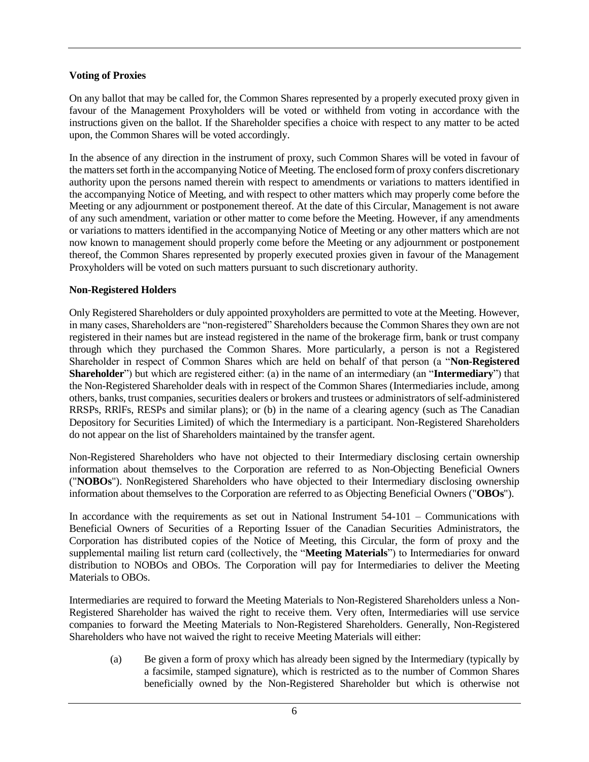**Voting of Proxies**

On any ballot that may be called for, the Common Shares represented by a properly executed proxy given in favour of the Management Proxyholders will be voted or withheld from voting in accordance with the instructions given on the ballot. If the Shareholder specifies a choice with respect to any matter to be acted upon, the Common Shares will be voted accordingly.

In the absence of any direction in the instrument of proxy, such Common Shares will be voted in favour of the matters set forth in the accompanying Notice of Meeting. The enclosed form of proxy confers discretionary authority upon the persons named therein with respect to amendments or variations to matters identified in the accompanying Notice of Meeting, and with respect to other matters which may properly come before the Meeting or any adjournment or postponement thereof. At the date of this Circular, Management is not aware of any such amendment, variation or other matter to come before the Meeting. However, if any amendments or variations to matters identified in the accompanying Notice of Meeting or any other matters which are not now known to management should properly come before the Meeting or any adjournment or postponement thereof, the Common Shares represented by properly executed proxies given in favour of the Management Proxyholders will be voted on such matters pursuant to such discretionary authority.

**Non-Registered Holders**

Only Registered Shareholders or duly appointed proxyholders are permitted to vote at the Meeting. However, in many cases, Shareholders are "non-registered" Shareholders because the Common Shares they own are not registered in their names but are instead registered in the name of the brokerage firm, bank or trust company through which they purchased the Common Shares. More particularly, a person is not a Registered Shareholder in respect of Common Shares which are held on behalf of that person (a "**Non-Registered Shareholder**") but which are registered either: (a) in the name of an intermediary (an "**Intermediary**") that the Non-Registered Shareholder deals with in respect of the Common Shares (Intermediaries include, among others, banks, trust companies, securities dealers or brokers and trustees or administrators of self-administered RRSPs, RRIFs, RESPs and similar plans); or (b) in the name of a clearing agency (such as The Canadian Depository for Securities Limited) of which the Intermediary is a participant. Non-Registered Shareholders do not appear on the list of Shareholders maintained by the transfer agent.

Non-Registered Shareholders who have not objected to their Intermediary disclosing certain ownership information about themselves to the Corporation are referred to as Non-Objecting Beneficial Owners ("**NOBOs**"). NonRegistered Shareholders who have objected to their Intermediary disclosing ownership information about themselves to the Corporation are referred to as Objecting Beneficial Owners ("**OBOs**").

In accordance with the requirements as set out in National Instrument 54-101 – Communications with Beneficial Owners of Securities of a Reporting Issuer of the Canadian Securities Administrators, the Corporation has distributed copies of the Notice of Meeting, this Circular, the form of proxy and the supplemental mailing list return card (collectively, the "**Meeting Materials**") to Intermediaries for onward distribution to NOBOs and OBOs. The Corporation will pay for Intermediaries to deliver the Meeting Materials to OBOs.

Intermediaries are required to forward the Meeting Materials to Non-Registered Shareholders unless a Non-Registered Shareholder has waived the right to receive them. Very often, Intermediaries will use service companies to forward the Meeting Materials to Non-Registered Shareholders. Generally, Non-Registered Shareholders who have not waived the right to receive Meeting Materials will either:

(a) Be given a form of proxy which has already been signed by the Intermediary (typically by a facsimile, stamped signature), which is restricted as to the number of Common Shares beneficially owned by the Non-Registered Shareholder but which is otherwise not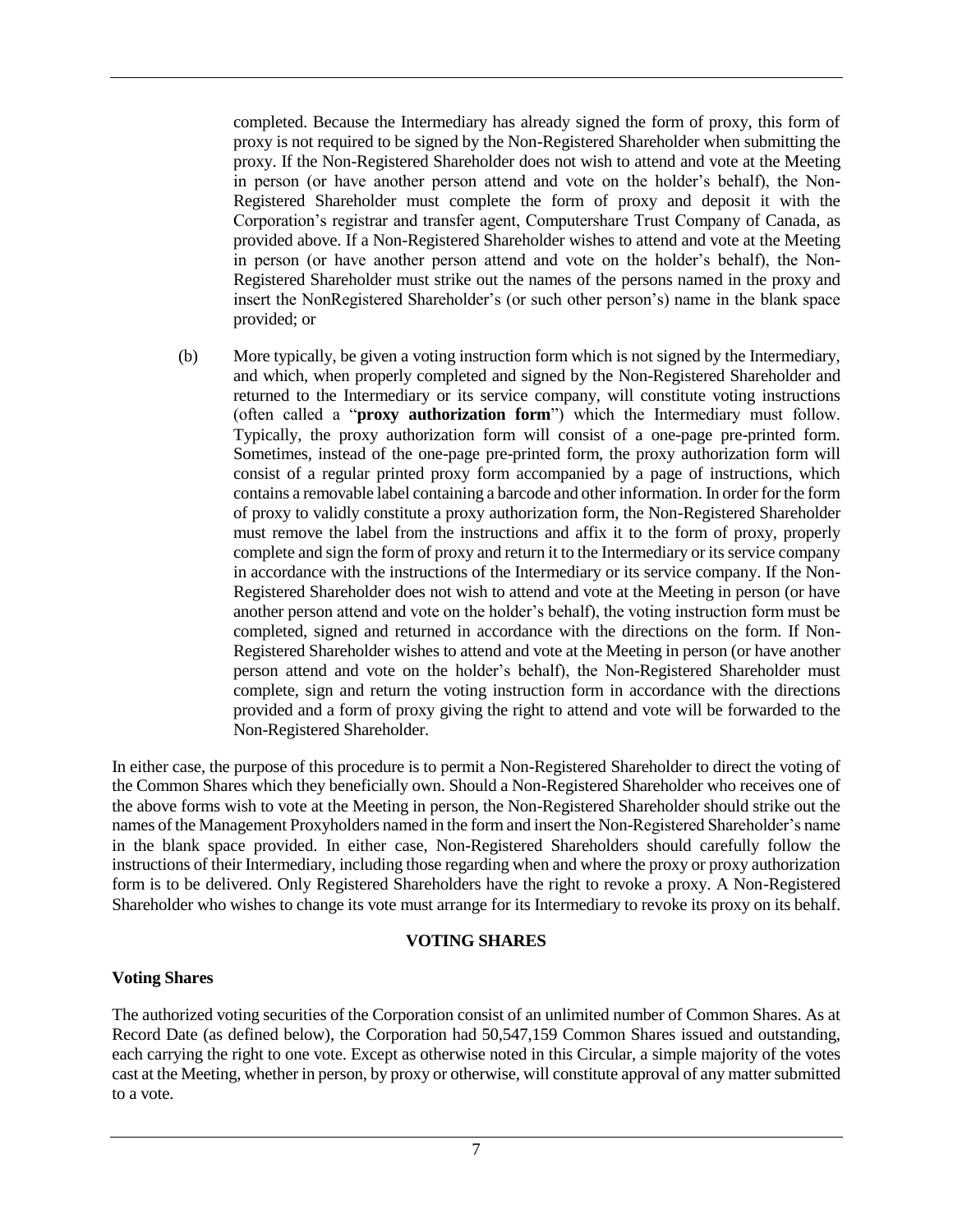completed. Because the Intermediary has already signed the form of proxy, this form of proxy is not required to be signed by the Non-Registered Shareholder when submitting the proxy. If the Non-Registered Shareholder does not wish to attend and vote at the Meeting in person (or have another person attend and vote on the holder's behalf), the Non-Registered Shareholder must complete the form of proxy and deposit it with the Corporation's registrar and transfer agent, Computershare Trust Company of Canada, as provided above. If a Non-Registered Shareholder wishes to attend and vote at the Meeting in person (or have another person attend and vote on the holder's behalf), the Non-Registered Shareholder must strike out the names of the persons named in the proxy and insert the NonRegistered Shareholder's (or such other person's) name in the blank space provided; or

(b) More typically, be given a voting instruction form which is not signed by the Intermediary, and which, when properly completed and signed by the Non-Registered Shareholder and returned to the Intermediary or its service company, will constitute voting instructions (often called a "**proxy authorization form**") which the Intermediary must follow. Typically, the proxy authorization form will consist of a one-page pre-printed form. Sometimes, instead of the one-page pre-printed form, the proxy authorization form will consist of a regular printed proxy form accompanied by a page of instructions, which contains a removable label containing a barcode and other information. In order for the form of proxy to validly constitute a proxy authorization form, the Non-Registered Shareholder must remove the label from the instructions and affix it to the form of proxy, properly complete and sign the form of proxy and return it to the Intermediary or its service company in accordance with the instructions of the Intermediary or its service company. If the Non-Registered Shareholder does not wish to attend and vote at the Meeting in person (or have another person attend and vote on the holder's behalf), the voting instruction form must be completed, signed and returned in accordance with the directions on the form. If Non-Registered Shareholder wishes to attend and vote at the Meeting in person (or have another person attend and vote on the holder's behalf), the Non-Registered Shareholder must complete, sign and return the voting instruction form in accordance with the directions provided and a form of proxy giving the right to attend and vote will be forwarded to the Non-Registered Shareholder.

In either case, the purpose of this procedure is to permit a Non-Registered Shareholder to direct the voting of the Common Shares which they beneficially own. Should a Non-Registered Shareholder who receives one of the above forms wish to vote at the Meeting in person, the Non-Registered Shareholder should strike out the names of the Management Proxyholders named in the form and insert the Non-Registered Shareholder's name in the blank space provided. In either case, Non-Registered Shareholders should carefully follow the instructions of their Intermediary, including those regarding when and where the proxy or proxy authorization form is to be delivered. Only Registered Shareholders have the right to revoke a proxy. A Non-Registered Shareholder who wishes to change its vote must arrange for its Intermediary to revoke its proxy on its behalf.

## VOTING SHARES

### Voting Shares

The authorized voting securities of the Corporation consist of an unlimited number of Common Shares. As at Record Date (as defined below), the Corporation had 50,547,159 Common Shares issued and outstanding, each carrying the right to one vote. Except as otherwise noted in this Circular, a simple majority of the votes cast at the Meeting, whether in person, by proxy or otherwise, will constitute approval of any matter submitted to a vote.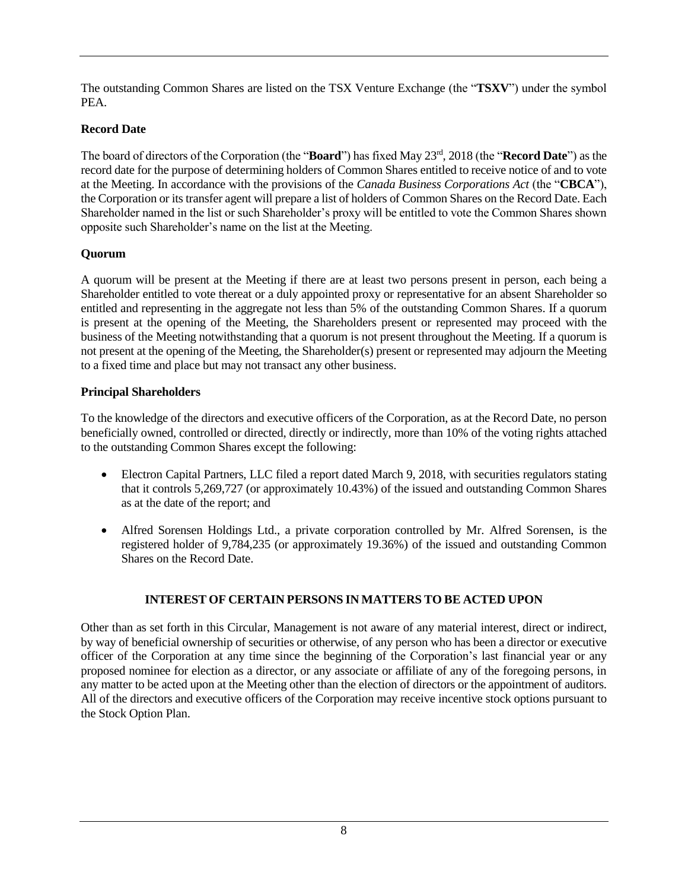The outstanding Common Shares are listed on the TSX Venture Exchange (the "**TSXV**") under the symbol PEA.

### Record Date

The board of directors of the Corporation (the "**Board**") has fixed May 23rd, 2018 (the "**Record Date**") as the record date for the purpose of determining holders of Common Shares entitled to receive notice of and to vote at the Meeting. In accordance with the provisions of the *Canada Business Corporations Act* (the "**CBCA**"), the Corporation or its transfer agent will prepare a list of holders of Common Shares on the Record Date. Each Shareholder named in the list or such Shareholder's proxy will be entitled to vote the Common Shares shown opposite such Shareholder's name on the list at the Meeting.

### Quorum

A quorum will be present at the Meeting if there are at least two persons present in person, each being a Shareholder entitled to vote thereat or a duly appointed proxy or representative for an absent Shareholder so entitled and representing in the aggregate not less than 5% of the outstanding Common Shares. If a quorum is present at the opening of the Meeting, the Shareholders present or represented may proceed with the business of the Meeting notwithstanding that a quorum is not present throughout the Meeting. If a quorum is not present at the opening of the Meeting, the Shareholder(s) present or represented may adjourn the Meeting to a fixed time and place but may not transact any other business.

### Principal Shareholders

To the knowledge of the directors and executive officers of the Corporation, as at the Record Date, no person beneficially owned, controlled or directed, directly or indirectly, more than 10% of the voting rights attached to the outstanding Common Shares except the following:

- Electron Capital Partners, LLC filed a report dated March 9, 2018, with securities regulators stating that it controls 5,269,727 (or approximately 10.43%) of the issued and outstanding Common Shares as at the date of the report; and
- Alfred Sorensen Holdings Ltd., a private corporation controlled by Mr. Alfred Sorensen, is the registered holder of 9,784,235 (or approximately 19.36%) of the issued and outstanding Common Shares on the Record Date.

## INTEREST OF CERTAIN PERSONS IN MATTERS TO BE ACTED UPON

Other than as set forth in this Circular, Management is not aware of any material interest, direct or indirect, by way of beneficial ownership of securities or otherwise, of any person who has been a director or executive officer of the Corporation at any time since the beginning of the Corporation's last financial year or any proposed nominee for election as a director, or any associate or affiliate of any of the foregoing persons, in any matter to be acted upon at the Meeting other than the election of directors or the appointment of auditors. All of the directors and executive officers of the Corporation may receive incentive stock options pursuant to the Stock Option Plan.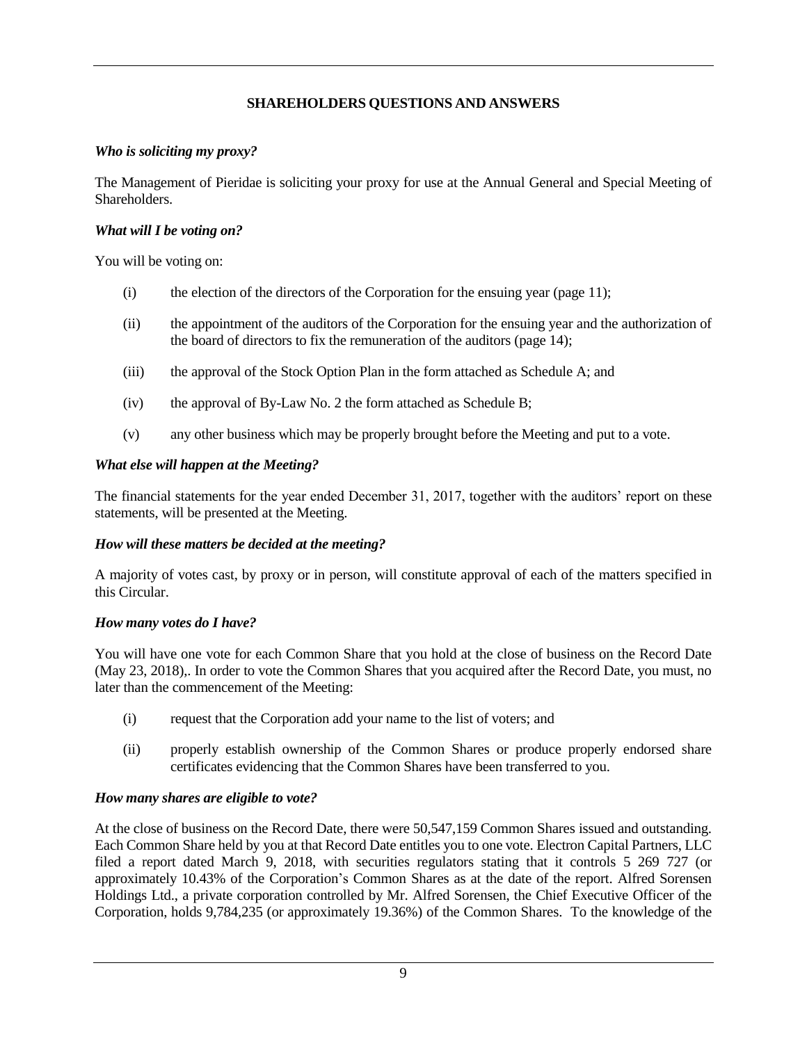## SHAREHOLDERS QUESTIONS AND ANSWERS

***Who is soliciting my proxy?***

The Management of Pieridae is soliciting your proxy for use at the Annual General and Special Meeting of Shareholders.

***What will I be voting on?***

You will be voting on:

(i) the election of the directors of the Corporation for the ensuing year (page 11);

(ii) the appointment of the auditors of the Corporation for the ensuing year and the authorization of the board of directors to fix the remuneration of the auditors (page 14);

(iii) the approval of the Stock Option Plan in the form attached as Schedule A; and

(iv) the approval of By-Law No. 2 the form attached as Schedule B;

(v) any other business which may be properly brought before the Meeting and put to a vote.

***What else will happen at the Meeting?***

The financial statements for the year ended December 31, 2017, together with the auditors' report on these statements, will be presented at the Meeting.

***How will these matters be decided at the meeting?***

A majority of votes cast, by proxy or in person, will constitute approval of each of the matters specified in this Circular.

***How many votes do I have?***

You will have one vote for each Common Share that you hold at the close of business on the Record Date (May 23, 2018),. In order to vote the Common Shares that you acquired after the Record Date, you must, no later than the commencement of the Meeting:

(i) request that the Corporation add your name to the list of voters; and

(ii) properly establish ownership of the Common Shares or produce properly endorsed share certificates evidencing that the Common Shares have been transferred to you.

***How many shares are eligible to vote?***

At the close of business on the Record Date, there were 50,547,159 Common Shares issued and outstanding. Each Common Share held by you at that Record Date entitles you to one vote. Electron Capital Partners, LLC filed a report dated March 9, 2018, with securities regulators stating that it controls 5 269 727 (or approximately 10.43% of the Corporation's Common Shares as at the date of the report. Alfred Sorensen Holdings Ltd., a private corporation controlled by Mr. Alfred Sorensen, the Chief Executive Officer of the Corporation, holds 9,784,235 (or approximately 19.36%) of the Common Shares. To the knowledge of the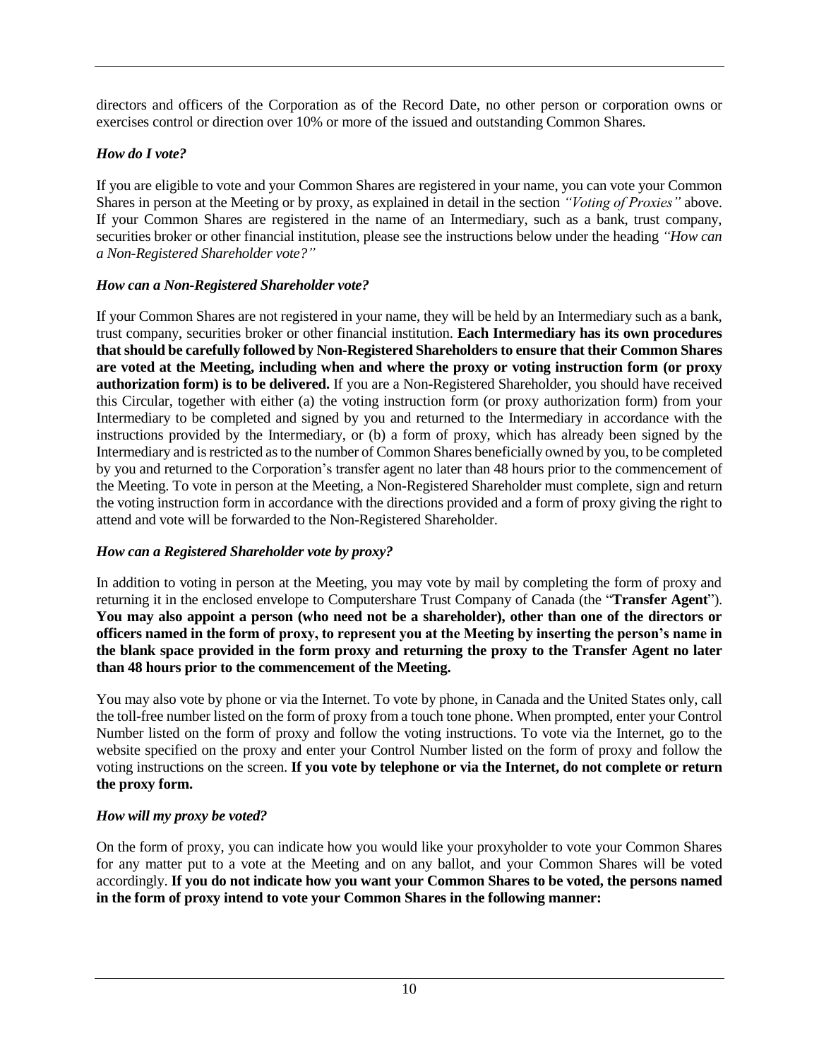directors and officers of the Corporation as of the Record Date, no other person or corporation owns or exercises control or direction over 10% or more of the issued and outstanding Common Shares.

### *How do I vote?*

If you are eligible to vote and your Common Shares are registered in your name, you can vote your Common Shares in person at the Meeting or by proxy, as explained in detail in the section *"Voting of Proxies"* above. If your Common Shares are registered in the name of an Intermediary, such as a bank, trust company, securities broker or other financial institution, please see the instructions below under the heading *"How can a Non-Registered Shareholder vote?"*

### *How can a Non-Registered Shareholder vote?*

If your Common Shares are not registered in your name, they will be held by an Intermediary such as a bank, trust company, securities broker or other financial institution. **Each Intermediary has its own procedures that should be carefully followed by Non-Registered Shareholders to ensure that their Common Shares are voted at the Meeting, including when and where the proxy or voting instruction form (or proxy authorization form) is to be delivered.** If you are a Non-Registered Shareholder, you should have received this Circular, together with either (a) the voting instruction form (or proxy authorization form) from your Intermediary to be completed and signed by you and returned to the Intermediary in accordance with the instructions provided by the Intermediary, or (b) a form of proxy, which has already been signed by the Intermediary and is restricted as to the number of Common Shares beneficially owned by you, to be completed by you and returned to the Corporation's transfer agent no later than 48 hours prior to the commencement of the Meeting. To vote in person at the Meeting, a Non-Registered Shareholder must complete, sign and return the voting instruction form in accordance with the directions provided and a form of proxy giving the right to attend and vote will be forwarded to the Non-Registered Shareholder.

### *How can a Registered Shareholder vote by proxy?*

In addition to voting in person at the Meeting, you may vote by mail by completing the form of proxy and returning it in the enclosed envelope to Computershare Trust Company of Canada (the "**Transfer Agent**"). **You may also appoint a person (who need not be a shareholder), other than one of the directors or officers named in the form of proxy, to represent you at the Meeting by inserting the person's name in the blank space provided in the form proxy and returning the proxy to the Transfer Agent no later than 48 hours prior to the commencement of the Meeting.**

You may also vote by phone or via the Internet. To vote by phone, in Canada and the United States only, call the toll-free number listed on the form of proxy from a touch tone phone. When prompted, enter your Control Number listed on the form of proxy and follow the voting instructions. To vote via the Internet, go to the website specified on the proxy and enter your Control Number listed on the form of proxy and follow the voting instructions on the screen. **If you vote by telephone or via the Internet, do not complete or return the proxy form.**

### *How will my proxy be voted?*

On the form of proxy, you can indicate how you would like your proxyholder to vote your Common Shares for any matter put to a vote at the Meeting and on any ballot, and your Common Shares will be voted accordingly. **If you do not indicate how you want your Common Shares to be voted, the persons named in the form of proxy intend to vote your Common Shares in the following manner:**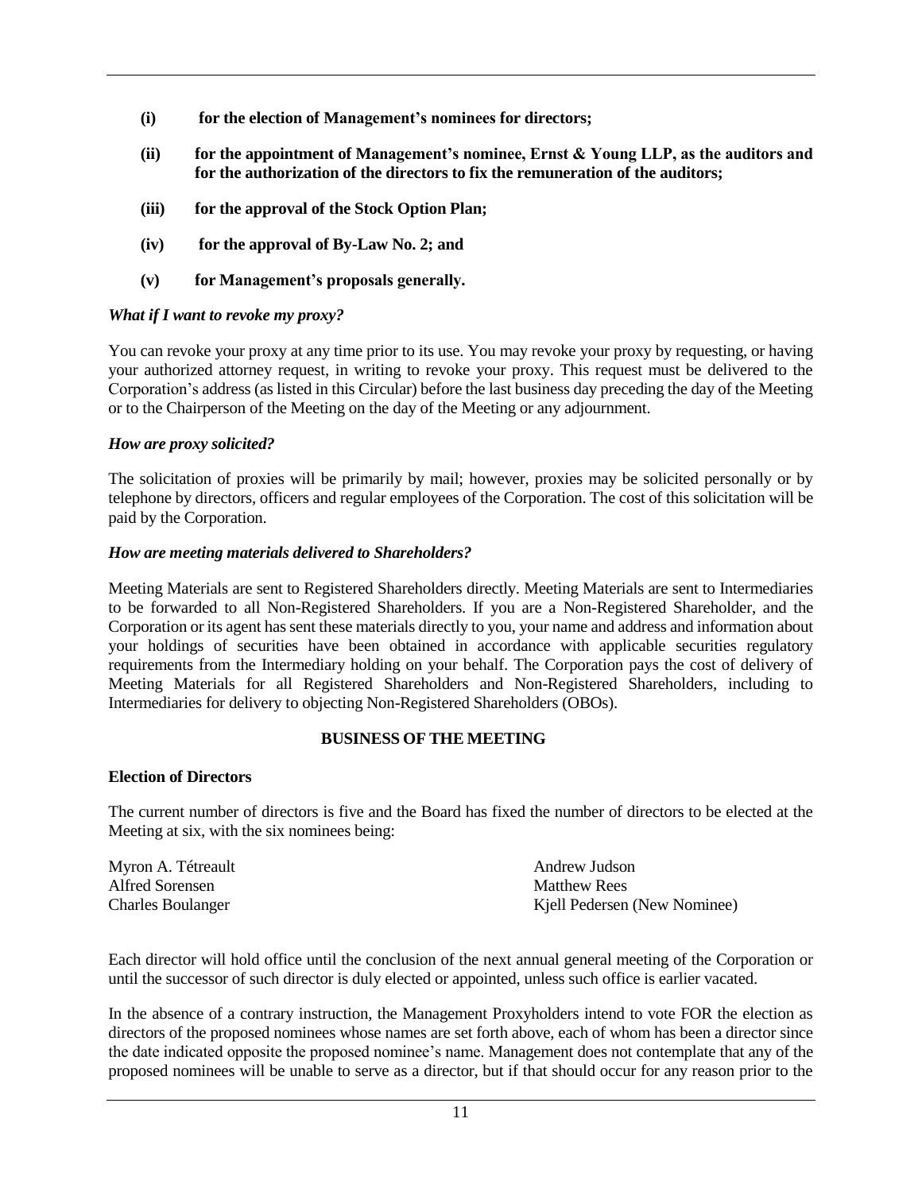**(i) for the election of Management's nominees for directors;**

**(ii) for the appointment of Management's nominee, Ernst & Young LLP, as the auditors and for the authorization of the directors to fix the remuneration of the auditors;**

**(iii) for the approval of the Stock Option Plan;**

**(iv) for the approval of By-Law No. 2; and**

**(v) for Management's proposals generally.**

### *What if I want to revoke my proxy?*

You can revoke your proxy at any time prior to its use. You may revoke your proxy by requesting, or having your authorized attorney request, in writing to revoke your proxy. This request must be delivered to the Corporation's address (as listed in this Circular) before the last business day preceding the day of the Meeting or to the Chairperson of the Meeting on the day of the Meeting or any adjournment.

### *How are proxy solicited?*

The solicitation of proxies will be primarily by mail; however, proxies may be solicited personally or by telephone by directors, officers and regular employees of the Corporation. The cost of this solicitation will be paid by the Corporation.

### *How are meeting materials delivered to Shareholders?*

Meeting Materials are sent to Registered Shareholders directly. Meeting Materials are sent to Intermediaries to be forwarded to all Non-Registered Shareholders. If you are a Non-Registered Shareholder, and the Corporation or its agent has sent these materials directly to you, your name and address and information about your holdings of securities have been obtained in accordance with applicable securities regulatory requirements from the Intermediary holding on your behalf. The Corporation pays the cost of delivery of Meeting Materials for all Registered Shareholders and Non-Registered Shareholders, including to Intermediaries for delivery to objecting Non-Registered Shareholders (OBOs).

## BUSINESS OF THE MEETING

### Election of Directors

The current number of directors is five and the Board has fixed the number of directors to be elected at the Meeting at six, with the six nominees being:

Myron A. Tétreault
Alfred Sorensen
Charles Boulanger
Andrew Judson
Matthew Rees
Kjell Pedersen (New Nominee)

Each director will hold office until the conclusion of the next annual general meeting of the Corporation or until the successor of such director is duly elected or appointed, unless such office is earlier vacated.

In the absence of a contrary instruction, the Management Proxyholders intend to vote FOR the election as directors of the proposed nominees whose names are set forth above, each of whom has been a director since the date indicated opposite the proposed nominee's name. Management does not contemplate that any of the proposed nominees will be unable to serve as a director, but if that should occur for any reason prior to the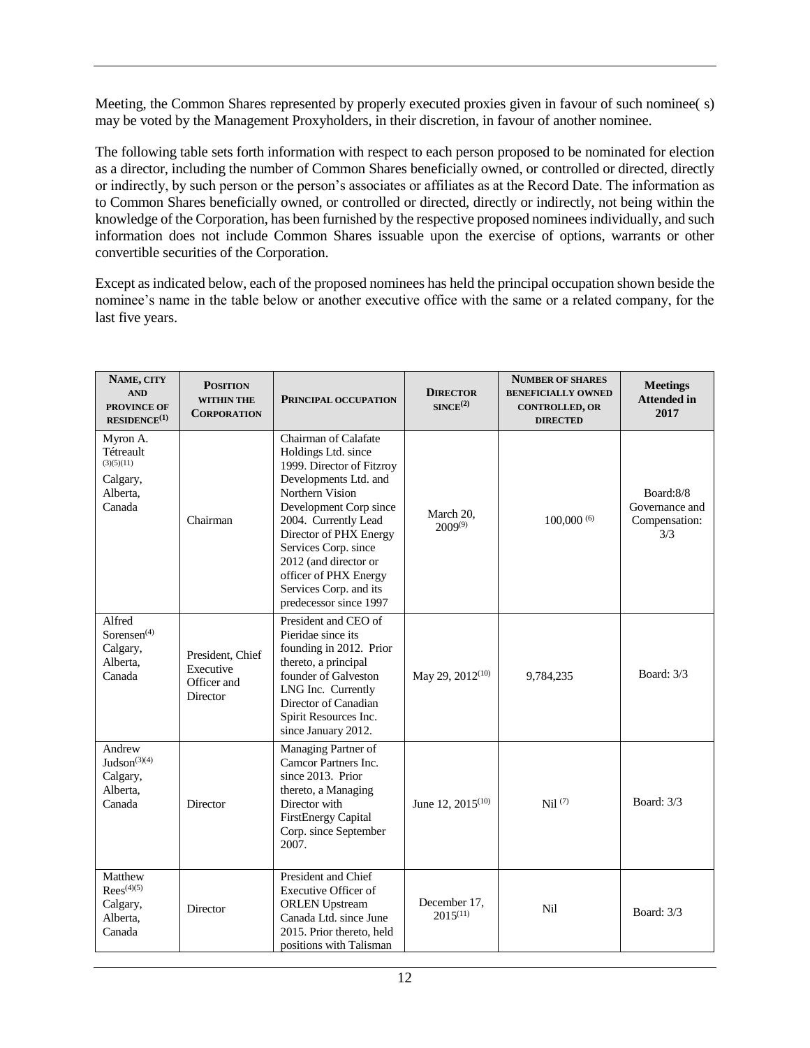Meeting, the Common Shares represented by properly executed proxies given in favour of such nominee( s) may be voted by the Management Proxyholders, in their discretion, in favour of another nominee.

The following table sets forth information with respect to each person proposed to be nominated for election as a director, including the number of Common Shares beneficially owned, or controlled or directed, directly or indirectly, by such person or the person's associates or affiliates as at the Record Date. The information as to Common Shares beneficially owned, or controlled or directed, directly or indirectly, not being within the knowledge of the Corporation, has been furnished by the respective proposed nominees individually, and such information does not include Common Shares issuable upon the exercise of options, warrants or other convertible securities of the Corporation.

Except as indicated below, each of the proposed nominees has held the principal occupation shown beside the nominee's name in the table below or another executive office with the same or a related company, for the last five years.

| NAME, CITY AND PROVINCE OF RESIDENCE[1] | POSITION WITHIN THE CORPORATION | PRINCIPAL OCCUPATION | DIRECTOR SINCE[2] | NUMBER OF SHARES BENEFICIALLY OWNED CONTROLLED, OR DIRECTED | Meetings Attended in 2017 |
|---|---|---|---|---|---|
| Myron A. Tétreault [3][5][11] Calgary, Alberta, Canada | Chairman | Chairman of Calafate Holdings Ltd. since 1999. Director of Fitzroy Developments Ltd. and Northern Vision Development Corp since 2004. Currently Lead Director of PHX Energy Services Corp. since 2012 (and director or officer of PHX Energy Services Corp. and its predecessor since 1997 | March 20, 2009[9] | 100,000 [6] | Board:8/8 Governance and Compensation: 3/3 |
| Alfred Sorensen[4] Calgary, Alberta, Canada | President, Chief Executive Officer and Director | President and CEO of Pieridae since its founding in 2012. Prior thereto, a principal founder of Galveston LNG Inc. Currently Director of Canadian Spirit Resources Inc. since January 2012. | May 29, 2012[10] | 9,784,235 | Board: 3/3 |
| Andrew Judson[3][4] Calgary, Alberta, Canada | Director | Managing Partner of Camcor Partners Inc. since 2013. Prior thereto, a Managing Director with FirstEnergy Capital Corp. since September 2007. | June 12, 2015[10] | Nil [7] | Board: 3/3 |
| Matthew Rees[4][5] Calgary, Alberta, Canada | Director | President and Chief Executive Officer of ORLEN Upstream Canada Ltd. since June 2015. Prior thereto, held positions with Talisman | December 17, 2015[11] | Nil | Board: 3/3 |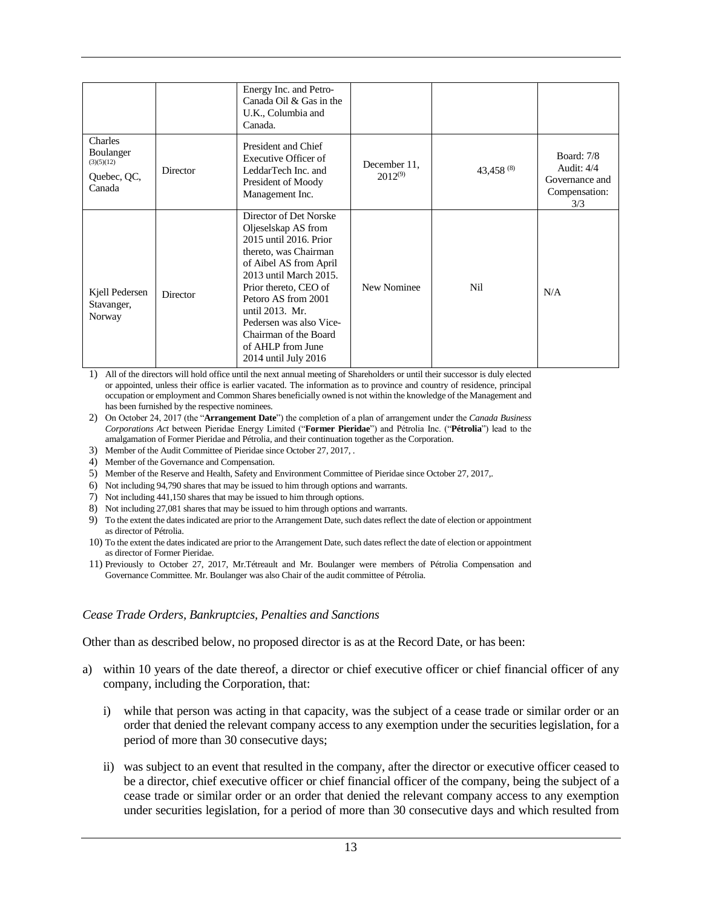| | | Energy Inc. and Petro-Canada Oil & Gas in the U.K., Columbia and Canada. | | | |
|---|---|---|---|---|---|
| Charles Boulanger (3)(5)(12) Quebec, QC, Canada | Director | President and Chief Executive Officer of LeddarTech Inc. and President of Moody Management Inc. | December 11, 2012(9) | 43,458 (8) | Board: 7/8 Audit: 4/4 Governance and Compensation: 3/3 |
| Kjell Pedersen Stavanger, Norway | Director | Director of Det Norske Oljeselskap AS from 2015 until 2016. Prior thereto, was Chairman of Aibel AS from April 2013 until March 2015. Prior thereto, CEO of Petoro AS from 2001 until 2013. Mr. Pedersen was also Vice-Chairman of the Board of AHLP from June 2014 until July 2016 | New Nominee | Nil | N/A |

1) All of the directors will hold office until the next annual meeting of Shareholders or until their successor is duly elected or appointed, unless their office is earlier vacated. The information as to province and country of residence, principal occupation or employment and Common Shares beneficially owned is not within the knowledge of the Management and has been furnished by the respective nominees.
2) On October 24, 2017 (the "**Arrangement Date**") the completion of a plan of arrangement under the *Canada Business Corporations Act* between Pieridae Energy Limited ("**Former Pieridae**") and Pétrolia Inc. ("**Pétrolia**") lead to the amalgamation of Former Pieridae and Pétrolia, and their continuation together as the Corporation.
3) Member of the Audit Committee of Pieridae since October 27, 2017, .
4) Member of the Governance and Compensation.
5) Member of the Reserve and Health, Safety and Environment Committee of Pieridae since October 27, 2017,.
6) Not including 94,790 shares that may be issued to him through options and warrants.
7) Not including 441,150 shares that may be issued to him through options.
8) Not including 27,081 shares that may be issued to him through options and warrants.
9) To the extent the dates indicated are prior to the Arrangement Date, such dates reflect the date of election or appointment as director of Pétrolia.
10) To the extent the dates indicated are prior to the Arrangement Date, such dates reflect the date of election or appointment as director of Former Pieridae.
11) Previously to October 27, 2017, Mr.Tétreault and Mr. Boulanger were members of Pétrolia Compensation and Governance Committee. Mr. Boulanger was also Chair of the audit committee of Pétrolia.

*Cease Trade Orders, Bankruptcies, Penalties and Sanctions*

Other than as described below, no proposed director is as at the Record Date, or has been:

a) within 10 years of the date thereof, a director or chief executive officer or chief financial officer of any company, including the Corporation, that:

   i) while that person was acting in that capacity, was the subject of a cease trade or similar order or an order that denied the relevant company access to any exemption under the securities legislation, for a period of more than 30 consecutive days;

   ii) was subject to an event that resulted in the company, after the director or executive officer ceased to be a director, chief executive officer or chief financial officer of the company, being the subject of a cease trade or similar order or an order that denied the relevant company access to any exemption under securities legislation, for a period of more than 30 consecutive days and which resulted from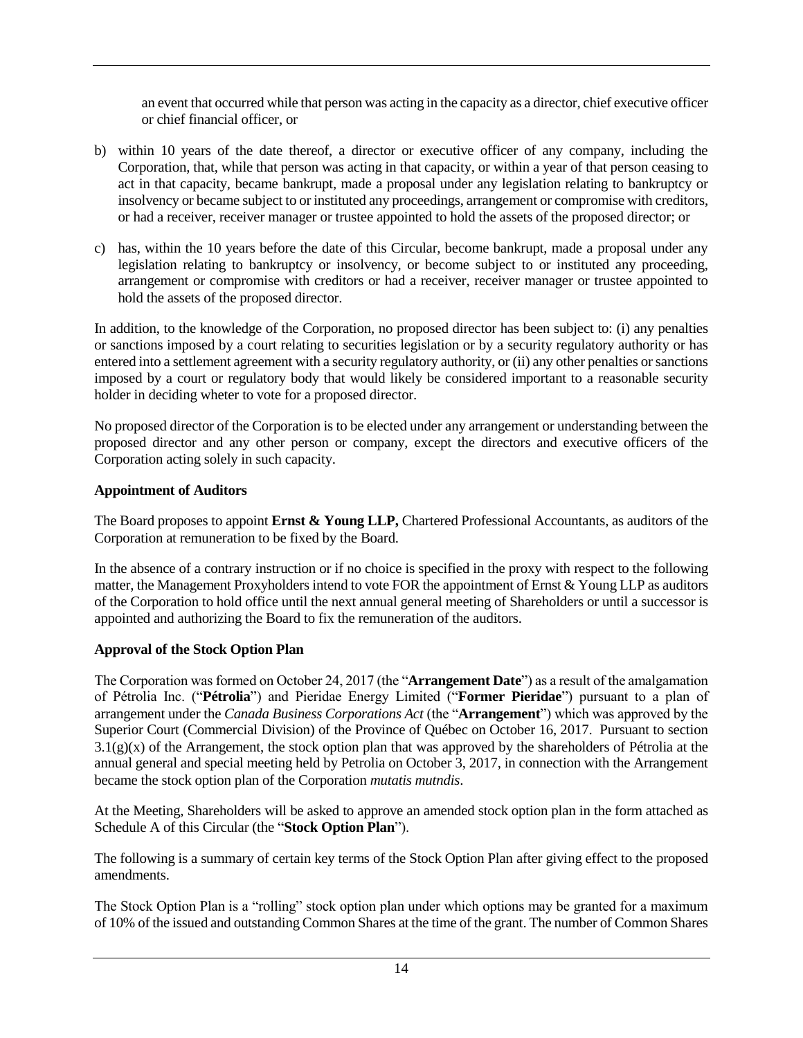an event that occurred while that person was acting in the capacity as a director, chief executive officer or chief financial officer, or

b) within 10 years of the date thereof, a director or executive officer of any company, including the Corporation, that, while that person was acting in that capacity, or within a year of that person ceasing to act in that capacity, became bankrupt, made a proposal under any legislation relating to bankruptcy or insolvency or became subject to or instituted any proceedings, arrangement or compromise with creditors, or had a receiver, receiver manager or trustee appointed to hold the assets of the proposed director; or

c) has, within the 10 years before the date of this Circular, become bankrupt, made a proposal under any legislation relating to bankruptcy or insolvency, or become subject to or instituted any proceeding, arrangement or compromise with creditors or had a receiver, receiver manager or trustee appointed to hold the assets of the proposed director.

In addition, to the knowledge of the Corporation, no proposed director has been subject to: (i) any penalties or sanctions imposed by a court relating to securities legislation or by a security regulatory authority or has entered into a settlement agreement with a security regulatory authority, or (ii) any other penalties or sanctions imposed by a court or regulatory body that would likely be considered important to a reasonable security holder in deciding wheter to vote for a proposed director.

No proposed director of the Corporation is to be elected under any arrangement or understanding between the proposed director and any other person or company, except the directors and executive officers of the Corporation acting solely in such capacity.

**Appointment of Auditors**

The Board proposes to appoint **Ernst & Young LLP,** Chartered Professional Accountants, as auditors of the Corporation at remuneration to be fixed by the Board.

In the absence of a contrary instruction or if no choice is specified in the proxy with respect to the following matter, the Management Proxyholders intend to vote FOR the appointment of Ernst & Young LLP as auditors of the Corporation to hold office until the next annual general meeting of Shareholders or until a successor is appointed and authorizing the Board to fix the remuneration of the auditors.

**Approval of the Stock Option Plan**

The Corporation was formed on October 24, 2017 (the "**Arrangement Date**") as a result of the amalgamation of Pétrolia Inc. ("**Pétrolia**") and Pieridae Energy Limited ("**Former Pieridae**") pursuant to a plan of arrangement under the *Canada Business Corporations Act* (the "**Arrangement**") which was approved by the Superior Court (Commercial Division) of the Province of Québec on October 16, 2017. Pursuant to section 3.1(g)(x) of the Arrangement, the stock option plan that was approved by the shareholders of Pétrolia at the annual general and special meeting held by Petrolia on October 3, 2017, in connection with the Arrangement became the stock option plan of the Corporation *mutatis mutndis*.

At the Meeting, Shareholders will be asked to approve an amended stock option plan in the form attached as Schedule A of this Circular (the "**Stock Option Plan**").

The following is a summary of certain key terms of the Stock Option Plan after giving effect to the proposed amendments.

The Stock Option Plan is a "rolling" stock option plan under which options may be granted for a maximum of 10% of the issued and outstanding Common Shares at the time of the grant. The number of Common Shares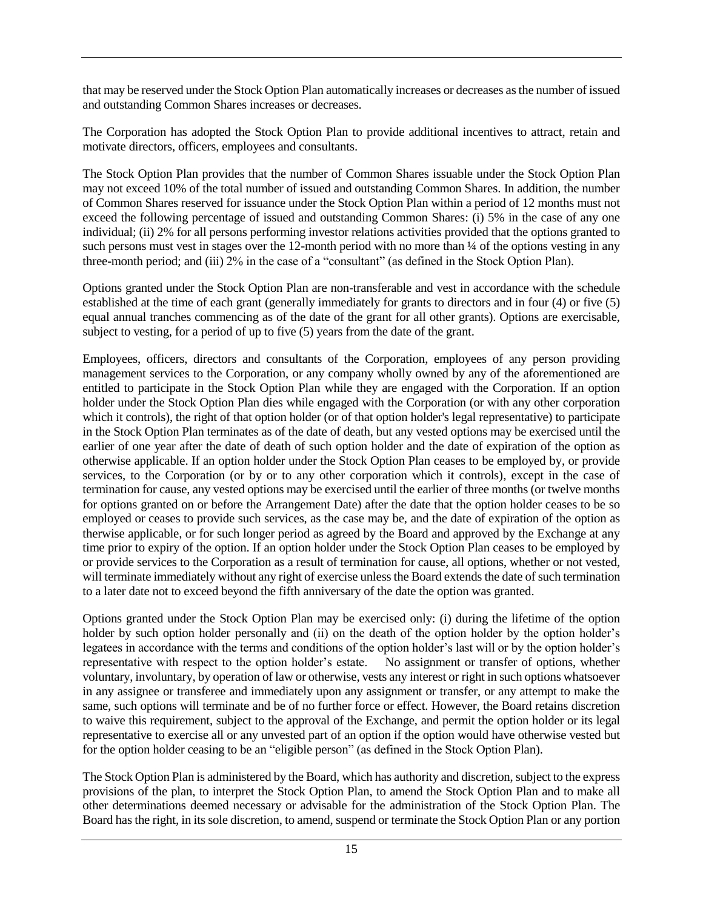that may be reserved under the Stock Option Plan automatically increases or decreases as the number of issued and outstanding Common Shares increases or decreases.

The Corporation has adopted the Stock Option Plan to provide additional incentives to attract, retain and motivate directors, officers, employees and consultants.

The Stock Option Plan provides that the number of Common Shares issuable under the Stock Option Plan may not exceed 10% of the total number of issued and outstanding Common Shares. In addition, the number of Common Shares reserved for issuance under the Stock Option Plan within a period of 12 months must not exceed the following percentage of issued and outstanding Common Shares: (i) 5% in the case of any one individual; (ii) 2% for all persons performing investor relations activities provided that the options granted to such persons must vest in stages over the 12-month period with no more than ¼ of the options vesting in any three-month period; and (iii) 2% in the case of a "consultant" (as defined in the Stock Option Plan).

Options granted under the Stock Option Plan are non-transferable and vest in accordance with the schedule established at the time of each grant (generally immediately for grants to directors and in four (4) or five (5) equal annual tranches commencing as of the date of the grant for all other grants). Options are exercisable, subject to vesting, for a period of up to five (5) years from the date of the grant.

Employees, officers, directors and consultants of the Corporation, employees of any person providing management services to the Corporation, or any company wholly owned by any of the aforementioned are entitled to participate in the Stock Option Plan while they are engaged with the Corporation. If an option holder under the Stock Option Plan dies while engaged with the Corporation (or with any other corporation which it controls), the right of that option holder (or of that option holder's legal representative) to participate in the Stock Option Plan terminates as of the date of death, but any vested options may be exercised until the earlier of one year after the date of death of such option holder and the date of expiration of the option as otherwise applicable. If an option holder under the Stock Option Plan ceases to be employed by, or provide services, to the Corporation (or by or to any other corporation which it controls), except in the case of termination for cause, any vested options may be exercised until the earlier of three months (or twelve months for options granted on or before the Arrangement Date) after the date that the option holder ceases to be so employed or ceases to provide such services, as the case may be, and the date of expiration of the option as therwise applicable, or for such longer period as agreed by the Board and approved by the Exchange at any time prior to expiry of the option. If an option holder under the Stock Option Plan ceases to be employed by or provide services to the Corporation as a result of termination for cause, all options, whether or not vested, will terminate immediately without any right of exercise unless the Board extends the date of such termination to a later date not to exceed beyond the fifth anniversary of the date the option was granted.

Options granted under the Stock Option Plan may be exercised only: (i) during the lifetime of the option holder by such option holder personally and (ii) on the death of the option holder by the option holder's legatees in accordance with the terms and conditions of the option holder's last will or by the option holder's representative with respect to the option holder's estate. No assignment or transfer of options, whether voluntary, involuntary, by operation of law or otherwise, vests any interest or right in such options whatsoever in any assignee or transferee and immediately upon any assignment or transfer, or any attempt to make the same, such options will terminate and be of no further force or effect. However, the Board retains discretion to waive this requirement, subject to the approval of the Exchange, and permit the option holder or its legal representative to exercise all or any unvested part of an option if the option would have otherwise vested but for the option holder ceasing to be an "eligible person" (as defined in the Stock Option Plan).

The Stock Option Plan is administered by the Board, which has authority and discretion, subject to the express provisions of the plan, to interpret the Stock Option Plan, to amend the Stock Option Plan and to make all other determinations deemed necessary or advisable for the administration of the Stock Option Plan. The Board has the right, in its sole discretion, to amend, suspend or terminate the Stock Option Plan or any portion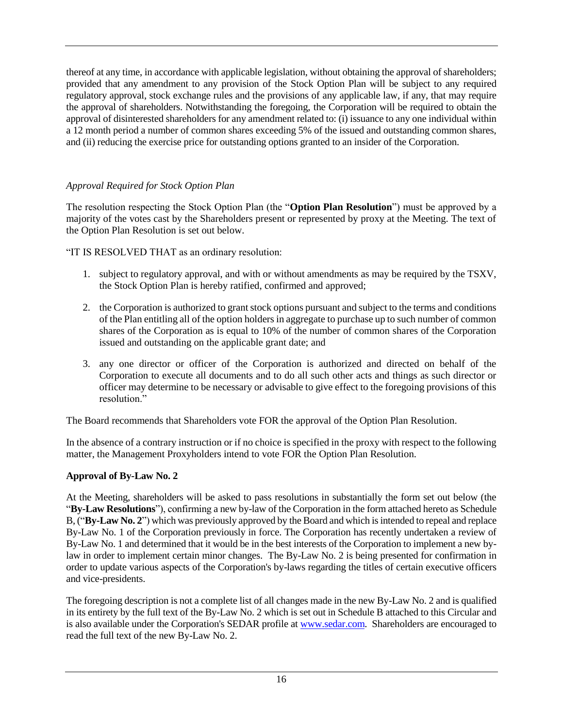thereof at any time, in accordance with applicable legislation, without obtaining the approval of shareholders; provided that any amendment to any provision of the Stock Option Plan will be subject to any required regulatory approval, stock exchange rules and the provisions of any applicable law, if any, that may require the approval of shareholders. Notwithstanding the foregoing, the Corporation will be required to obtain the approval of disinterested shareholders for any amendment related to: (i) issuance to any one individual within a 12 month period a number of common shares exceeding 5% of the issued and outstanding common shares, and (ii) reducing the exercise price for outstanding options granted to an insider of the Corporation.

*Approval Required for Stock Option Plan*

The resolution respecting the Stock Option Plan (the "**Option Plan Resolution**") must be approved by a majority of the votes cast by the Shareholders present or represented by proxy at the Meeting. The text of the Option Plan Resolution is set out below.

"IT IS RESOLVED THAT as an ordinary resolution:

1. subject to regulatory approval, and with or without amendments as may be required by the TSXV, the Stock Option Plan is hereby ratified, confirmed and approved;
2. the Corporation is authorized to grant stock options pursuant and subject to the terms and conditions of the Plan entitling all of the option holders in aggregate to purchase up to such number of common shares of the Corporation as is equal to 10% of the number of common shares of the Corporation issued and outstanding on the applicable grant date; and
3. any one director or officer of the Corporation is authorized and directed on behalf of the Corporation to execute all documents and to do all such other acts and things as such director or officer may determine to be necessary or advisable to give effect to the foregoing provisions of this resolution."

The Board recommends that Shareholders vote FOR the approval of the Option Plan Resolution.

In the absence of a contrary instruction or if no choice is specified in the proxy with respect to the following matter, the Management Proxyholders intend to vote FOR the Option Plan Resolution.

**Approval of By-Law No. 2**

At the Meeting, shareholders will be asked to pass resolutions in substantially the form set out below (the "**By-Law Resolutions**"), confirming a new by-law of the Corporation in the form attached hereto as Schedule B, ("**By-Law No. 2**") which was previously approved by the Board and which is intended to repeal and replace By-Law No. 1 of the Corporation previously in force. The Corporation has recently undertaken a review of By-Law No. 1 and determined that it would be in the best interests of the Corporation to implement a new by-law in order to implement certain minor changes. The By-Law No. 2 is being presented for confirmation in order to update various aspects of the Corporation's by-laws regarding the titles of certain executive officers and vice-presidents.

The foregoing description is not a complete list of all changes made in the new By-Law No. 2 and is qualified in its entirety by the full text of the By-Law No. 2 which is set out in Schedule B attached to this Circular and is also available under the Corporation's SEDAR profile at www.sedar.com. Shareholders are encouraged to read the full text of the new By-Law No. 2.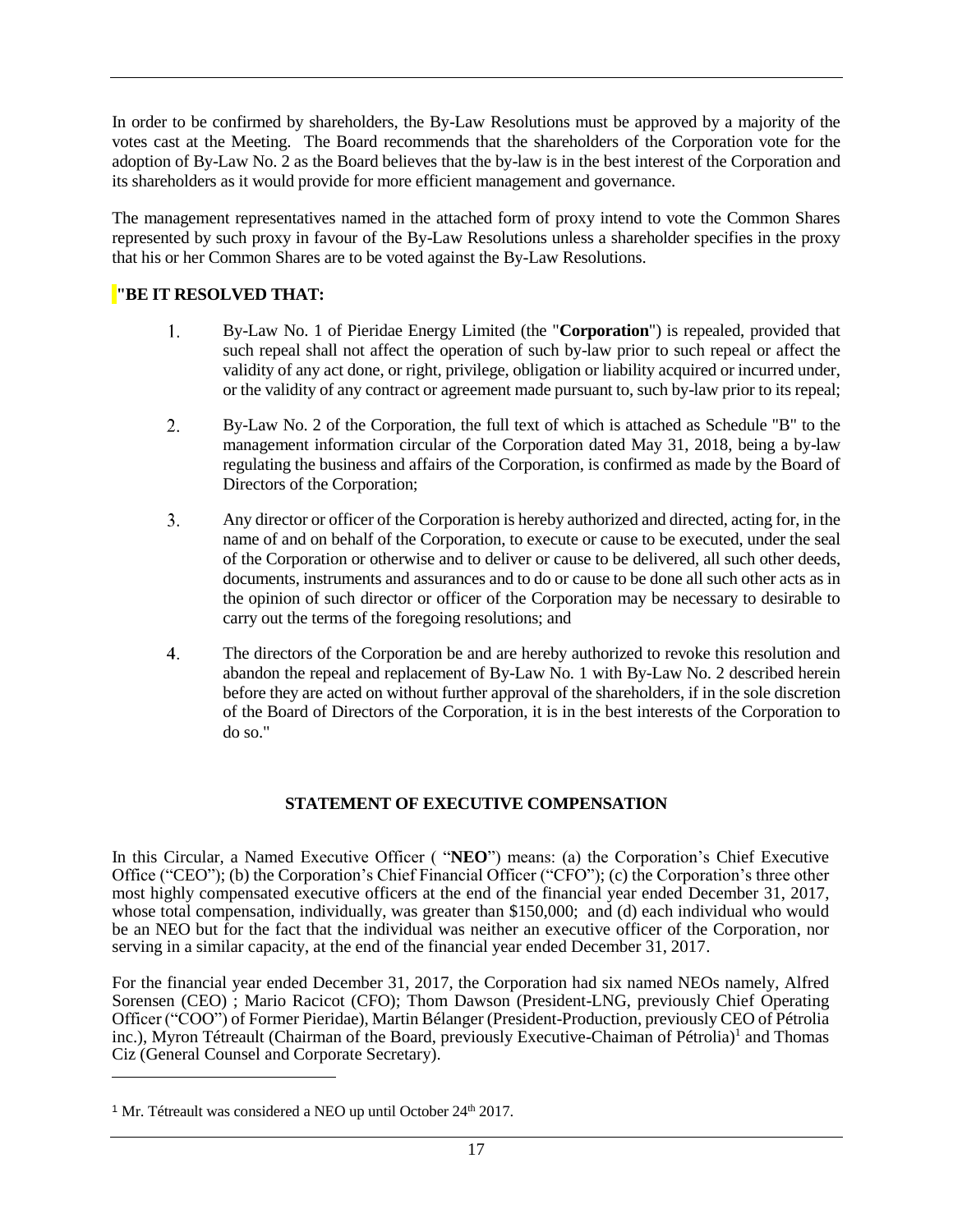In order to be confirmed by shareholders, the By-Law Resolutions must be approved by a majority of the votes cast at the Meeting. The Board recommends that the shareholders of the Corporation vote for the adoption of By-Law No. 2 as the Board believes that the by-law is in the best interest of the Corporation and its shareholders as it would provide for more efficient management and governance.

The management representatives named in the attached form of proxy intend to vote the Common Shares represented by such proxy in favour of the By-Law Resolutions unless a shareholder specifies in the proxy that his or her Common Shares are to be voted against the By-Law Resolutions.

**"BE IT RESOLVED THAT:**

1. By-Law No. 1 of Pieridae Energy Limited (the "**Corporation**") is repealed, provided that such repeal shall not affect the operation of such by-law prior to such repeal or affect the validity of any act done, or right, privilege, obligation or liability acquired or incurred under, or the validity of any contract or agreement made pursuant to, such by-law prior to its repeal;

2. By-Law No. 2 of the Corporation, the full text of which is attached as Schedule "B" to the management information circular of the Corporation dated May 31, 2018, being a by-law regulating the business and affairs of the Corporation, is confirmed as made by the Board of Directors of the Corporation;

3. Any director or officer of the Corporation is hereby authorized and directed, acting for, in the name of and on behalf of the Corporation, to execute or cause to be executed, under the seal of the Corporation or otherwise and to deliver or cause to be delivered, all such other deeds, documents, instruments and assurances and to do or cause to be done all such other acts as in the opinion of such director or officer of the Corporation may be necessary to desirable to carry out the terms of the foregoing resolutions; and

4. The directors of the Corporation be and are hereby authorized to revoke this resolution and abandon the repeal and replacement of By-Law No. 1 with By-Law No. 2 described herein before they are acted on without further approval of the shareholders, if in the sole discretion of the Board of Directors of the Corporation, it is in the best interests of the Corporation to do so."

## STATEMENT OF EXECUTIVE COMPENSATION

In this Circular, a Named Executive Officer ( "**NEO**") means: (a) the Corporation's Chief Executive Office ("CEO"); (b) the Corporation's Chief Financial Officer ("CFO"); (c) the Corporation's three other most highly compensated executive officers at the end of the financial year ended December 31, 2017, whose total compensation, individually, was greater than $150,000; and (d) each individual who would be an NEO but for the fact that the individual was neither an executive officer of the Corporation, nor serving in a similar capacity, at the end of the financial year ended December 31, 2017.

For the financial year ended December 31, 2017, the Corporation had six named NEOs namely, Alfred Sorensen (CEO) ; Mario Racicot (CFO); Thom Dawson (President-LNG, previously Chief Operating Officer ("COO") of Former Pieridae), Martin Bélanger (President-Production, previously CEO of Pétrolia inc.), Myron Tétreault (Chairman of the Board, previously Executive-Chaiman of Pétrolia)[1] and Thomas Ciz (General Counsel and Corporate Secretary).

---

[1] Mr. Tétreault was considered a NEO up until October 24th 2017.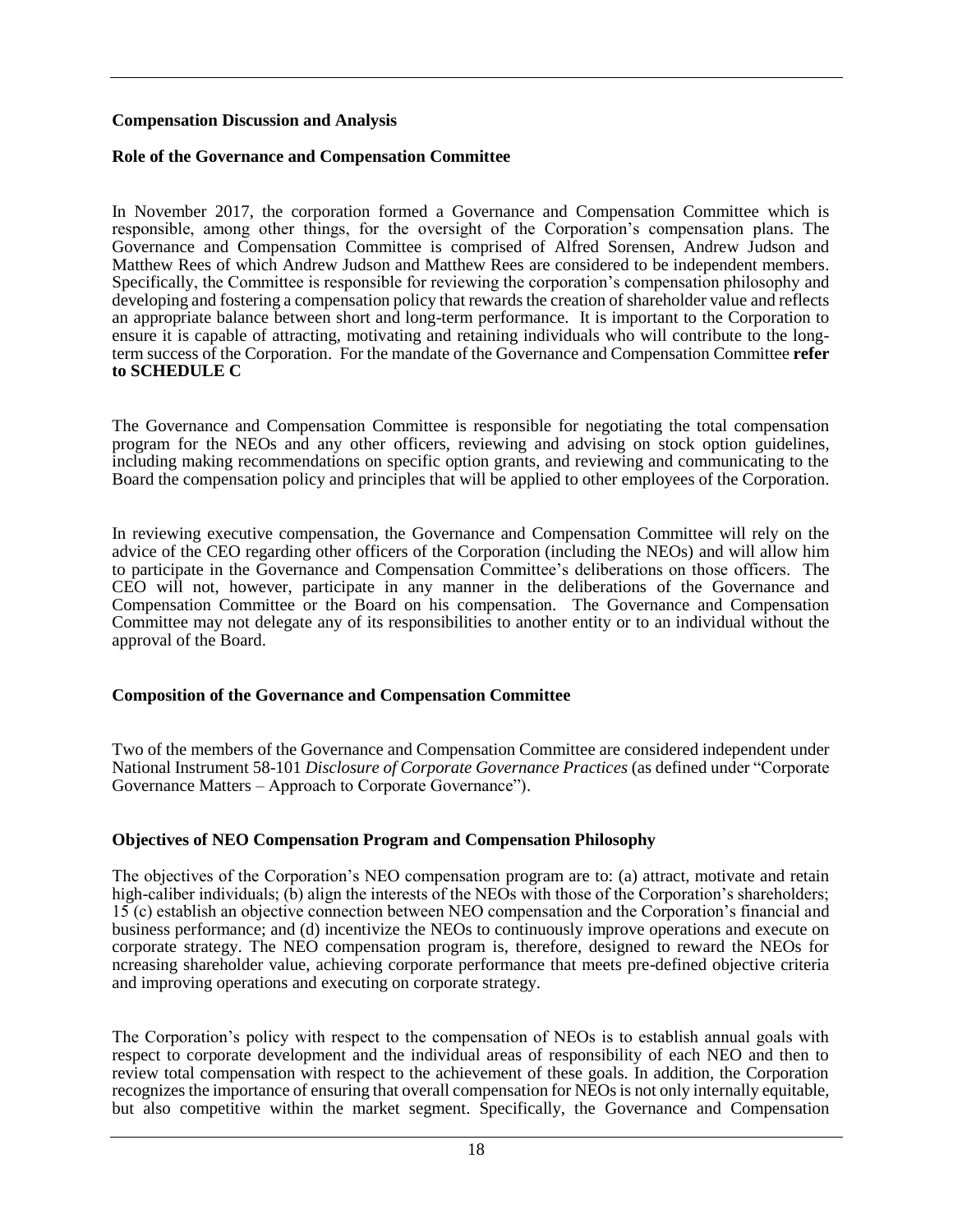## Compensation Discussion and Analysis

### Role of the Governance and Compensation Committee

In November 2017, the corporation formed a Governance and Compensation Committee which is responsible, among other things, for the oversight of the Corporation's compensation plans. The Governance and Compensation Committee is comprised of Alfred Sorensen, Andrew Judson and Matthew Rees of which Andrew Judson and Matthew Rees are considered to be independent members. Specifically, the Committee is responsible for reviewing the corporation's compensation philosophy and developing and fostering a compensation policy that rewards the creation of shareholder value and reflects an appropriate balance between short and long-term performance. It is important to the Corporation to ensure it is capable of attracting, motivating and retaining individuals who will contribute to the long-term success of the Corporation. For the mandate of the Governance and Compensation Committee **refer to SCHEDULE C**

The Governance and Compensation Committee is responsible for negotiating the total compensation program for the NEOs and any other officers, reviewing and advising on stock option guidelines, including making recommendations on specific option grants, and reviewing and communicating to the Board the compensation policy and principles that will be applied to other employees of the Corporation.

In reviewing executive compensation, the Governance and Compensation Committee will rely on the advice of the CEO regarding other officers of the Corporation (including the NEOs) and will allow him to participate in the Governance and Compensation Committee's deliberations on those officers. The CEO will not, however, participate in any manner in the deliberations of the Governance and Compensation Committee or the Board on his compensation. The Governance and Compensation Committee may not delegate any of its responsibilities to another entity or to an individual without the approval of the Board.

### Composition of the Governance and Compensation Committee

Two of the members of the Governance and Compensation Committee are considered independent under National Instrument 58-101 *Disclosure of Corporate Governance Practices* (as defined under "Corporate Governance Matters – Approach to Corporate Governance").

### Objectives of NEO Compensation Program and Compensation Philosophy

The objectives of the Corporation's NEO compensation program are to: (a) attract, motivate and retain high-caliber individuals; (b) align the interests of the NEOs with those of the Corporation's shareholders; 15 (c) establish an objective connection between NEO compensation and the Corporation's financial and business performance; and (d) incentivize the NEOs to continuously improve operations and execute on corporate strategy. The NEO compensation program is, therefore, designed to reward the NEOs for ncreasing shareholder value, achieving corporate performance that meets pre-defined objective criteria and improving operations and executing on corporate strategy.

The Corporation's policy with respect to the compensation of NEOs is to establish annual goals with respect to corporate development and the individual areas of responsibility of each NEO and then to review total compensation with respect to the achievement of these goals. In addition, the Corporation recognizes the importance of ensuring that overall compensation for NEOs is not only internally equitable, but also competitive within the market segment. Specifically, the Governance and Compensation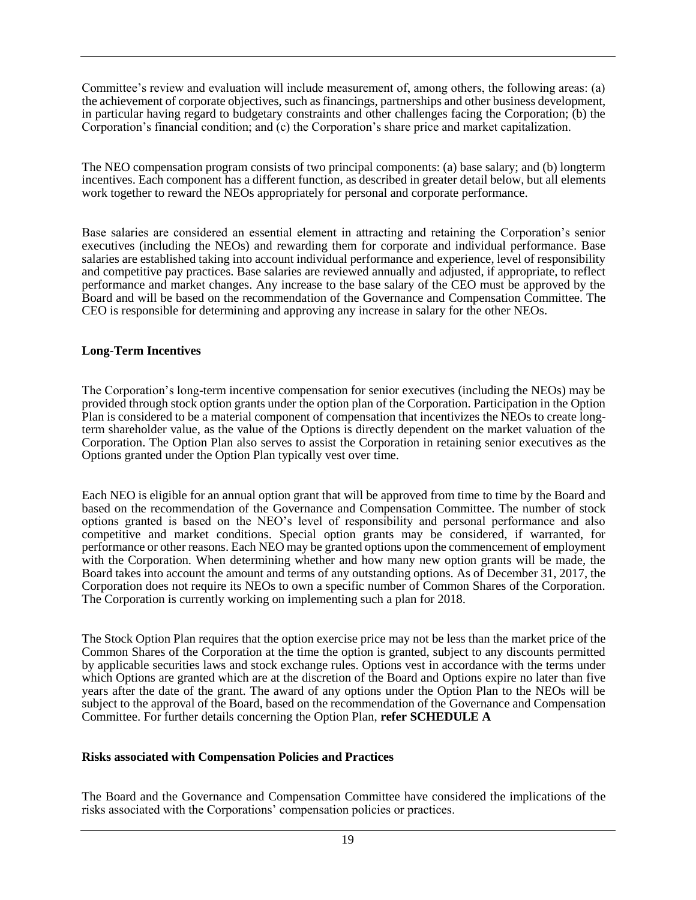Committee's review and evaluation will include measurement of, among others, the following areas: (a) the achievement of corporate objectives, such as financings, partnerships and other business development, in particular having regard to budgetary constraints and other challenges facing the Corporation; (b) the Corporation's financial condition; and (c) the Corporation's share price and market capitalization.

The NEO compensation program consists of two principal components: (a) base salary; and (b) longterm incentives. Each component has a different function, as described in greater detail below, but all elements work together to reward the NEOs appropriately for personal and corporate performance.

Base salaries are considered an essential element in attracting and retaining the Corporation's senior executives (including the NEOs) and rewarding them for corporate and individual performance. Base salaries are established taking into account individual performance and experience, level of responsibility and competitive pay practices. Base salaries are reviewed annually and adjusted, if appropriate, to reflect performance and market changes. Any increase to the base salary of the CEO must be approved by the Board and will be based on the recommendation of the Governance and Compensation Committee. The CEO is responsible for determining and approving any increase in salary for the other NEOs.

**Long-Term Incentives**

The Corporation's long-term incentive compensation for senior executives (including the NEOs) may be provided through stock option grants under the option plan of the Corporation. Participation in the Option Plan is considered to be a material component of compensation that incentivizes the NEOs to create long-term shareholder value, as the value of the Options is directly dependent on the market valuation of the Corporation. The Option Plan also serves to assist the Corporation in retaining senior executives as the Options granted under the Option Plan typically vest over time.

Each NEO is eligible for an annual option grant that will be approved from time to time by the Board and based on the recommendation of the Governance and Compensation Committee. The number of stock options granted is based on the NEO's level of responsibility and personal performance and also competitive and market conditions. Special option grants may be considered, if warranted, for performance or other reasons. Each NEO may be granted options upon the commencement of employment with the Corporation. When determining whether and how many new option grants will be made, the Board takes into account the amount and terms of any outstanding options. As of December 31, 2017, the Corporation does not require its NEOs to own a specific number of Common Shares of the Corporation. The Corporation is currently working on implementing such a plan for 2018.

The Stock Option Plan requires that the option exercise price may not be less than the market price of the Common Shares of the Corporation at the time the option is granted, subject to any discounts permitted by applicable securities laws and stock exchange rules. Options vest in accordance with the terms under which Options are granted which are at the discretion of the Board and Options expire no later than five years after the date of the grant. The award of any options under the Option Plan to the NEOs will be subject to the approval of the Board, based on the recommendation of the Governance and Compensation Committee. For further details concerning the Option Plan, **refer SCHEDULE A**

**Risks associated with Compensation Policies and Practices**

The Board and the Governance and Compensation Committee have considered the implications of the risks associated with the Corporations' compensation policies or practices.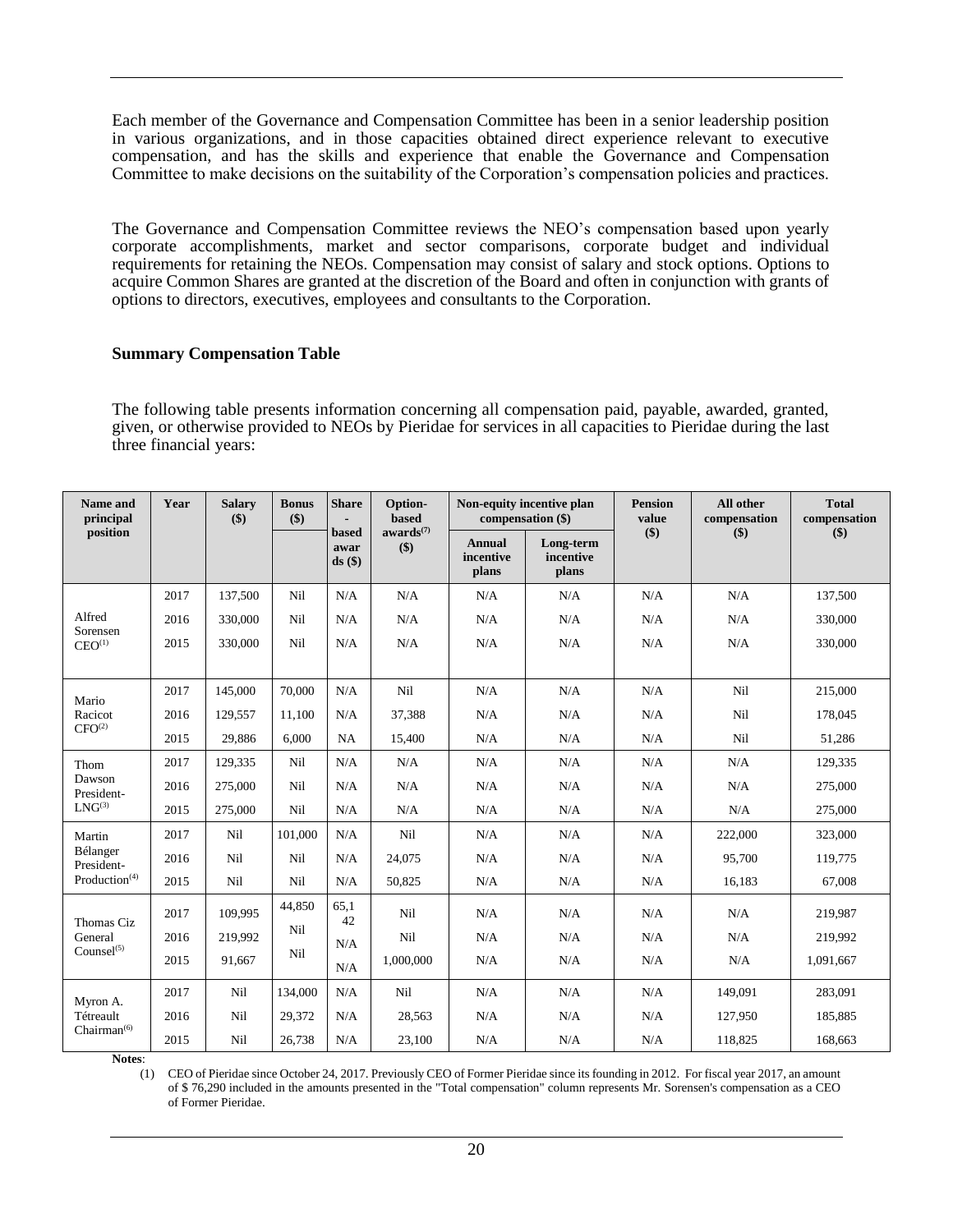Each member of the Governance and Compensation Committee has been in a senior leadership position in various organizations, and in those capacities obtained direct experience relevant to executive compensation, and has the skills and experience that enable the Governance and Compensation Committee to make decisions on the suitability of the Corporation's compensation policies and practices.

The Governance and Compensation Committee reviews the NEO's compensation based upon yearly corporate accomplishments, market and sector comparisons, corporate budget and individual requirements for retaining the NEOs. Compensation may consist of salary and stock options. Options to acquire Common Shares are granted at the discretion of the Board and often in conjunction with grants of options to directors, executives, employees and consultants to the Corporation.

### Summary Compensation Table

The following table presents information concerning all compensation paid, payable, awarded, granted, given, or otherwise provided to NEOs by Pieridae for services in all capacities to Pieridae during the last three financial years:

| Name and principal position | Year | Salary ($) | Bonus ($) | Share-based awards ($) | Option-based awards[7] ($) | Non-equity incentive plan compensation ($) | | Pension value ($) | All other compensation ($) | Total compensation ($) |
|---|---|---|---|---|---|---|---|---|---|---|
| | | | | | | Annual incentive plans | Long-term incentive plans | | | |
| Alfred Sorensen CEO[(1)] | 2017 | 137,500 | Nil | N/A | N/A | N/A | N/A | N/A | N/A | 137,500 |
| | 2016 | 330,000 | Nil | N/A | N/A | N/A | N/A | N/A | N/A | 330,000 |
| | 2015 | 330,000 | Nil | N/A | N/A | N/A | N/A | N/A | N/A | 330,000 |
| Mario Racicot CFO[(2)] | 2017 | 145,000 | 70,000 | N/A | Nil | N/A | N/A | N/A | Nil | 215,000 |
| | 2016 | 129,557 | 11,100 | N/A | 37,388 | N/A | N/A | N/A | Nil | 178,045 |
| | 2015 | 29,886 | 6,000 | NA | 15,400 | N/A | N/A | N/A | Nil | 51,286 |
| Thom Dawson President-LNG[(3)] | 2017 | 129,335 | Nil | N/A | N/A | N/A | N/A | N/A | N/A | 129,335 |
| | 2016 | 275,000 | Nil | N/A | N/A | N/A | N/A | N/A | N/A | 275,000 |
| | 2015 | 275,000 | Nil | N/A | N/A | N/A | N/A | N/A | N/A | 275,000 |
| Martin Bélanger President-Production[(4)] | 2017 | Nil | 101,000 | N/A | Nil | N/A | N/A | N/A | 222,000 | 323,000 |
| | 2016 | Nil | Nil | N/A | 24,075 | N/A | N/A | N/A | 95,700 | 119,775 |
| | 2015 | Nil | Nil | N/A | 50,825 | N/A | N/A | N/A | 16,183 | 67,008 |
| Thomas Ciz General Counsel[(5)] | 2017 | 109,995 | 44,850 | 65,142 | Nil | N/A | N/A | N/A | N/A | 219,987 |
| | 2016 | 219,992 | Nil | N/A | Nil | N/A | N/A | N/A | N/A | 219,992 |
| | 2015 | 91,667 | Nil | N/A | 1,000,000 | N/A | N/A | N/A | N/A | 1,091,667 |
| Myron A. Tétreault Chairman[(6)] | 2017 | Nil | 134,000 | N/A | Nil | N/A | N/A | N/A | 149,091 | 283,091 |
| | 2016 | Nil | 29,372 | N/A | 28,563 | N/A | N/A | N/A | 127,950 | 185,885 |
| | 2015 | Nil | 26,738 | N/A | 23,100 | N/A | N/A | N/A | 118,825 | 168,663 |

**Notes**:

(1) CEO of Pieridae since October 24, 2017. Previously CEO of Former Pieridae since its founding in 2012. For fiscal year 2017, an amount of $ 76,290 included in the amounts presented in the "Total compensation" column represents Mr. Sorensen's compensation as a CEO of Former Pieridae.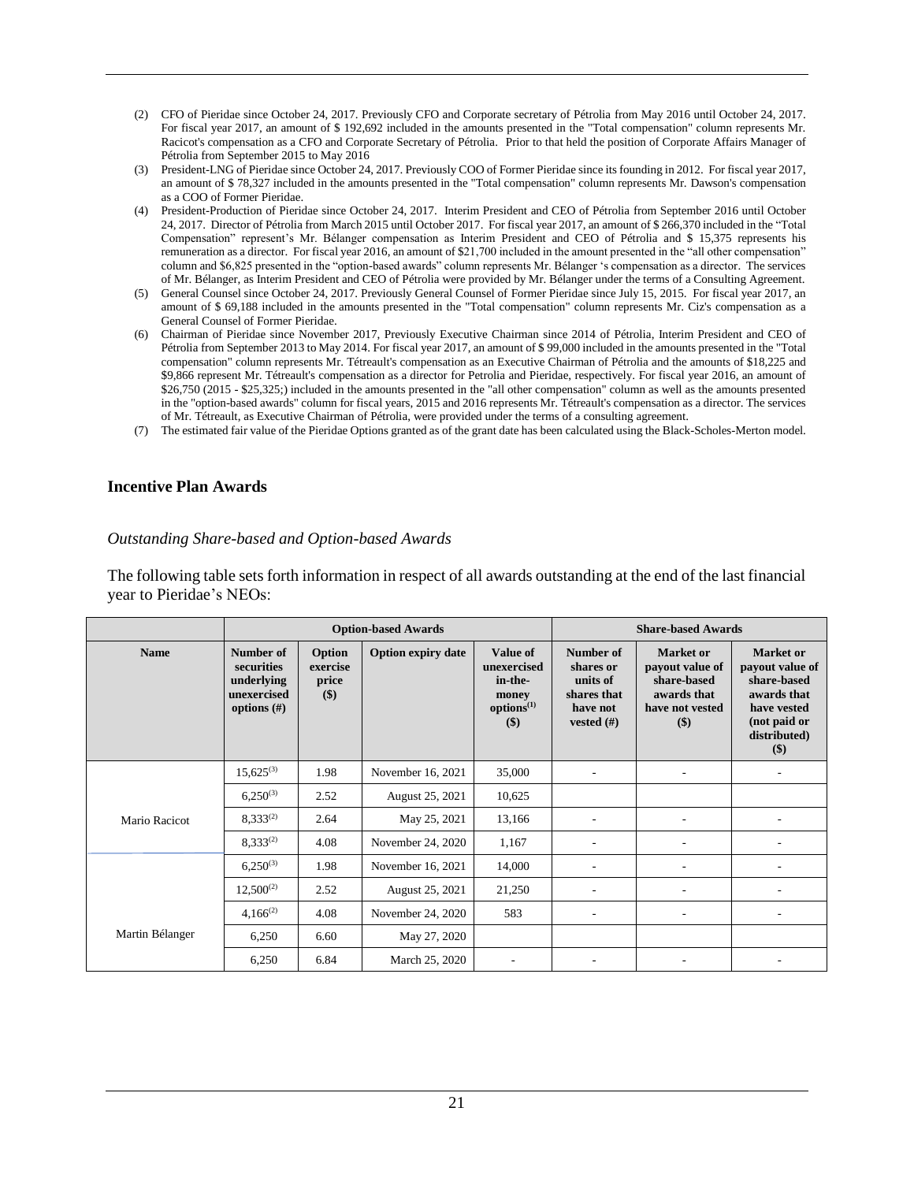(2) CFO of Pieridae since October 24, 2017. Previously CFO and Corporate secretary of Pétrolia from May 2016 until October 24, 2017. For fiscal year 2017, an amount of $ 192,692 included in the amounts presented in the "Total compensation" column represents Mr. Racicot's compensation as a CFO and Corporate Secretary of Pétrolia. Prior to that held the position of Corporate Affairs Manager of Pétrolia from September 2015 to May 2016

(3) President-LNG of Pieridae since October 24, 2017. Previously COO of Former Pieridae since its founding in 2012. For fiscal year 2017, an amount of $ 78,327 included in the amounts presented in the "Total compensation" column represents Mr. Dawson's compensation as a COO of Former Pieridae.

(4) President-Production of Pieridae since October 24, 2017. Interim President and CEO of Pétrolia from September 2016 until October 24, 2017. Director of Pétrolia from March 2015 until October 2017. For fiscal year 2017, an amount of $ 266,370 included in the "Total Compensation" represent's Mr. Bélanger compensation as Interim President and CEO of Pétrolia and $ 15,375 represents his remuneration as a director. For fiscal year 2016, an amount of $21,700 included in the amount presented in the "all other compensation" column and $6,825 presented in the "option-based awards" column represents Mr. Bélanger 's compensation as a director. The services of Mr. Bélanger, as Interim President and CEO of Pétrolia were provided by Mr. Bélanger under the terms of a Consulting Agreement.

(5) General Counsel since October 24, 2017. Previously General Counsel of Former Pieridae since July 15, 2015. For fiscal year 2017, an amount of $ 69,188 included in the amounts presented in the "Total compensation" column represents Mr. Ciz's compensation as a General Counsel of Former Pieridae.

(6) Chairman of Pieridae since November 2017, Previously Executive Chairman since 2014 of Pétrolia, Interim President and CEO of Pétrolia from September 2013 to May 2014. For fiscal year 2017, an amount of $ 99,000 included in the amounts presented in the "Total compensation" column represents Mr. Tétreault's compensation as an Executive Chairman of Pétrolia and the amounts of $18,225 and $9,866 represent Mr. Tétreault's compensation as a director for Petrolia and Pieridae, respectively. For fiscal year 2016, an amount of $26,750 (2015 - $25,325;) included in the amounts presented in the "all other compensation" column as well as the amounts presented in the "option-based awards" column for fiscal years, 2015 and 2016 represents Mr. Tétreault's compensation as a director. The services of Mr. Tétreault, as Executive Chairman of Pétrolia, were provided under the terms of a consulting agreement.

(7) The estimated fair value of the Pieridae Options granted as of the grant date has been calculated using the Black-Scholes-Merton model.

## Incentive Plan Awards

### *Outstanding Share-based and Option-based Awards*

The following table sets forth information in respect of all awards outstanding at the end of the last financial year to Pieridae's NEOs:

| | Option-based Awards | | | | Share-based Awards | | |
|---|---|---|---|---|---|---|---|
| **Name** | **Number of securities underlying unexercised options (#)** | **Option exercise price ($)** | **Option expiry date** | **Value of unexercised in-the-money options[(1)] ($)** | **Number of shares or units of shares that have not vested (#)** | **Market or payout value of share-based awards that have not vested ($)** | **Market or payout value of share-based awards that have vested (not paid or distributed) ($)** |
| Mario Racicot | 15,625[(3)] | 1.98 | November 16, 2021 | 35,000 | - | - | - |
| | 6,250[(3)] | 2.52 | August 25, 2021 | 10,625 | | | |
| | 8,333[(2)] | 2.64 | May 25, 2021 | 13,166 | - | - | - |
| | 8,333[(2)] | 4.08 | November 24, 2020 | 1,167 | - | - | - |
| Martin Bélanger | 6,250[(3)] | 1.98 | November 16, 2021 | 14,000 | - | - | - |
| | 12,500[(2)] | 2.52 | August 25, 2021 | 21,250 | - | - | - |
| | 4,166[(2)] | 4.08 | November 24, 2020 | 583 | - | - | - |
| | 6,250 | 6.60 | May 27, 2020 | | | | |
| | 6,250 | 6.84 | March 25, 2020 | - | - | - | - |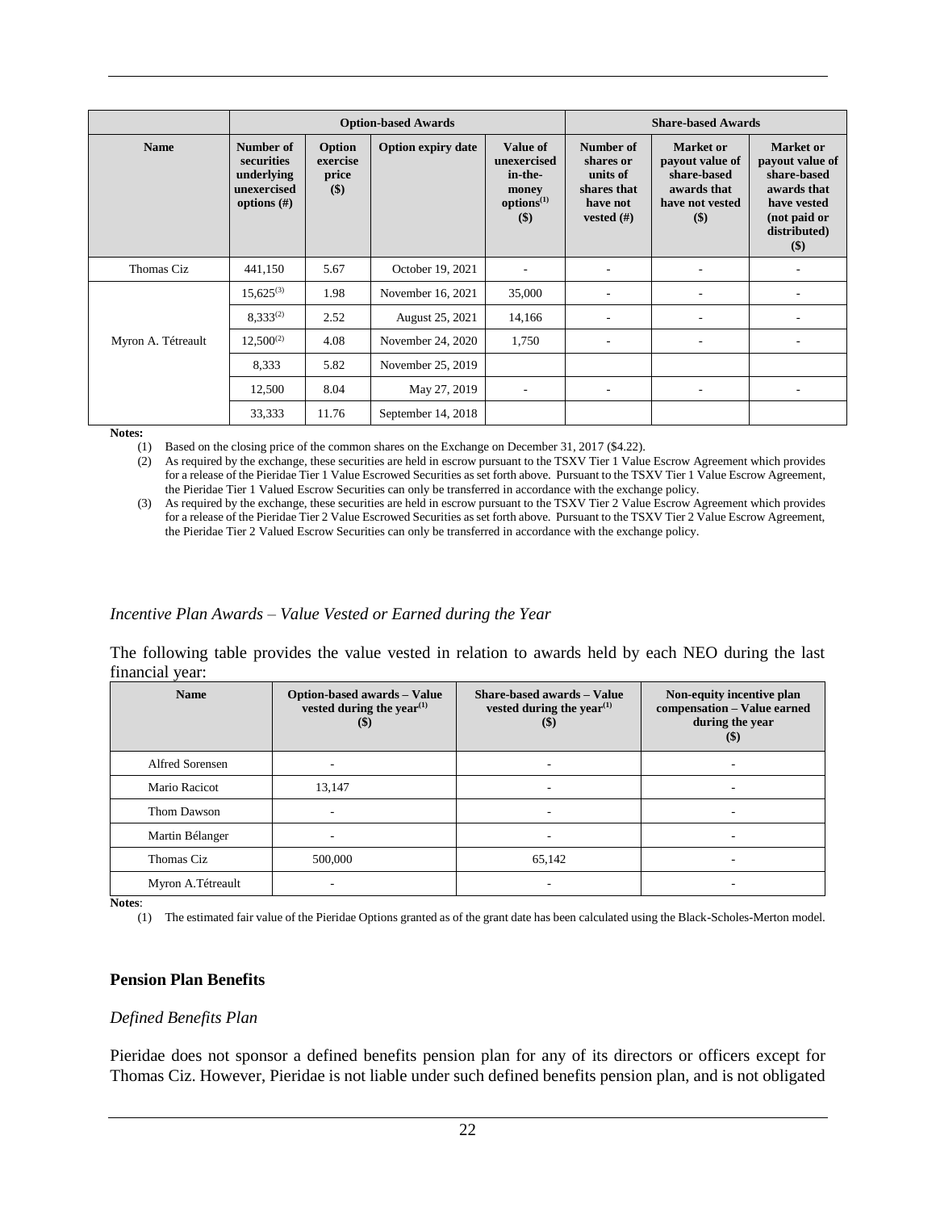| | Option-based Awards | | | | Share-based Awards | | |
|---|---|---|---|---|---|---|---|
| **Name** | **Number of securities underlying unexercised options (#)** | **Option exercise price ($)** | **Option expiry date** | **Value of unexercised in-the-money options[1] ($)** | **Number of shares or units of shares that have not vested (#)** | **Market or payout value of share-based awards that have not vested ($)** | **Market or payout value of share-based awards that have vested (not paid or distributed) ($)** |
| Thomas Ciz | 441,150 | 5.67 | October 19, 2021 | - | - | - | - |
| Myron A. Tétreault | 15,625[3] | 1.98 | November 16, 2021 | 35,000 | - | - | - |
| | 8,333[2] | 2.52 | August 25, 2021 | 14,166 | - | - | - |
| | 12,500[2] | 4.08 | November 24, 2020 | 1,750 | - | - | - |
| | 8,333 | 5.82 | November 25, 2019 | | | | |
| | 12,500 | 8.04 | May 27, 2019 | - | - | - | - |
| | 33,333 | 11.76 | September 14, 2018 | | | | |

**Notes:**

(1) Based on the closing price of the common shares on the Exchange on December 31, 2017 ($4.22).

(2) As required by the exchange, these securities are held in escrow pursuant to the TSXV Tier 1 Value Escrow Agreement which provides for a release of the Pieridae Tier 1 Value Escrowed Securities as set forth above. Pursuant to the TSXV Tier 1 Value Escrow Agreement, the Pieridae Tier 1 Valued Escrow Securities can only be transferred in accordance with the exchange policy.

(3) As required by the exchange, these securities are held in escrow pursuant to the TSXV Tier 2 Value Escrow Agreement which provides for a release of the Pieridae Tier 2 Value Escrowed Securities as set forth above. Pursuant to the TSXV Tier 2 Value Escrow Agreement, the Pieridae Tier 2 Valued Escrow Securities can only be transferred in accordance with the exchange policy.

*Incentive Plan Awards – Value Vested or Earned during the Year*

The following table provides the value vested in relation to awards held by each NEO during the last financial year:

| Name | Option-based awards – Value vested during the year[1] ($) | Share-based awards – Value vested during the year[1] ($) | Non-equity incentive plan compensation – Value earned during the year ($) |
|---|---|---|---|
| Alfred Sorensen | - | - | - |
| Mario Racicot | 13,147 | - | - |
| Thom Dawson | - | - | - |
| Martin Bélanger | - | - | - |
| Thomas Ciz | 500,000 | 65,142 | - |
| Myron A.Tétreault | - | - | - |

**Notes**:

(1) The estimated fair value of the Pieridae Options granted as of the grant date has been calculated using the Black-Scholes-Merton model.

## Pension Plan Benefits

*Defined Benefits Plan*

Pieridae does not sponsor a defined benefits pension plan for any of its directors or officers except for Thomas Ciz. However, Pieridae is not liable under such defined benefits pension plan, and is not obligated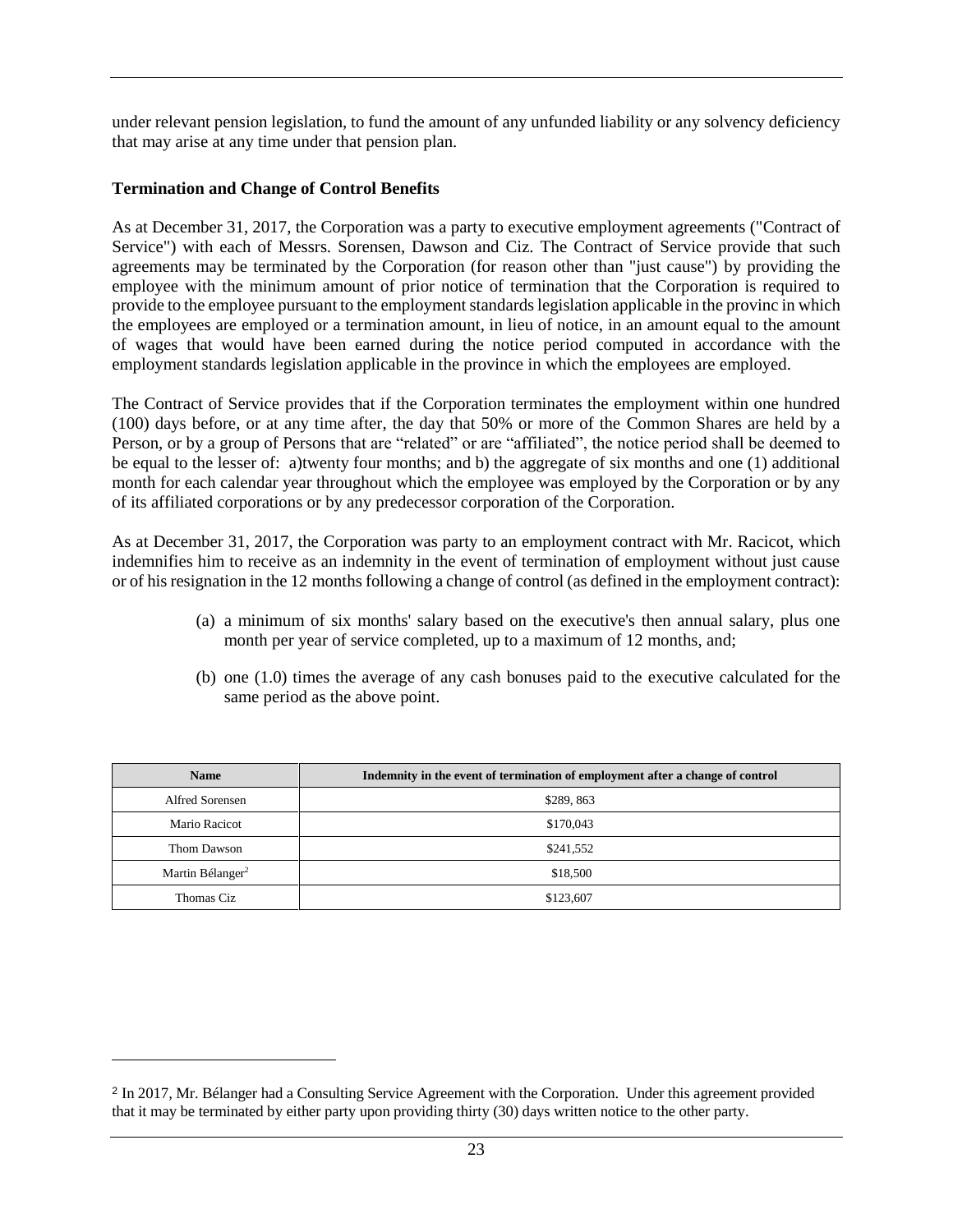under relevant pension legislation, to fund the amount of any unfunded liability or any solvency deficiency that may arise at any time under that pension plan.

**Termination and Change of Control Benefits**

As at December 31, 2017, the Corporation was a party to executive employment agreements ("Contract of Service") with each of Messrs. Sorensen, Dawson and Ciz. The Contract of Service provide that such agreements may be terminated by the Corporation (for reason other than "just cause") by providing the employee with the minimum amount of prior notice of termination that the Corporation is required to provide to the employee pursuant to the employment standards legislation applicable in the provinc in which the employees are employed or a termination amount, in lieu of notice, in an amount equal to the amount of wages that would have been earned during the notice period computed in accordance with the employment standards legislation applicable in the province in which the employees are employed.

The Contract of Service provides that if the Corporation terminates the employment within one hundred (100) days before, or at any time after, the day that 50% or more of the Common Shares are held by a Person, or by a group of Persons that are "related" or are "affiliated", the notice period shall be deemed to be equal to the lesser of: a)twenty four months; and b) the aggregate of six months and one (1) additional month for each calendar year throughout which the employee was employed by the Corporation or by any of its affiliated corporations or by any predecessor corporation of the Corporation.

As at December 31, 2017, the Corporation was party to an employment contract with Mr. Racicot, which indemnifies him to receive as an indemnity in the event of termination of employment without just cause or of his resignation in the 12 months following a change of control (as defined in the employment contract):

(a) a minimum of six months' salary based on the executive's then annual salary, plus one month per year of service completed, up to a maximum of 12 months, and;

(b) one (1.0) times the average of any cash bonuses paid to the executive calculated for the same period as the above point.

| Name | Indemnity in the event of termination of employment after a change of control |
|---|---|
| Alfred Sorensen | $289, 863 |
| Mario Racicot | $170,043 |
| Thom Dawson | $241,552 |
| Martin Bélanger[2] | $18,500 |
| Thomas Ciz | $123,607 |

[2] In 2017, Mr. Bélanger had a Consulting Service Agreement with the Corporation. Under this agreement provided that it may be terminated by either party upon providing thirty (30) days written notice to the other party.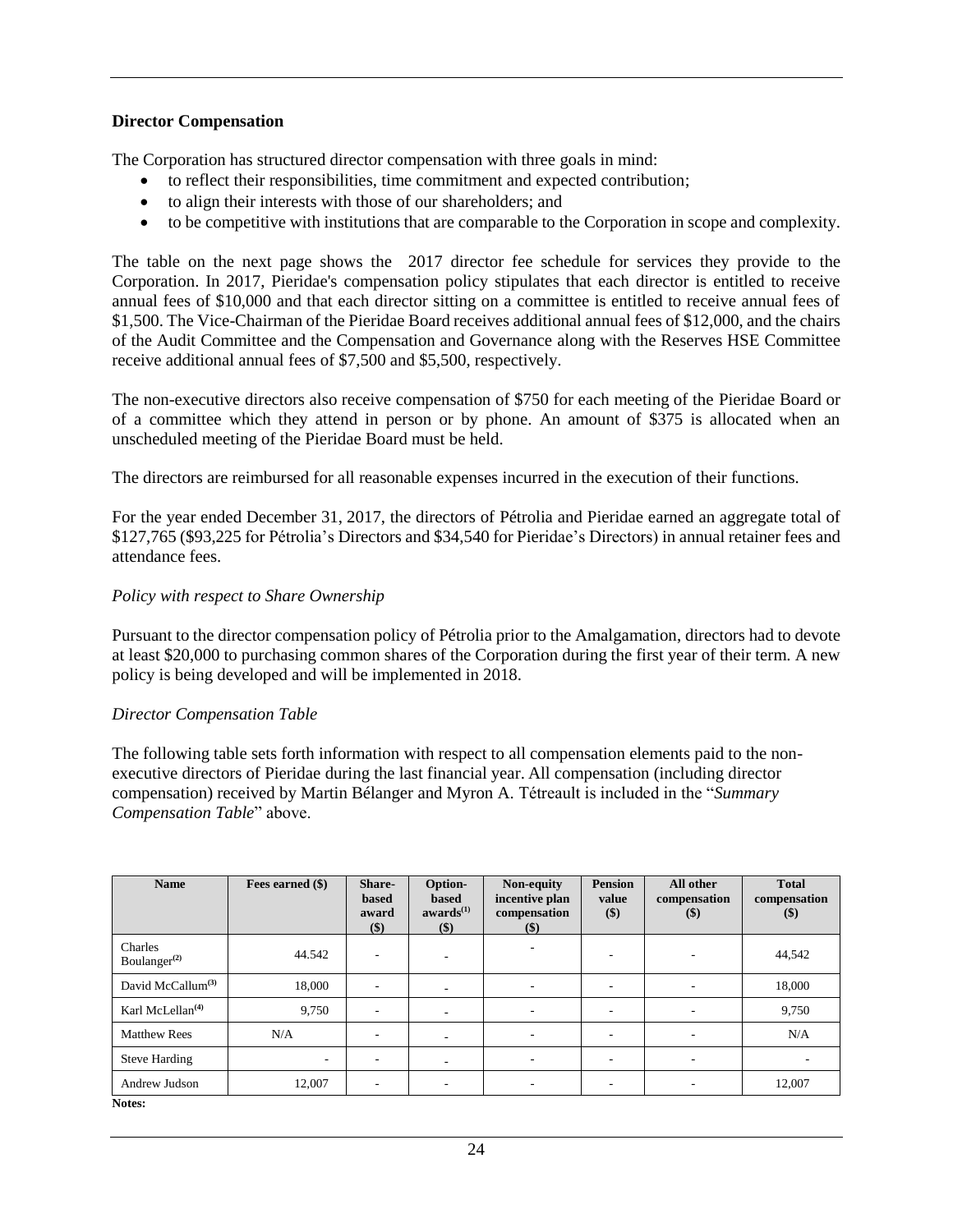## Director Compensation

The Corporation has structured director compensation with three goals in mind:

- to reflect their responsibilities, time commitment and expected contribution;
- to align their interests with those of our shareholders; and
- to be competitive with institutions that are comparable to the Corporation in scope and complexity.

The table on the next page shows the 2017 director fee schedule for services they provide to the Corporation. In 2017, Pieridae's compensation policy stipulates that each director is entitled to receive annual fees of $10,000 and that each director sitting on a committee is entitled to receive annual fees of $1,500. The Vice-Chairman of the Pieridae Board receives additional annual fees of $12,000, and the chairs of the Audit Committee and the Compensation and Governance along with the Reserves HSE Committee receive additional annual fees of $7,500 and $5,500, respectively.

The non-executive directors also receive compensation of $750 for each meeting of the Pieridae Board or of a committee which they attend in person or by phone. An amount of $375 is allocated when an unscheduled meeting of the Pieridae Board must be held.

The directors are reimbursed for all reasonable expenses incurred in the execution of their functions.

For the year ended December 31, 2017, the directors of Pétrolia and Pieridae earned an aggregate total of $127,765 ($93,225 for Pétrolia's Directors and $34,540 for Pieridae's Directors) in annual retainer fees and attendance fees.

*Policy with respect to Share Ownership*

Pursuant to the director compensation policy of Pétrolia prior to the Amalgamation, directors had to devote at least $20,000 to purchasing common shares of the Corporation during the first year of their term. A new policy is being developed and will be implemented in 2018.

*Director Compensation Table*

The following table sets forth information with respect to all compensation elements paid to the non-executive directors of Pieridae during the last financial year. All compensation (including director compensation) received by Martin Bélanger and Myron A. Tétreault is included in the "*Summary Compensation Table*" above.

| Name | Fees earned ($) | Share-based award ($) | Option-based awards[(1)] ($) | Non-equity incentive plan compensation ($) | Pension value ($) | All other compensation ($) | Total compensation ($) |
|---|---|---|---|---|---|---|---|
| Charles Boulanger[(2)] | 44.542 | - | - | - | - | - | 44,542 |
| David McCallum[(3)] | 18,000 | - | - | - | - | - | 18,000 |
| Karl McLellan[(4)] | 9,750 | - | - | - | - | - | 9,750 |
| Matthew Rees | N/A | - | - | - | - | - | N/A |
| Steve Harding | - | - | - | - | - | - | - |
| Andrew Judson | 12,007 | - | - | - | - | - | 12,007 |

**Notes:**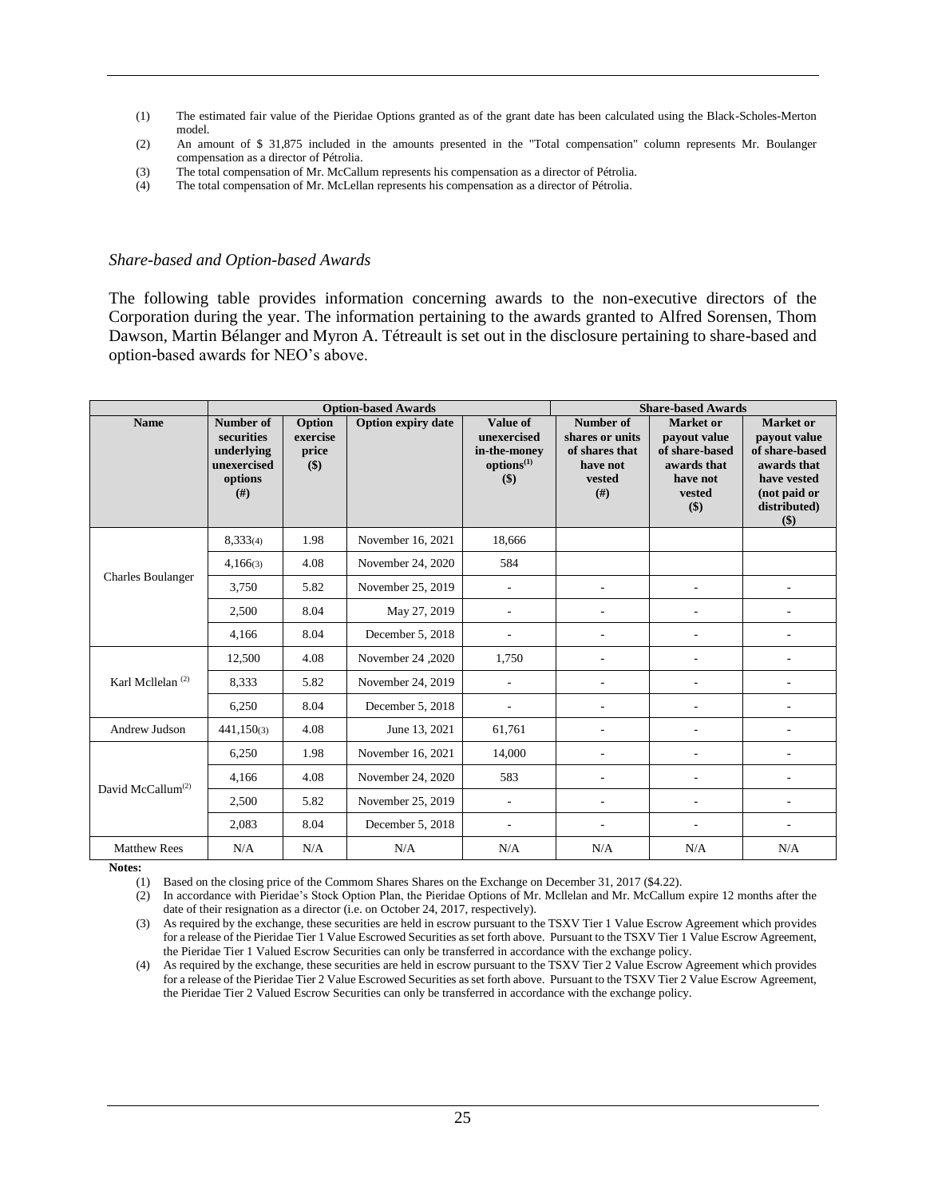(1) The estimated fair value of the Pieridae Options granted as of the grant date has been calculated using the Black-Scholes-Merton model.
(2) An amount of \$ 31,875 included in the amounts presented in the "Total compensation" column represents Mr. Boulanger compensation as a director of Pétrolia.
(3) The total compensation of Mr. McCallum represents his compensation as a director of Pétrolia.
(4) The total compensation of Mr. McLellan represents his compensation as a director of Pétrolia.

### *Share-based and Option-based Awards*

The following table provides information concerning awards to the non-executive directors of the Corporation during the year. The information pertaining to the awards granted to Alfred Sorensen, Thom Dawson, Martin Bélanger and Myron A. Tétreault is set out in the disclosure pertaining to share-based and option-based awards for NEO's above.

| | Option-based Awards | | | | Share-based Awards | | |
|---|---|---|---|---|---|---|---|
| **Name** | **Number of securities underlying unexercised options (#)** | **Option exercise price ($)** | **Option expiry date** | **Value of unexercised in-the-money options[(1)] ($)** | **Number of shares or units of shares that have not vested (#)** | **Market or payout value of share-based awards that have not vested ($)** | **Market or payout value of share-based awards that have vested (not paid or distributed) ($)** |
| Charles Boulanger | 8,333(4) | 1.98 | November 16, 2021 | 18,666 | | | |
| | 4,166(3) | 4.08 | November 24, 2020 | 584 | | | |
| | 3,750 | 5.82 | November 25, 2019 | - | - | - | - |
| | 2,500 | 8.04 | May 27, 2019 | - | - | - | - |
| | 4,166 | 8.04 | December 5, 2018 | - | - | - | - |
| Karl Mcllelan [(2)] | 12,500 | 4.08 | November 24 ,2020 | 1,750 | - | - | - |
| | 8,333 | 5.82 | November 24, 2019 | - | - | - | - |
| | 6,250 | 8.04 | December 5, 2018 | - | - | - | - |
| Andrew Judson | 441,150(3) | 4.08 | June 13, 2021 | 61,761 | - | - | - |
| David McCallum[(2)] | 6,250 | 1.98 | November 16, 2021 | 14,000 | - | - | - |
| | 4,166 | 4.08 | November 24, 2020 | 583 | - | - | - |
| | 2,500 | 5.82 | November 25, 2019 | - | - | - | - |
| | 2,083 | 8.04 | December 5, 2018 | - | - | - | - |
| Matthew Rees | N/A | N/A | N/A | N/A | N/A | N/A | N/A |

**Notes:**

(1) Based on the closing price of the Commom Shares Shares on the Exchange on December 31, 2017 (\$4.22).
(2) In accordance with Pieridae's Stock Option Plan, the Pieridae Options of Mr. Mcllelan and Mr. McCallum expire 12 months after the date of their resignation as a director (i.e. on October 24, 2017, respectively).
(3) As required by the exchange, these securities are held in escrow pursuant to the TSXV Tier 1 Value Escrow Agreement which provides for a release of the Pieridae Tier 1 Value Escrowed Securities as set forth above. Pursuant to the TSXV Tier 1 Value Escrow Agreement, the Pieridae Tier 1 Valued Escrow Securities can only be transferred in accordance with the exchange policy.
(4) As required by the exchange, these securities are held in escrow pursuant to the TSXV Tier 2 Value Escrow Agreement which provides for a release of the Pieridae Tier 2 Value Escrowed Securities as set forth above. Pursuant to the TSXV Tier 2 Value Escrow Agreement, the Pieridae Tier 2 Valued Escrow Securities can only be transferred in accordance with the exchange policy.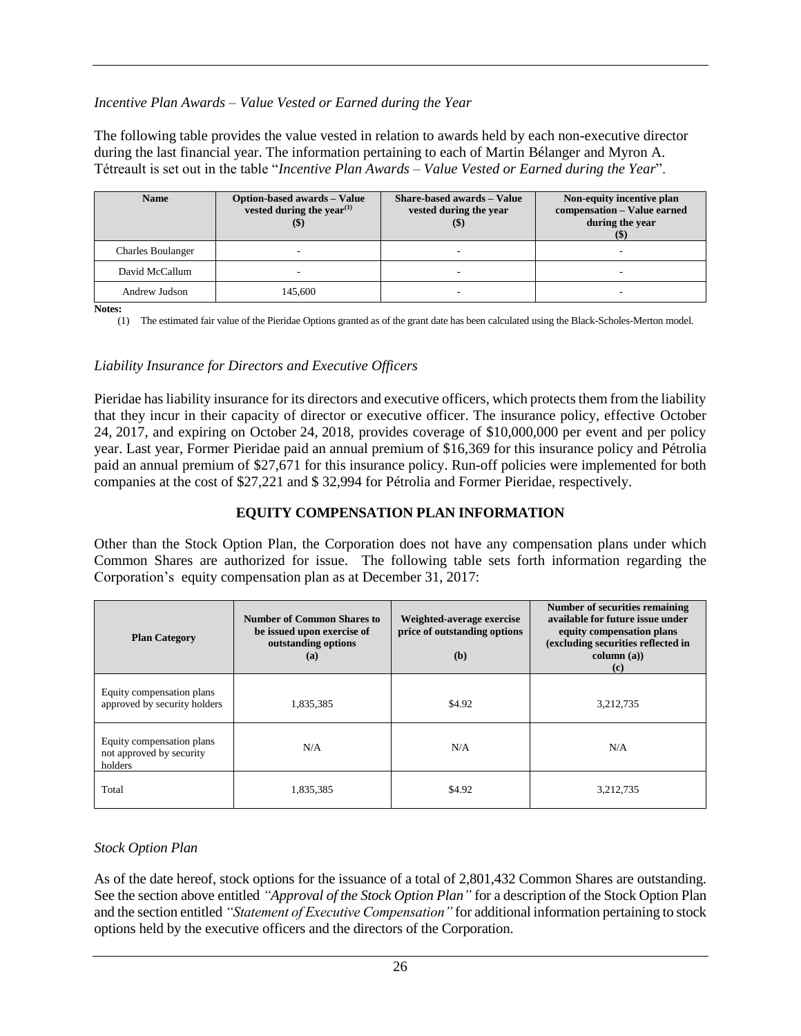*Incentive Plan Awards – Value Vested or Earned during the Year*

The following table provides the value vested in relation to awards held by each non-executive director during the last financial year. The information pertaining to each of Martin Bélanger and Myron A. Tétreault is set out in the table "*Incentive Plan Awards – Value Vested or Earned during the Year*".

| Name | Option-based awards – Value vested during the year[(1)] ($) | Share-based awards – Value vested during the year ($) | Non-equity incentive plan compensation – Value earned during the year ($) |
|---|---|---|---|
| Charles Boulanger | - | - | - |
| David McCallum | - | - | - |
| Andrew Judson | 145,600 | - | - |

**Notes:**

(1) The estimated fair value of the Pieridae Options granted as of the grant date has been calculated using the Black-Scholes-Merton model.

*Liability Insurance for Directors and Executive Officers*

Pieridae has liability insurance for its directors and executive officers, which protects them from the liability that they incur in their capacity of director or executive officer. The insurance policy, effective October 24, 2017, and expiring on October 24, 2018, provides coverage of $10,000,000 per event and per policy year. Last year, Former Pieridae paid an annual premium of $16,369 for this insurance policy and Pétrolia paid an annual premium of $27,671 for this insurance policy. Run-off policies were implemented for both companies at the cost of $27,221 and $ 32,994 for Pétrolia and Former Pieridae, respectively.

## EQUITY COMPENSATION PLAN INFORMATION

Other than the Stock Option Plan, the Corporation does not have any compensation plans under which Common Shares are authorized for issue. The following table sets forth information regarding the Corporation's equity compensation plan as at December 31, 2017:

| Plan Category | Number of Common Shares to be issued upon exercise of outstanding options (a) | Weighted-average exercise price of outstanding options (b) | Number of securities remaining available for future issue under equity compensation plans (excluding securities reflected in column (a)) (c) |
|---|---|---|---|
| Equity compensation plans approved by security holders | 1,835,385 | $4.92 | 3,212,735 |
| Equity compensation plans not approved by security holders | N/A | N/A | N/A |
| Total | 1,835,385 | $4.92 | 3,212,735 |

*Stock Option Plan*

As of the date hereof, stock options for the issuance of a total of 2,801,432 Common Shares are outstanding. See the section above entitled *"Approval of the Stock Option Plan"* for a description of the Stock Option Plan and the section entitled *"Statement of Executive Compensation"* for additional information pertaining to stock options held by the executive officers and the directors of the Corporation.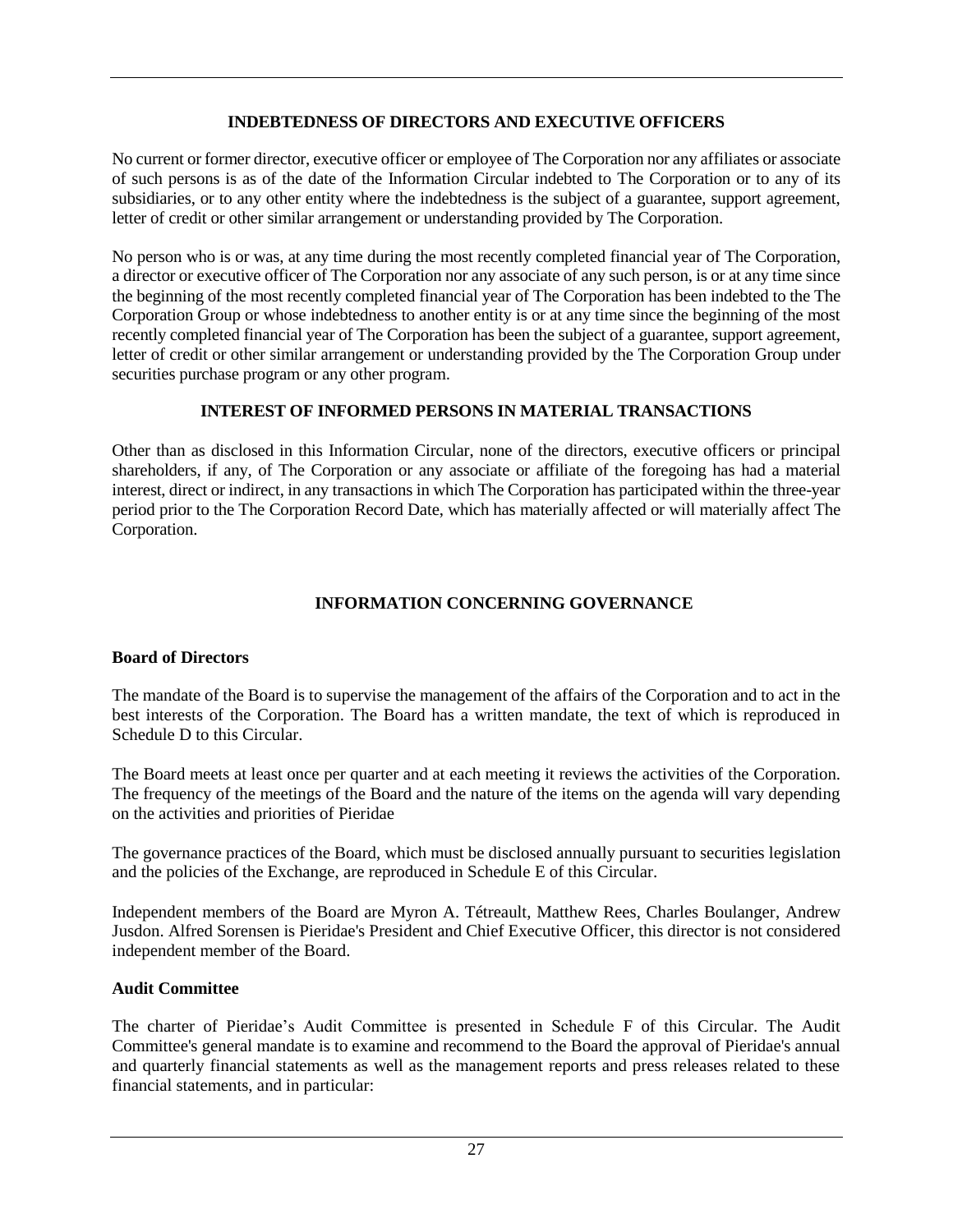## INDEBTEDNESS OF DIRECTORS AND EXECUTIVE OFFICERS

No current or former director, executive officer or employee of The Corporation nor any affiliates or associate of such persons is as of the date of the Information Circular indebted to The Corporation or to any of its subsidiaries, or to any other entity where the indebtedness is the subject of a guarantee, support agreement, letter of credit or other similar arrangement or understanding provided by The Corporation.

No person who is or was, at any time during the most recently completed financial year of The Corporation, a director or executive officer of The Corporation nor any associate of any such person, is or at any time since the beginning of the most recently completed financial year of The Corporation has been indebted to the The Corporation Group or whose indebtedness to another entity is or at any time since the beginning of the most recently completed financial year of The Corporation has been the subject of a guarantee, support agreement, letter of credit or other similar arrangement or understanding provided by the The Corporation Group under securities purchase program or any other program.

## INTEREST OF INFORMED PERSONS IN MATERIAL TRANSACTIONS

Other than as disclosed in this Information Circular, none of the directors, executive officers or principal shareholders, if any, of The Corporation or any associate or affiliate of the foregoing has had a material interest, direct or indirect, in any transactions in which The Corporation has participated within the three-year period prior to the The Corporation Record Date, which has materially affected or will materially affect The Corporation.

## INFORMATION CONCERNING GOVERNANCE

### Board of Directors

The mandate of the Board is to supervise the management of the affairs of the Corporation and to act in the best interests of the Corporation. The Board has a written mandate, the text of which is reproduced in Schedule D to this Circular.

The Board meets at least once per quarter and at each meeting it reviews the activities of the Corporation. The frequency of the meetings of the Board and the nature of the items on the agenda will vary depending on the activities and priorities of Pieridae

The governance practices of the Board, which must be disclosed annually pursuant to securities legislation and the policies of the Exchange, are reproduced in Schedule E of this Circular.

Independent members of the Board are Myron A. Tétreault, Matthew Rees, Charles Boulanger, Andrew Jusdon. Alfred Sorensen is Pieridae's President and Chief Executive Officer, this director is not considered independent member of the Board.

### Audit Committee

The charter of Pieridae's Audit Committee is presented in Schedule F of this Circular. The Audit Committee's general mandate is to examine and recommend to the Board the approval of Pieridae's annual and quarterly financial statements as well as the management reports and press releases related to these financial statements, and in particular: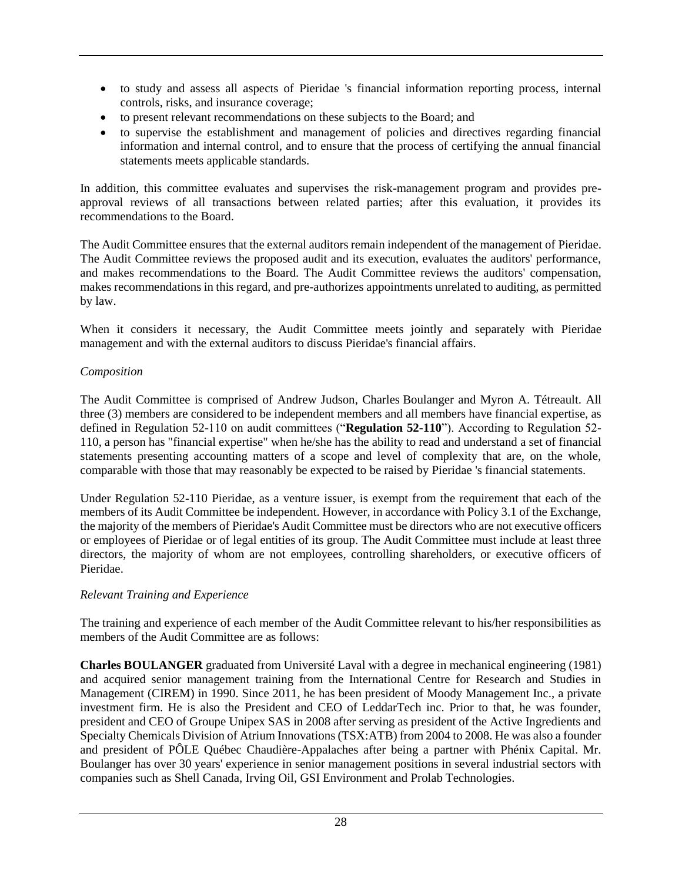- to study and assess all aspects of Pieridae 's financial information reporting process, internal controls, risks, and insurance coverage;
- to present relevant recommendations on these subjects to the Board; and
- to supervise the establishment and management of policies and directives regarding financial information and internal control, and to ensure that the process of certifying the annual financial statements meets applicable standards.

In addition, this committee evaluates and supervises the risk-management program and provides pre-approval reviews of all transactions between related parties; after this evaluation, it provides its recommendations to the Board.

The Audit Committee ensures that the external auditors remain independent of the management of Pieridae. The Audit Committee reviews the proposed audit and its execution, evaluates the auditors' performance, and makes recommendations to the Board. The Audit Committee reviews the auditors' compensation, makes recommendations in this regard, and pre-authorizes appointments unrelated to auditing, as permitted by law.

When it considers it necessary, the Audit Committee meets jointly and separately with Pieridae management and with the external auditors to discuss Pieridae's financial affairs.

*Composition*

The Audit Committee is comprised of Andrew Judson, Charles Boulanger and Myron A. Tétreault. All three (3) members are considered to be independent members and all members have financial expertise, as defined in Regulation 52-110 on audit committees ("**Regulation 52-110**"). According to Regulation 52-110, a person has "financial expertise" when he/she has the ability to read and understand a set of financial statements presenting accounting matters of a scope and level of complexity that are, on the whole, comparable with those that may reasonably be expected to be raised by Pieridae 's financial statements.

Under Regulation 52-110 Pieridae, as a venture issuer, is exempt from the requirement that each of the members of its Audit Committee be independent. However, in accordance with Policy 3.1 of the Exchange, the majority of the members of Pieridae's Audit Committee must be directors who are not executive officers or employees of Pieridae or of legal entities of its group. The Audit Committee must include at least three directors, the majority of whom are not employees, controlling shareholders, or executive officers of Pieridae.

*Relevant Training and Experience*

The training and experience of each member of the Audit Committee relevant to his/her responsibilities as members of the Audit Committee are as follows:

**Charles BOULANGER** graduated from Université Laval with a degree in mechanical engineering (1981) and acquired senior management training from the International Centre for Research and Studies in Management (CIREM) in 1990. Since 2011, he has been president of Moody Management Inc., a private investment firm. He is also the President and CEO of LeddarTech inc. Prior to that, he was founder, president and CEO of Groupe Unipex SAS in 2008 after serving as president of the Active Ingredients and Specialty Chemicals Division of Atrium Innovations (TSX:ATB) from 2004 to 2008. He was also a founder and president of PÔLE Québec Chaudière-Appalaches after being a partner with Phénix Capital. Mr. Boulanger has over 30 years' experience in senior management positions in several industrial sectors with companies such as Shell Canada, Irving Oil, GSI Environment and Prolab Technologies.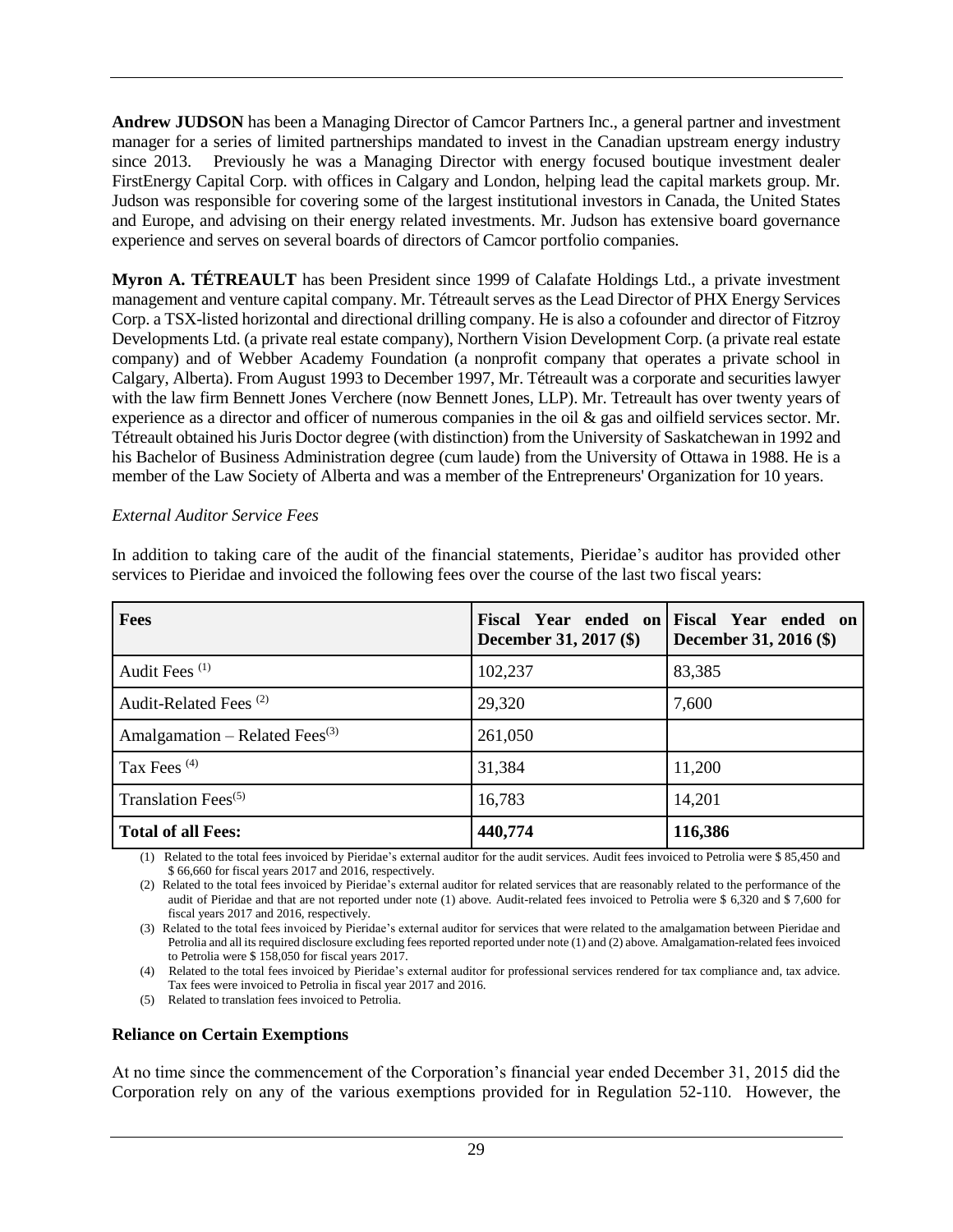**Andrew JUDSON** has been a Managing Director of Camcor Partners Inc., a general partner and investment manager for a series of limited partnerships mandated to invest in the Canadian upstream energy industry since 2013. Previously he was a Managing Director with energy focused boutique investment dealer FirstEnergy Capital Corp. with offices in Calgary and London, helping lead the capital markets group. Mr. Judson was responsible for covering some of the largest institutional investors in Canada, the United States and Europe, and advising on their energy related investments. Mr. Judson has extensive board governance experience and serves on several boards of directors of Camcor portfolio companies.

**Myron A. TÉTREAULT** has been President since 1999 of Calafate Holdings Ltd., a private investment management and venture capital company. Mr. Tétreault serves as the Lead Director of PHX Energy Services Corp. a TSX-listed horizontal and directional drilling company. He is also a cofounder and director of Fitzroy Developments Ltd. (a private real estate company), Northern Vision Development Corp. (a private real estate company) and of Webber Academy Foundation (a nonprofit company that operates a private school in Calgary, Alberta). From August 1993 to December 1997, Mr. Tétreault was a corporate and securities lawyer with the law firm Bennett Jones Verchere (now Bennett Jones, LLP). Mr. Tetreault has over twenty years of experience as a director and officer of numerous companies in the oil & gas and oilfield services sector. Mr. Tétreault obtained his Juris Doctor degree (with distinction) from the University of Saskatchewan in 1992 and his Bachelor of Business Administration degree (cum laude) from the University of Ottawa in 1988. He is a member of the Law Society of Alberta and was a member of the Entrepreneurs' Organization for 10 years.

*External Auditor Service Fees*

In addition to taking care of the audit of the financial statements, Pieridae's auditor has provided other services to Pieridae and invoiced the following fees over the course of the last two fiscal years:

| Fees | Fiscal Year ended on December 31, 2017 ($) | Fiscal Year ended on December 31, 2016 ($) |
|---|---|---|
| Audit Fees (1) | 102,237 | 83,385 |
| Audit-Related Fees (2) | 29,320 | 7,600 |
| Amalgamation – Related Fees(3) | 261,050 | |
| Tax Fees (4) | 31,384 | 11,200 |
| Translation Fees(5) | 16,783 | 14,201 |
| **Total of all Fees:** | **440,774** | **116,386** |

(1) Related to the total fees invoiced by Pieridae's external auditor for the audit services. Audit fees invoiced to Petrolia were $ 85,450 and $ 66,660 for fiscal years 2017 and 2016, respectively.

(2) Related to the total fees invoiced by Pieridae's external auditor for related services that are reasonably related to the performance of the audit of Pieridae and that are not reported under note (1) above. Audit-related fees invoiced to Petrolia were $ 6,320 and $ 7,600 for fiscal years 2017 and 2016, respectively.

(3) Related to the total fees invoiced by Pieridae's external auditor for services that were related to the amalgamation between Pieridae and Petrolia and all its required disclosure excluding fees reported reported under note (1) and (2) above. Amalgamation-related fees invoiced to Petrolia were $ 158,050 for fiscal years 2017.

(4) Related to the total fees invoiced by Pieridae's external auditor for professional services rendered for tax compliance and, tax advice. Tax fees were invoiced to Petrolia in fiscal year 2017 and 2016.

(5) Related to translation fees invoiced to Petrolia.

**Reliance on Certain Exemptions**

At no time since the commencement of the Corporation's financial year ended December 31, 2015 did the Corporation rely on any of the various exemptions provided for in Regulation 52-110. However, the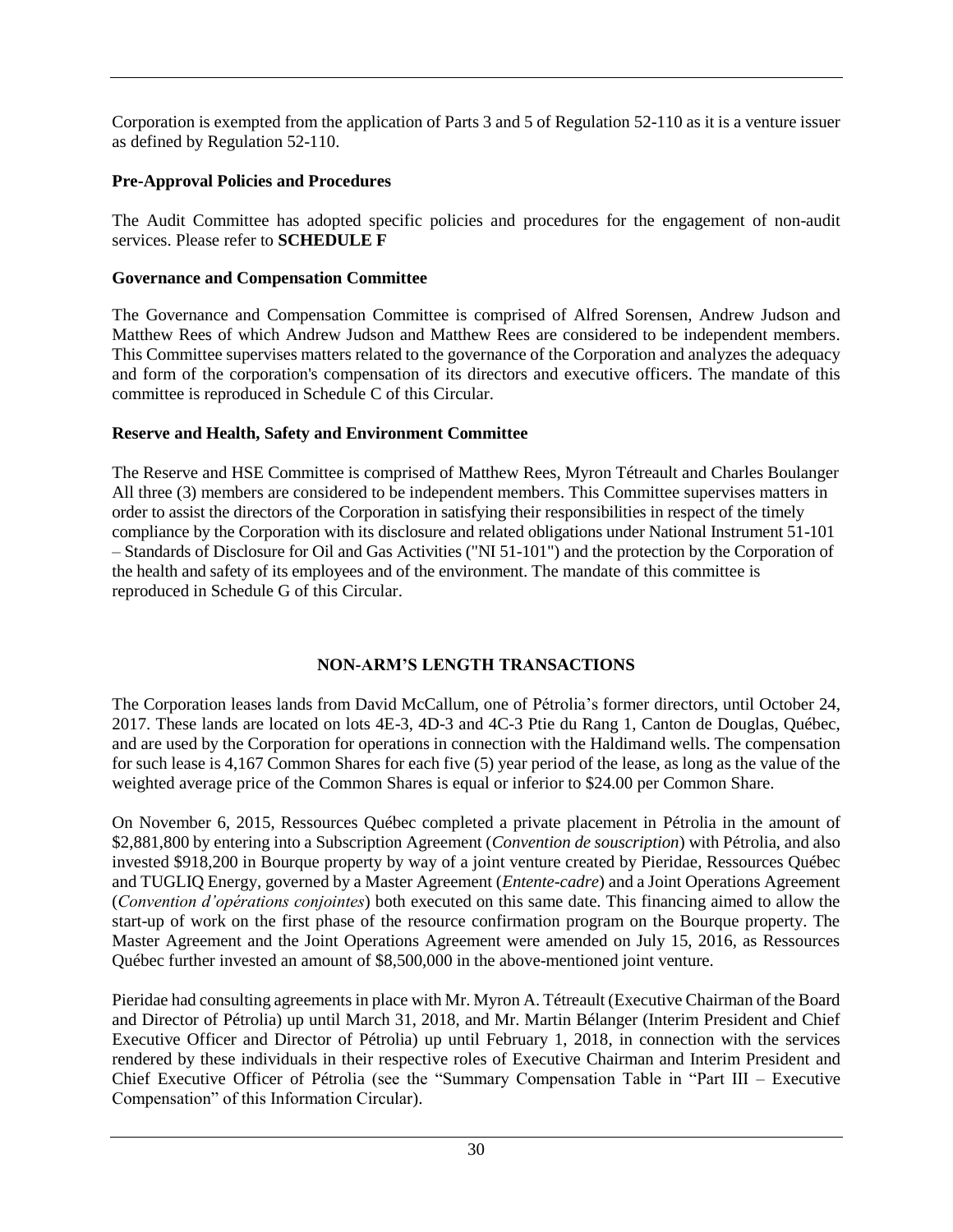Corporation is exempted from the application of Parts 3 and 5 of Regulation 52-110 as it is a venture issuer as defined by Regulation 52-110.

**Pre-Approval Policies and Procedures**

The Audit Committee has adopted specific policies and procedures for the engagement of non-audit services. Please refer to **SCHEDULE F**

**Governance and Compensation Committee**

The Governance and Compensation Committee is comprised of Alfred Sorensen, Andrew Judson and Matthew Rees of which Andrew Judson and Matthew Rees are considered to be independent members. This Committee supervises matters related to the governance of the Corporation and analyzes the adequacy and form of the corporation's compensation of its directors and executive officers. The mandate of this committee is reproduced in Schedule C of this Circular.

**Reserve and Health, Safety and Environment Committee**

The Reserve and HSE Committee is comprised of Matthew Rees, Myron Tétreault and Charles Boulanger All three (3) members are considered to be independent members. This Committee supervises matters in order to assist the directors of the Corporation in satisfying their responsibilities in respect of the timely compliance by the Corporation with its disclosure and related obligations under National Instrument 51-101 – Standards of Disclosure for Oil and Gas Activities ("NI 51-101") and the protection by the Corporation of the health and safety of its employees and of the environment. The mandate of this committee is reproduced in Schedule G of this Circular.

## NON-ARM'S LENGTH TRANSACTIONS

The Corporation leases lands from David McCallum, one of Pétrolia's former directors, until October 24, 2017. These lands are located on lots 4E-3, 4D-3 and 4C-3 Ptie du Rang 1, Canton de Douglas, Québec, and are used by the Corporation for operations in connection with the Haldimand wells. The compensation for such lease is 4,167 Common Shares for each five (5) year period of the lease, as long as the value of the weighted average price of the Common Shares is equal or inferior to $24.00 per Common Share.

On November 6, 2015, Ressources Québec completed a private placement in Pétrolia in the amount of $2,881,800 by entering into a Subscription Agreement (*Convention de souscription*) with Pétrolia, and also invested $918,200 in Bourque property by way of a joint venture created by Pieridae, Ressources Québec and TUGLIQ Energy, governed by a Master Agreement (*Entente-cadre*) and a Joint Operations Agreement (*Convention d'opérations conjointes*) both executed on this same date. This financing aimed to allow the start-up of work on the first phase of the resource confirmation program on the Bourque property. The Master Agreement and the Joint Operations Agreement were amended on July 15, 2016, as Ressources Québec further invested an amount of $8,500,000 in the above-mentioned joint venture.

Pieridae had consulting agreements in place with Mr. Myron A. Tétreault (Executive Chairman of the Board and Director of Pétrolia) up until March 31, 2018, and Mr. Martin Bélanger (Interim President and Chief Executive Officer and Director of Pétrolia) up until February 1, 2018, in connection with the services rendered by these individuals in their respective roles of Executive Chairman and Interim President and Chief Executive Officer of Pétrolia (see the "Summary Compensation Table in "Part III – Executive Compensation" of this Information Circular).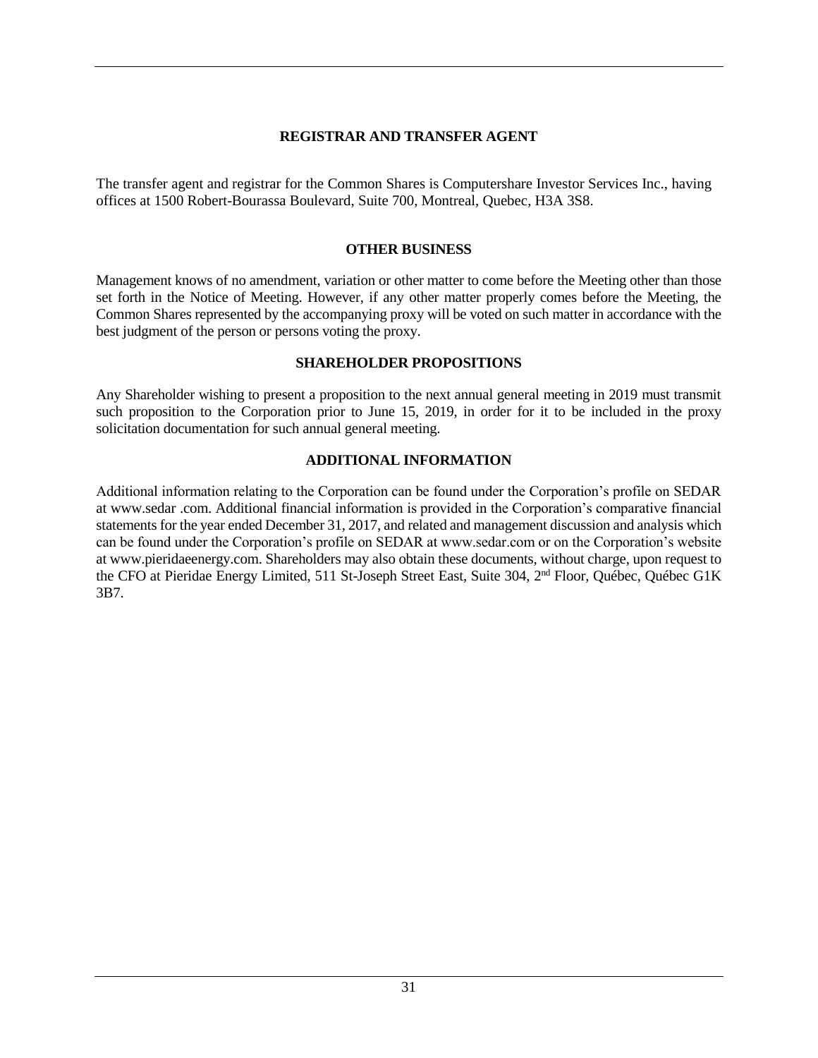## REGISTRAR AND TRANSFER AGENT

The transfer agent and registrar for the Common Shares is Computershare Investor Services Inc., having offices at 1500 Robert-Bourassa Boulevard, Suite 700, Montreal, Quebec, H3A 3S8.

## OTHER BUSINESS

Management knows of no amendment, variation or other matter to come before the Meeting other than those set forth in the Notice of Meeting. However, if any other matter properly comes before the Meeting, the Common Shares represented by the accompanying proxy will be voted on such matter in accordance with the best judgment of the person or persons voting the proxy.

## SHAREHOLDER PROPOSITIONS

Any Shareholder wishing to present a proposition to the next annual general meeting in 2019 must transmit such proposition to the Corporation prior to June 15, 2019, in order for it to be included in the proxy solicitation documentation for such annual general meeting.

## ADDITIONAL INFORMATION

Additional information relating to the Corporation can be found under the Corporation's profile on SEDAR at www.sedar .com. Additional financial information is provided in the Corporation's comparative financial statements for the year ended December 31, 2017, and related and management discussion and analysis which can be found under the Corporation's profile on SEDAR at www.sedar.com or on the Corporation's website at www.pieridaeenergy.com. Shareholders may also obtain these documents, without charge, upon request to the CFO at Pieridae Energy Limited, 511 St-Joseph Street East, Suite 304, 2nd Floor, Québec, Québec G1K 3B7.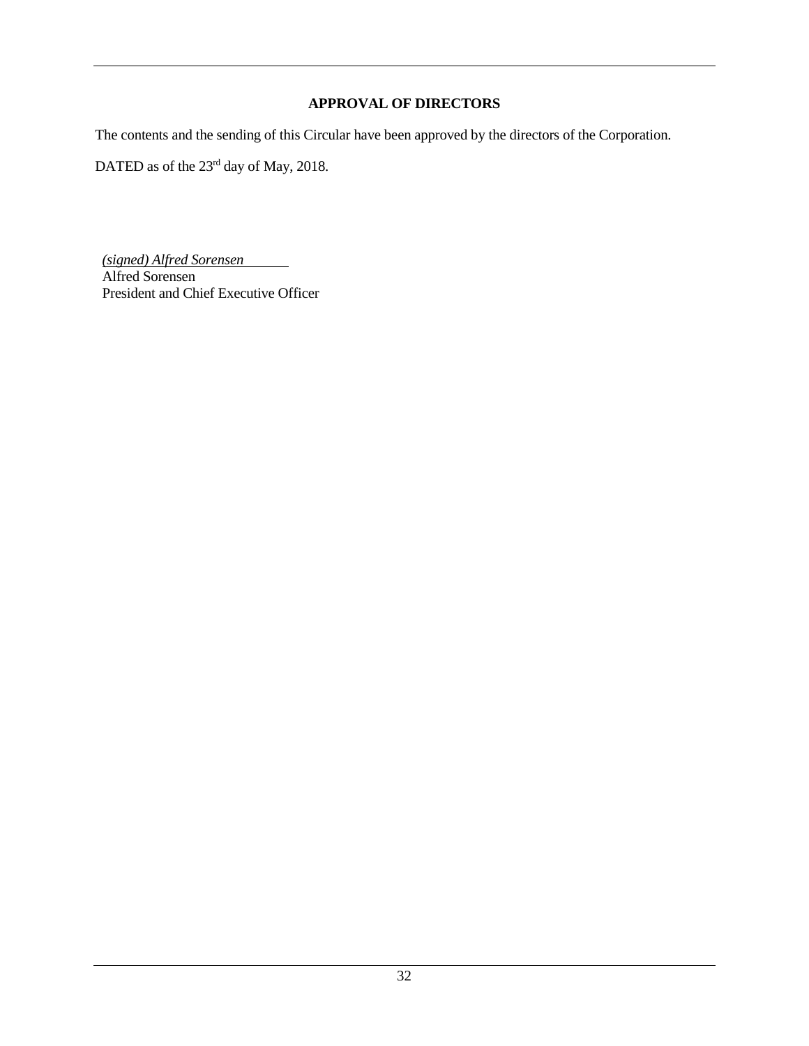## APPROVAL OF DIRECTORS

The contents and the sending of this Circular have been approved by the directors of the Corporation.

DATED as of the 23rd day of May, 2018.

*(signed) Alfred Sorensen*
Alfred Sorensen
President and Chief Executive Officer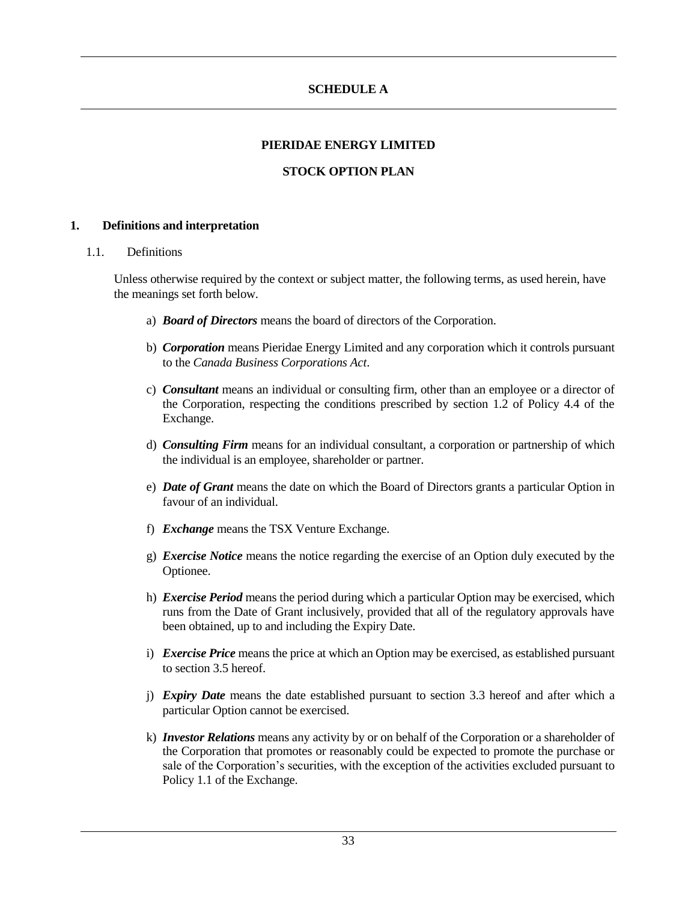# SCHEDULE A

## PIERIDAE ENERGY LIMITED

## STOCK OPTION PLAN

### 1. Definitions and interpretation

1.1. Definitions

Unless otherwise required by the context or subject matter, the following terms, as used herein, have the meanings set forth below.

a) ***Board of Directors*** means the board of directors of the Corporation.

b) ***Corporation*** means Pieridae Energy Limited and any corporation which it controls pursuant to the *Canada Business Corporations Act*.

c) ***Consultant*** means an individual or consulting firm, other than an employee or a director of the Corporation, respecting the conditions prescribed by section 1.2 of Policy 4.4 of the Exchange.

d) ***Consulting Firm*** means for an individual consultant, a corporation or partnership of which the individual is an employee, shareholder or partner.

e) ***Date of Grant*** means the date on which the Board of Directors grants a particular Option in favour of an individual.

f) ***Exchange*** means the TSX Venture Exchange.

g) ***Exercise Notice*** means the notice regarding the exercise of an Option duly executed by the Optionee.

h) ***Exercise Period*** means the period during which a particular Option may be exercised, which runs from the Date of Grant inclusively, provided that all of the regulatory approvals have been obtained, up to and including the Expiry Date.

i) ***Exercise Price*** means the price at which an Option may be exercised, as established pursuant to section 3.5 hereof.

j) ***Expiry Date*** means the date established pursuant to section 3.3 hereof and after which a particular Option cannot be exercised.

k) ***Investor Relations*** means any activity by or on behalf of the Corporation or a shareholder of the Corporation that promotes or reasonably could be expected to promote the purchase or sale of the Corporation's securities, with the exception of the activities excluded pursuant to Policy 1.1 of the Exchange.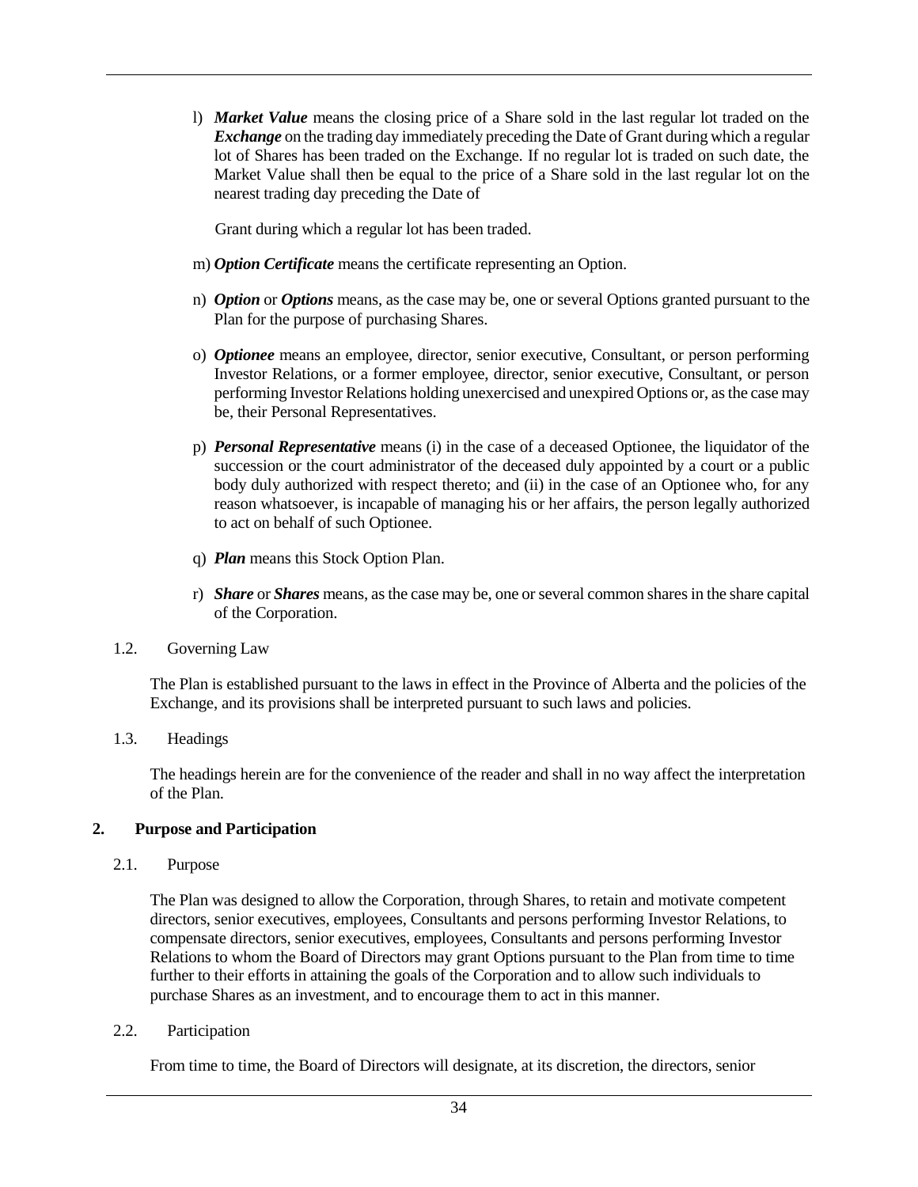l) ***Market Value*** means the closing price of a Share sold in the last regular lot traded on the ***Exchange*** on the trading day immediately preceding the Date of Grant during which a regular lot of Shares has been traded on the Exchange. If no regular lot is traded on such date, the Market Value shall then be equal to the price of a Share sold in the last regular lot on the nearest trading day preceding the Date of

Grant during which a regular lot has been traded.

m) ***Option Certificate*** means the certificate representing an Option.

n) ***Option*** or ***Options*** means, as the case may be, one or several Options granted pursuant to the Plan for the purpose of purchasing Shares.

o) ***Optionee*** means an employee, director, senior executive, Consultant, or person performing Investor Relations, or a former employee, director, senior executive, Consultant, or person performing Investor Relations holding unexercised and unexpired Options or, as the case may be, their Personal Representatives.

p) ***Personal Representative*** means (i) in the case of a deceased Optionee, the liquidator of the succession or the court administrator of the deceased duly appointed by a court or a public body duly authorized with respect thereto; and (ii) in the case of an Optionee who, for any reason whatsoever, is incapable of managing his or her affairs, the person legally authorized to act on behalf of such Optionee.

q) ***Plan*** means this Stock Option Plan.

r) ***Share*** or ***Shares*** means, as the case may be, one or several common shares in the share capital of the Corporation.

1.2. Governing Law

The Plan is established pursuant to the laws in effect in the Province of Alberta and the policies of the Exchange, and its provisions shall be interpreted pursuant to such laws and policies.

1.3. Headings

The headings herein are for the convenience of the reader and shall in no way affect the interpretation of the Plan.

## 2. Purpose and Participation

2.1. Purpose

The Plan was designed to allow the Corporation, through Shares, to retain and motivate competent directors, senior executives, employees, Consultants and persons performing Investor Relations, to compensate directors, senior executives, employees, Consultants and persons performing Investor Relations to whom the Board of Directors may grant Options pursuant to the Plan from time to time further to their efforts in attaining the goals of the Corporation and to allow such individuals to purchase Shares as an investment, and to encourage them to act in this manner.

2.2. Participation

From time to time, the Board of Directors will designate, at its discretion, the directors, senior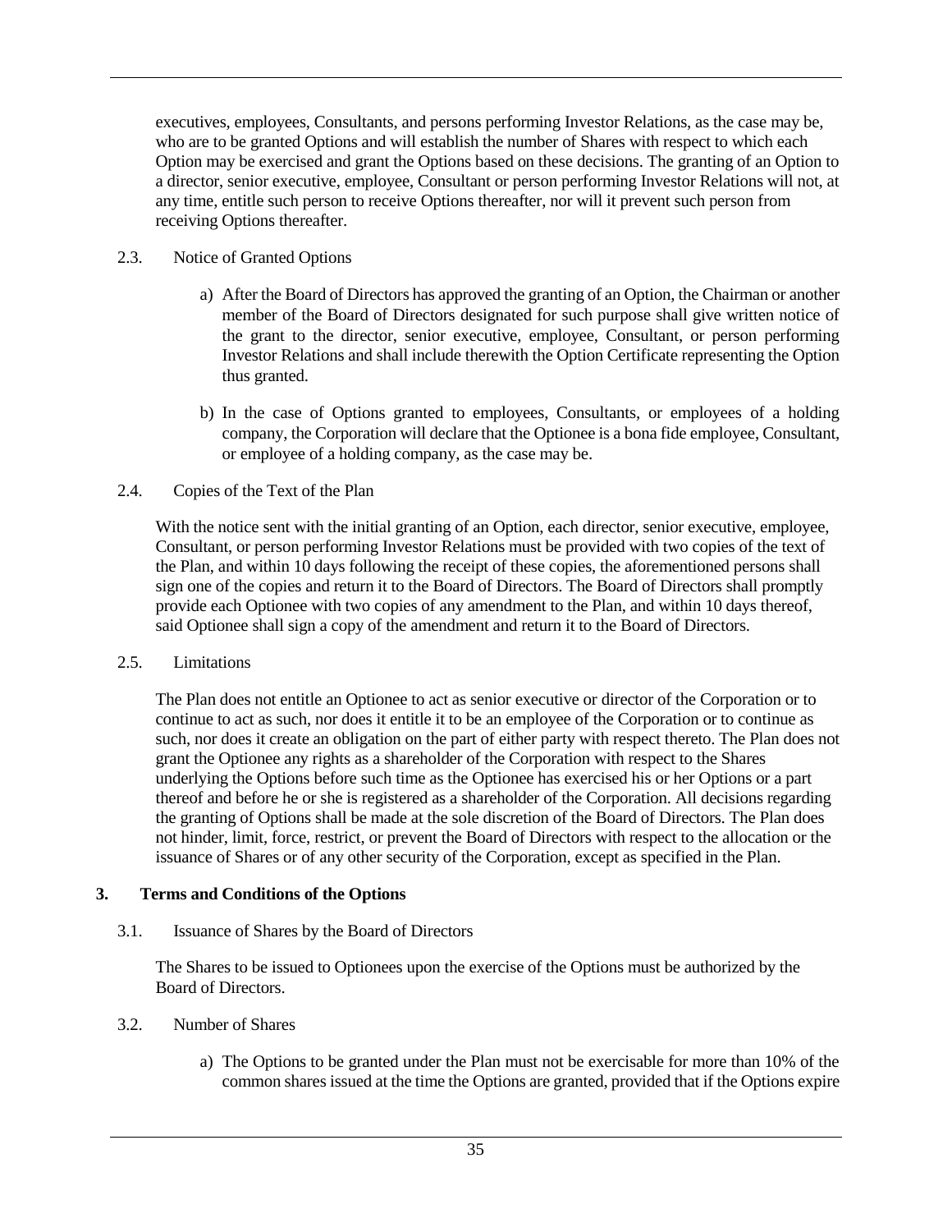executives, employees, Consultants, and persons performing Investor Relations, as the case may be, who are to be granted Options and will establish the number of Shares with respect to which each Option may be exercised and grant the Options based on these decisions. The granting of an Option to a director, senior executive, employee, Consultant or person performing Investor Relations will not, at any time, entitle such person to receive Options thereafter, nor will it prevent such person from receiving Options thereafter.

2.3. Notice of Granted Options

a) After the Board of Directors has approved the granting of an Option, the Chairman or another member of the Board of Directors designated for such purpose shall give written notice of the grant to the director, senior executive, employee, Consultant, or person performing Investor Relations and shall include therewith the Option Certificate representing the Option thus granted.

b) In the case of Options granted to employees, Consultants, or employees of a holding company, the Corporation will declare that the Optionee is a bona fide employee, Consultant, or employee of a holding company, as the case may be.

2.4. Copies of the Text of the Plan

With the notice sent with the initial granting of an Option, each director, senior executive, employee, Consultant, or person performing Investor Relations must be provided with two copies of the text of the Plan, and within 10 days following the receipt of these copies, the aforementioned persons shall sign one of the copies and return it to the Board of Directors. The Board of Directors shall promptly provide each Optionee with two copies of any amendment to the Plan, and within 10 days thereof, said Optionee shall sign a copy of the amendment and return it to the Board of Directors.

2.5. Limitations

The Plan does not entitle an Optionee to act as senior executive or director of the Corporation or to continue to act as such, nor does it entitle it to be an employee of the Corporation or to continue as such, nor does it create an obligation on the part of either party with respect thereto. The Plan does not grant the Optionee any rights as a shareholder of the Corporation with respect to the Shares underlying the Options before such time as the Optionee has exercised his or her Options or a part thereof and before he or she is registered as a shareholder of the Corporation. All decisions regarding the granting of Options shall be made at the sole discretion of the Board of Directors. The Plan does not hinder, limit, force, restrict, or prevent the Board of Directors with respect to the allocation or the issuance of Shares or of any other security of the Corporation, except as specified in the Plan.

## 3. Terms and Conditions of the Options

3.1. Issuance of Shares by the Board of Directors

The Shares to be issued to Optionees upon the exercise of the Options must be authorized by the Board of Directors.

3.2. Number of Shares

a) The Options to be granted under the Plan must not be exercisable for more than 10% of the common shares issued at the time the Options are granted, provided that if the Options expire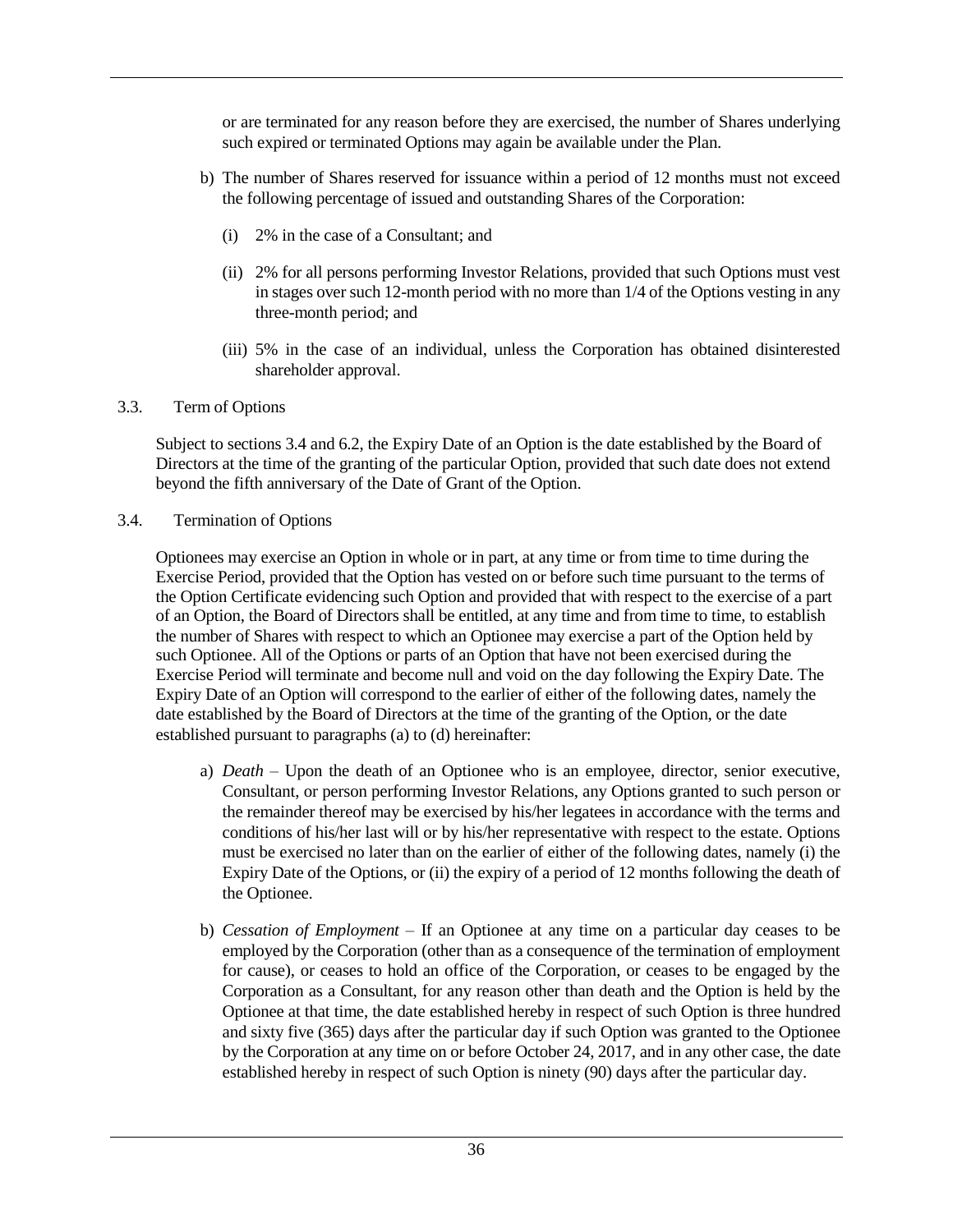or are terminated for any reason before they are exercised, the number of Shares underlying such expired or terminated Options may again be available under the Plan.

b) The number of Shares reserved for issuance within a period of 12 months must not exceed the following percentage of issued and outstanding Shares of the Corporation:

   (i) 2% in the case of a Consultant; and

   (ii) 2% for all persons performing Investor Relations, provided that such Options must vest in stages over such 12-month period with no more than 1/4 of the Options vesting in any three-month period; and

   (iii) 5% in the case of an individual, unless the Corporation has obtained disinterested shareholder approval.

3.3. Term of Options

Subject to sections 3.4 and 6.2, the Expiry Date of an Option is the date established by the Board of Directors at the time of the granting of the particular Option, provided that such date does not extend beyond the fifth anniversary of the Date of Grant of the Option.

3.4. Termination of Options

Optionees may exercise an Option in whole or in part, at any time or from time to time during the Exercise Period, provided that the Option has vested on or before such time pursuant to the terms of the Option Certificate evidencing such Option and provided that with respect to the exercise of a part of an Option, the Board of Directors shall be entitled, at any time and from time to time, to establish the number of Shares with respect to which an Optionee may exercise a part of the Option held by such Optionee. All of the Options or parts of an Option that have not been exercised during the Exercise Period will terminate and become null and void on the day following the Expiry Date. The Expiry Date of an Option will correspond to the earlier of either of the following dates, namely the date established by the Board of Directors at the time of the granting of the Option, or the date established pursuant to paragraphs (a) to (d) hereinafter:

a) *Death* – Upon the death of an Optionee who is an employee, director, senior executive, Consultant, or person performing Investor Relations, any Options granted to such person or the remainder thereof may be exercised by his/her legatees in accordance with the terms and conditions of his/her last will or by his/her representative with respect to the estate. Options must be exercised no later than on the earlier of either of the following dates, namely (i) the Expiry Date of the Options, or (ii) the expiry of a period of 12 months following the death of the Optionee.

b) *Cessation of Employment* – If an Optionee at any time on a particular day ceases to be employed by the Corporation (other than as a consequence of the termination of employment for cause), or ceases to hold an office of the Corporation, or ceases to be engaged by the Corporation as a Consultant, for any reason other than death and the Option is held by the Optionee at that time, the date established hereby in respect of such Option is three hundred and sixty five (365) days after the particular day if such Option was granted to the Optionee by the Corporation at any time on or before October 24, 2017, and in any other case, the date established hereby in respect of such Option is ninety (90) days after the particular day.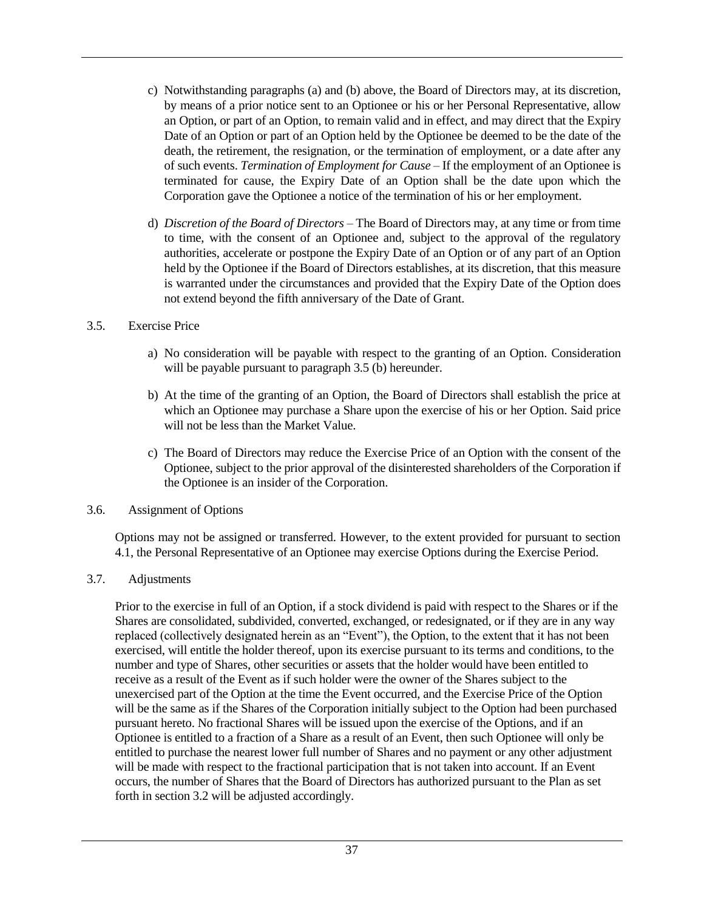c) Notwithstanding paragraphs (a) and (b) above, the Board of Directors may, at its discretion, by means of a prior notice sent to an Optionee or his or her Personal Representative, allow an Option, or part of an Option, to remain valid and in effect, and may direct that the Expiry Date of an Option or part of an Option held by the Optionee be deemed to be the date of the death, the retirement, the resignation, or the termination of employment, or a date after any of such events. *Termination of Employment for Cause* – If the employment of an Optionee is terminated for cause, the Expiry Date of an Option shall be the date upon which the Corporation gave the Optionee a notice of the termination of his or her employment.

d) *Discretion of the Board of Directors* – The Board of Directors may, at any time or from time to time, with the consent of an Optionee and, subject to the approval of the regulatory authorities, accelerate or postpone the Expiry Date of an Option or of any part of an Option held by the Optionee if the Board of Directors establishes, at its discretion, that this measure is warranted under the circumstances and provided that the Expiry Date of the Option does not extend beyond the fifth anniversary of the Date of Grant.

3.5. Exercise Price

a) No consideration will be payable with respect to the granting of an Option. Consideration will be payable pursuant to paragraph 3.5 (b) hereunder.

b) At the time of the granting of an Option, the Board of Directors shall establish the price at which an Optionee may purchase a Share upon the exercise of his or her Option. Said price will not be less than the Market Value.

c) The Board of Directors may reduce the Exercise Price of an Option with the consent of the Optionee, subject to the prior approval of the disinterested shareholders of the Corporation if the Optionee is an insider of the Corporation.

3.6. Assignment of Options

Options may not be assigned or transferred. However, to the extent provided for pursuant to section 4.1, the Personal Representative of an Optionee may exercise Options during the Exercise Period.

3.7. Adjustments

Prior to the exercise in full of an Option, if a stock dividend is paid with respect to the Shares or if the Shares are consolidated, subdivided, converted, exchanged, or redesignated, or if they are in any way replaced (collectively designated herein as an "Event"), the Option, to the extent that it has not been exercised, will entitle the holder thereof, upon its exercise pursuant to its terms and conditions, to the number and type of Shares, other securities or assets that the holder would have been entitled to receive as a result of the Event as if such holder were the owner of the Shares subject to the unexercised part of the Option at the time the Event occurred, and the Exercise Price of the Option will be the same as if the Shares of the Corporation initially subject to the Option had been purchased pursuant hereto. No fractional Shares will be issued upon the exercise of the Options, and if an Optionee is entitled to a fraction of a Share as a result of an Event, then such Optionee will only be entitled to purchase the nearest lower full number of Shares and no payment or any other adjustment will be made with respect to the fractional participation that is not taken into account. If an Event occurs, the number of Shares that the Board of Directors has authorized pursuant to the Plan as set forth in section 3.2 will be adjusted accordingly.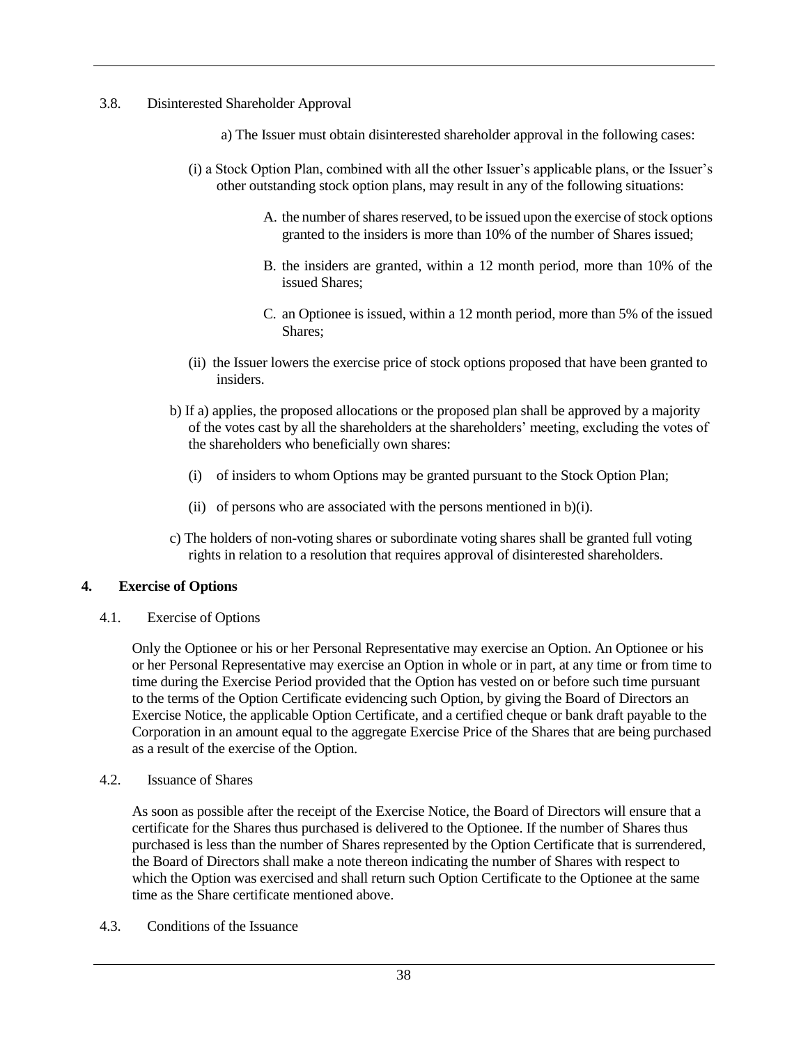3.8. Disinterested Shareholder Approval

a) The Issuer must obtain disinterested shareholder approval in the following cases:

(i) a Stock Option Plan, combined with all the other Issuer's applicable plans, or the Issuer's other outstanding stock option plans, may result in any of the following situations:

A. the number of shares reserved, to be issued upon the exercise of stock options granted to the insiders is more than 10% of the number of Shares issued;

B. the insiders are granted, within a 12 month period, more than 10% of the issued Shares;

C. an Optionee is issued, within a 12 month period, more than 5% of the issued Shares;

(ii) the Issuer lowers the exercise price of stock options proposed that have been granted to insiders.

b) If a) applies, the proposed allocations or the proposed plan shall be approved by a majority of the votes cast by all the shareholders at the shareholders' meeting, excluding the votes of the shareholders who beneficially own shares:

(i) of insiders to whom Options may be granted pursuant to the Stock Option Plan;

(ii) of persons who are associated with the persons mentioned in b)(i).

c) The holders of non-voting shares or subordinate voting shares shall be granted full voting rights in relation to a resolution that requires approval of disinterested shareholders.

## 4. Exercise of Options

4.1. Exercise of Options

Only the Optionee or his or her Personal Representative may exercise an Option. An Optionee or his or her Personal Representative may exercise an Option in whole or in part, at any time or from time to time during the Exercise Period provided that the Option has vested on or before such time pursuant to the terms of the Option Certificate evidencing such Option, by giving the Board of Directors an Exercise Notice, the applicable Option Certificate, and a certified cheque or bank draft payable to the Corporation in an amount equal to the aggregate Exercise Price of the Shares that are being purchased as a result of the exercise of the Option.

4.2. Issuance of Shares

As soon as possible after the receipt of the Exercise Notice, the Board of Directors will ensure that a certificate for the Shares thus purchased is delivered to the Optionee. If the number of Shares thus purchased is less than the number of Shares represented by the Option Certificate that is surrendered, the Board of Directors shall make a note thereon indicating the number of Shares with respect to which the Option was exercised and shall return such Option Certificate to the Optionee at the same time as the Share certificate mentioned above.

4.3. Conditions of the Issuance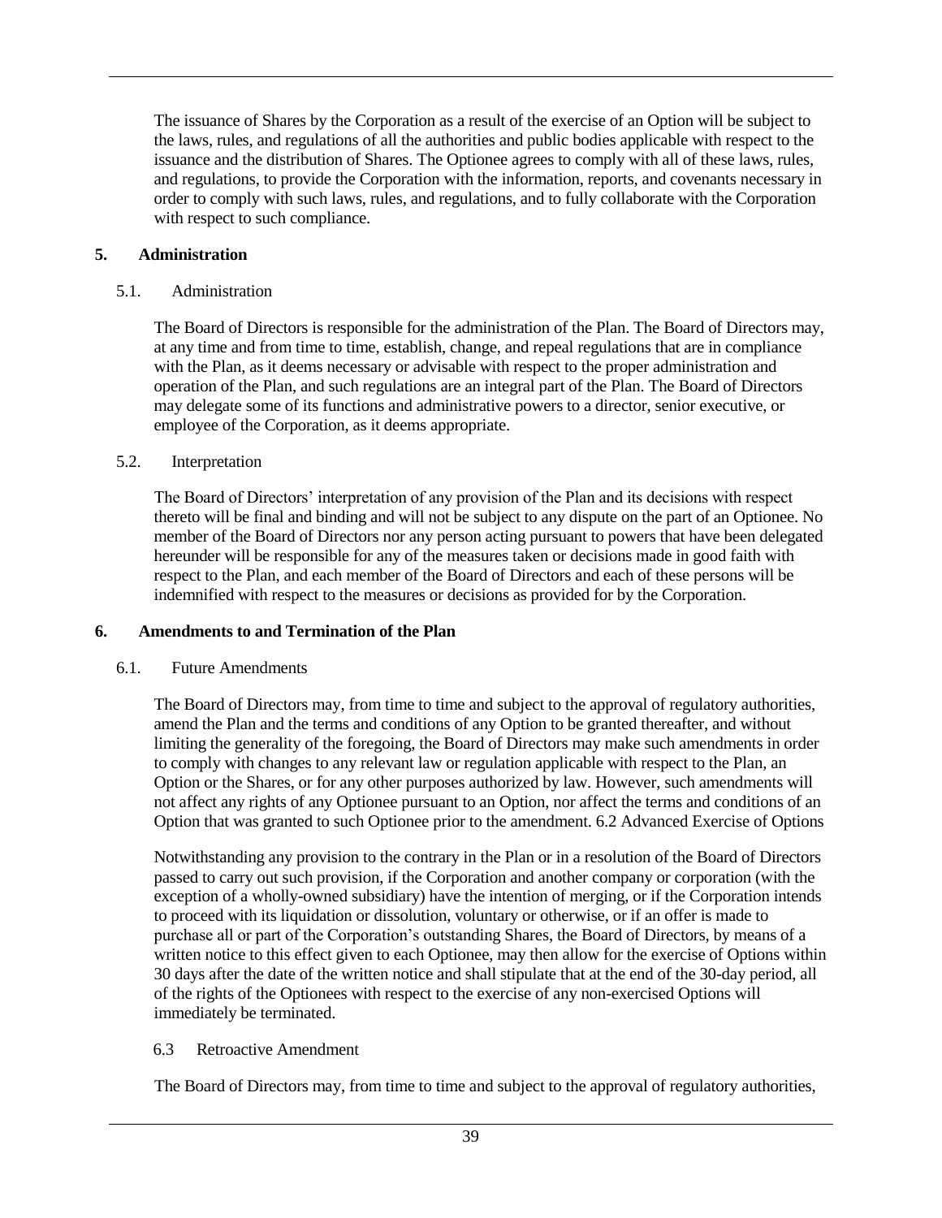The issuance of Shares by the Corporation as a result of the exercise of an Option will be subject to the laws, rules, and regulations of all the authorities and public bodies applicable with respect to the issuance and the distribution of Shares. The Optionee agrees to comply with all of these laws, rules, and regulations, to provide the Corporation with the information, reports, and covenants necessary in order to comply with such laws, rules, and regulations, and to fully collaborate with the Corporation with respect to such compliance.

## 5. Administration

### 5.1. Administration

The Board of Directors is responsible for the administration of the Plan. The Board of Directors may, at any time and from time to time, establish, change, and repeal regulations that are in compliance with the Plan, as it deems necessary or advisable with respect to the proper administration and operation of the Plan, and such regulations are an integral part of the Plan. The Board of Directors may delegate some of its functions and administrative powers to a director, senior executive, or employee of the Corporation, as it deems appropriate.

### 5.2. Interpretation

The Board of Directors' interpretation of any provision of the Plan and its decisions with respect thereto will be final and binding and will not be subject to any dispute on the part of an Optionee. No member of the Board of Directors nor any person acting pursuant to powers that have been delegated hereunder will be responsible for any of the measures taken or decisions made in good faith with respect to the Plan, and each member of the Board of Directors and each of these persons will be indemnified with respect to the measures or decisions as provided for by the Corporation.

## 6. Amendments to and Termination of the Plan

### 6.1. Future Amendments

The Board of Directors may, from time to time and subject to the approval of regulatory authorities, amend the Plan and the terms and conditions of any Option to be granted thereafter, and without limiting the generality of the foregoing, the Board of Directors may make such amendments in order to comply with changes to any relevant law or regulation applicable with respect to the Plan, an Option or the Shares, or for any other purposes authorized by law. However, such amendments will not affect any rights of any Optionee pursuant to an Option, nor affect the terms and conditions of an Option that was granted to such Optionee prior to the amendment. 6.2 Advanced Exercise of Options

Notwithstanding any provision to the contrary in the Plan or in a resolution of the Board of Directors passed to carry out such provision, if the Corporation and another company or corporation (with the exception of a wholly-owned subsidiary) have the intention of merging, or if the Corporation intends to proceed with its liquidation or dissolution, voluntary or otherwise, or if an offer is made to purchase all or part of the Corporation's outstanding Shares, the Board of Directors, by means of a written notice to this effect given to each Optionee, may then allow for the exercise of Options within 30 days after the date of the written notice and shall stipulate that at the end of the 30-day period, all of the rights of the Optionees with respect to the exercise of any non-exercised Options will immediately be terminated.

### 6.3 Retroactive Amendment

The Board of Directors may, from time to time and subject to the approval of regulatory authorities,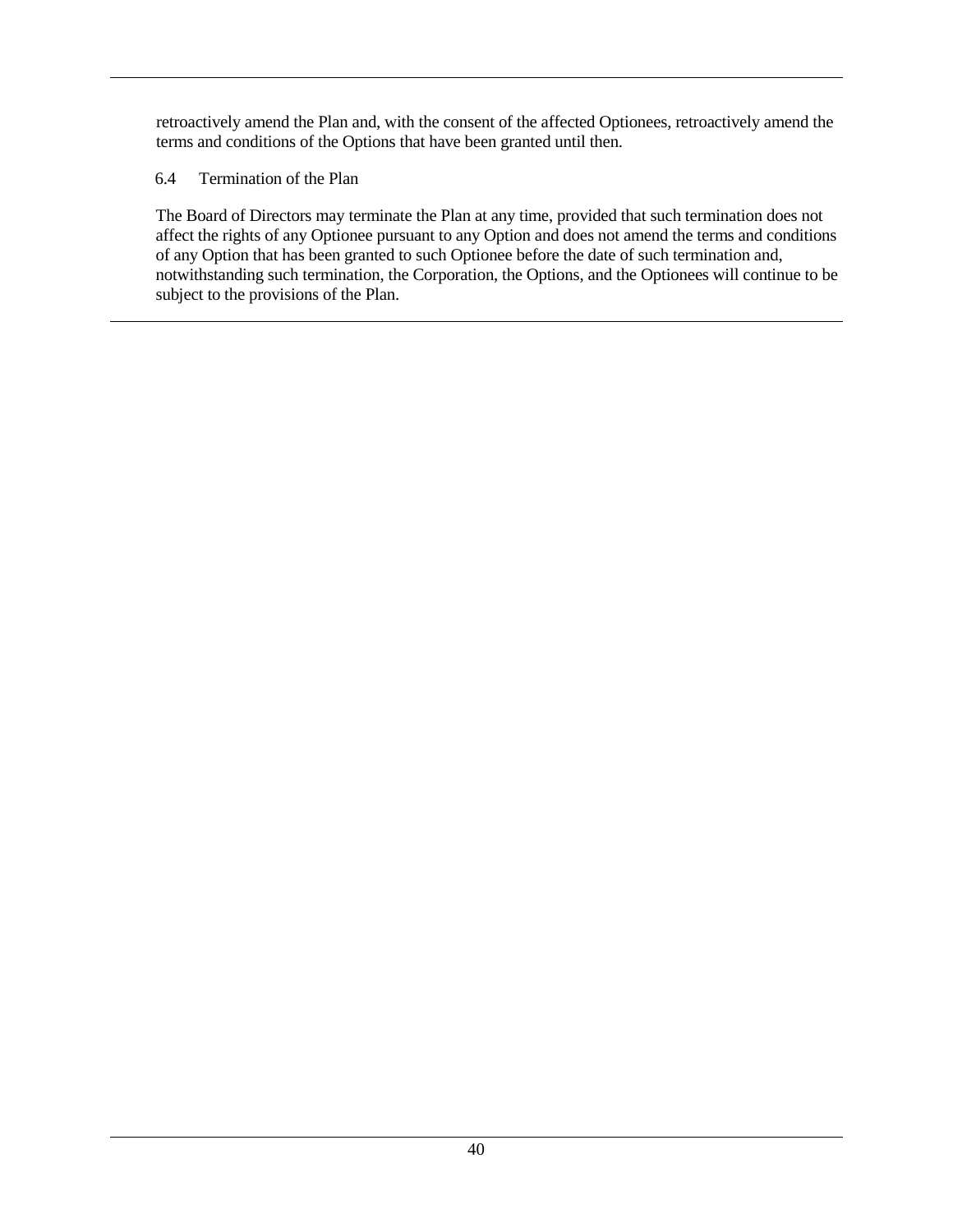retroactively amend the Plan and, with the consent of the affected Optionees, retroactively amend the terms and conditions of the Options that have been granted until then.

### 6.4 Termination of the Plan

The Board of Directors may terminate the Plan at any time, provided that such termination does not affect the rights of any Optionee pursuant to any Option and does not amend the terms and conditions of any Option that has been granted to such Optionee before the date of such termination and, notwithstanding such termination, the Corporation, the Options, and the Optionees will continue to be subject to the provisions of the Plan.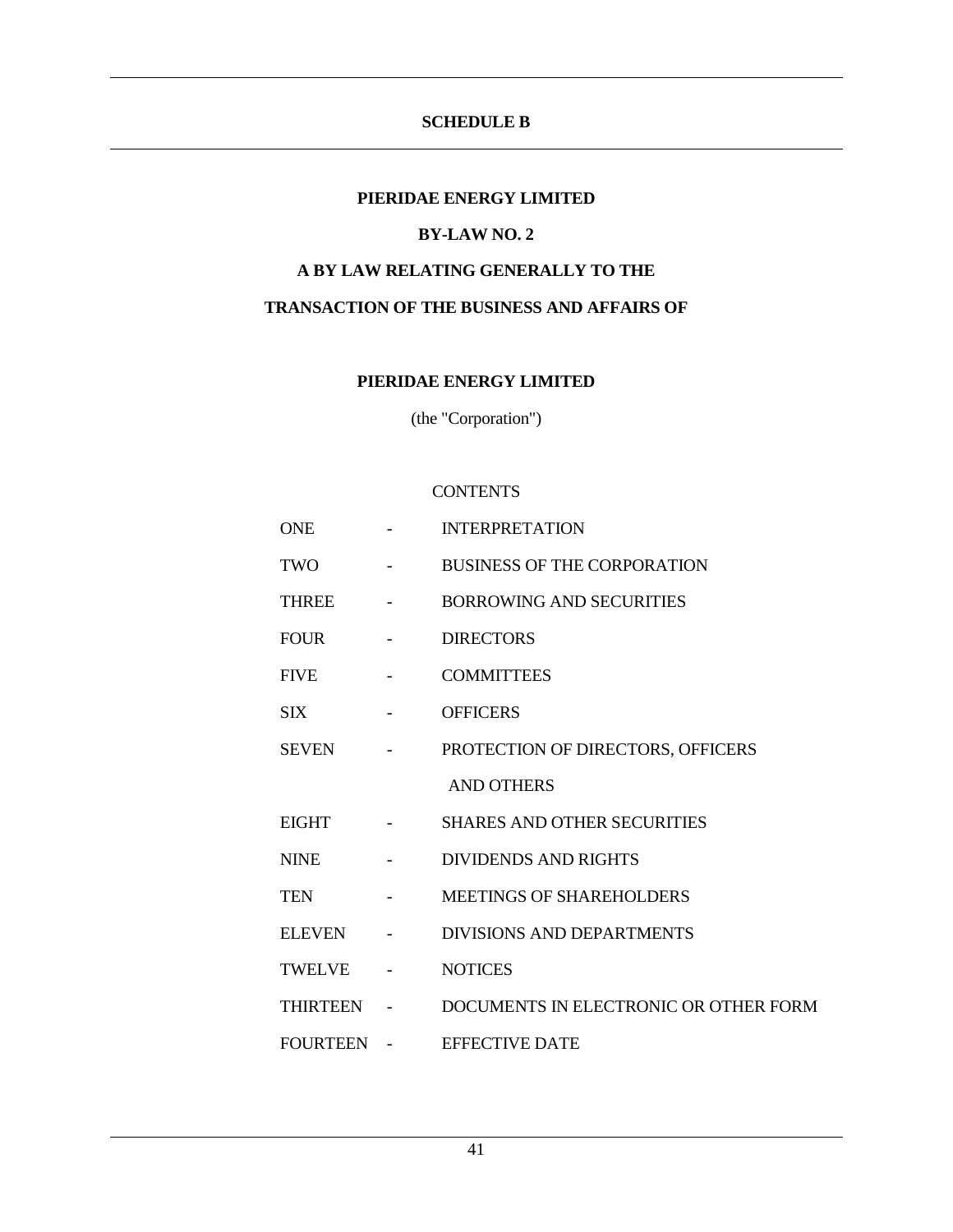# SCHEDULE B

## PIERIDAE ENERGY LIMITED

## BY-LAW NO. 2

## A BY LAW RELATING GENERALLY TO THE

## TRANSACTION OF THE BUSINESS AND AFFAIRS OF

## PIERIDAE ENERGY LIMITED

(the "Corporation")

CONTENTS

| | | |
|---|---|---|
| ONE | - | INTERPRETATION |
| TWO | - | BUSINESS OF THE CORPORATION |
| THREE | - | BORROWING AND SECURITIES |
| FOUR | - | DIRECTORS |
| FIVE | - | COMMITTEES |
| SIX | - | OFFICERS |
| SEVEN | - | PROTECTION OF DIRECTORS, OFFICERS AND OTHERS |
| EIGHT | - | SHARES AND OTHER SECURITIES |
| NINE | - | DIVIDENDS AND RIGHTS |
| TEN | - | MEETINGS OF SHAREHOLDERS |
| ELEVEN | - | DIVISIONS AND DEPARTMENTS |
| TWELVE | - | NOTICES |
| THIRTEEN | - | DOCUMENTS IN ELECTRONIC OR OTHER FORM |
| FOURTEEN | - | EFFECTIVE DATE |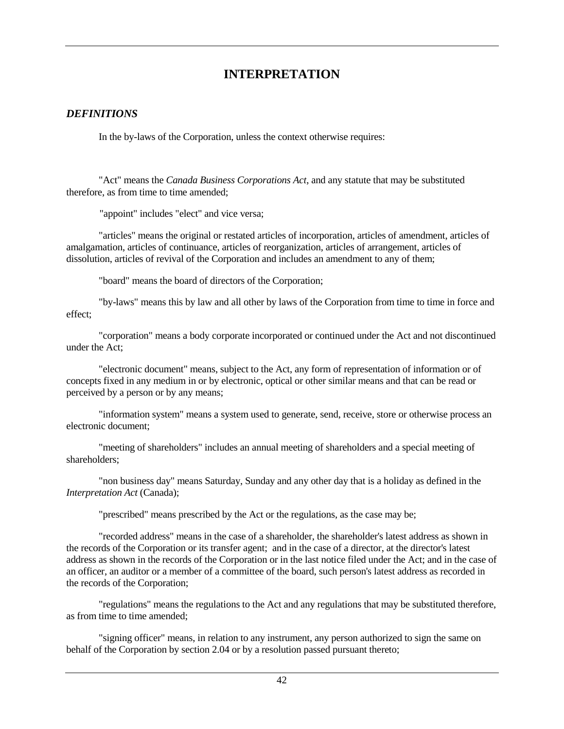# INTERPRETATION

### *DEFINITIONS*

In the by-laws of the Corporation, unless the context otherwise requires:

"Act" means the *Canada Business Corporations Act*, and any statute that may be substituted therefore, as from time to time amended;

"appoint" includes "elect" and vice versa;

"articles" means the original or restated articles of incorporation, articles of amendment, articles of amalgamation, articles of continuance, articles of reorganization, articles of arrangement, articles of dissolution, articles of revival of the Corporation and includes an amendment to any of them;

"board" means the board of directors of the Corporation;

"by-laws" means this by law and all other by laws of the Corporation from time to time in force and effect;

"corporation" means a body corporate incorporated or continued under the Act and not discontinued under the Act;

"electronic document" means, subject to the Act, any form of representation of information or of concepts fixed in any medium in or by electronic, optical or other similar means and that can be read or perceived by a person or by any means;

"information system" means a system used to generate, send, receive, store or otherwise process an electronic document;

"meeting of shareholders" includes an annual meeting of shareholders and a special meeting of shareholders;

"non business day" means Saturday, Sunday and any other day that is a holiday as defined in the *Interpretation Act* (Canada);

"prescribed" means prescribed by the Act or the regulations, as the case may be;

"recorded address" means in the case of a shareholder, the shareholder's latest address as shown in the records of the Corporation or its transfer agent; and in the case of a director, at the director's latest address as shown in the records of the Corporation or in the last notice filed under the Act; and in the case of an officer, an auditor or a member of a committee of the board, such person's latest address as recorded in the records of the Corporation;

"regulations" means the regulations to the Act and any regulations that may be substituted therefore, as from time to time amended;

"signing officer" means, in relation to any instrument, any person authorized to sign the same on behalf of the Corporation by section 2.04 or by a resolution passed pursuant thereto;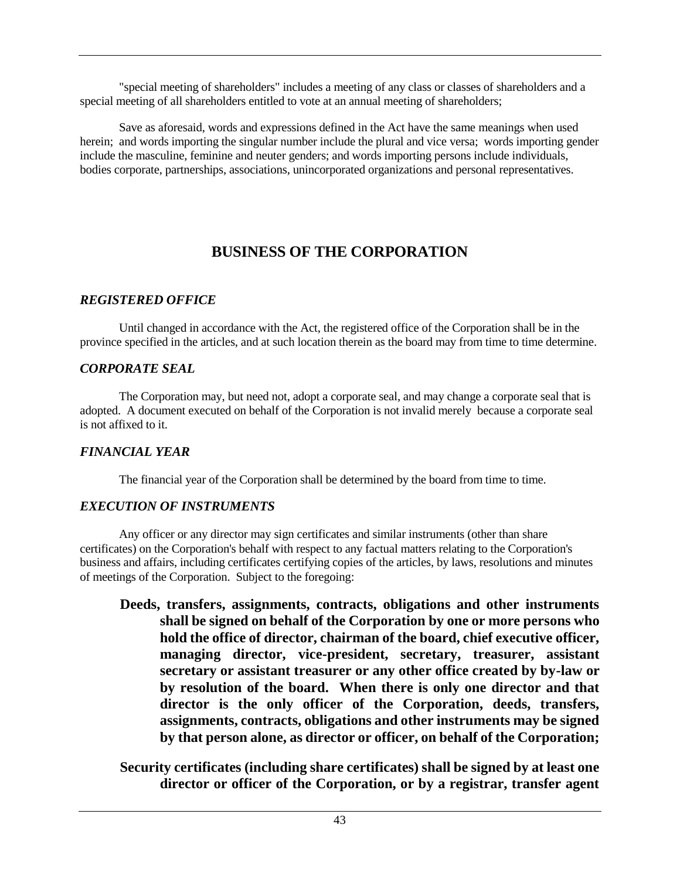"special meeting of shareholders" includes a meeting of any class or classes of shareholders and a special meeting of all shareholders entitled to vote at an annual meeting of shareholders;

Save as aforesaid, words and expressions defined in the Act have the same meanings when used herein; and words importing the singular number include the plural and vice versa; words importing gender include the masculine, feminine and neuter genders; and words importing persons include individuals, bodies corporate, partnerships, associations, unincorporated organizations and personal representatives.

## BUSINESS OF THE CORPORATION

### *REGISTERED OFFICE*

Until changed in accordance with the Act, the registered office of the Corporation shall be in the province specified in the articles, and at such location therein as the board may from time to time determine.

### *CORPORATE SEAL*

The Corporation may, but need not, adopt a corporate seal, and may change a corporate seal that is adopted. A document executed on behalf of the Corporation is not invalid merely because a corporate seal is not affixed to it.

### *FINANCIAL YEAR*

The financial year of the Corporation shall be determined by the board from time to time.

### *EXECUTION OF INSTRUMENTS*

Any officer or any director may sign certificates and similar instruments (other than share certificates) on the Corporation's behalf with respect to any factual matters relating to the Corporation's business and affairs, including certificates certifying copies of the articles, by laws, resolutions and minutes of meetings of the Corporation. Subject to the foregoing:

**Deeds, transfers, assignments, contracts, obligations and other instruments shall be signed on behalf of the Corporation by one or more persons who hold the office of director, chairman of the board, chief executive officer, managing director, vice-president, secretary, treasurer, assistant secretary or assistant treasurer or any other office created by by-law or by resolution of the board. When there is only one director and that director is the only officer of the Corporation, deeds, transfers, assignments, contracts, obligations and other instruments may be signed by that person alone, as director or officer, on behalf of the Corporation;**

**Security certificates (including share certificates) shall be signed by at least one director or officer of the Corporation, or by a registrar, transfer agent**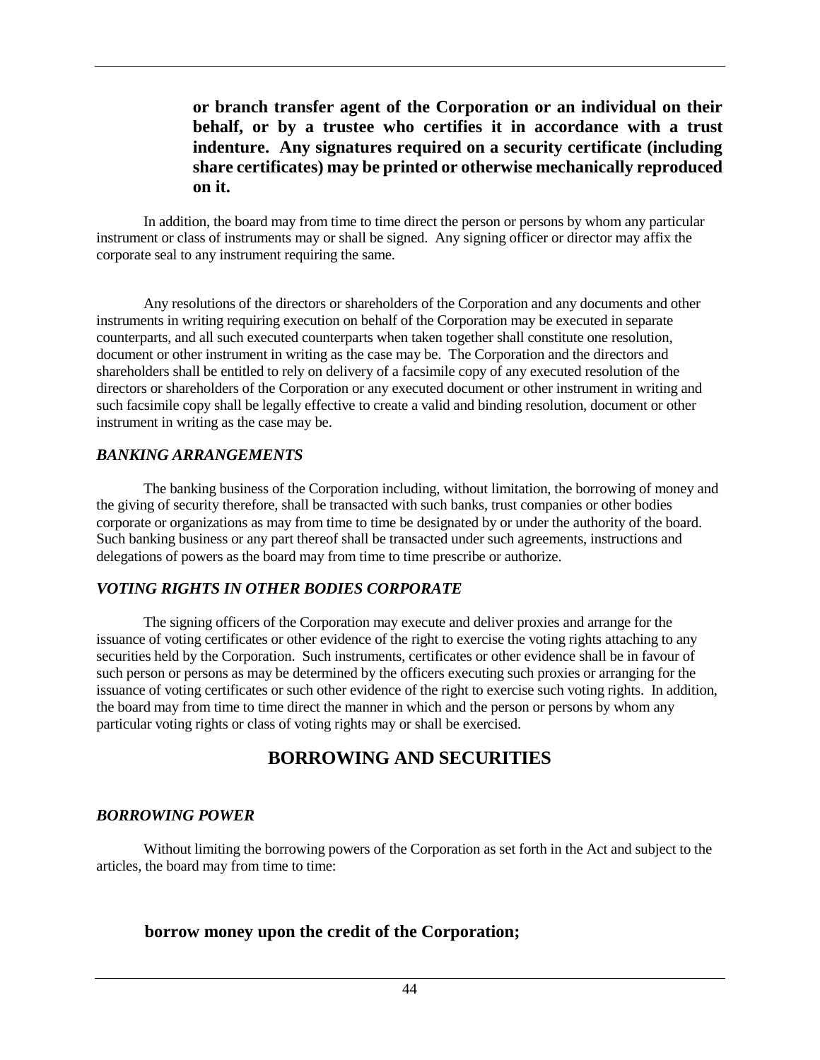**or branch transfer agent of the Corporation or an individual on their behalf, or by a trustee who certifies it in accordance with a trust indenture. Any signatures required on a security certificate (including share certificates) may be printed or otherwise mechanically reproduced on it.**

In addition, the board may from time to time direct the person or persons by whom any particular instrument or class of instruments may or shall be signed. Any signing officer or director may affix the corporate seal to any instrument requiring the same.

Any resolutions of the directors or shareholders of the Corporation and any documents and other instruments in writing requiring execution on behalf of the Corporation may be executed in separate counterparts, and all such executed counterparts when taken together shall constitute one resolution, document or other instrument in writing as the case may be. The Corporation and the directors and shareholders shall be entitled to rely on delivery of a facsimile copy of any executed resolution of the directors or shareholders of the Corporation or any executed document or other instrument in writing and such facsimile copy shall be legally effective to create a valid and binding resolution, document or other instrument in writing as the case may be.

### *BANKING ARRANGEMENTS*

The banking business of the Corporation including, without limitation, the borrowing of money and the giving of security therefore, shall be transacted with such banks, trust companies or other bodies corporate or organizations as may from time to time be designated by or under the authority of the board. Such banking business or any part thereof shall be transacted under such agreements, instructions and delegations of powers as the board may from time to time prescribe or authorize.

### *VOTING RIGHTS IN OTHER BODIES CORPORATE*

The signing officers of the Corporation may execute and deliver proxies and arrange for the issuance of voting certificates or other evidence of the right to exercise the voting rights attaching to any securities held by the Corporation. Such instruments, certificates or other evidence shall be in favour of such person or persons as may be determined by the officers executing such proxies or arranging for the issuance of voting certificates or such other evidence of the right to exercise such voting rights. In addition, the board may from time to time direct the manner in which and the person or persons by whom any particular voting rights or class of voting rights may or shall be exercised.

## BORROWING AND SECURITIES

### *BORROWING POWER*

Without limiting the borrowing powers of the Corporation as set forth in the Act and subject to the articles, the board may from time to time:

**borrow money upon the credit of the Corporation;**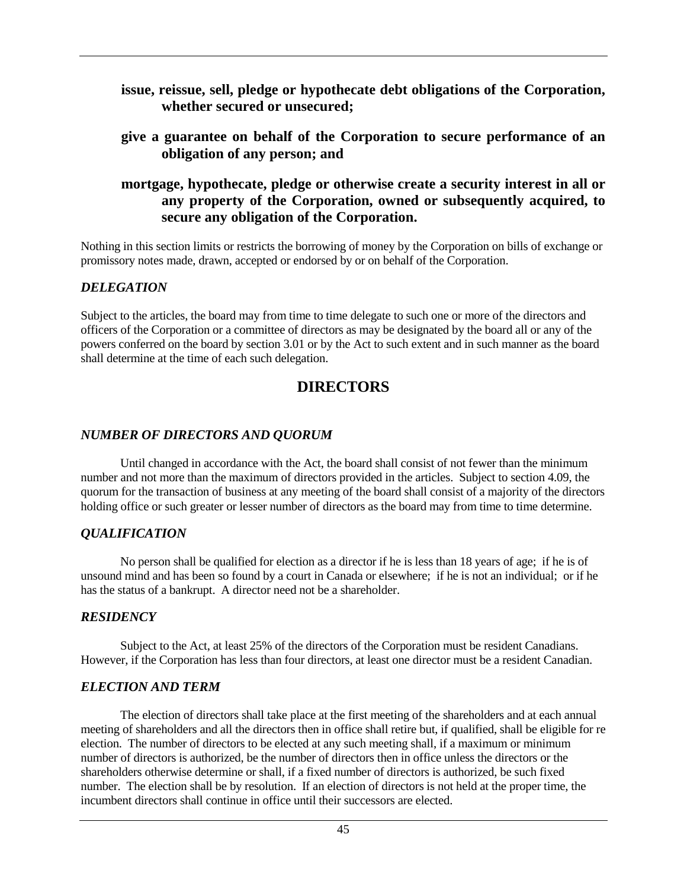**issue, reissue, sell, pledge or hypothecate debt obligations of the Corporation, whether secured or unsecured;**

**give a guarantee on behalf of the Corporation to secure performance of an obligation of any person; and**

**mortgage, hypothecate, pledge or otherwise create a security interest in all or any property of the Corporation, owned or subsequently acquired, to secure any obligation of the Corporation.**

Nothing in this section limits or restricts the borrowing of money by the Corporation on bills of exchange or promissory notes made, drawn, accepted or endorsed by or on behalf of the Corporation.

### *DELEGATION*

Subject to the articles, the board may from time to time delegate to such one or more of the directors and officers of the Corporation or a committee of directors as may be designated by the board all or any of the powers conferred on the board by section 3.01 or by the Act to such extent and in such manner as the board shall determine at the time of each such delegation.

## DIRECTORS

### *NUMBER OF DIRECTORS AND QUORUM*

Until changed in accordance with the Act, the board shall consist of not fewer than the minimum number and not more than the maximum of directors provided in the articles. Subject to section 4.09, the quorum for the transaction of business at any meeting of the board shall consist of a majority of the directors holding office or such greater or lesser number of directors as the board may from time to time determine.

### *QUALIFICATION*

No person shall be qualified for election as a director if he is less than 18 years of age; if he is of unsound mind and has been so found by a court in Canada or elsewhere; if he is not an individual; or if he has the status of a bankrupt. A director need not be a shareholder.

### *RESIDENCY*

Subject to the Act, at least 25% of the directors of the Corporation must be resident Canadians. However, if the Corporation has less than four directors, at least one director must be a resident Canadian.

### *ELECTION AND TERM*

The election of directors shall take place at the first meeting of the shareholders and at each annual meeting of shareholders and all the directors then in office shall retire but, if qualified, shall be eligible for re election. The number of directors to be elected at any such meeting shall, if a maximum or minimum number of directors is authorized, be the number of directors then in office unless the directors or the shareholders otherwise determine or shall, if a fixed number of directors is authorized, be such fixed number. The election shall be by resolution. If an election of directors is not held at the proper time, the incumbent directors shall continue in office until their successors are elected.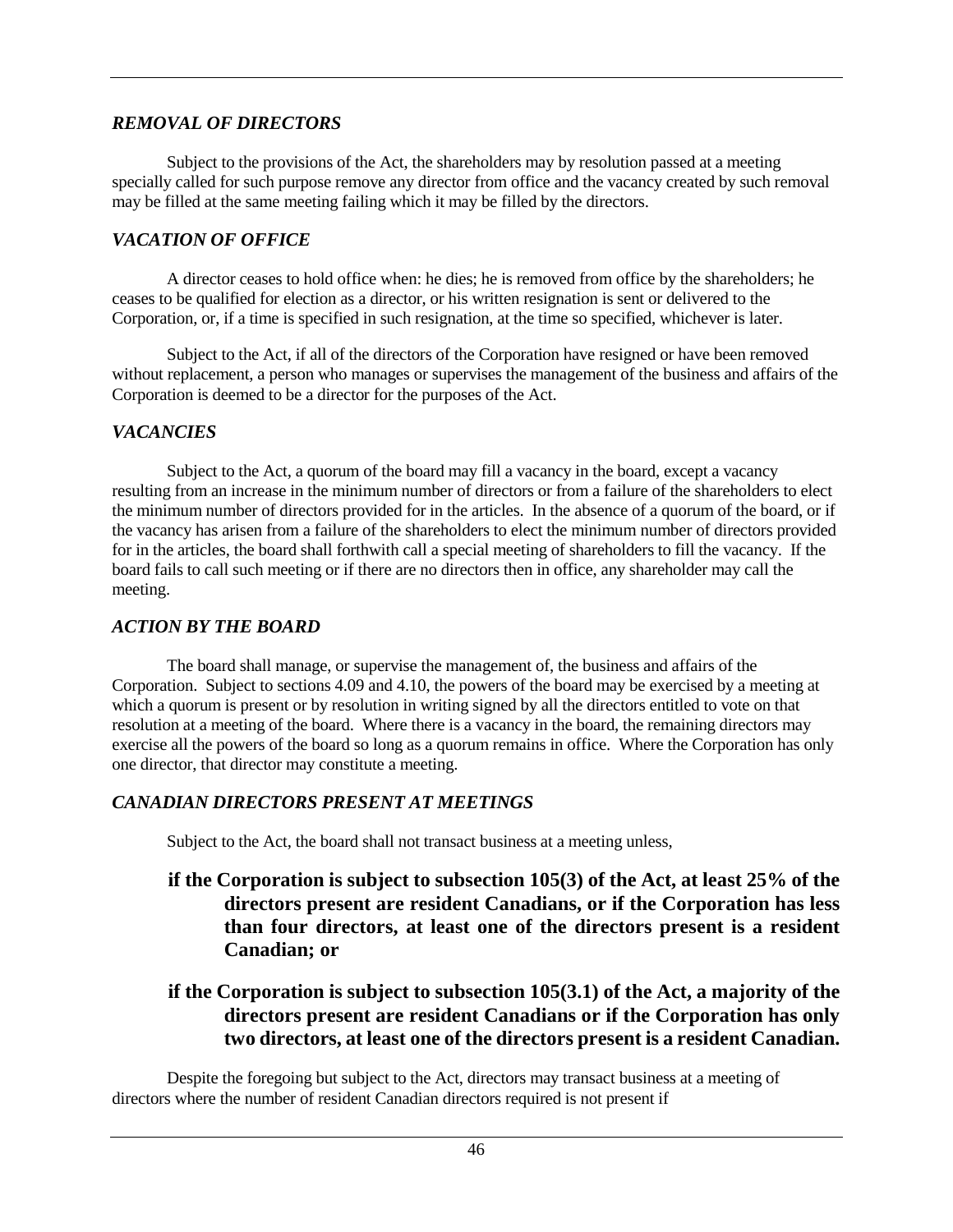### *REMOVAL OF DIRECTORS*

Subject to the provisions of the Act, the shareholders may by resolution passed at a meeting specially called for such purpose remove any director from office and the vacancy created by such removal may be filled at the same meeting failing which it may be filled by the directors.

### *VACATION OF OFFICE*

A director ceases to hold office when: he dies; he is removed from office by the shareholders; he ceases to be qualified for election as a director, or his written resignation is sent or delivered to the Corporation, or, if a time is specified in such resignation, at the time so specified, whichever is later.

Subject to the Act, if all of the directors of the Corporation have resigned or have been removed without replacement, a person who manages or supervises the management of the business and affairs of the Corporation is deemed to be a director for the purposes of the Act.

### *VACANCIES*

Subject to the Act, a quorum of the board may fill a vacancy in the board, except a vacancy resulting from an increase in the minimum number of directors or from a failure of the shareholders to elect the minimum number of directors provided for in the articles. In the absence of a quorum of the board, or if the vacancy has arisen from a failure of the shareholders to elect the minimum number of directors provided for in the articles, the board shall forthwith call a special meeting of shareholders to fill the vacancy. If the board fails to call such meeting or if there are no directors then in office, any shareholder may call the meeting.

### *ACTION BY THE BOARD*

The board shall manage, or supervise the management of, the business and affairs of the Corporation. Subject to sections 4.09 and 4.10, the powers of the board may be exercised by a meeting at which a quorum is present or by resolution in writing signed by all the directors entitled to vote on that resolution at a meeting of the board. Where there is a vacancy in the board, the remaining directors may exercise all the powers of the board so long as a quorum remains in office. Where the Corporation has only one director, that director may constitute a meeting.

### *CANADIAN DIRECTORS PRESENT AT MEETINGS*

Subject to the Act, the board shall not transact business at a meeting unless,

**if the Corporation is subject to subsection 105(3) of the Act, at least 25% of the directors present are resident Canadians, or if the Corporation has less than four directors, at least one of the directors present is a resident Canadian; or**

**if the Corporation is subject to subsection 105(3.1) of the Act, a majority of the directors present are resident Canadians or if the Corporation has only two directors, at least one of the directors present is a resident Canadian.**

Despite the foregoing but subject to the Act, directors may transact business at a meeting of directors where the number of resident Canadian directors required is not present if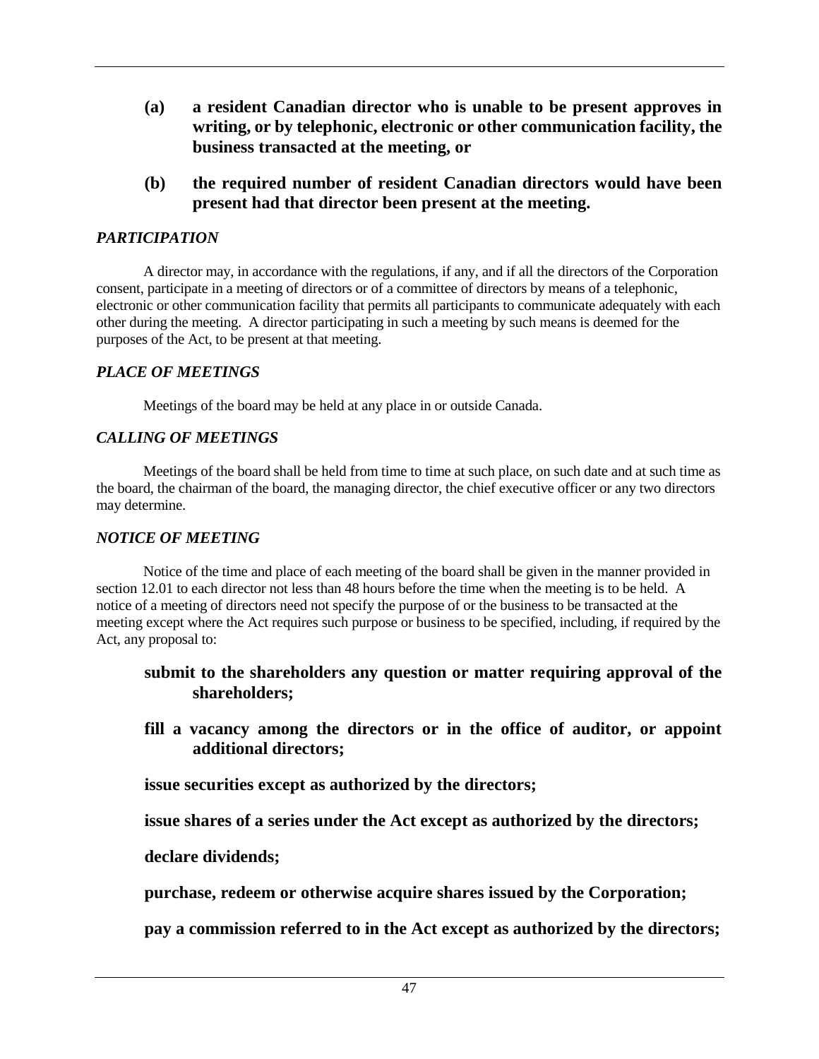**(a) a resident Canadian director who is unable to be present approves in writing, or by telephonic, electronic or other communication facility, the business transacted at the meeting, or**

**(b) the required number of resident Canadian directors would have been present had that director been present at the meeting.**

### *PARTICIPATION*

A director may, in accordance with the regulations, if any, and if all the directors of the Corporation consent, participate in a meeting of directors or of a committee of directors by means of a telephonic, electronic or other communication facility that permits all participants to communicate adequately with each other during the meeting. A director participating in such a meeting by such means is deemed for the purposes of the Act, to be present at that meeting.

### *PLACE OF MEETINGS*

Meetings of the board may be held at any place in or outside Canada.

### *CALLING OF MEETINGS*

Meetings of the board shall be held from time to time at such place, on such date and at such time as the board, the chairman of the board, the managing director, the chief executive officer or any two directors may determine.

### *NOTICE OF MEETING*

Notice of the time and place of each meeting of the board shall be given in the manner provided in section 12.01 to each director not less than 48 hours before the time when the meeting is to be held. A notice of a meeting of directors need not specify the purpose of or the business to be transacted at the meeting except where the Act requires such purpose or business to be specified, including, if required by the Act, any proposal to:

**submit to the shareholders any question or matter requiring approval of the shareholders;**

**fill a vacancy among the directors or in the office of auditor, or appoint additional directors;**

**issue securities except as authorized by the directors;**

**issue shares of a series under the Act except as authorized by the directors;**

**declare dividends;**

**purchase, redeem or otherwise acquire shares issued by the Corporation;**

**pay a commission referred to in the Act except as authorized by the directors;**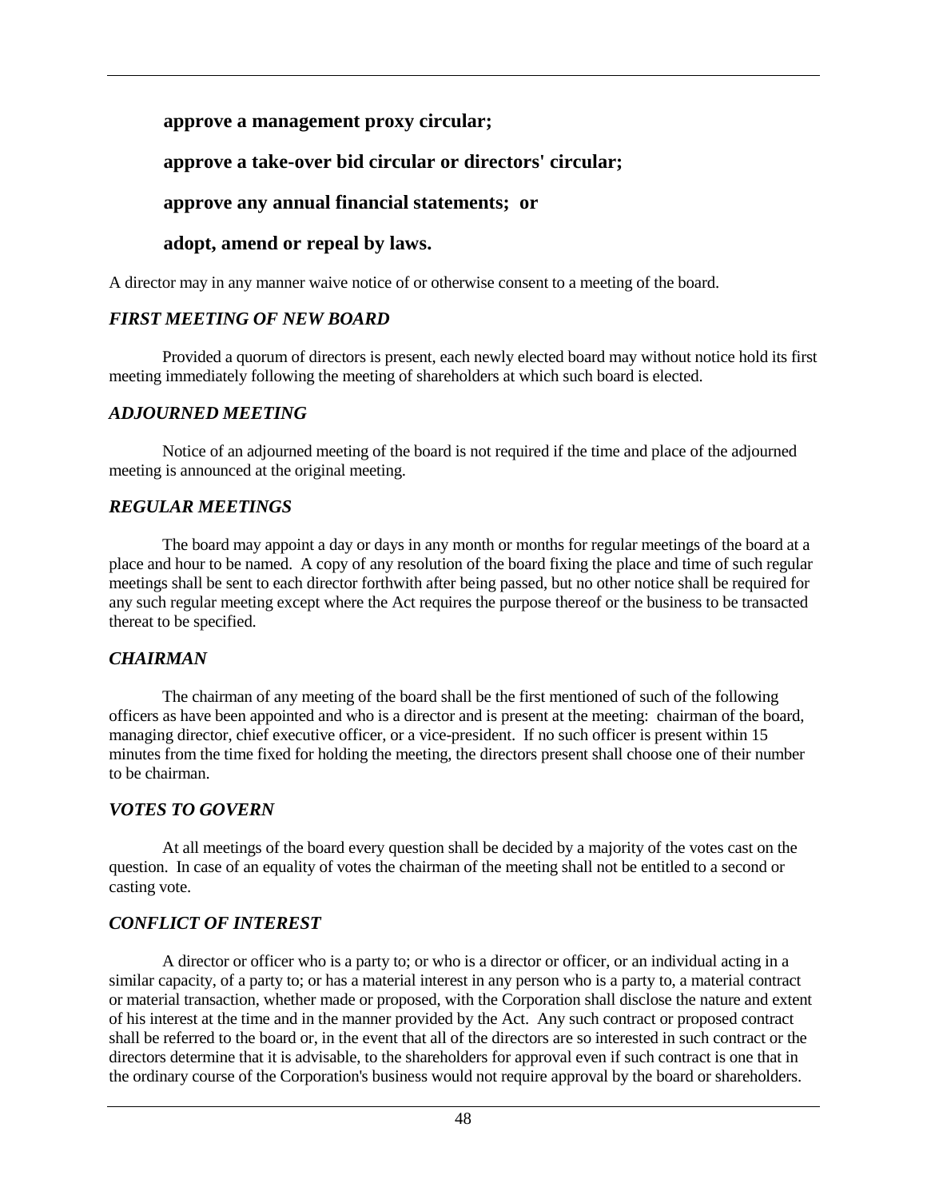**approve a management proxy circular;**

**approve a take-over bid circular or directors' circular;**

**approve any annual financial statements; or**

**adopt, amend or repeal by laws.**

A director may in any manner waive notice of or otherwise consent to a meeting of the board.

### *FIRST MEETING OF NEW BOARD*

Provided a quorum of directors is present, each newly elected board may without notice hold its first meeting immediately following the meeting of shareholders at which such board is elected.

### *ADJOURNED MEETING*

Notice of an adjourned meeting of the board is not required if the time and place of the adjourned meeting is announced at the original meeting.

### *REGULAR MEETINGS*

The board may appoint a day or days in any month or months for regular meetings of the board at a place and hour to be named. A copy of any resolution of the board fixing the place and time of such regular meetings shall be sent to each director forthwith after being passed, but no other notice shall be required for any such regular meeting except where the Act requires the purpose thereof or the business to be transacted thereat to be specified.

### *CHAIRMAN*

The chairman of any meeting of the board shall be the first mentioned of such of the following officers as have been appointed and who is a director and is present at the meeting: chairman of the board, managing director, chief executive officer, or a vice-president. If no such officer is present within 15 minutes from the time fixed for holding the meeting, the directors present shall choose one of their number to be chairman.

### *VOTES TO GOVERN*

At all meetings of the board every question shall be decided by a majority of the votes cast on the question. In case of an equality of votes the chairman of the meeting shall not be entitled to a second or casting vote.

### *CONFLICT OF INTEREST*

A director or officer who is a party to; or who is a director or officer, or an individual acting in a similar capacity, of a party to; or has a material interest in any person who is a party to, a material contract or material transaction, whether made or proposed, with the Corporation shall disclose the nature and extent of his interest at the time and in the manner provided by the Act. Any such contract or proposed contract shall be referred to the board or, in the event that all of the directors are so interested in such contract or the directors determine that it is advisable, to the shareholders for approval even if such contract is one that in the ordinary course of the Corporation's business would not require approval by the board or shareholders.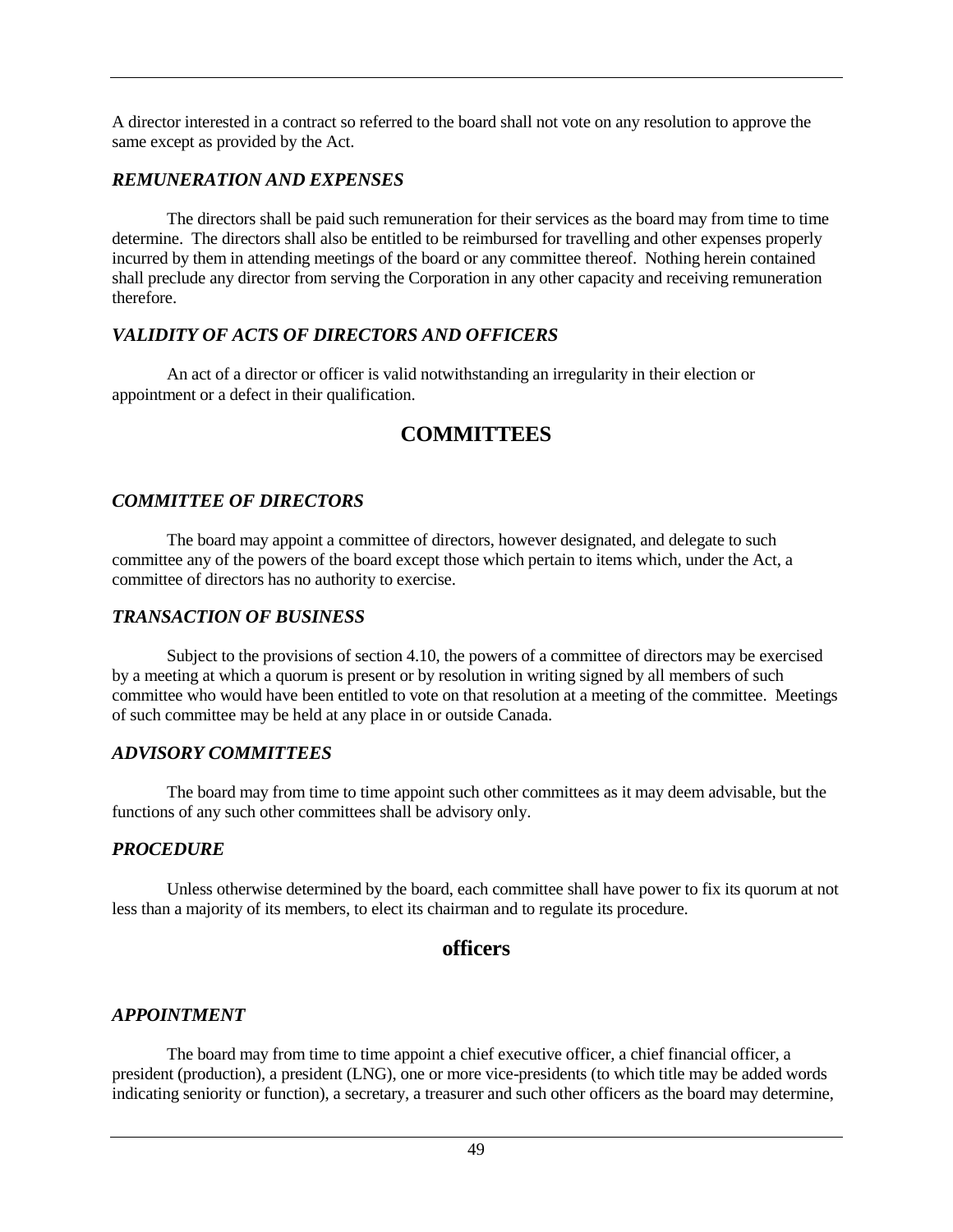A director interested in a contract so referred to the board shall not vote on any resolution to approve the same except as provided by the Act.

### *REMUNERATION AND EXPENSES*

The directors shall be paid such remuneration for their services as the board may from time to time determine. The directors shall also be entitled to be reimbursed for travelling and other expenses properly incurred by them in attending meetings of the board or any committee thereof. Nothing herein contained shall preclude any director from serving the Corporation in any other capacity and receiving remuneration therefore.

### *VALIDITY OF ACTS OF DIRECTORS AND OFFICERS*

An act of a director or officer is valid notwithstanding an irregularity in their election or appointment or a defect in their qualification.

## COMMITTEES

### *COMMITTEE OF DIRECTORS*

The board may appoint a committee of directors, however designated, and delegate to such committee any of the powers of the board except those which pertain to items which, under the Act, a committee of directors has no authority to exercise.

### *TRANSACTION OF BUSINESS*

Subject to the provisions of section 4.10, the powers of a committee of directors may be exercised by a meeting at which a quorum is present or by resolution in writing signed by all members of such committee who would have been entitled to vote on that resolution at a meeting of the committee. Meetings of such committee may be held at any place in or outside Canada.

### *ADVISORY COMMITTEES*

The board may from time to time appoint such other committees as it may deem advisable, but the functions of any such other committees shall be advisory only.

### *PROCEDURE*

Unless otherwise determined by the board, each committee shall have power to fix its quorum at not less than a majority of its members, to elect its chairman and to regulate its procedure.

## officers

### *APPOINTMENT*

The board may from time to time appoint a chief executive officer, a chief financial officer, a president (production), a president (LNG), one or more vice-presidents (to which title may be added words indicating seniority or function), a secretary, a treasurer and such other officers as the board may determine,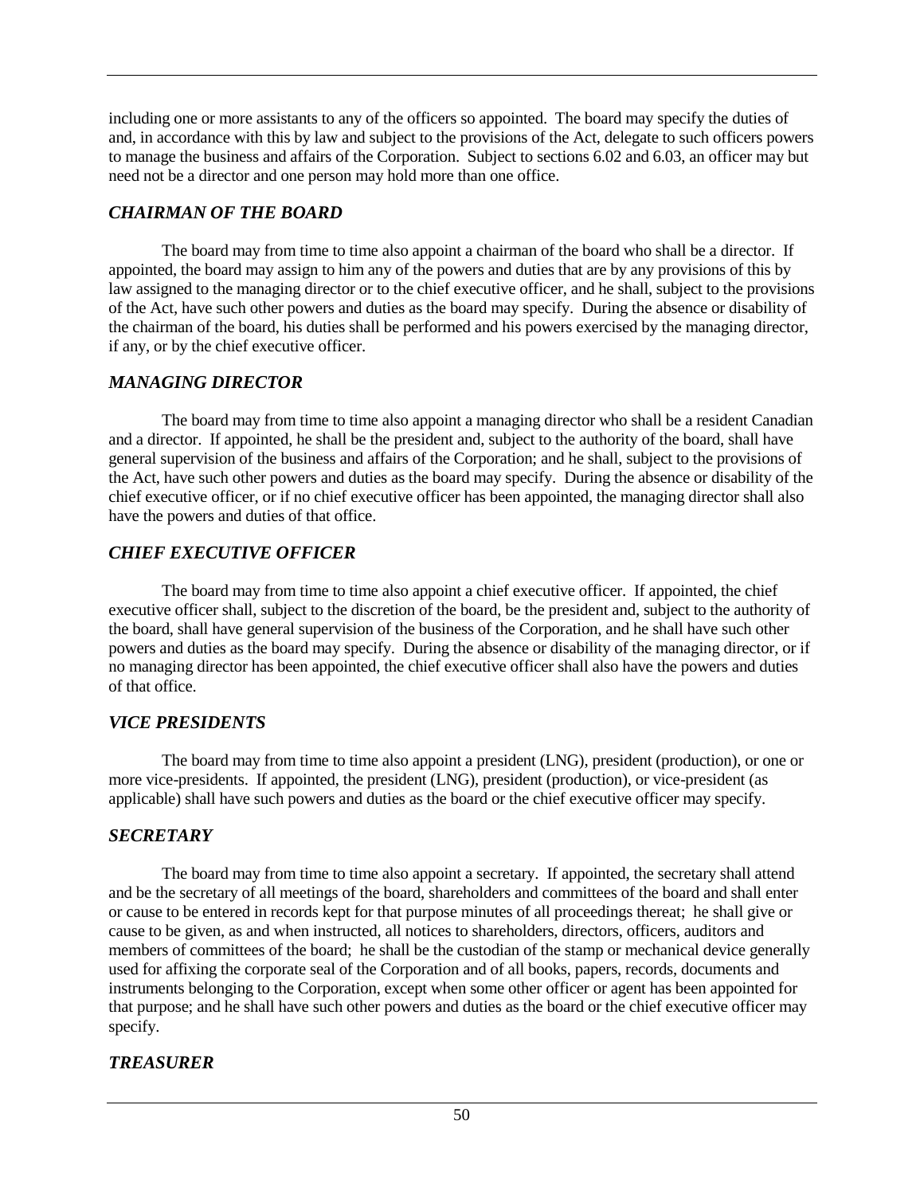including one or more assistants to any of the officers so appointed. The board may specify the duties of and, in accordance with this by law and subject to the provisions of the Act, delegate to such officers powers to manage the business and affairs of the Corporation. Subject to sections 6.02 and 6.03, an officer may but need not be a director and one person may hold more than one office.

### *CHAIRMAN OF THE BOARD*

The board may from time to time also appoint a chairman of the board who shall be a director. If appointed, the board may assign to him any of the powers and duties that are by any provisions of this by law assigned to the managing director or to the chief executive officer, and he shall, subject to the provisions of the Act, have such other powers and duties as the board may specify. During the absence or disability of the chairman of the board, his duties shall be performed and his powers exercised by the managing director, if any, or by the chief executive officer.

### *MANAGING DIRECTOR*

The board may from time to time also appoint a managing director who shall be a resident Canadian and a director. If appointed, he shall be the president and, subject to the authority of the board, shall have general supervision of the business and affairs of the Corporation; and he shall, subject to the provisions of the Act, have such other powers and duties as the board may specify. During the absence or disability of the chief executive officer, or if no chief executive officer has been appointed, the managing director shall also have the powers and duties of that office.

### *CHIEF EXECUTIVE OFFICER*

The board may from time to time also appoint a chief executive officer. If appointed, the chief executive officer shall, subject to the discretion of the board, be the president and, subject to the authority of the board, shall have general supervision of the business of the Corporation, and he shall have such other powers and duties as the board may specify. During the absence or disability of the managing director, or if no managing director has been appointed, the chief executive officer shall also have the powers and duties of that office.

### *VICE PRESIDENTS*

The board may from time to time also appoint a president (LNG), president (production), or one or more vice-presidents. If appointed, the president (LNG), president (production), or vice-president (as applicable) shall have such powers and duties as the board or the chief executive officer may specify.

### *SECRETARY*

The board may from time to time also appoint a secretary. If appointed, the secretary shall attend and be the secretary of all meetings of the board, shareholders and committees of the board and shall enter or cause to be entered in records kept for that purpose minutes of all proceedings thereat; he shall give or cause to be given, as and when instructed, all notices to shareholders, directors, officers, auditors and members of committees of the board; he shall be the custodian of the stamp or mechanical device generally used for affixing the corporate seal of the Corporation and of all books, papers, records, documents and instruments belonging to the Corporation, except when some other officer or agent has been appointed for that purpose; and he shall have such other powers and duties as the board or the chief executive officer may specify.

### *TREASURER*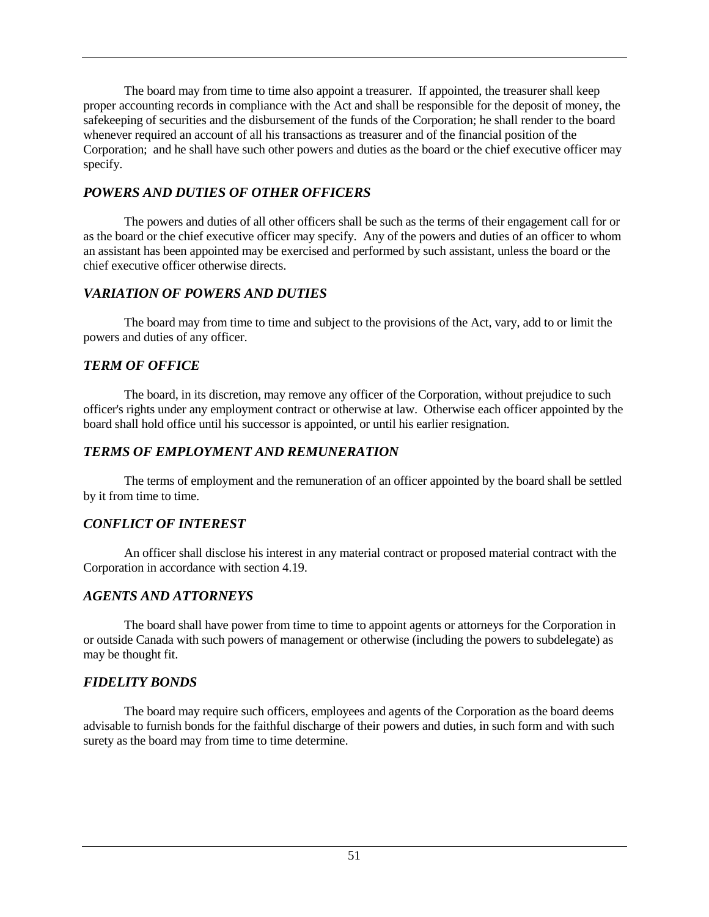The board may from time to time also appoint a treasurer. If appointed, the treasurer shall keep proper accounting records in compliance with the Act and shall be responsible for the deposit of money, the safekeeping of securities and the disbursement of the funds of the Corporation; he shall render to the board whenever required an account of all his transactions as treasurer and of the financial position of the Corporation; and he shall have such other powers and duties as the board or the chief executive officer may specify.

### *POWERS AND DUTIES OF OTHER OFFICERS*

The powers and duties of all other officers shall be such as the terms of their engagement call for or as the board or the chief executive officer may specify. Any of the powers and duties of an officer to whom an assistant has been appointed may be exercised and performed by such assistant, unless the board or the chief executive officer otherwise directs.

### *VARIATION OF POWERS AND DUTIES*

The board may from time to time and subject to the provisions of the Act, vary, add to or limit the powers and duties of any officer.

### *TERM OF OFFICE*

The board, in its discretion, may remove any officer of the Corporation, without prejudice to such officer's rights under any employment contract or otherwise at law. Otherwise each officer appointed by the board shall hold office until his successor is appointed, or until his earlier resignation.

### *TERMS OF EMPLOYMENT AND REMUNERATION*

The terms of employment and the remuneration of an officer appointed by the board shall be settled by it from time to time.

### *CONFLICT OF INTEREST*

An officer shall disclose his interest in any material contract or proposed material contract with the Corporation in accordance with section 4.19.

### *AGENTS AND ATTORNEYS*

The board shall have power from time to time to appoint agents or attorneys for the Corporation in or outside Canada with such powers of management or otherwise (including the powers to subdelegate) as may be thought fit.

### *FIDELITY BONDS*

The board may require such officers, employees and agents of the Corporation as the board deems advisable to furnish bonds for the faithful discharge of their powers and duties, in such form and with such surety as the board may from time to time determine.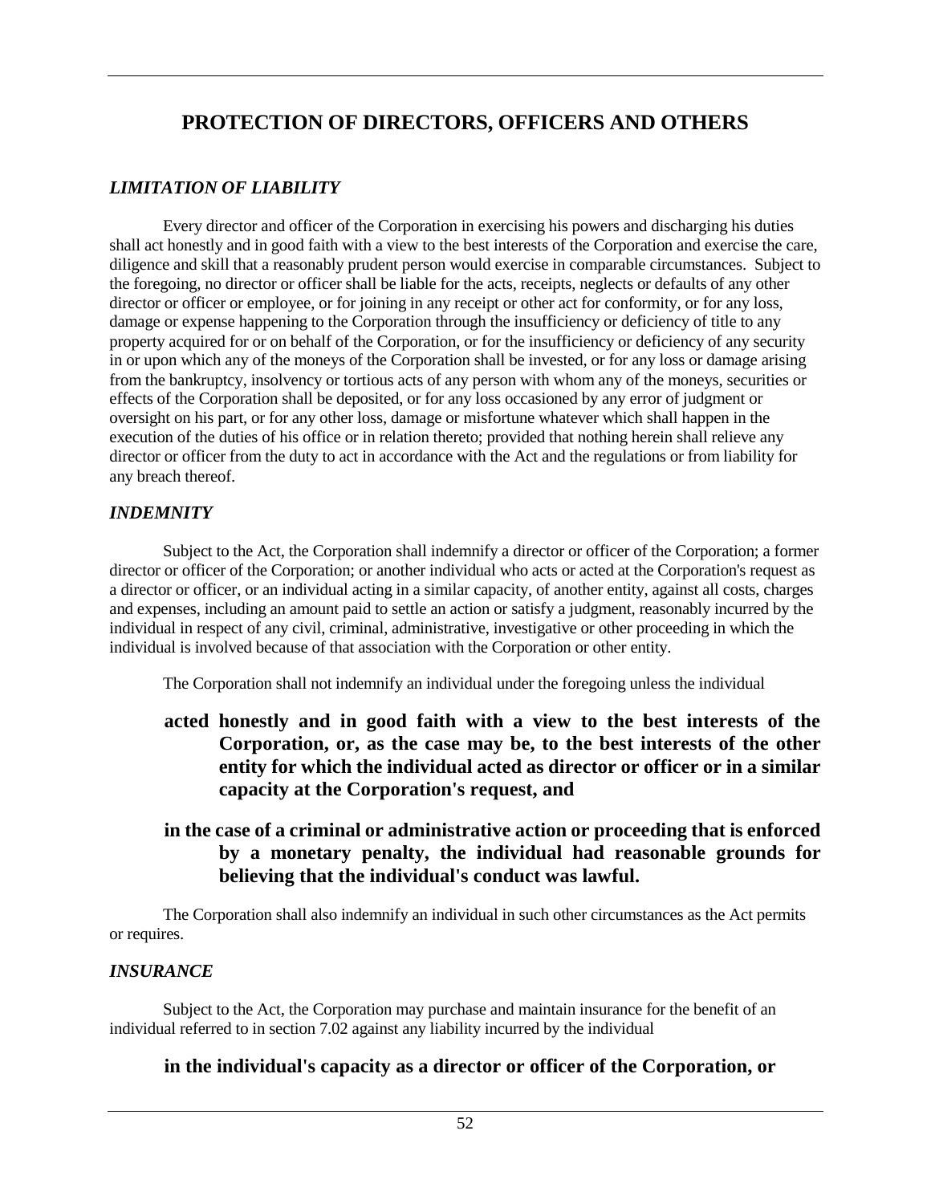# PROTECTION OF DIRECTORS, OFFICERS AND OTHERS

## *LIMITATION OF LIABILITY*

Every director and officer of the Corporation in exercising his powers and discharging his duties shall act honestly and in good faith with a view to the best interests of the Corporation and exercise the care, diligence and skill that a reasonably prudent person would exercise in comparable circumstances. Subject to the foregoing, no director or officer shall be liable for the acts, receipts, neglects or defaults of any other director or officer or employee, or for joining in any receipt or other act for conformity, or for any loss, damage or expense happening to the Corporation through the insufficiency or deficiency of title to any property acquired for or on behalf of the Corporation, or for the insufficiency or deficiency of any security in or upon which any of the moneys of the Corporation shall be invested, or for any loss or damage arising from the bankruptcy, insolvency or tortious acts of any person with whom any of the moneys, securities or effects of the Corporation shall be deposited, or for any loss occasioned by any error of judgment or oversight on his part, or for any other loss, damage or misfortune whatever which shall happen in the execution of the duties of his office or in relation thereto; provided that nothing herein shall relieve any director or officer from the duty to act in accordance with the Act and the regulations or from liability for any breach thereof.

## *INDEMNITY*

Subject to the Act, the Corporation shall indemnify a director or officer of the Corporation; a former director or officer of the Corporation; or another individual who acts or acted at the Corporation's request as a director or officer, or an individual acting in a similar capacity, of another entity, against all costs, charges and expenses, including an amount paid to settle an action or satisfy a judgment, reasonably incurred by the individual in respect of any civil, criminal, administrative, investigative or other proceeding in which the individual is involved because of that association with the Corporation or other entity.

The Corporation shall not indemnify an individual under the foregoing unless the individual

**acted honestly and in good faith with a view to the best interests of the Corporation, or, as the case may be, to the best interests of the other entity for which the individual acted as director or officer or in a similar capacity at the Corporation's request, and**

**in the case of a criminal or administrative action or proceeding that is enforced by a monetary penalty, the individual had reasonable grounds for believing that the individual's conduct was lawful.**

The Corporation shall also indemnify an individual in such other circumstances as the Act permits or requires.

## *INSURANCE*

Subject to the Act, the Corporation may purchase and maintain insurance for the benefit of an individual referred to in section 7.02 against any liability incurred by the individual

**in the individual's capacity as a director or officer of the Corporation, or**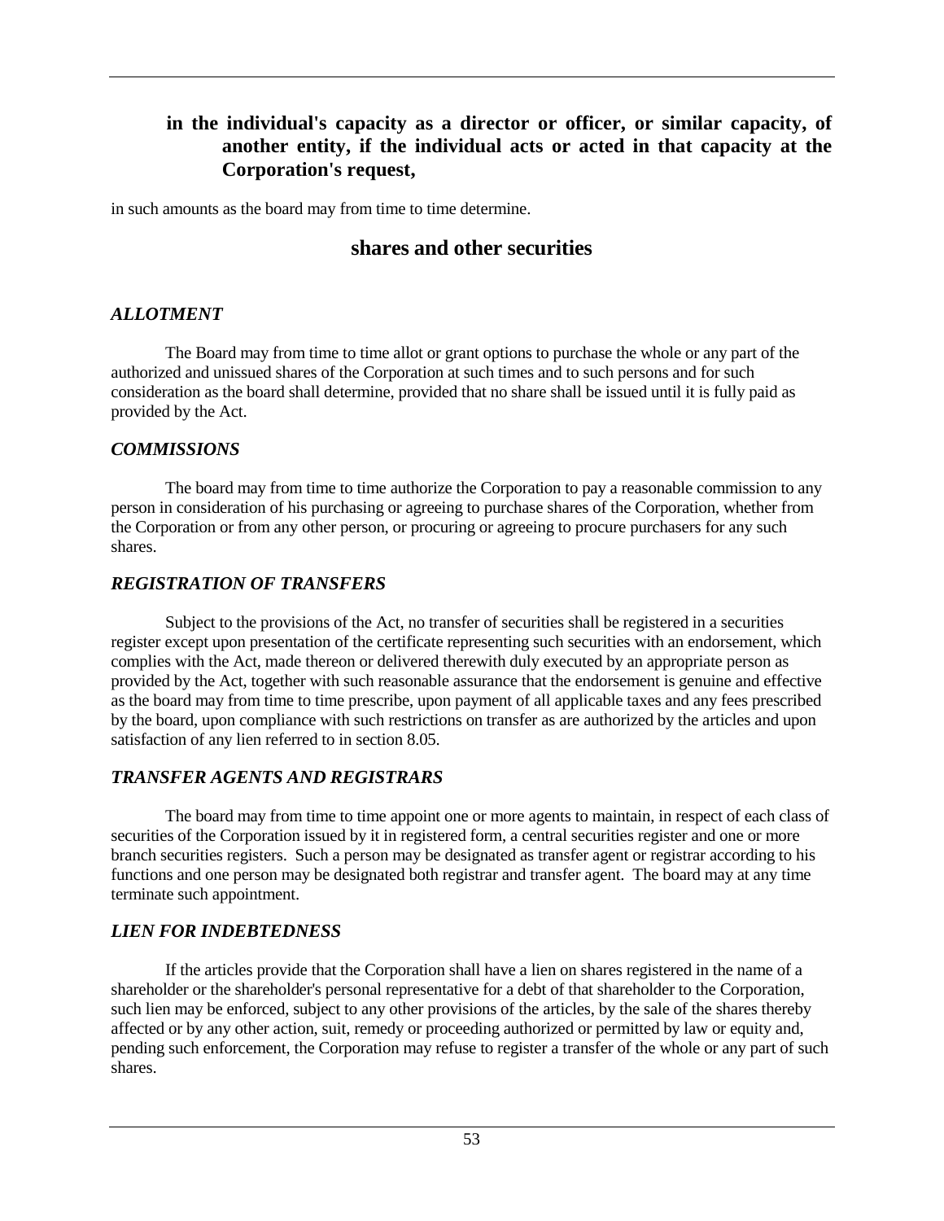**in the individual's capacity as a director or officer, or similar capacity, of another entity, if the individual acts or acted in that capacity at the Corporation's request,**

in such amounts as the board may from time to time determine.

## shares and other securities

### *ALLOTMENT*

The Board may from time to time allot or grant options to purchase the whole or any part of the authorized and unissued shares of the Corporation at such times and to such persons and for such consideration as the board shall determine, provided that no share shall be issued until it is fully paid as provided by the Act.

### *COMMISSIONS*

The board may from time to time authorize the Corporation to pay a reasonable commission to any person in consideration of his purchasing or agreeing to purchase shares of the Corporation, whether from the Corporation or from any other person, or procuring or agreeing to procure purchasers for any such shares.

### *REGISTRATION OF TRANSFERS*

Subject to the provisions of the Act, no transfer of securities shall be registered in a securities register except upon presentation of the certificate representing such securities with an endorsement, which complies with the Act, made thereon or delivered therewith duly executed by an appropriate person as provided by the Act, together with such reasonable assurance that the endorsement is genuine and effective as the board may from time to time prescribe, upon payment of all applicable taxes and any fees prescribed by the board, upon compliance with such restrictions on transfer as are authorized by the articles and upon satisfaction of any lien referred to in section 8.05.

### *TRANSFER AGENTS AND REGISTRARS*

The board may from time to time appoint one or more agents to maintain, in respect of each class of securities of the Corporation issued by it in registered form, a central securities register and one or more branch securities registers. Such a person may be designated as transfer agent or registrar according to his functions and one person may be designated both registrar and transfer agent. The board may at any time terminate such appointment.

### *LIEN FOR INDEBTEDNESS*

If the articles provide that the Corporation shall have a lien on shares registered in the name of a shareholder or the shareholder's personal representative for a debt of that shareholder to the Corporation, such lien may be enforced, subject to any other provisions of the articles, by the sale of the shares thereby affected or by any other action, suit, remedy or proceeding authorized or permitted by law or equity and, pending such enforcement, the Corporation may refuse to register a transfer of the whole or any part of such shares.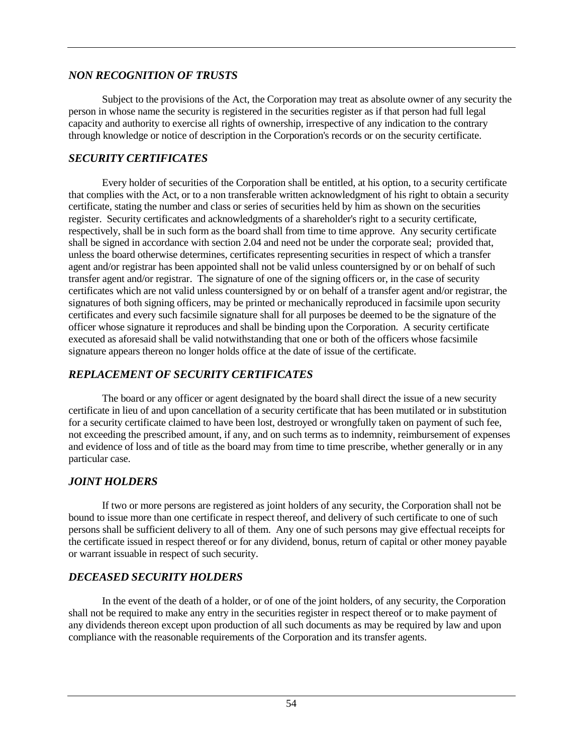### *NON RECOGNITION OF TRUSTS*

Subject to the provisions of the Act, the Corporation may treat as absolute owner of any security the person in whose name the security is registered in the securities register as if that person had full legal capacity and authority to exercise all rights of ownership, irrespective of any indication to the contrary through knowledge or notice of description in the Corporation's records or on the security certificate.

### *SECURITY CERTIFICATES*

Every holder of securities of the Corporation shall be entitled, at his option, to a security certificate that complies with the Act, or to a non transferable written acknowledgment of his right to obtain a security certificate, stating the number and class or series of securities held by him as shown on the securities register. Security certificates and acknowledgments of a shareholder's right to a security certificate, respectively, shall be in such form as the board shall from time to time approve. Any security certificate shall be signed in accordance with section 2.04 and need not be under the corporate seal; provided that, unless the board otherwise determines, certificates representing securities in respect of which a transfer agent and/or registrar has been appointed shall not be valid unless countersigned by or on behalf of such transfer agent and/or registrar. The signature of one of the signing officers or, in the case of security certificates which are not valid unless countersigned by or on behalf of a transfer agent and/or registrar, the signatures of both signing officers, may be printed or mechanically reproduced in facsimile upon security certificates and every such facsimile signature shall for all purposes be deemed to be the signature of the officer whose signature it reproduces and shall be binding upon the Corporation. A security certificate executed as aforesaid shall be valid notwithstanding that one or both of the officers whose facsimile signature appears thereon no longer holds office at the date of issue of the certificate.

### *REPLACEMENT OF SECURITY CERTIFICATES*

The board or any officer or agent designated by the board shall direct the issue of a new security certificate in lieu of and upon cancellation of a security certificate that has been mutilated or in substitution for a security certificate claimed to have been lost, destroyed or wrongfully taken on payment of such fee, not exceeding the prescribed amount, if any, and on such terms as to indemnity, reimbursement of expenses and evidence of loss and of title as the board may from time to time prescribe, whether generally or in any particular case.

### *JOINT HOLDERS*

If two or more persons are registered as joint holders of any security, the Corporation shall not be bound to issue more than one certificate in respect thereof, and delivery of such certificate to one of such persons shall be sufficient delivery to all of them. Any one of such persons may give effectual receipts for the certificate issued in respect thereof or for any dividend, bonus, return of capital or other money payable or warrant issuable in respect of such security.

### *DECEASED SECURITY HOLDERS*

In the event of the death of a holder, or of one of the joint holders, of any security, the Corporation shall not be required to make any entry in the securities register in respect thereof or to make payment of any dividends thereon except upon production of all such documents as may be required by law and upon compliance with the reasonable requirements of the Corporation and its transfer agents.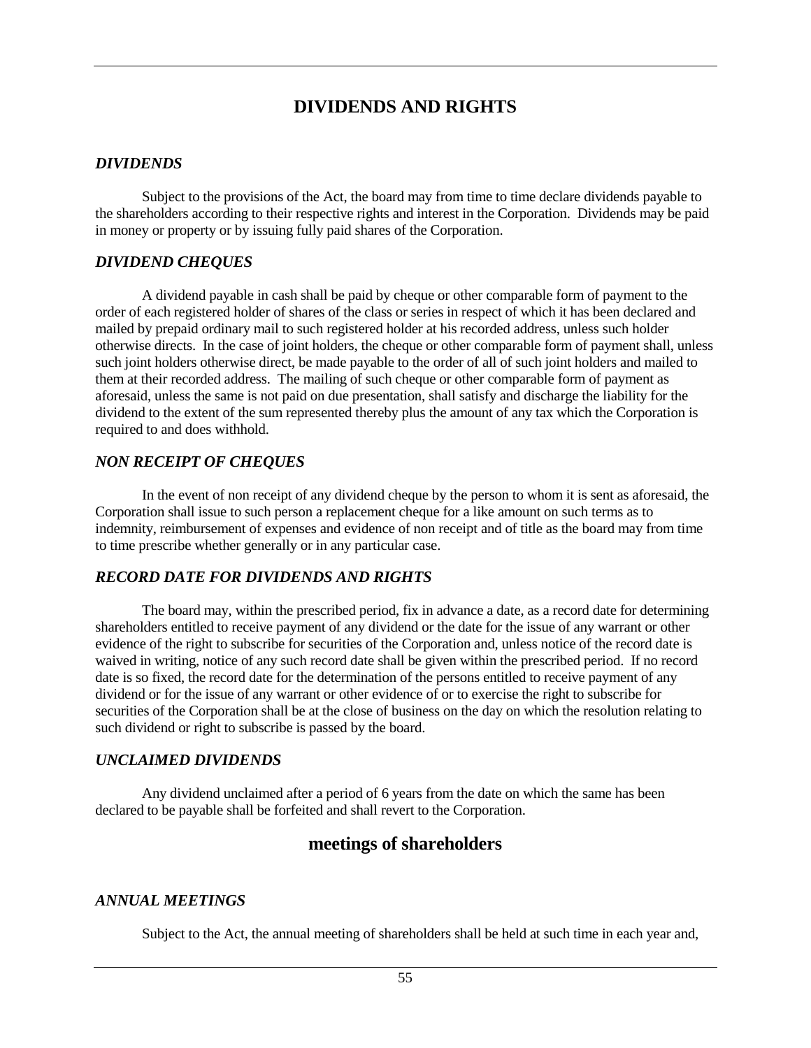# DIVIDENDS AND RIGHTS

### *DIVIDENDS*

Subject to the provisions of the Act, the board may from time to time declare dividends payable to the shareholders according to their respective rights and interest in the Corporation. Dividends may be paid in money or property or by issuing fully paid shares of the Corporation.

### *DIVIDEND CHEQUES*

A dividend payable in cash shall be paid by cheque or other comparable form of payment to the order of each registered holder of shares of the class or series in respect of which it has been declared and mailed by prepaid ordinary mail to such registered holder at his recorded address, unless such holder otherwise directs. In the case of joint holders, the cheque or other comparable form of payment shall, unless such joint holders otherwise direct, be made payable to the order of all of such joint holders and mailed to them at their recorded address. The mailing of such cheque or other comparable form of payment as aforesaid, unless the same is not paid on due presentation, shall satisfy and discharge the liability for the dividend to the extent of the sum represented thereby plus the amount of any tax which the Corporation is required to and does withhold.

### *NON RECEIPT OF CHEQUES*

In the event of non receipt of any dividend cheque by the person to whom it is sent as aforesaid, the Corporation shall issue to such person a replacement cheque for a like amount on such terms as to indemnity, reimbursement of expenses and evidence of non receipt and of title as the board may from time to time prescribe whether generally or in any particular case.

### *RECORD DATE FOR DIVIDENDS AND RIGHTS*

The board may, within the prescribed period, fix in advance a date, as a record date for determining shareholders entitled to receive payment of any dividend or the date for the issue of any warrant or other evidence of the right to subscribe for securities of the Corporation and, unless notice of the record date is waived in writing, notice of any such record date shall be given within the prescribed period. If no record date is so fixed, the record date for the determination of the persons entitled to receive payment of any dividend or for the issue of any warrant or other evidence of or to exercise the right to subscribe for securities of the Corporation shall be at the close of business on the day on which the resolution relating to such dividend or right to subscribe is passed by the board.

### *UNCLAIMED DIVIDENDS*

Any dividend unclaimed after a period of 6 years from the date on which the same has been declared to be payable shall be forfeited and shall revert to the Corporation.

## meetings of shareholders

### *ANNUAL MEETINGS*

Subject to the Act, the annual meeting of shareholders shall be held at such time in each year and,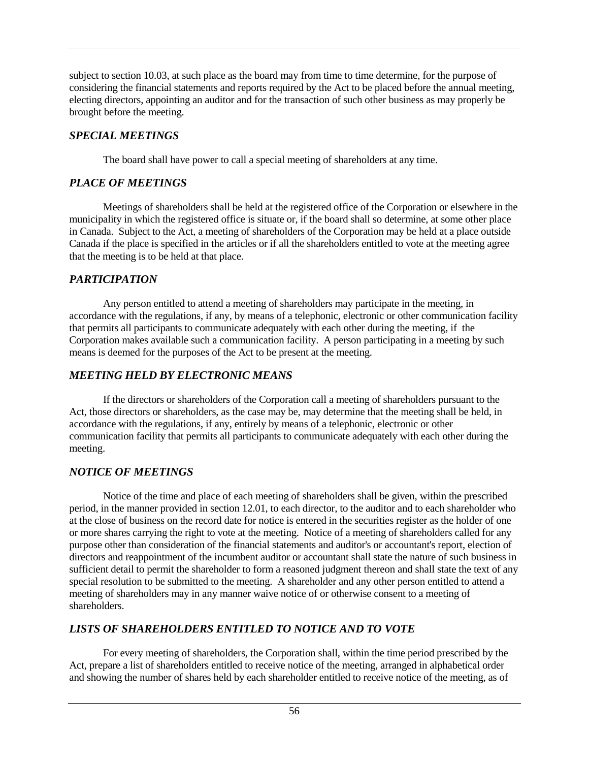subject to section 10.03, at such place as the board may from time to time determine, for the purpose of considering the financial statements and reports required by the Act to be placed before the annual meeting, electing directors, appointing an auditor and for the transaction of such other business as may properly be brought before the meeting.

### *SPECIAL MEETINGS*

The board shall have power to call a special meeting of shareholders at any time.

### *PLACE OF MEETINGS*

Meetings of shareholders shall be held at the registered office of the Corporation or elsewhere in the municipality in which the registered office is situate or, if the board shall so determine, at some other place in Canada. Subject to the Act, a meeting of shareholders of the Corporation may be held at a place outside Canada if the place is specified in the articles or if all the shareholders entitled to vote at the meeting agree that the meeting is to be held at that place.

### *PARTICIPATION*

Any person entitled to attend a meeting of shareholders may participate in the meeting, in accordance with the regulations, if any, by means of a telephonic, electronic or other communication facility that permits all participants to communicate adequately with each other during the meeting, if the Corporation makes available such a communication facility. A person participating in a meeting by such means is deemed for the purposes of the Act to be present at the meeting.

### *MEETING HELD BY ELECTRONIC MEANS*

If the directors or shareholders of the Corporation call a meeting of shareholders pursuant to the Act, those directors or shareholders, as the case may be, may determine that the meeting shall be held, in accordance with the regulations, if any, entirely by means of a telephonic, electronic or other communication facility that permits all participants to communicate adequately with each other during the meeting.

### *NOTICE OF MEETINGS*

Notice of the time and place of each meeting of shareholders shall be given, within the prescribed period, in the manner provided in section 12.01, to each director, to the auditor and to each shareholder who at the close of business on the record date for notice is entered in the securities register as the holder of one or more shares carrying the right to vote at the meeting. Notice of a meeting of shareholders called for any purpose other than consideration of the financial statements and auditor's or accountant's report, election of directors and reappointment of the incumbent auditor or accountant shall state the nature of such business in sufficient detail to permit the shareholder to form a reasoned judgment thereon and shall state the text of any special resolution to be submitted to the meeting. A shareholder and any other person entitled to attend a meeting of shareholders may in any manner waive notice of or otherwise consent to a meeting of shareholders.

### *LISTS OF SHAREHOLDERS ENTITLED TO NOTICE AND TO VOTE*

For every meeting of shareholders, the Corporation shall, within the time period prescribed by the Act, prepare a list of shareholders entitled to receive notice of the meeting, arranged in alphabetical order and showing the number of shares held by each shareholder entitled to receive notice of the meeting, as of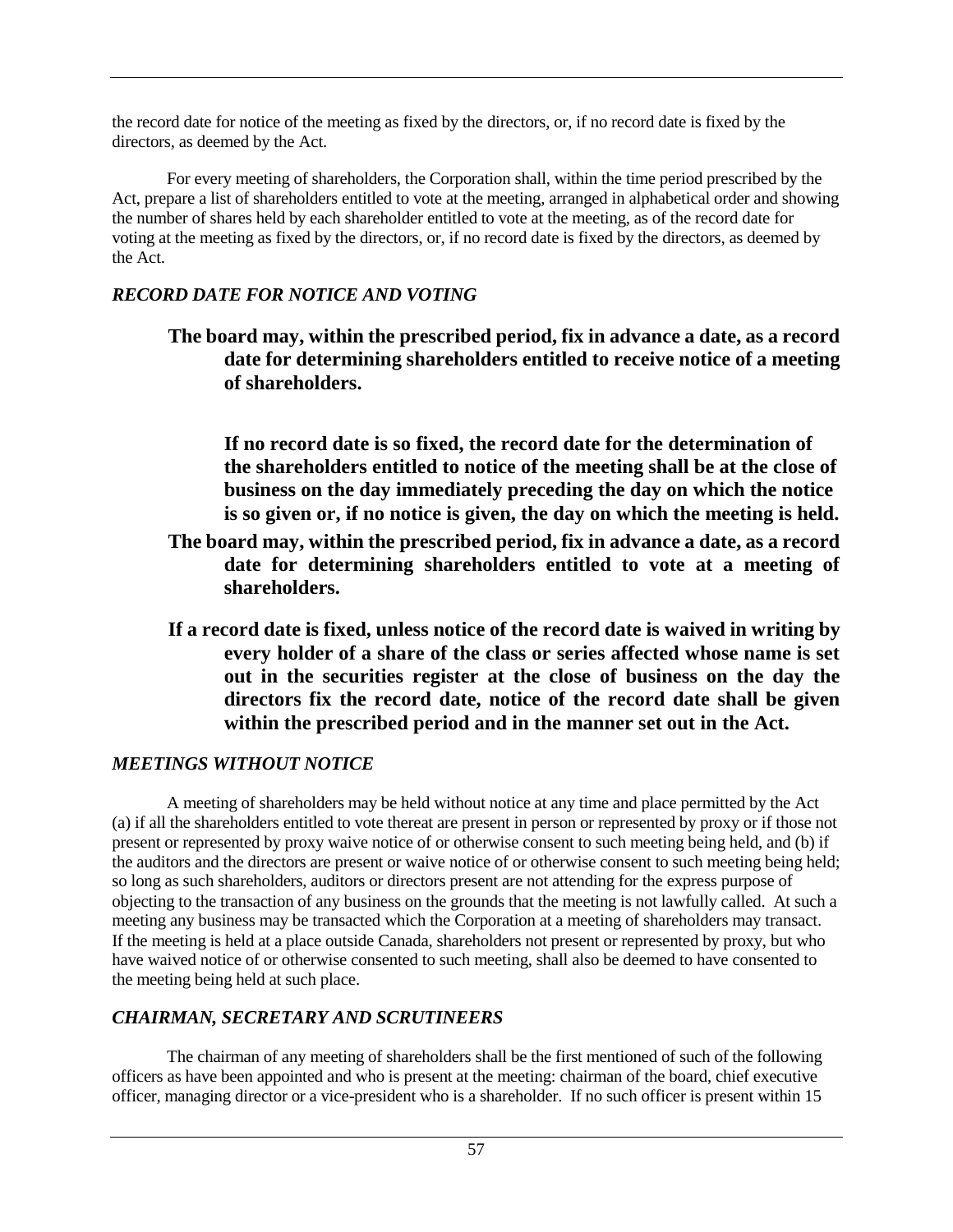the record date for notice of the meeting as fixed by the directors, or, if no record date is fixed by the directors, as deemed by the Act.

For every meeting of shareholders, the Corporation shall, within the time period prescribed by the Act, prepare a list of shareholders entitled to vote at the meeting, arranged in alphabetical order and showing the number of shares held by each shareholder entitled to vote at the meeting, as of the record date for voting at the meeting as fixed by the directors, or, if no record date is fixed by the directors, as deemed by the Act.

### *RECORD DATE FOR NOTICE AND VOTING*

**The board may, within the prescribed period, fix in advance a date, as a record date for determining shareholders entitled to receive notice of a meeting of shareholders.**

**If no record date is so fixed, the record date for the determination of the shareholders entitled to notice of the meeting shall be at the close of business on the day immediately preceding the day on which the notice is so given or, if no notice is given, the day on which the meeting is held.**

**The board may, within the prescribed period, fix in advance a date, as a record date for determining shareholders entitled to vote at a meeting of shareholders.**

**If a record date is fixed, unless notice of the record date is waived in writing by every holder of a share of the class or series affected whose name is set out in the securities register at the close of business on the day the directors fix the record date, notice of the record date shall be given within the prescribed period and in the manner set out in the Act.**

### *MEETINGS WITHOUT NOTICE*

A meeting of shareholders may be held without notice at any time and place permitted by the Act (a) if all the shareholders entitled to vote thereat are present in person or represented by proxy or if those not present or represented by proxy waive notice of or otherwise consent to such meeting being held, and (b) if the auditors and the directors are present or waive notice of or otherwise consent to such meeting being held; so long as such shareholders, auditors or directors present are not attending for the express purpose of objecting to the transaction of any business on the grounds that the meeting is not lawfully called. At such a meeting any business may be transacted which the Corporation at a meeting of shareholders may transact. If the meeting is held at a place outside Canada, shareholders not present or represented by proxy, but who have waived notice of or otherwise consented to such meeting, shall also be deemed to have consented to the meeting being held at such place.

### *CHAIRMAN, SECRETARY AND SCRUTINEERS*

The chairman of any meeting of shareholders shall be the first mentioned of such of the following officers as have been appointed and who is present at the meeting: chairman of the board, chief executive officer, managing director or a vice-president who is a shareholder. If no such officer is present within 15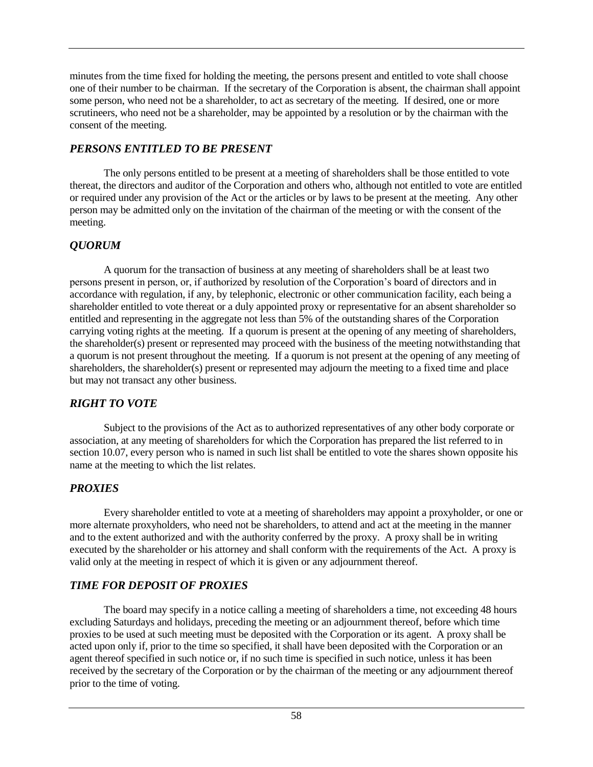minutes from the time fixed for holding the meeting, the persons present and entitled to vote shall choose one of their number to be chairman. If the secretary of the Corporation is absent, the chairman shall appoint some person, who need not be a shareholder, to act as secretary of the meeting. If desired, one or more scrutineers, who need not be a shareholder, may be appointed by a resolution or by the chairman with the consent of the meeting.

## *PERSONS ENTITLED TO BE PRESENT*

The only persons entitled to be present at a meeting of shareholders shall be those entitled to vote thereat, the directors and auditor of the Corporation and others who, although not entitled to vote are entitled or required under any provision of the Act or the articles or by laws to be present at the meeting. Any other person may be admitted only on the invitation of the chairman of the meeting or with the consent of the meeting.

## *QUORUM*

A quorum for the transaction of business at any meeting of shareholders shall be at least two persons present in person, or, if authorized by resolution of the Corporation's board of directors and in accordance with regulation, if any, by telephonic, electronic or other communication facility, each being a shareholder entitled to vote thereat or a duly appointed proxy or representative for an absent shareholder so entitled and representing in the aggregate not less than 5% of the outstanding shares of the Corporation carrying voting rights at the meeting. If a quorum is present at the opening of any meeting of shareholders, the shareholder(s) present or represented may proceed with the business of the meeting notwithstanding that a quorum is not present throughout the meeting. If a quorum is not present at the opening of any meeting of shareholders, the shareholder(s) present or represented may adjourn the meeting to a fixed time and place but may not transact any other business.

## *RIGHT TO VOTE*

Subject to the provisions of the Act as to authorized representatives of any other body corporate or association, at any meeting of shareholders for which the Corporation has prepared the list referred to in section 10.07, every person who is named in such list shall be entitled to vote the shares shown opposite his name at the meeting to which the list relates.

## *PROXIES*

Every shareholder entitled to vote at a meeting of shareholders may appoint a proxyholder, or one or more alternate proxyholders, who need not be shareholders, to attend and act at the meeting in the manner and to the extent authorized and with the authority conferred by the proxy. A proxy shall be in writing executed by the shareholder or his attorney and shall conform with the requirements of the Act. A proxy is valid only at the meeting in respect of which it is given or any adjournment thereof.

## *TIME FOR DEPOSIT OF PROXIES*

The board may specify in a notice calling a meeting of shareholders a time, not exceeding 48 hours excluding Saturdays and holidays, preceding the meeting or an adjournment thereof, before which time proxies to be used at such meeting must be deposited with the Corporation or its agent. A proxy shall be acted upon only if, prior to the time so specified, it shall have been deposited with the Corporation or an agent thereof specified in such notice or, if no such time is specified in such notice, unless it has been received by the secretary of the Corporation or by the chairman of the meeting or any adjournment thereof prior to the time of voting.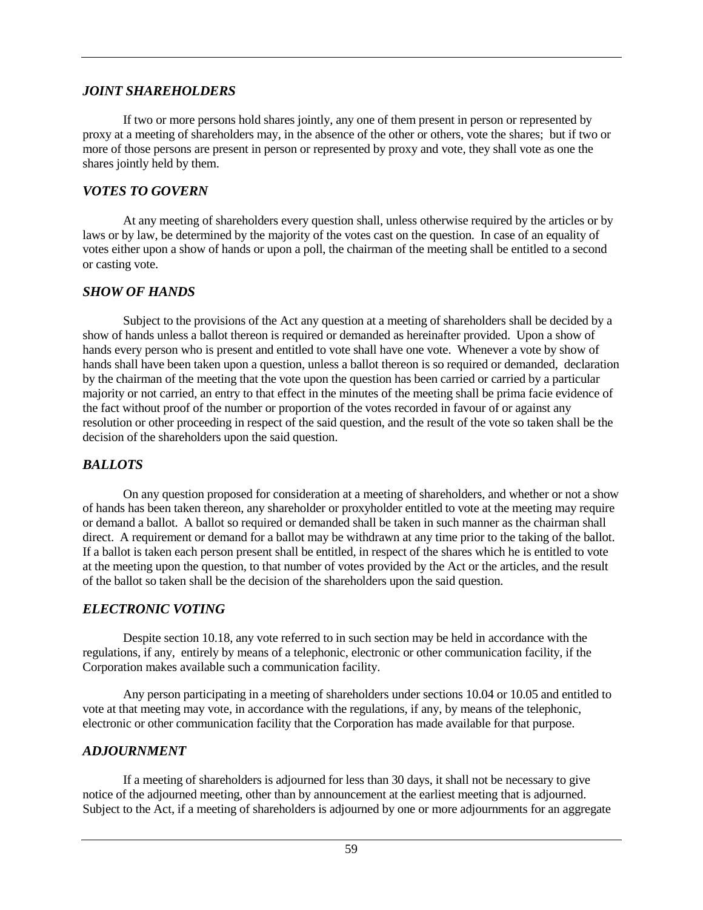### *JOINT SHAREHOLDERS*

If two or more persons hold shares jointly, any one of them present in person or represented by proxy at a meeting of shareholders may, in the absence of the other or others, vote the shares; but if two or more of those persons are present in person or represented by proxy and vote, they shall vote as one the shares jointly held by them.

### *VOTES TO GOVERN*

At any meeting of shareholders every question shall, unless otherwise required by the articles or by laws or by law, be determined by the majority of the votes cast on the question. In case of an equality of votes either upon a show of hands or upon a poll, the chairman of the meeting shall be entitled to a second or casting vote.

### *SHOW OF HANDS*

Subject to the provisions of the Act any question at a meeting of shareholders shall be decided by a show of hands unless a ballot thereon is required or demanded as hereinafter provided. Upon a show of hands every person who is present and entitled to vote shall have one vote. Whenever a vote by show of hands shall have been taken upon a question, unless a ballot thereon is so required or demanded, declaration by the chairman of the meeting that the vote upon the question has been carried or carried by a particular majority or not carried, an entry to that effect in the minutes of the meeting shall be prima facie evidence of the fact without proof of the number or proportion of the votes recorded in favour of or against any resolution or other proceeding in respect of the said question, and the result of the vote so taken shall be the decision of the shareholders upon the said question.

### *BALLOTS*

On any question proposed for consideration at a meeting of shareholders, and whether or not a show of hands has been taken thereon, any shareholder or proxyholder entitled to vote at the meeting may require or demand a ballot. A ballot so required or demanded shall be taken in such manner as the chairman shall direct. A requirement or demand for a ballot may be withdrawn at any time prior to the taking of the ballot. If a ballot is taken each person present shall be entitled, in respect of the shares which he is entitled to vote at the meeting upon the question, to that number of votes provided by the Act or the articles, and the result of the ballot so taken shall be the decision of the shareholders upon the said question.

### *ELECTRONIC VOTING*

Despite section 10.18, any vote referred to in such section may be held in accordance with the regulations, if any, entirely by means of a telephonic, electronic or other communication facility, if the Corporation makes available such a communication facility.

Any person participating in a meeting of shareholders under sections 10.04 or 10.05 and entitled to vote at that meeting may vote, in accordance with the regulations, if any, by means of the telephonic, electronic or other communication facility that the Corporation has made available for that purpose.

### *ADJOURNMENT*

If a meeting of shareholders is adjourned for less than 30 days, it shall not be necessary to give notice of the adjourned meeting, other than by announcement at the earliest meeting that is adjourned. Subject to the Act, if a meeting of shareholders is adjourned by one or more adjournments for an aggregate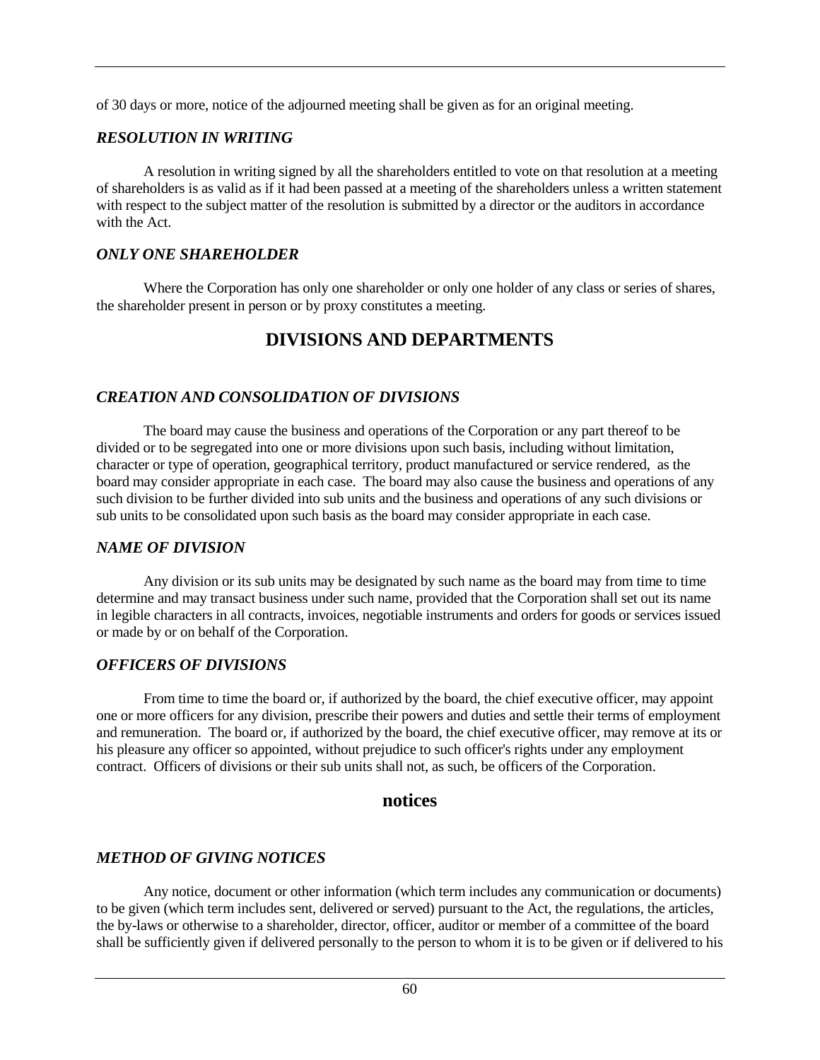of 30 days or more, notice of the adjourned meeting shall be given as for an original meeting.

### *RESOLUTION IN WRITING*

A resolution in writing signed by all the shareholders entitled to vote on that resolution at a meeting of shareholders is as valid as if it had been passed at a meeting of the shareholders unless a written statement with respect to the subject matter of the resolution is submitted by a director or the auditors in accordance with the Act.

### *ONLY ONE SHAREHOLDER*

Where the Corporation has only one shareholder or only one holder of any class or series of shares, the shareholder present in person or by proxy constitutes a meeting.

## DIVISIONS AND DEPARTMENTS

### *CREATION AND CONSOLIDATION OF DIVISIONS*

The board may cause the business and operations of the Corporation or any part thereof to be divided or to be segregated into one or more divisions upon such basis, including without limitation, character or type of operation, geographical territory, product manufactured or service rendered, as the board may consider appropriate in each case. The board may also cause the business and operations of any such division to be further divided into sub units and the business and operations of any such divisions or sub units to be consolidated upon such basis as the board may consider appropriate in each case.

### *NAME OF DIVISION*

Any division or its sub units may be designated by such name as the board may from time to time determine and may transact business under such name, provided that the Corporation shall set out its name in legible characters in all contracts, invoices, negotiable instruments and orders for goods or services issued or made by or on behalf of the Corporation.

### *OFFICERS OF DIVISIONS*

From time to time the board or, if authorized by the board, the chief executive officer, may appoint one or more officers for any division, prescribe their powers and duties and settle their terms of employment and remuneration. The board or, if authorized by the board, the chief executive officer, may remove at its or his pleasure any officer so appointed, without prejudice to such officer's rights under any employment contract. Officers of divisions or their sub units shall not, as such, be officers of the Corporation.

## notices

### *METHOD OF GIVING NOTICES*

Any notice, document or other information (which term includes any communication or documents) to be given (which term includes sent, delivered or served) pursuant to the Act, the regulations, the articles, the by-laws or otherwise to a shareholder, director, officer, auditor or member of a committee of the board shall be sufficiently given if delivered personally to the person to whom it is to be given or if delivered to his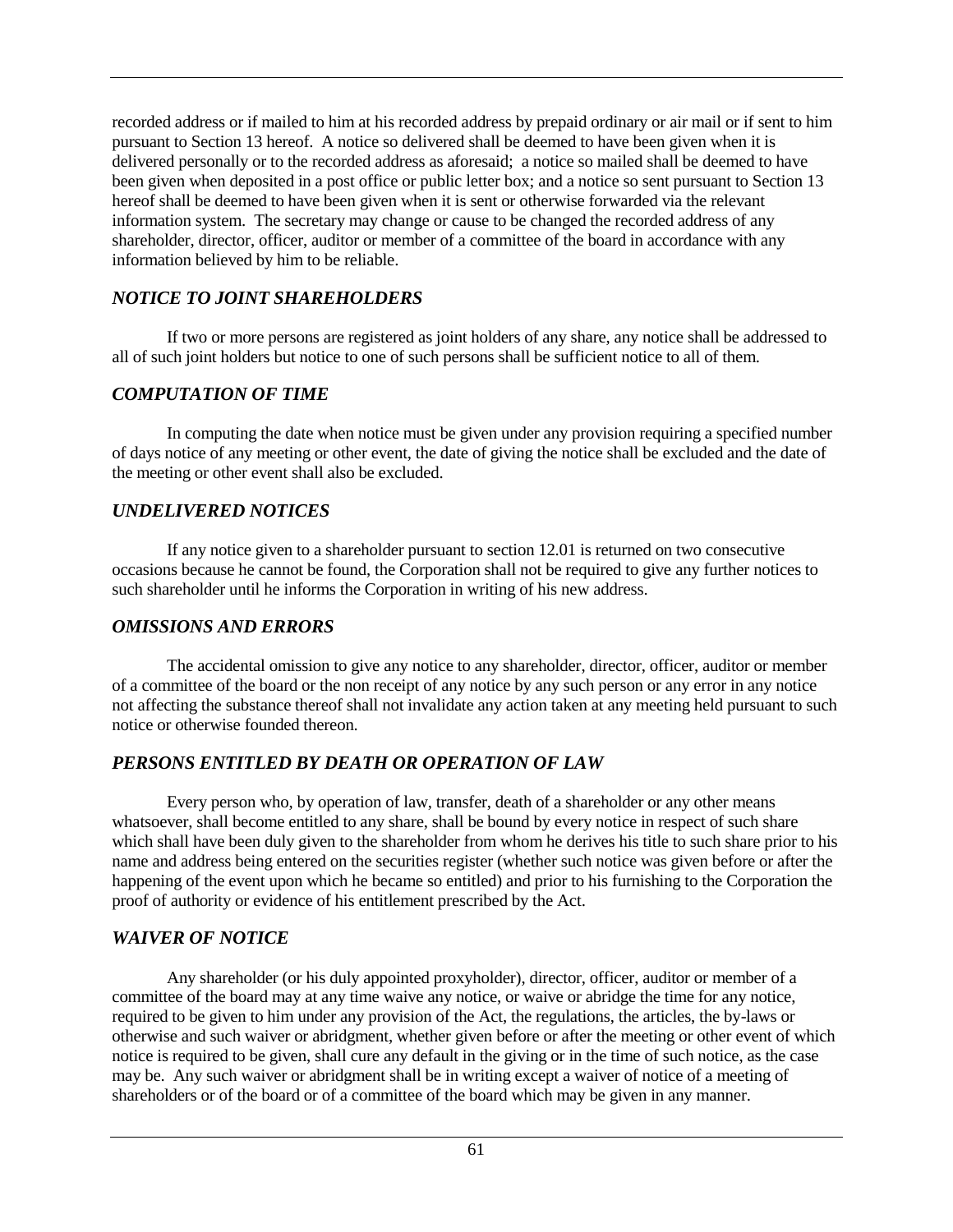recorded address or if mailed to him at his recorded address by prepaid ordinary or air mail or if sent to him pursuant to Section 13 hereof. A notice so delivered shall be deemed to have been given when it is delivered personally or to the recorded address as aforesaid; a notice so mailed shall be deemed to have been given when deposited in a post office or public letter box; and a notice so sent pursuant to Section 13 hereof shall be deemed to have been given when it is sent or otherwise forwarded via the relevant information system. The secretary may change or cause to be changed the recorded address of any shareholder, director, officer, auditor or member of a committee of the board in accordance with any information believed by him to be reliable.

## *NOTICE TO JOINT SHAREHOLDERS*

If two or more persons are registered as joint holders of any share, any notice shall be addressed to all of such joint holders but notice to one of such persons shall be sufficient notice to all of them.

## *COMPUTATION OF TIME*

In computing the date when notice must be given under any provision requiring a specified number of days notice of any meeting or other event, the date of giving the notice shall be excluded and the date of the meeting or other event shall also be excluded.

## *UNDELIVERED NOTICES*

If any notice given to a shareholder pursuant to section 12.01 is returned on two consecutive occasions because he cannot be found, the Corporation shall not be required to give any further notices to such shareholder until he informs the Corporation in writing of his new address.

## *OMISSIONS AND ERRORS*

The accidental omission to give any notice to any shareholder, director, officer, auditor or member of a committee of the board or the non receipt of any notice by any such person or any error in any notice not affecting the substance thereof shall not invalidate any action taken at any meeting held pursuant to such notice or otherwise founded thereon.

## *PERSONS ENTITLED BY DEATH OR OPERATION OF LAW*

Every person who, by operation of law, transfer, death of a shareholder or any other means whatsoever, shall become entitled to any share, shall be bound by every notice in respect of such share which shall have been duly given to the shareholder from whom he derives his title to such share prior to his name and address being entered on the securities register (whether such notice was given before or after the happening of the event upon which he became so entitled) and prior to his furnishing to the Corporation the proof of authority or evidence of his entitlement prescribed by the Act.

## *WAIVER OF NOTICE*

Any shareholder (or his duly appointed proxyholder), director, officer, auditor or member of a committee of the board may at any time waive any notice, or waive or abridge the time for any notice, required to be given to him under any provision of the Act, the regulations, the articles, the by-laws or otherwise and such waiver or abridgment, whether given before or after the meeting or other event of which notice is required to be given, shall cure any default in the giving or in the time of such notice, as the case may be. Any such waiver or abridgment shall be in writing except a waiver of notice of a meeting of shareholders or of the board or of a committee of the board which may be given in any manner.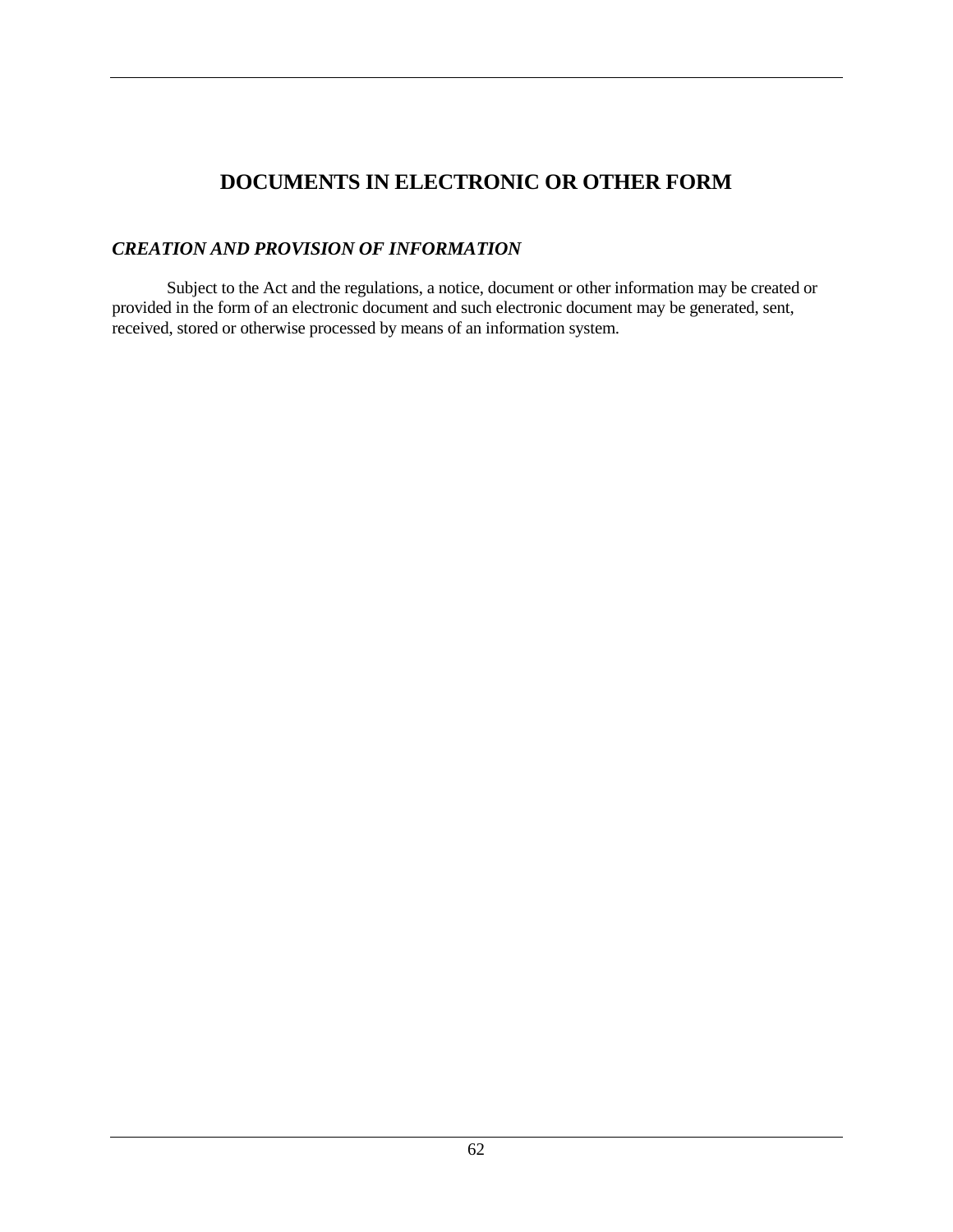# DOCUMENTS IN ELECTRONIC OR OTHER FORM

## *CREATION AND PROVISION OF INFORMATION*

Subject to the Act and the regulations, a notice, document or other information may be created or provided in the form of an electronic document and such electronic document may be generated, sent, received, stored or otherwise processed by means of an information system.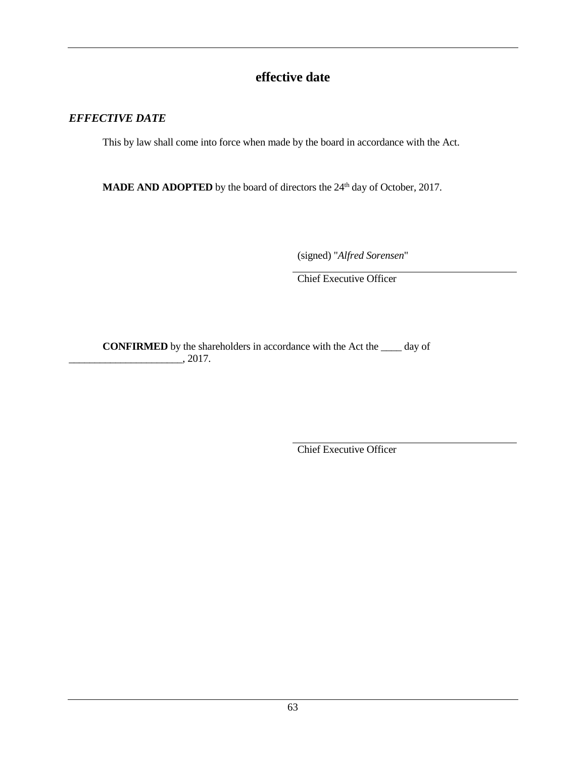## effective date

### *EFFECTIVE DATE*

This by law shall come into force when made by the board in accordance with the Act.

**MADE AND ADOPTED** by the board of directors the 24th day of October, 2017.

(signed) "*Alfred Sorensen*"

Chief Executive Officer

**CONFIRMED** by the shareholders in accordance with the Act the ____ day of ______________________, 2017.

Chief Executive Officer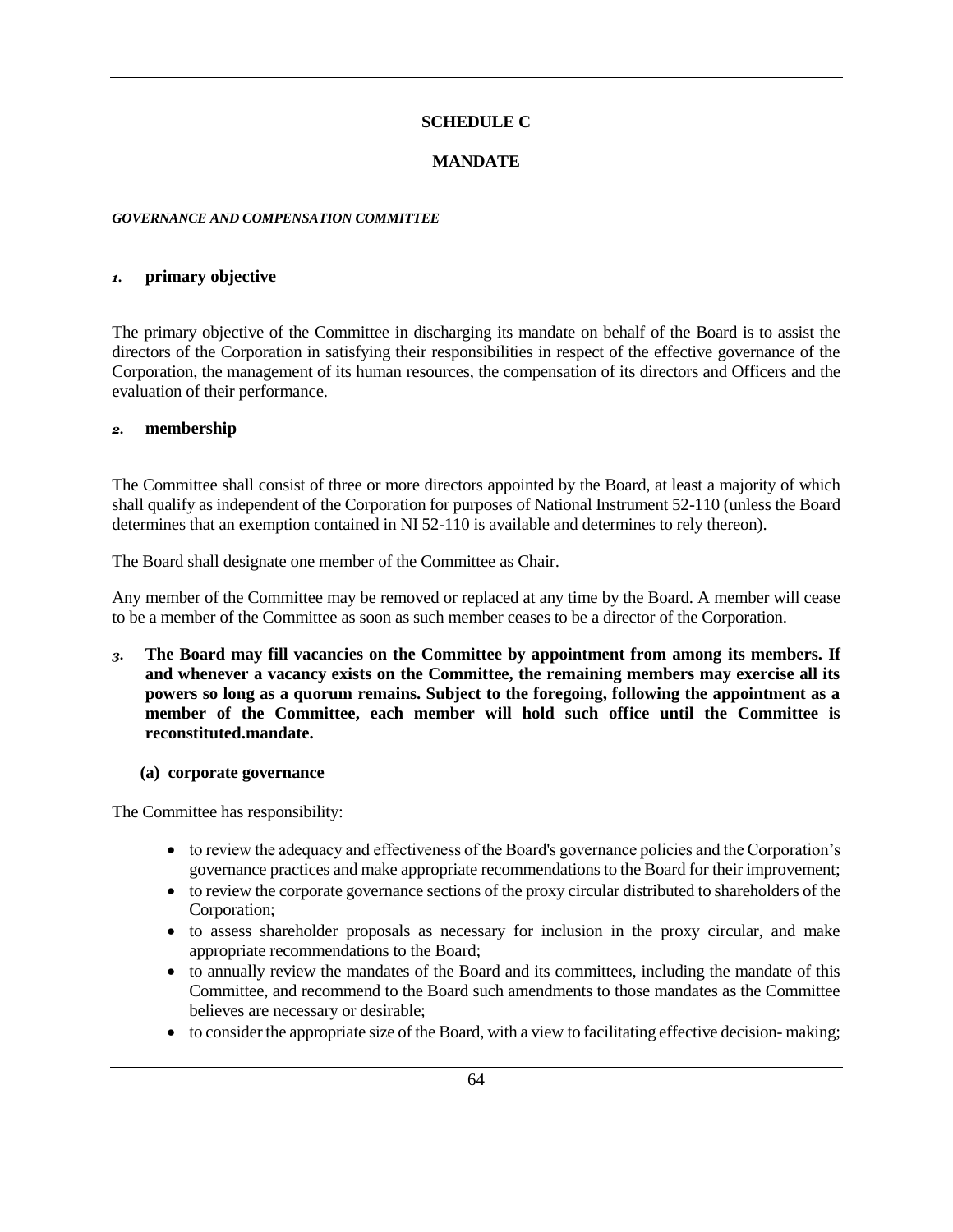# SCHEDULE C

## MANDATE

***GOVERNANCE AND COMPENSATION COMMITTEE***

### *1.* primary objective

The primary objective of the Committee in discharging its mandate on behalf of the Board is to assist the directors of the Corporation in satisfying their responsibilities in respect of the effective governance of the Corporation, the management of its human resources, the compensation of its directors and Officers and the evaluation of their performance.

### *2.* membership

The Committee shall consist of three or more directors appointed by the Board, at least a majority of which shall qualify as independent of the Corporation for purposes of National Instrument 52-110 (unless the Board determines that an exemption contained in NI 52-110 is available and determines to rely thereon).

The Board shall designate one member of the Committee as Chair.

Any member of the Committee may be removed or replaced at any time by the Board. A member will cease to be a member of the Committee as soon as such member ceases to be a director of the Corporation.

*3.* **The Board may fill vacancies on the Committee by appointment from among its members. If and whenever a vacancy exists on the Committee, the remaining members may exercise all its powers so long as a quorum remains. Subject to the foregoing, following the appointment as a member of the Committee, each member will hold such office until the Committee is reconstituted.mandate.**

**(a) corporate governance**

The Committee has responsibility:

- to review the adequacy and effectiveness of the Board's governance policies and the Corporation's governance practices and make appropriate recommendations to the Board for their improvement;
- to review the corporate governance sections of the proxy circular distributed to shareholders of the Corporation;
- to assess shareholder proposals as necessary for inclusion in the proxy circular, and make appropriate recommendations to the Board;
- to annually review the mandates of the Board and its committees, including the mandate of this Committee, and recommend to the Board such amendments to those mandates as the Committee believes are necessary or desirable;
- to consider the appropriate size of the Board, with a view to facilitating effective decision- making;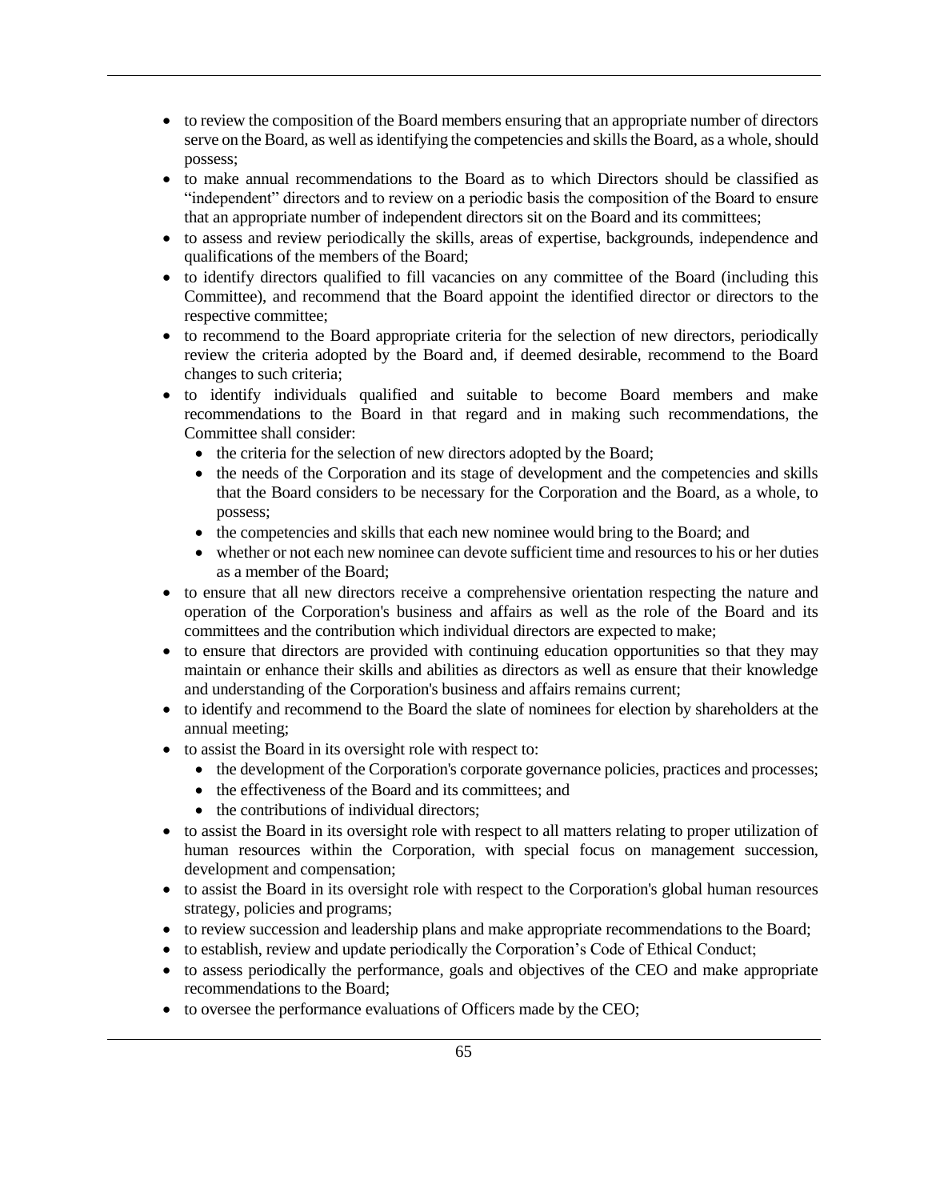- to review the composition of the Board members ensuring that an appropriate number of directors serve on the Board, as well as identifying the competencies and skills the Board, as a whole, should possess;
- to make annual recommendations to the Board as to which Directors should be classified as "independent" directors and to review on a periodic basis the composition of the Board to ensure that an appropriate number of independent directors sit on the Board and its committees;
- to assess and review periodically the skills, areas of expertise, backgrounds, independence and qualifications of the members of the Board;
- to identify directors qualified to fill vacancies on any committee of the Board (including this Committee), and recommend that the Board appoint the identified director or directors to the respective committee;
- to recommend to the Board appropriate criteria for the selection of new directors, periodically review the criteria adopted by the Board and, if deemed desirable, recommend to the Board changes to such criteria;
- to identify individuals qualified and suitable to become Board members and make recommendations to the Board in that regard and in making such recommendations, the Committee shall consider:
  - the criteria for the selection of new directors adopted by the Board;
  - the needs of the Corporation and its stage of development and the competencies and skills that the Board considers to be necessary for the Corporation and the Board, as a whole, to possess;
  - the competencies and skills that each new nominee would bring to the Board; and
  - whether or not each new nominee can devote sufficient time and resources to his or her duties as a member of the Board;
- to ensure that all new directors receive a comprehensive orientation respecting the nature and operation of the Corporation's business and affairs as well as the role of the Board and its committees and the contribution which individual directors are expected to make;
- to ensure that directors are provided with continuing education opportunities so that they may maintain or enhance their skills and abilities as directors as well as ensure that their knowledge and understanding of the Corporation's business and affairs remains current;
- to identify and recommend to the Board the slate of nominees for election by shareholders at the annual meeting;
- to assist the Board in its oversight role with respect to:
  - the development of the Corporation's corporate governance policies, practices and processes;
  - the effectiveness of the Board and its committees; and
  - the contributions of individual directors;
- to assist the Board in its oversight role with respect to all matters relating to proper utilization of human resources within the Corporation, with special focus on management succession, development and compensation;
- to assist the Board in its oversight role with respect to the Corporation's global human resources strategy, policies and programs;
- to review succession and leadership plans and make appropriate recommendations to the Board;
- to establish, review and update periodically the Corporation's Code of Ethical Conduct;
- to assess periodically the performance, goals and objectives of the CEO and make appropriate recommendations to the Board;
- to oversee the performance evaluations of Officers made by the CEO;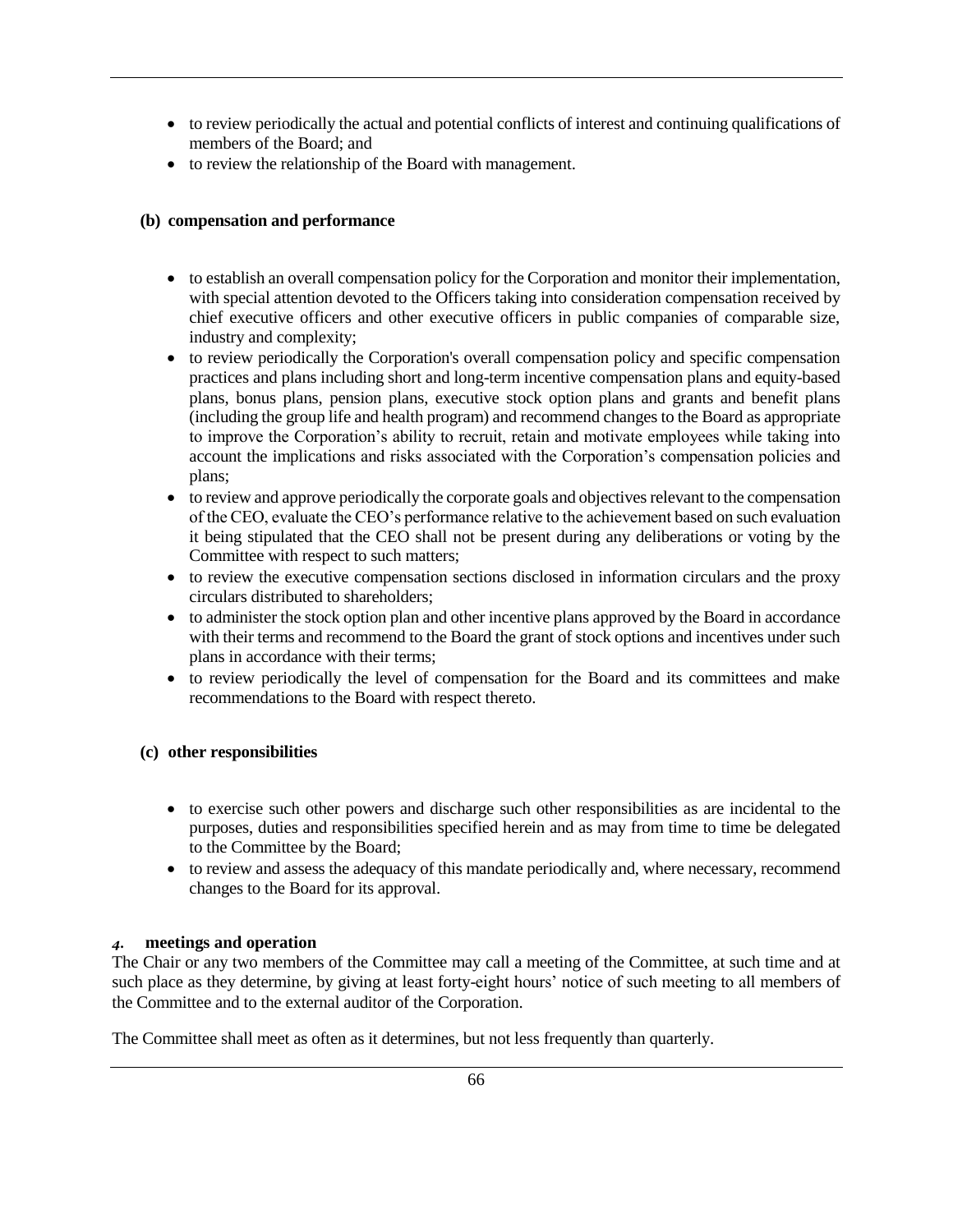- to review periodically the actual and potential conflicts of interest and continuing qualifications of members of the Board; and
- to review the relationship of the Board with management.

**(b) compensation and performance**

- to establish an overall compensation policy for the Corporation and monitor their implementation, with special attention devoted to the Officers taking into consideration compensation received by chief executive officers and other executive officers in public companies of comparable size, industry and complexity;
- to review periodically the Corporation's overall compensation policy and specific compensation practices and plans including short and long-term incentive compensation plans and equity-based plans, bonus plans, pension plans, executive stock option plans and grants and benefit plans (including the group life and health program) and recommend changes to the Board as appropriate to improve the Corporation's ability to recruit, retain and motivate employees while taking into account the implications and risks associated with the Corporation's compensation policies and plans;
- to review and approve periodically the corporate goals and objectives relevant to the compensation of the CEO, evaluate the CEO's performance relative to the achievement based on such evaluation it being stipulated that the CEO shall not be present during any deliberations or voting by the Committee with respect to such matters;
- to review the executive compensation sections disclosed in information circulars and the proxy circulars distributed to shareholders;
- to administer the stock option plan and other incentive plans approved by the Board in accordance with their terms and recommend to the Board the grant of stock options and incentives under such plans in accordance with their terms;
- to review periodically the level of compensation for the Board and its committees and make recommendations to the Board with respect thereto.

**(c) other responsibilities**

- to exercise such other powers and discharge such other responsibilities as are incidental to the purposes, duties and responsibilities specified herein and as may from time to time be delegated to the Committee by the Board;
- to review and assess the adequacy of this mandate periodically and, where necessary, recommend changes to the Board for its approval.

***4.* meetings and operation**

The Chair or any two members of the Committee may call a meeting of the Committee, at such time and at such place as they determine, by giving at least forty-eight hours' notice of such meeting to all members of the Committee and to the external auditor of the Corporation.

The Committee shall meet as often as it determines, but not less frequently than quarterly.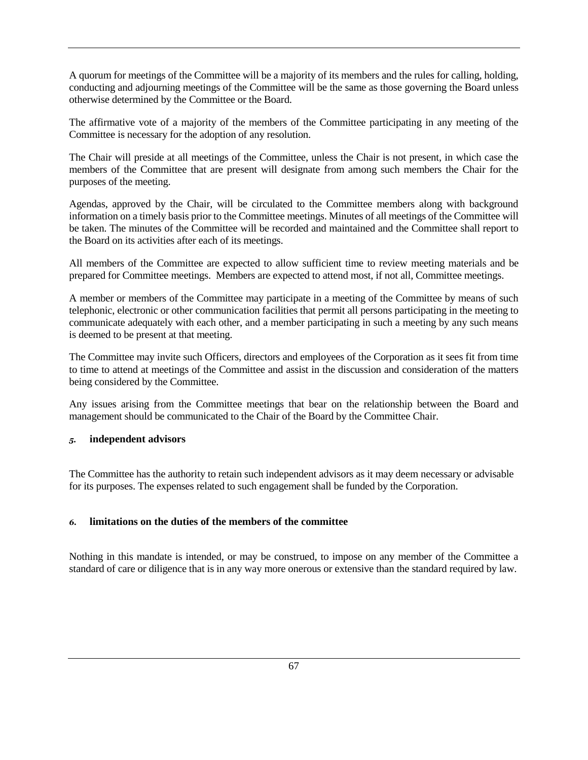A quorum for meetings of the Committee will be a majority of its members and the rules for calling, holding, conducting and adjourning meetings of the Committee will be the same as those governing the Board unless otherwise determined by the Committee or the Board.

The affirmative vote of a majority of the members of the Committee participating in any meeting of the Committee is necessary for the adoption of any resolution.

The Chair will preside at all meetings of the Committee, unless the Chair is not present, in which case the members of the Committee that are present will designate from among such members the Chair for the purposes of the meeting.

Agendas, approved by the Chair, will be circulated to the Committee members along with background information on a timely basis prior to the Committee meetings. Minutes of all meetings of the Committee will be taken. The minutes of the Committee will be recorded and maintained and the Committee shall report to the Board on its activities after each of its meetings.

All members of the Committee are expected to allow sufficient time to review meeting materials and be prepared for Committee meetings. Members are expected to attend most, if not all, Committee meetings.

A member or members of the Committee may participate in a meeting of the Committee by means of such telephonic, electronic or other communication facilities that permit all persons participating in the meeting to communicate adequately with each other, and a member participating in such a meeting by any such means is deemed to be present at that meeting.

The Committee may invite such Officers, directors and employees of the Corporation as it sees fit from time to time to attend at meetings of the Committee and assist in the discussion and consideration of the matters being considered by the Committee.

Any issues arising from the Committee meetings that bear on the relationship between the Board and management should be communicated to the Chair of the Board by the Committee Chair.

## *5.* independent advisors

The Committee has the authority to retain such independent advisors as it may deem necessary or advisable for its purposes. The expenses related to such engagement shall be funded by the Corporation.

## *6.* limitations on the duties of the members of the committee

Nothing in this mandate is intended, or may be construed, to impose on any member of the Committee a standard of care or diligence that is in any way more onerous or extensive than the standard required by law.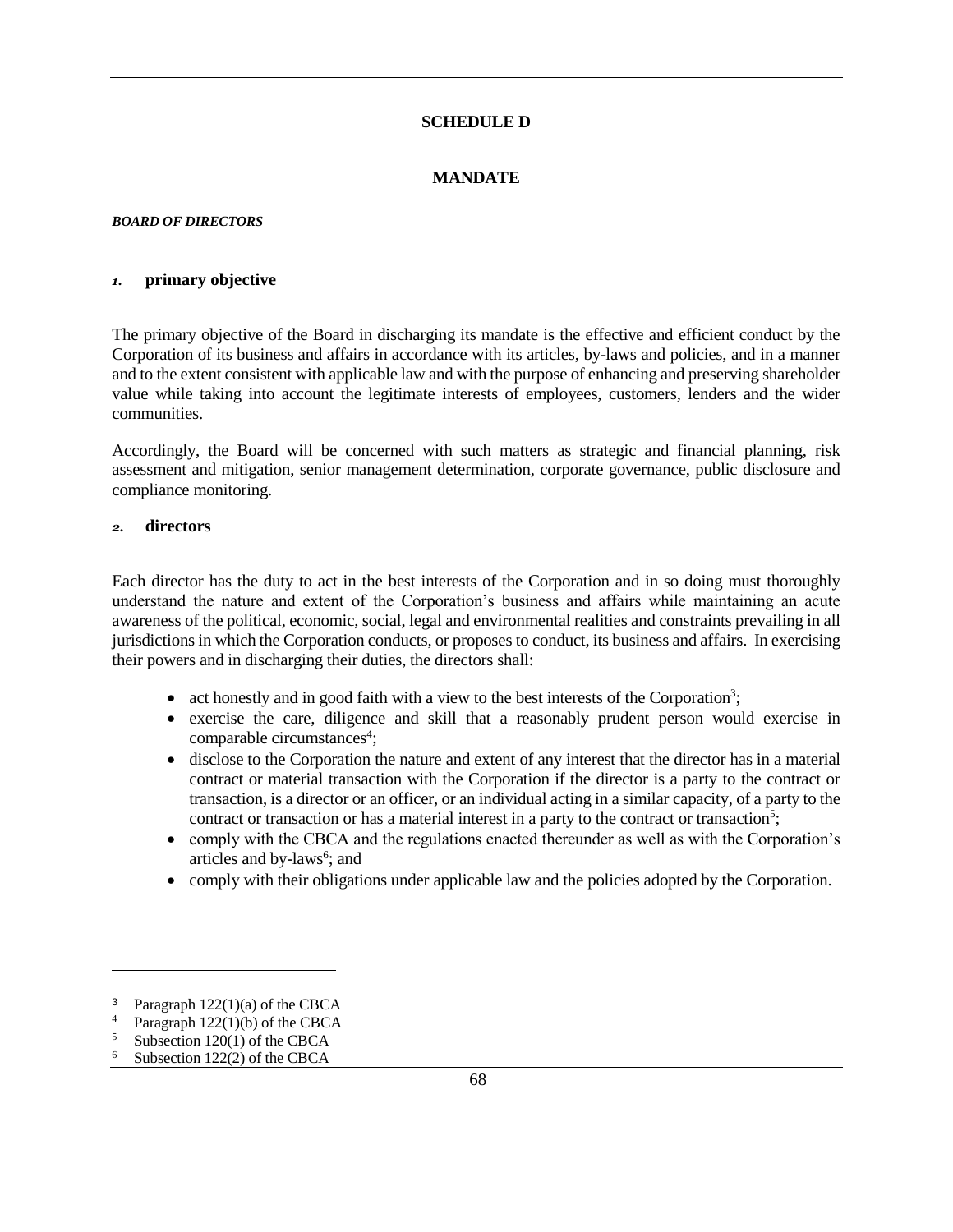# SCHEDULE D

## MANDATE

***BOARD OF DIRECTORS***

### *1.* primary objective

The primary objective of the Board in discharging its mandate is the effective and efficient conduct by the Corporation of its business and affairs in accordance with its articles, by-laws and policies, and in a manner and to the extent consistent with applicable law and with the purpose of enhancing and preserving shareholder value while taking into account the legitimate interests of employees, customers, lenders and the wider communities.

Accordingly, the Board will be concerned with such matters as strategic and financial planning, risk assessment and mitigation, senior management determination, corporate governance, public disclosure and compliance monitoring.

### *2.* directors

Each director has the duty to act in the best interests of the Corporation and in so doing must thoroughly understand the nature and extent of the Corporation's business and affairs while maintaining an acute awareness of the political, economic, social, legal and environmental realities and constraints prevailing in all jurisdictions in which the Corporation conducts, or proposes to conduct, its business and affairs. In exercising their powers and in discharging their duties, the directors shall:

- act honestly and in good faith with a view to the best interests of the Corporation[3];
- exercise the care, diligence and skill that a reasonably prudent person would exercise in comparable circumstances[4];
- disclose to the Corporation the nature and extent of any interest that the director has in a material contract or material transaction with the Corporation if the director is a party to the contract or transaction, is a director or an officer, or an individual acting in a similar capacity, of a party to the contract or transaction or has a material interest in a party to the contract or transaction[5];
- comply with the CBCA and the regulations enacted thereunder as well as with the Corporation's articles and by-laws[6]; and
- comply with their obligations under applicable law and the policies adopted by the Corporation.

---

[3] Paragraph 122(1)(a) of the CBCA

[4] Paragraph 122(1)(b) of the CBCA

[5] Subsection 120(1) of the CBCA

[6] Subsection 122(2) of the CBCA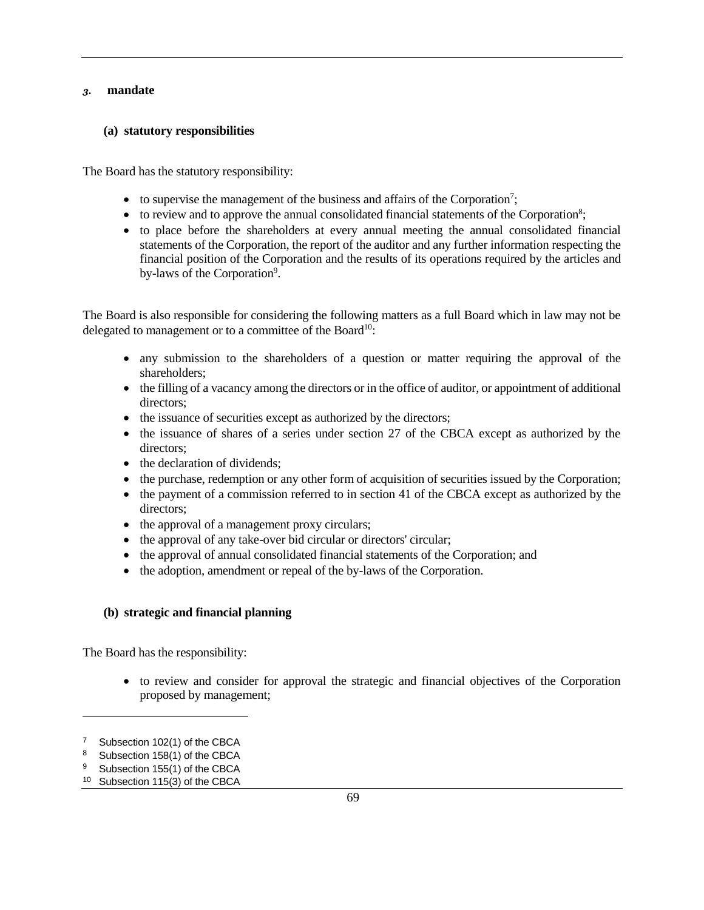### 3. mandate

#### (a) statutory responsibilities

The Board has the statutory responsibility:

- to supervise the management of the business and affairs of the Corporation[7];
- to review and to approve the annual consolidated financial statements of the Corporation[8];
- to place before the shareholders at every annual meeting the annual consolidated financial statements of the Corporation, the report of the auditor and any further information respecting the financial position of the Corporation and the results of its operations required by the articles and by-laws of the Corporation[9].

The Board is also responsible for considering the following matters as a full Board which in law may not be delegated to management or to a committee of the Board[10]:

- any submission to the shareholders of a question or matter requiring the approval of the shareholders;
- the filling of a vacancy among the directors or in the office of auditor, or appointment of additional directors;
- the issuance of securities except as authorized by the directors;
- the issuance of shares of a series under section 27 of the CBCA except as authorized by the directors;
- the declaration of dividends;
- the purchase, redemption or any other form of acquisition of securities issued by the Corporation;
- the payment of a commission referred to in section 41 of the CBCA except as authorized by the directors;
- the approval of a management proxy circulars;
- the approval of any take-over bid circular or directors' circular;
- the approval of annual consolidated financial statements of the Corporation; and
- the adoption, amendment or repeal of the by-laws of the Corporation.

#### (b) strategic and financial planning

The Board has the responsibility:

- to review and consider for approval the strategic and financial objectives of the Corporation proposed by management;

---

[7] Subsection 102(1) of the CBCA
[8] Subsection 158(1) of the CBCA
[9] Subsection 155(1) of the CBCA
[10] Subsection 115(3) of the CBCA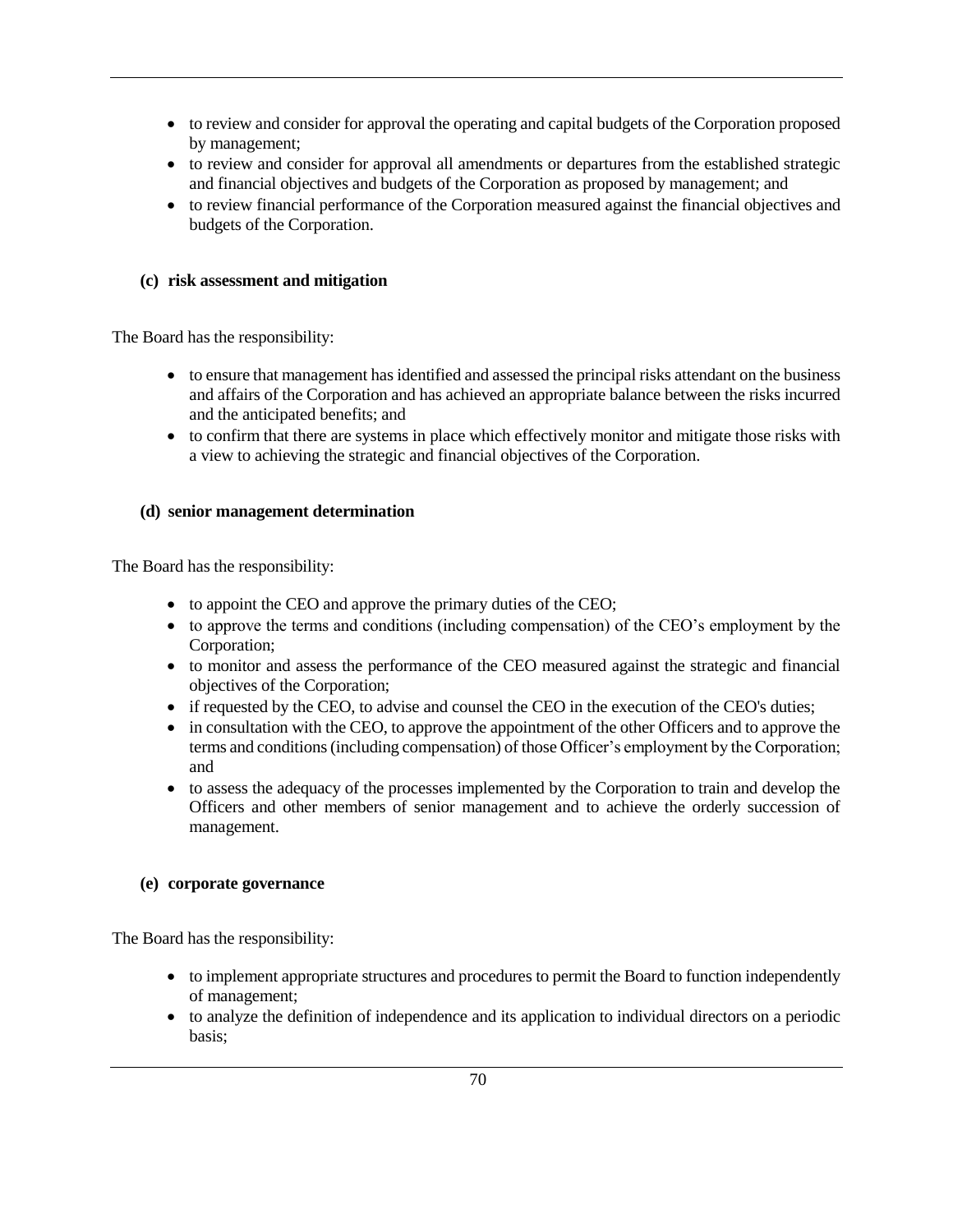- to review and consider for approval the operating and capital budgets of the Corporation proposed by management;
- to review and consider for approval all amendments or departures from the established strategic and financial objectives and budgets of the Corporation as proposed by management; and
- to review financial performance of the Corporation measured against the financial objectives and budgets of the Corporation.

**(c) risk assessment and mitigation**

The Board has the responsibility:

- to ensure that management has identified and assessed the principal risks attendant on the business and affairs of the Corporation and has achieved an appropriate balance between the risks incurred and the anticipated benefits; and
- to confirm that there are systems in place which effectively monitor and mitigate those risks with a view to achieving the strategic and financial objectives of the Corporation.

**(d) senior management determination**

The Board has the responsibility:

- to appoint the CEO and approve the primary duties of the CEO;
- to approve the terms and conditions (including compensation) of the CEO's employment by the Corporation;
- to monitor and assess the performance of the CEO measured against the strategic and financial objectives of the Corporation;
- if requested by the CEO, to advise and counsel the CEO in the execution of the CEO's duties;
- in consultation with the CEO, to approve the appointment of the other Officers and to approve the terms and conditions (including compensation) of those Officer's employment by the Corporation; and
- to assess the adequacy of the processes implemented by the Corporation to train and develop the Officers and other members of senior management and to achieve the orderly succession of management.

**(e) corporate governance**

The Board has the responsibility:

- to implement appropriate structures and procedures to permit the Board to function independently of management;
- to analyze the definition of independence and its application to individual directors on a periodic basis;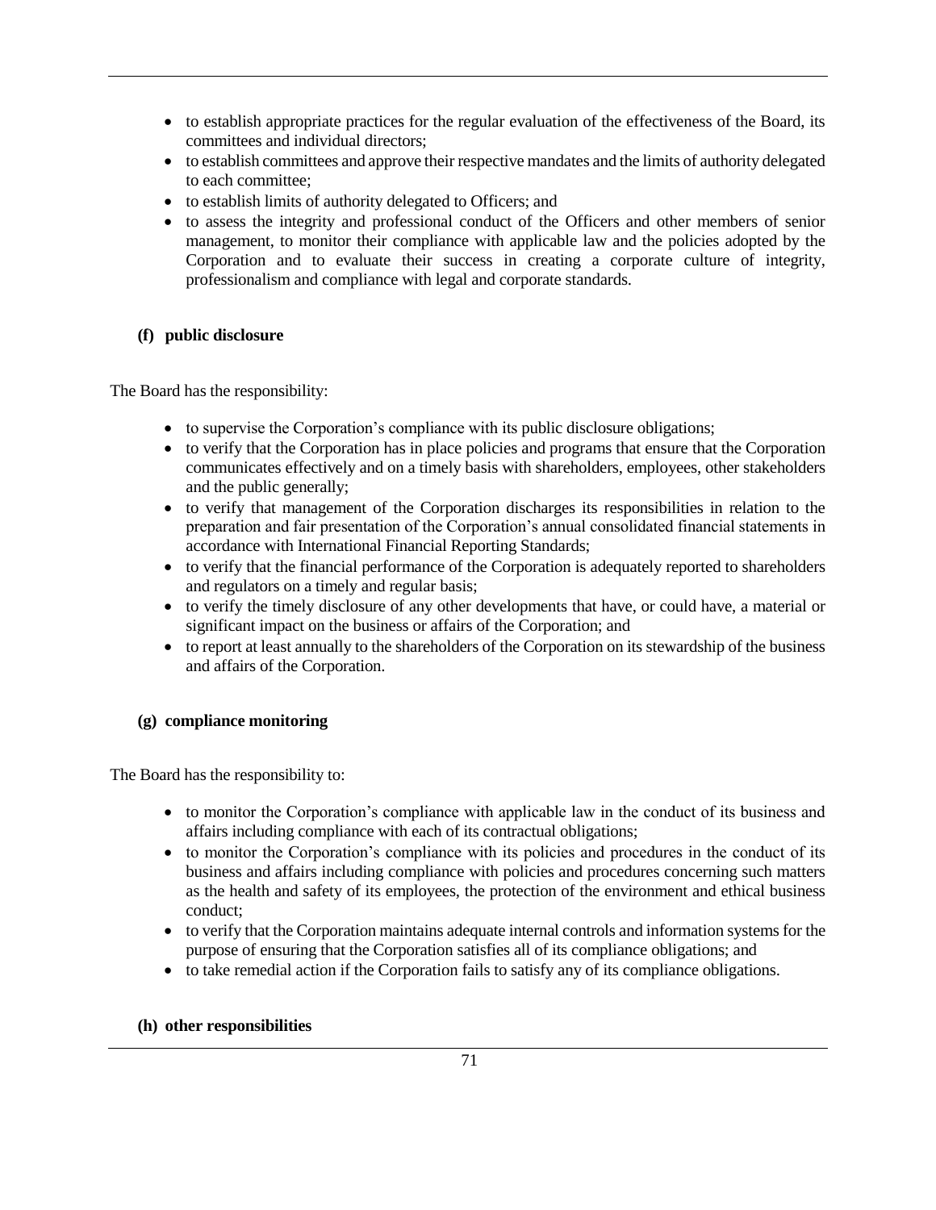- to establish appropriate practices for the regular evaluation of the effectiveness of the Board, its committees and individual directors;
- to establish committees and approve their respective mandates and the limits of authority delegated to each committee;
- to establish limits of authority delegated to Officers; and
- to assess the integrity and professional conduct of the Officers and other members of senior management, to monitor their compliance with applicable law and the policies adopted by the Corporation and to evaluate their success in creating a corporate culture of integrity, professionalism and compliance with legal and corporate standards.

**(f) public disclosure**

The Board has the responsibility:

- to supervise the Corporation's compliance with its public disclosure obligations;
- to verify that the Corporation has in place policies and programs that ensure that the Corporation communicates effectively and on a timely basis with shareholders, employees, other stakeholders and the public generally;
- to verify that management of the Corporation discharges its responsibilities in relation to the preparation and fair presentation of the Corporation's annual consolidated financial statements in accordance with International Financial Reporting Standards;
- to verify that the financial performance of the Corporation is adequately reported to shareholders and regulators on a timely and regular basis;
- to verify the timely disclosure of any other developments that have, or could have, a material or significant impact on the business or affairs of the Corporation; and
- to report at least annually to the shareholders of the Corporation on its stewardship of the business and affairs of the Corporation.

**(g) compliance monitoring**

The Board has the responsibility to:

- to monitor the Corporation's compliance with applicable law in the conduct of its business and affairs including compliance with each of its contractual obligations;
- to monitor the Corporation's compliance with its policies and procedures in the conduct of its business and affairs including compliance with policies and procedures concerning such matters as the health and safety of its employees, the protection of the environment and ethical business conduct;
- to verify that the Corporation maintains adequate internal controls and information systems for the purpose of ensuring that the Corporation satisfies all of its compliance obligations; and
- to take remedial action if the Corporation fails to satisfy any of its compliance obligations.

**(h) other responsibilities**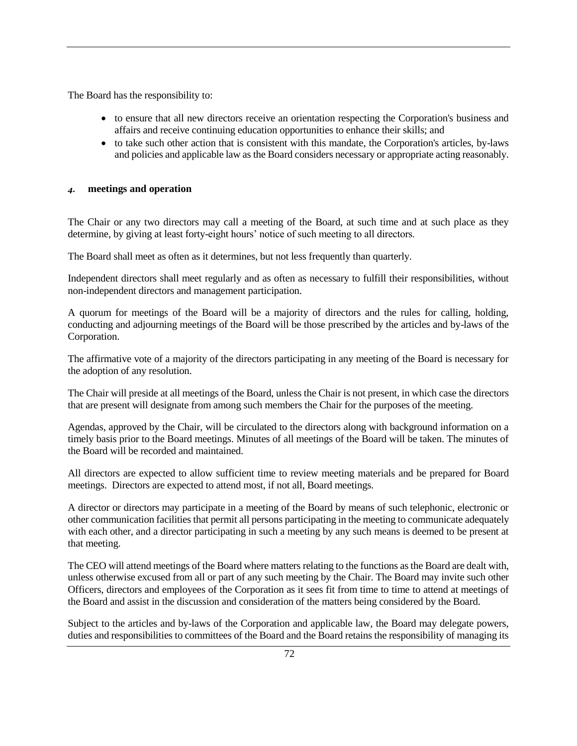The Board has the responsibility to:

- to ensure that all new directors receive an orientation respecting the Corporation's business and affairs and receive continuing education opportunities to enhance their skills; and
- to take such other action that is consistent with this mandate, the Corporation's articles, by-laws and policies and applicable law as the Board considers necessary or appropriate acting reasonably.

### *4.* meetings and operation

The Chair or any two directors may call a meeting of the Board, at such time and at such place as they determine, by giving at least forty-eight hours' notice of such meeting to all directors.

The Board shall meet as often as it determines, but not less frequently than quarterly.

Independent directors shall meet regularly and as often as necessary to fulfill their responsibilities, without non-independent directors and management participation.

A quorum for meetings of the Board will be a majority of directors and the rules for calling, holding, conducting and adjourning meetings of the Board will be those prescribed by the articles and by-laws of the Corporation.

The affirmative vote of a majority of the directors participating in any meeting of the Board is necessary for the adoption of any resolution.

The Chair will preside at all meetings of the Board, unless the Chair is not present, in which case the directors that are present will designate from among such members the Chair for the purposes of the meeting.

Agendas, approved by the Chair, will be circulated to the directors along with background information on a timely basis prior to the Board meetings. Minutes of all meetings of the Board will be taken. The minutes of the Board will be recorded and maintained.

All directors are expected to allow sufficient time to review meeting materials and be prepared for Board meetings. Directors are expected to attend most, if not all, Board meetings.

A director or directors may participate in a meeting of the Board by means of such telephonic, electronic or other communication facilities that permit all persons participating in the meeting to communicate adequately with each other, and a director participating in such a meeting by any such means is deemed to be present at that meeting.

The CEO will attend meetings of the Board where matters relating to the functions as the Board are dealt with, unless otherwise excused from all or part of any such meeting by the Chair. The Board may invite such other Officers, directors and employees of the Corporation as it sees fit from time to time to attend at meetings of the Board and assist in the discussion and consideration of the matters being considered by the Board.

Subject to the articles and by-laws of the Corporation and applicable law, the Board may delegate powers, duties and responsibilities to committees of the Board and the Board retains the responsibility of managing its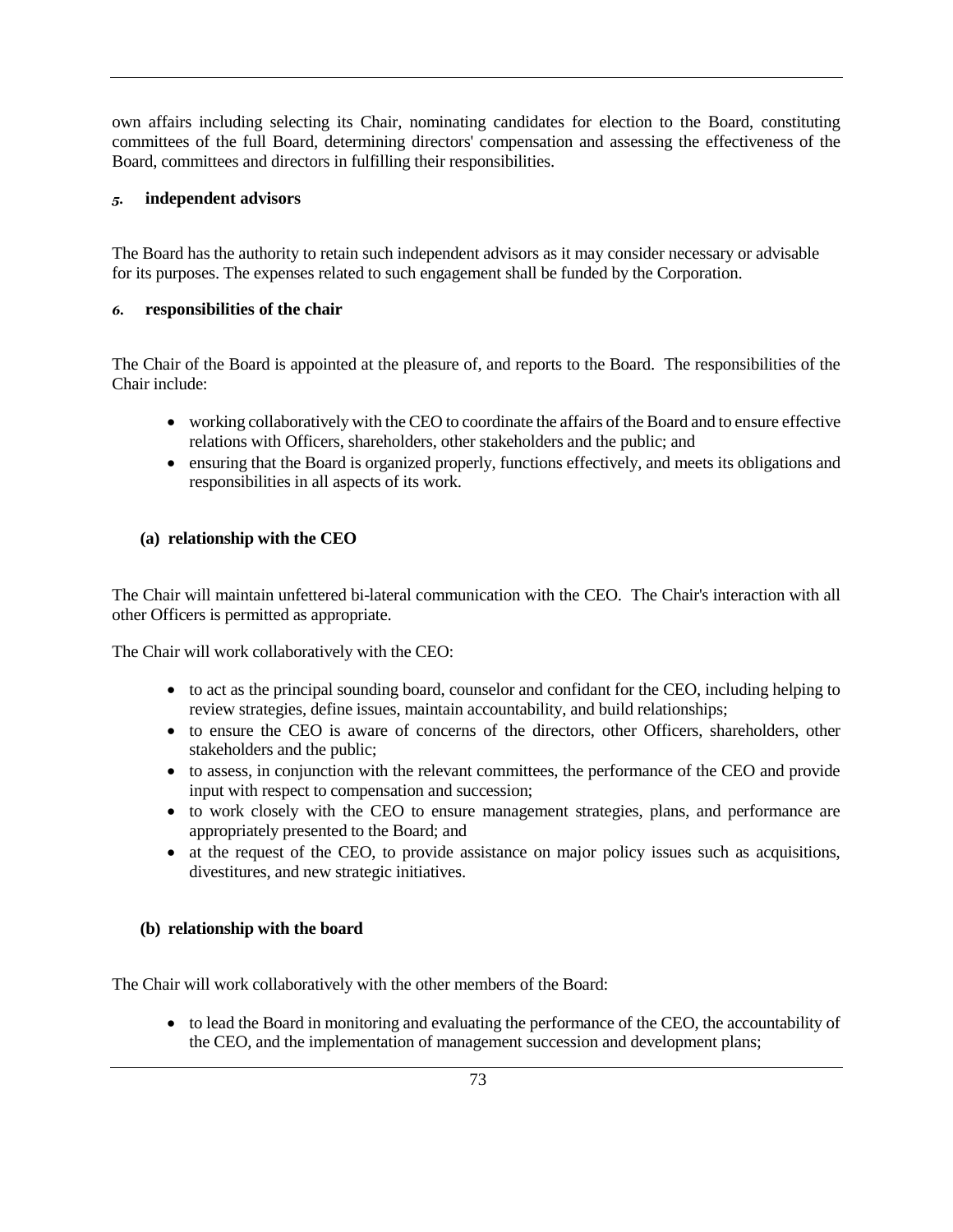own affairs including selecting its Chair, nominating candidates for election to the Board, constituting committees of the full Board, determining directors' compensation and assessing the effectiveness of the Board, committees and directors in fulfilling their responsibilities.

### *5.* independent advisors

The Board has the authority to retain such independent advisors as it may consider necessary or advisable for its purposes. The expenses related to such engagement shall be funded by the Corporation.

### *6.* responsibilities of the chair

The Chair of the Board is appointed at the pleasure of, and reports to the Board. The responsibilities of the Chair include:

- working collaboratively with the CEO to coordinate the affairs of the Board and to ensure effective relations with Officers, shareholders, other stakeholders and the public; and
- ensuring that the Board is organized properly, functions effectively, and meets its obligations and responsibilities in all aspects of its work.

#### (a) relationship with the CEO

The Chair will maintain unfettered bi-lateral communication with the CEO. The Chair's interaction with all other Officers is permitted as appropriate.

The Chair will work collaboratively with the CEO:

- to act as the principal sounding board, counselor and confidant for the CEO, including helping to review strategies, define issues, maintain accountability, and build relationships;
- to ensure the CEO is aware of concerns of the directors, other Officers, shareholders, other stakeholders and the public;
- to assess, in conjunction with the relevant committees, the performance of the CEO and provide input with respect to compensation and succession;
- to work closely with the CEO to ensure management strategies, plans, and performance are appropriately presented to the Board; and
- at the request of the CEO, to provide assistance on major policy issues such as acquisitions, divestitures, and new strategic initiatives.

#### (b) relationship with the board

The Chair will work collaboratively with the other members of the Board:

- to lead the Board in monitoring and evaluating the performance of the CEO, the accountability of the CEO, and the implementation of management succession and development plans;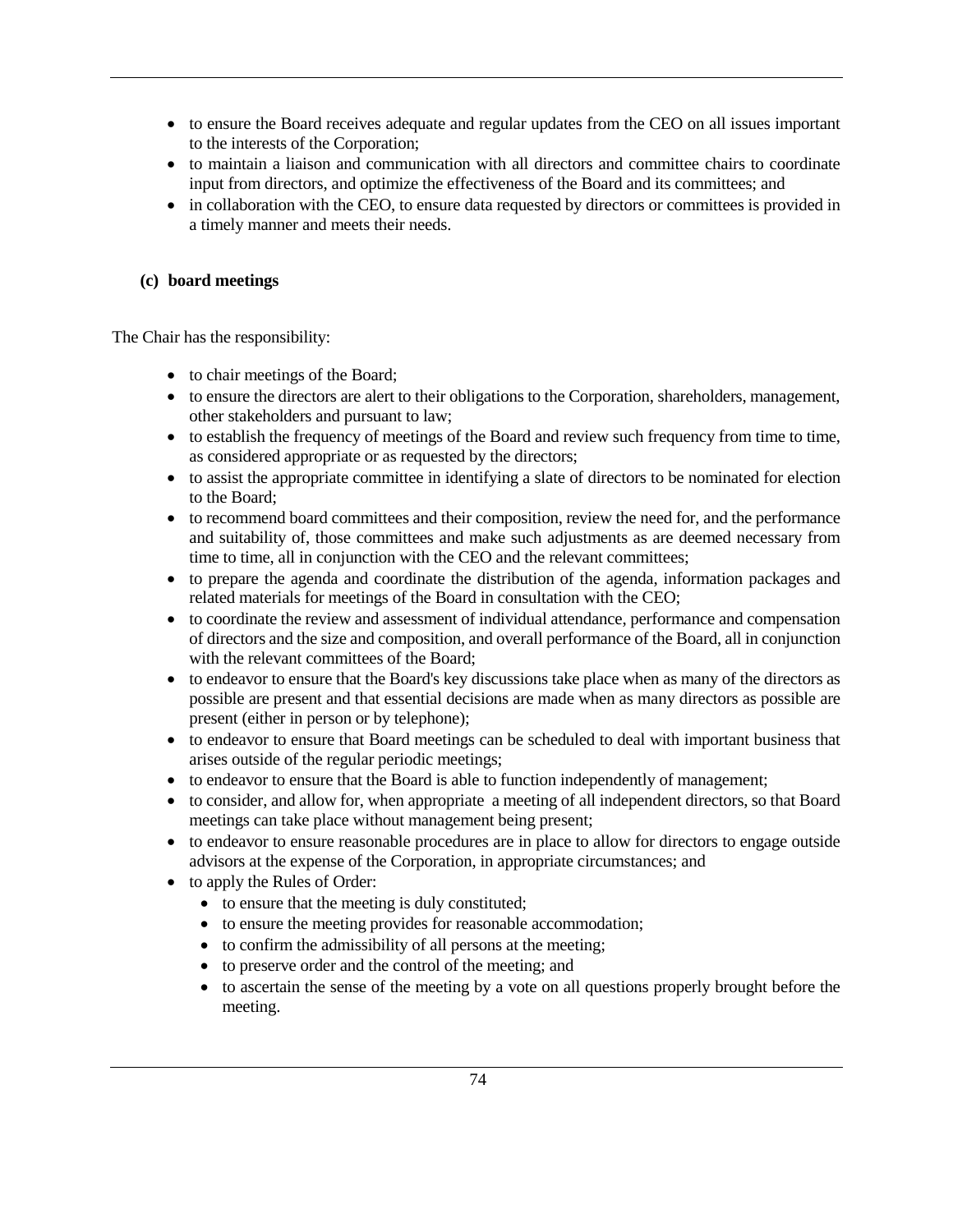- to ensure the Board receives adequate and regular updates from the CEO on all issues important to the interests of the Corporation;
- to maintain a liaison and communication with all directors and committee chairs to coordinate input from directors, and optimize the effectiveness of the Board and its committees; and
- in collaboration with the CEO, to ensure data requested by directors or committees is provided in a timely manner and meets their needs.

**(c) board meetings**

The Chair has the responsibility:

- to chair meetings of the Board;
- to ensure the directors are alert to their obligations to the Corporation, shareholders, management, other stakeholders and pursuant to law;
- to establish the frequency of meetings of the Board and review such frequency from time to time, as considered appropriate or as requested by the directors;
- to assist the appropriate committee in identifying a slate of directors to be nominated for election to the Board;
- to recommend board committees and their composition, review the need for, and the performance and suitability of, those committees and make such adjustments as are deemed necessary from time to time, all in conjunction with the CEO and the relevant committees;
- to prepare the agenda and coordinate the distribution of the agenda, information packages and related materials for meetings of the Board in consultation with the CEO;
- to coordinate the review and assessment of individual attendance, performance and compensation of directors and the size and composition, and overall performance of the Board, all in conjunction with the relevant committees of the Board;
- to endeavor to ensure that the Board's key discussions take place when as many of the directors as possible are present and that essential decisions are made when as many directors as possible are present (either in person or by telephone);
- to endeavor to ensure that Board meetings can be scheduled to deal with important business that arises outside of the regular periodic meetings;
- to endeavor to ensure that the Board is able to function independently of management;
- to consider, and allow for, when appropriate a meeting of all independent directors, so that Board meetings can take place without management being present;
- to endeavor to ensure reasonable procedures are in place to allow for directors to engage outside advisors at the expense of the Corporation, in appropriate circumstances; and
- to apply the Rules of Order:
  - to ensure that the meeting is duly constituted;
  - to ensure the meeting provides for reasonable accommodation;
  - to confirm the admissibility of all persons at the meeting;
  - to preserve order and the control of the meeting; and
  - to ascertain the sense of the meeting by a vote on all questions properly brought before the meeting.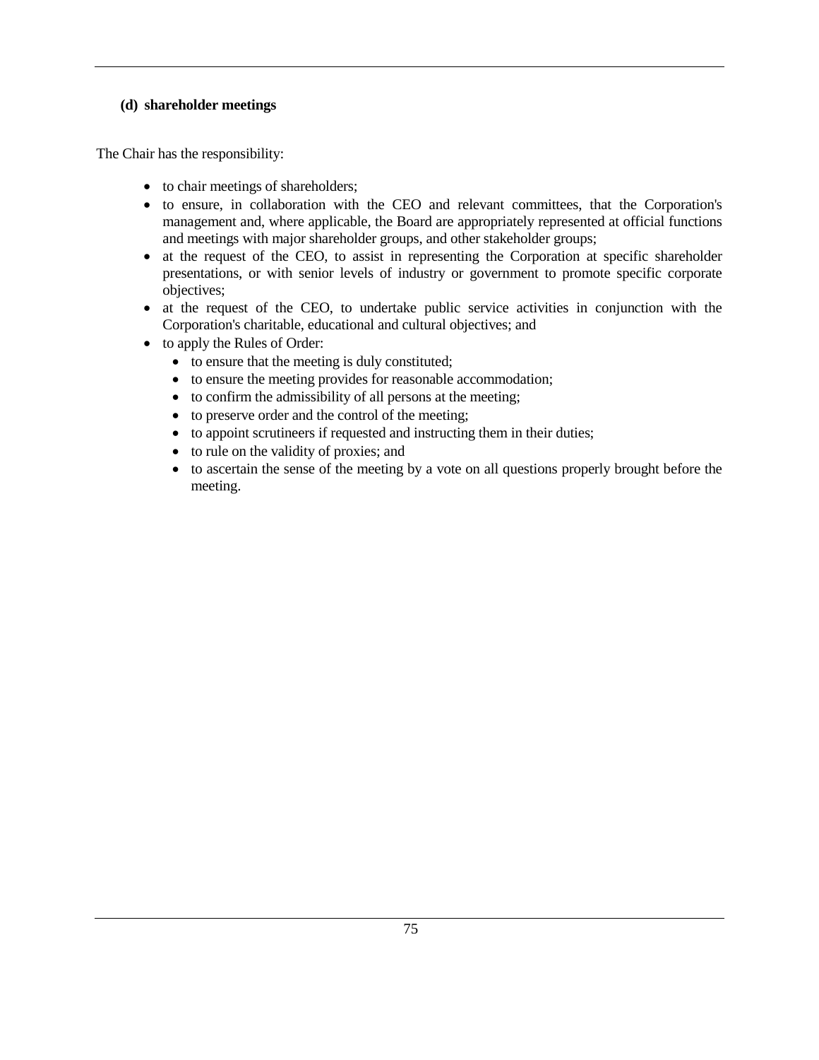#### (d) shareholder meetings

The Chair has the responsibility:

- to chair meetings of shareholders;
- to ensure, in collaboration with the CEO and relevant committees, that the Corporation's management and, where applicable, the Board are appropriately represented at official functions and meetings with major shareholder groups, and other stakeholder groups;
- at the request of the CEO, to assist in representing the Corporation at specific shareholder presentations, or with senior levels of industry or government to promote specific corporate objectives;
- at the request of the CEO, to undertake public service activities in conjunction with the Corporation's charitable, educational and cultural objectives; and
- to apply the Rules of Order:
  - to ensure that the meeting is duly constituted;
  - to ensure the meeting provides for reasonable accommodation;
  - to confirm the admissibility of all persons at the meeting;
  - to preserve order and the control of the meeting;
  - to appoint scrutineers if requested and instructing them in their duties;
  - to rule on the validity of proxies; and
  - to ascertain the sense of the meeting by a vote on all questions properly brought before the meeting.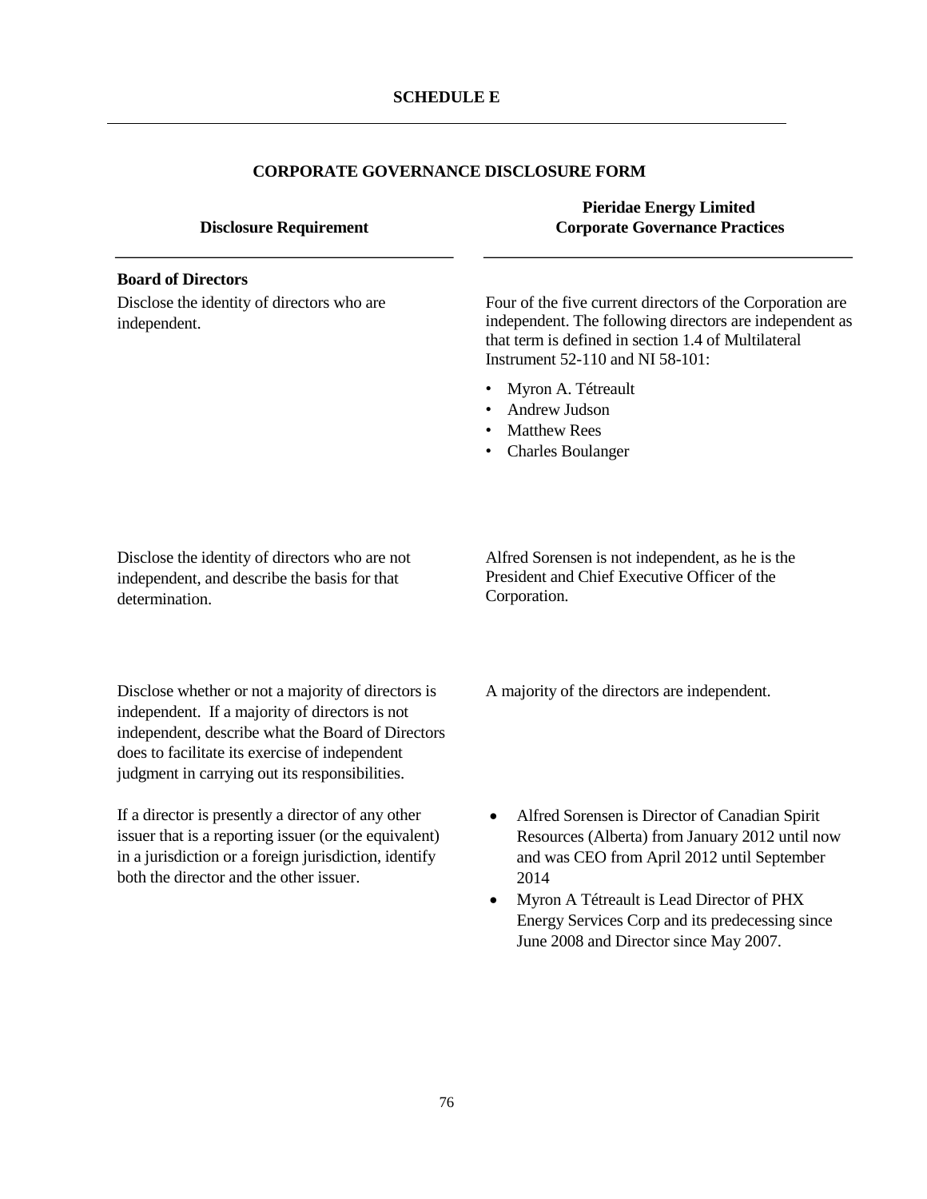## SCHEDULE E

### CORPORATE GOVERNANCE DISCLOSURE FORM

| Disclosure Requirement | Pieridae Energy Limited Corporate Governance Practices |
|---|---|
| **Board of Directors**<br>Disclose the identity of directors who are independent. | Four of the five current directors of the Corporation are independent. The following directors are independent as that term is defined in section 1.4 of Multilateral Instrument 52-110 and NI 58-101:<br>• Myron A. Tétreault<br>• Andrew Judson<br>• Matthew Rees<br>• Charles Boulanger |
| Disclose the identity of directors who are not independent, and describe the basis for that determination. | Alfred Sorensen is not independent, as he is the President and Chief Executive Officer of the Corporation. |
| Disclose whether or not a majority of directors is independent. If a majority of directors is not independent, describe what the Board of Directors does to facilitate its exercise of independent judgment in carrying out its responsibilities. | A majority of the directors are independent. |
| If a director is presently a director of any other issuer that is a reporting issuer (or the equivalent) in a jurisdiction or a foreign jurisdiction, identify both the director and the other issuer. | • Alfred Sorensen is Director of Canadian Spirit Resources (Alberta) from January 2012 until now and was CEO from April 2012 until September 2014<br>• Myron A Tétreault is Lead Director of PHX Energy Services Corp and its predecessing since June 2008 and Director since May 2007. |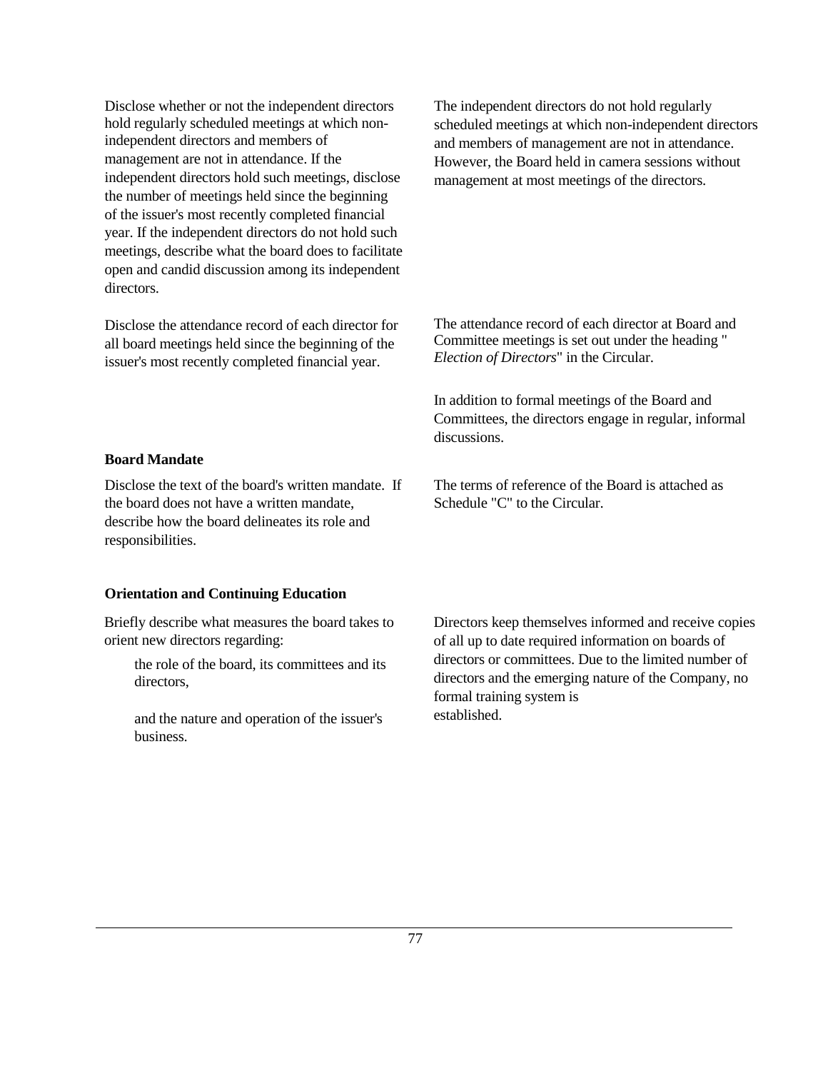| | |
|---|---|
| Disclose whether or not the independent directors hold regularly scheduled meetings at which non-independent directors and members of management are not in attendance. If the independent directors hold such meetings, disclose the number of meetings held since the beginning of the issuer's most recently completed financial year. If the independent directors do not hold such meetings, describe what the board does to facilitate open and candid discussion among its independent directors. | The independent directors do not hold regularly scheduled meetings at which non-independent directors and members of management are not in attendance. However, the Board held in camera sessions without management at most meetings of the directors. |
| Disclose the attendance record of each director for all board meetings held since the beginning of the issuer's most recently completed financial year. | The attendance record of each director at Board and Committee meetings is set out under the heading "*Election of Directors*" in the Circular.<br><br>In addition to formal meetings of the Board and Committees, the directors engage in regular, informal discussions. |
| **Board Mandate** | |
| Disclose the text of the board's written mandate. If the board does not have a written mandate, describe how the board delineates its role and responsibilities. | The terms of reference of the Board is attached as Schedule "C" to the Circular. |
| **Orientation and Continuing Education** | |
| Briefly describe what measures the board takes to orient new directors regarding:<br><br>the role of the board, its committees and its directors,<br><br>and the nature and operation of the issuer's business. | Directors keep themselves informed and receive copies of all up to date required information on boards of directors or committees. Due to the limited number of directors and the emerging nature of the Company, no formal training system is established. |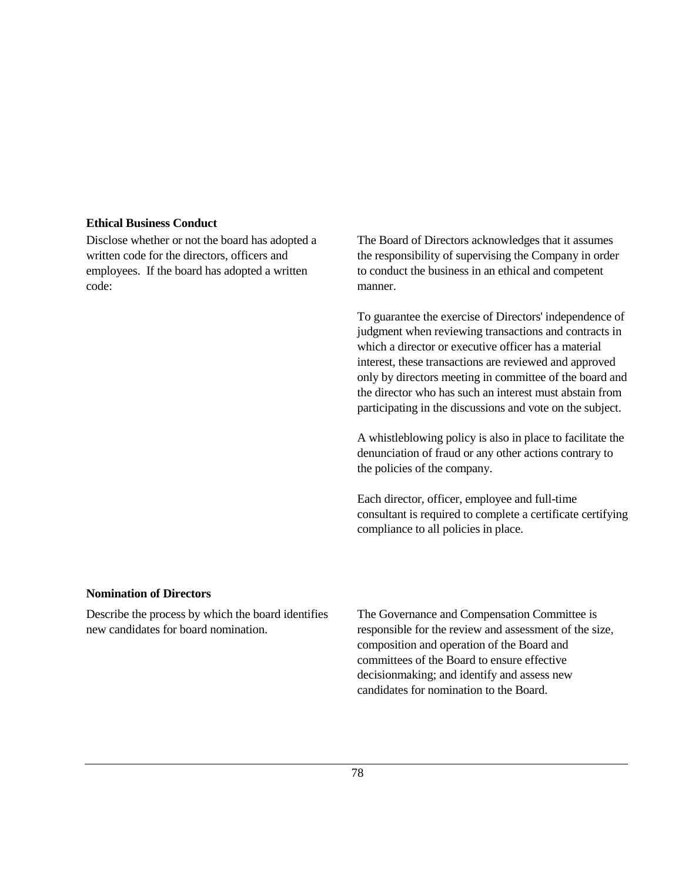**Ethical Business Conduct**

Disclose whether or not the board has adopted a written code for the directors, officers and employees. If the board has adopted a written code:

The Board of Directors acknowledges that it assumes the responsibility of supervising the Company in order to conduct the business in an ethical and competent manner.

To guarantee the exercise of Directors' independence of judgment when reviewing transactions and contracts in which a director or executive officer has a material interest, these transactions are reviewed and approved only by directors meeting in committee of the board and the director who has such an interest must abstain from participating in the discussions and vote on the subject.

A whistleblowing policy is also in place to facilitate the denunciation of fraud or any other actions contrary to the policies of the company.

Each director, officer, employee and full-time consultant is required to complete a certificate certifying compliance to all policies in place.

**Nomination of Directors**

Describe the process by which the board identifies new candidates for board nomination.

The Governance and Compensation Committee is responsible for the review and assessment of the size, composition and operation of the Board and committees of the Board to ensure effective decisionmaking; and identify and assess new candidates for nomination to the Board.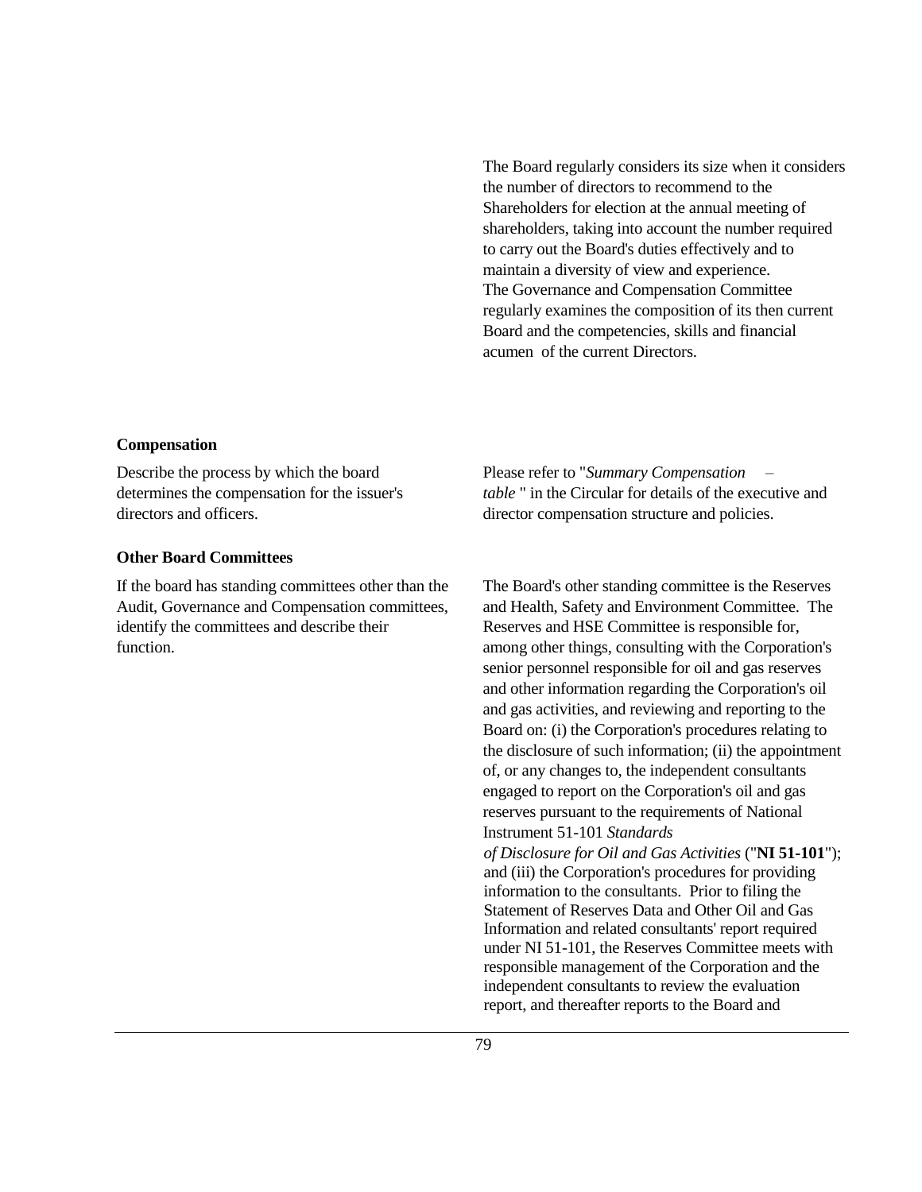The Board regularly considers its size when it considers the number of directors to recommend to the Shareholders for election at the annual meeting of shareholders, taking into account the number required to carry out the Board's duties effectively and to maintain a diversity of view and experience. The Governance and Compensation Committee regularly examines the composition of its then current Board and the competencies, skills and financial acumen of the current Directors.

**Compensation**

Describe the process by which the board determines the compensation for the issuer's directors and officers.

Please refer to "*Summary Compensation – table* " in the Circular for details of the executive and director compensation structure and policies.

**Other Board Committees**

If the board has standing committees other than the Audit, Governance and Compensation committees, identify the committees and describe their function.

The Board's other standing committee is the Reserves and Health, Safety and Environment Committee. The Reserves and HSE Committee is responsible for, among other things, consulting with the Corporation's senior personnel responsible for oil and gas reserves and other information regarding the Corporation's oil and gas activities, and reviewing and reporting to the Board on: (i) the Corporation's procedures relating to the disclosure of such information; (ii) the appointment of, or any changes to, the independent consultants engaged to report on the Corporation's oil and gas reserves pursuant to the requirements of National Instrument 51-101 *Standards of Disclosure for Oil and Gas Activities* ("**NI 51-101**"); and (iii) the Corporation's procedures for providing information to the consultants. Prior to filing the Statement of Reserves Data and Other Oil and Gas Information and related consultants' report required under NI 51-101, the Reserves Committee meets with responsible management of the Corporation and the independent consultants to review the evaluation report, and thereafter reports to the Board and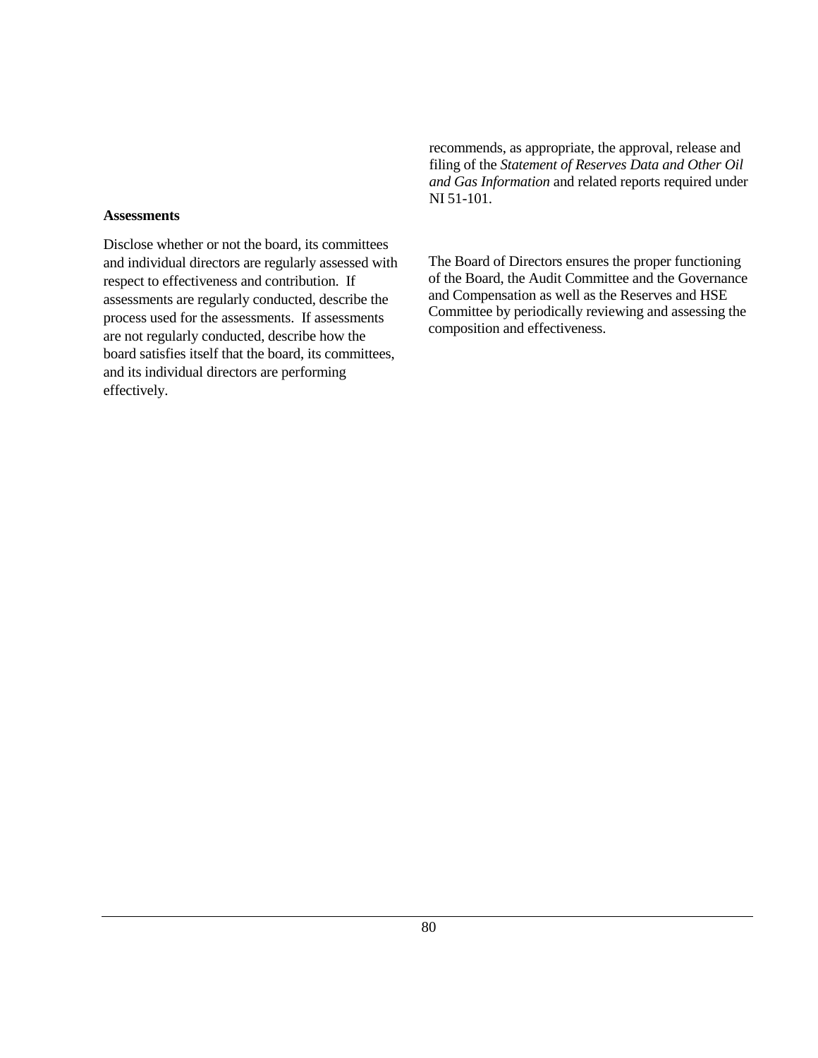recommends, as appropriate, the approval, release and filing of the *Statement of Reserves Data and Other Oil and Gas Information* and related reports required under NI 51-101.

**Assessments**

Disclose whether or not the board, its committees and individual directors are regularly assessed with respect to effectiveness and contribution. If assessments are regularly conducted, describe the process used for the assessments. If assessments are not regularly conducted, describe how the board satisfies itself that the board, its committees, and its individual directors are performing effectively.

The Board of Directors ensures the proper functioning of the Board, the Audit Committee and the Governance and Compensation as well as the Reserves and HSE Committee by periodically reviewing and assessing the composition and effectiveness.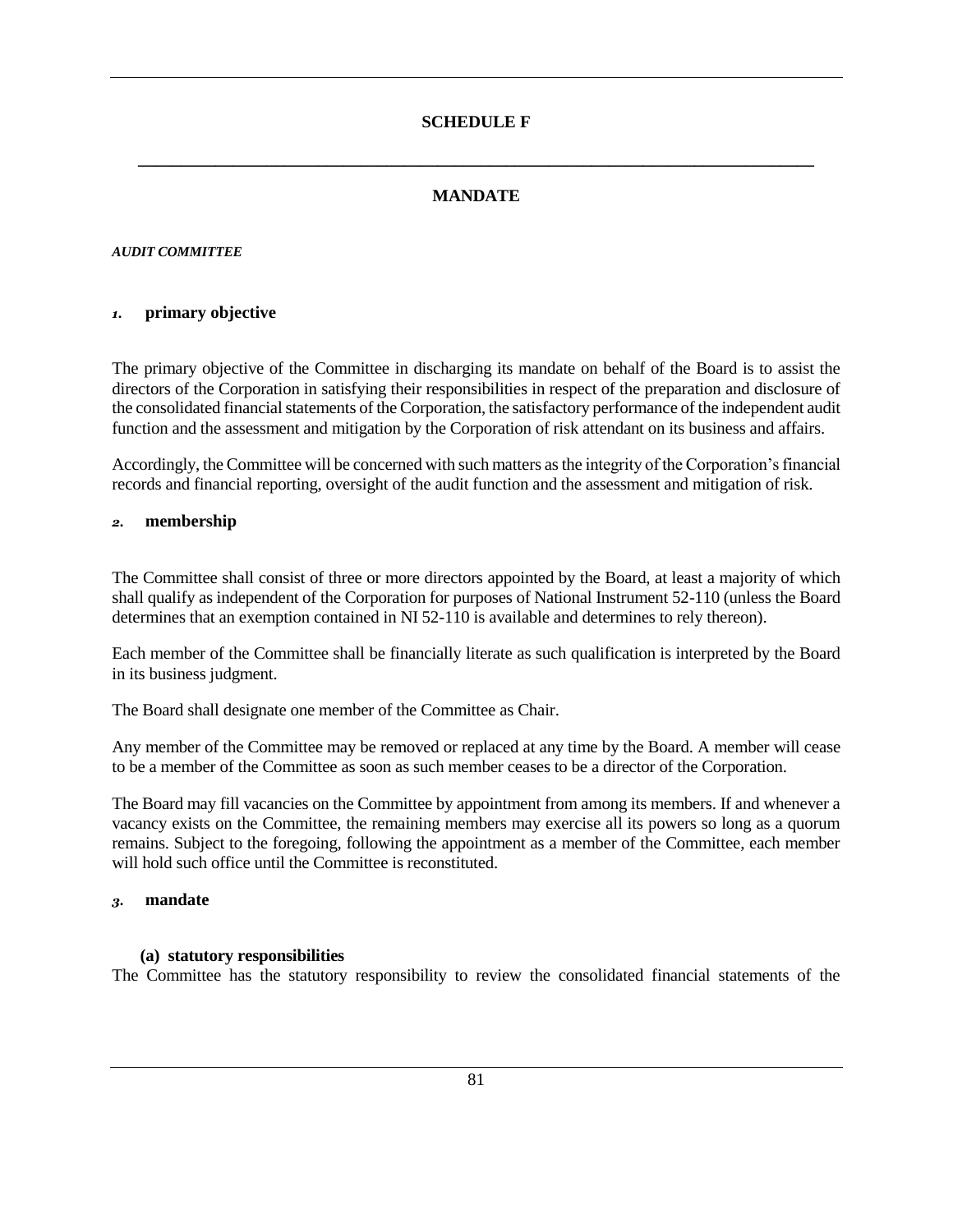# SCHEDULE F

## MANDATE

***AUDIT COMMITTEE***

### *1.* primary objective

The primary objective of the Committee in discharging its mandate on behalf of the Board is to assist the directors of the Corporation in satisfying their responsibilities in respect of the preparation and disclosure of the consolidated financial statements of the Corporation, the satisfactory performance of the independent audit function and the assessment and mitigation by the Corporation of risk attendant on its business and affairs.

Accordingly, the Committee will be concerned with such matters as the integrity of the Corporation's financial records and financial reporting, oversight of the audit function and the assessment and mitigation of risk.

### *2.* membership

The Committee shall consist of three or more directors appointed by the Board, at least a majority of which shall qualify as independent of the Corporation for purposes of National Instrument 52-110 (unless the Board determines that an exemption contained in NI 52-110 is available and determines to rely thereon).

Each member of the Committee shall be financially literate as such qualification is interpreted by the Board in its business judgment.

The Board shall designate one member of the Committee as Chair.

Any member of the Committee may be removed or replaced at any time by the Board. A member will cease to be a member of the Committee as soon as such member ceases to be a director of the Corporation.

The Board may fill vacancies on the Committee by appointment from among its members. If and whenever a vacancy exists on the Committee, the remaining members may exercise all its powers so long as a quorum remains. Subject to the foregoing, following the appointment as a member of the Committee, each member will hold such office until the Committee is reconstituted.

### *3.* mandate

#### (a) statutory responsibilities

The Committee has the statutory responsibility to review the consolidated financial statements of the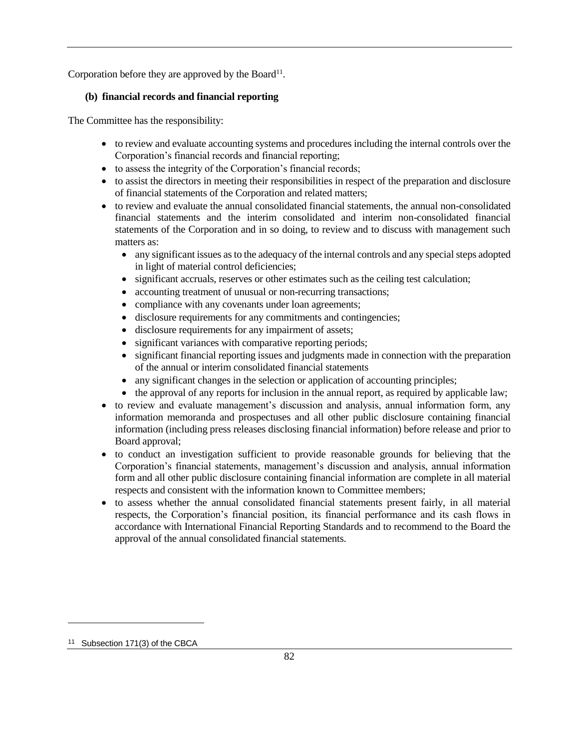Corporation before they are approved by the Board[11].

**(b) financial records and financial reporting**

The Committee has the responsibility:

- to review and evaluate accounting systems and procedures including the internal controls over the Corporation's financial records and financial reporting;
- to assess the integrity of the Corporation's financial records;
- to assist the directors in meeting their responsibilities in respect of the preparation and disclosure of financial statements of the Corporation and related matters;
- to review and evaluate the annual consolidated financial statements, the annual non-consolidated financial statements and the interim consolidated and interim non-consolidated financial statements of the Corporation and in so doing, to review and to discuss with management such matters as:
  - any significant issues as to the adequacy of the internal controls and any special steps adopted in light of material control deficiencies;
  - significant accruals, reserves or other estimates such as the ceiling test calculation;
  - accounting treatment of unusual or non-recurring transactions;
  - compliance with any covenants under loan agreements;
  - disclosure requirements for any commitments and contingencies;
  - disclosure requirements for any impairment of assets;
  - significant variances with comparative reporting periods;
  - significant financial reporting issues and judgments made in connection with the preparation of the annual or interim consolidated financial statements
  - any significant changes in the selection or application of accounting principles;
  - the approval of any reports for inclusion in the annual report, as required by applicable law;
- to review and evaluate management's discussion and analysis, annual information form, any information memoranda and prospectuses and all other public disclosure containing financial information (including press releases disclosing financial information) before release and prior to Board approval;
- to conduct an investigation sufficient to provide reasonable grounds for believing that the Corporation's financial statements, management's discussion and analysis, annual information form and all other public disclosure containing financial information are complete in all material respects and consistent with the information known to Committee members;
- to assess whether the annual consolidated financial statements present fairly, in all material respects, the Corporation's financial position, its financial performance and its cash flows in accordance with International Financial Reporting Standards and to recommend to the Board the approval of the annual consolidated financial statements.

[11] Subsection 171(3) of the CBCA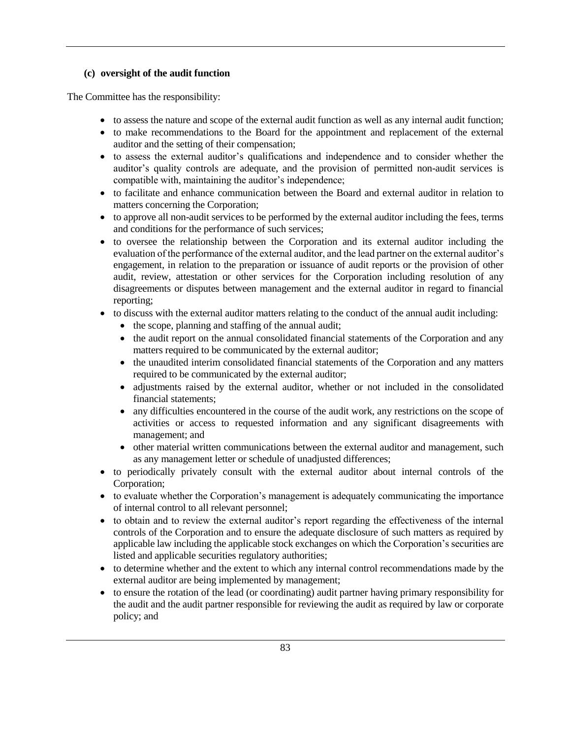**(c) oversight of the audit function**

The Committee has the responsibility:

- to assess the nature and scope of the external audit function as well as any internal audit function;
- to make recommendations to the Board for the appointment and replacement of the external auditor and the setting of their compensation;
- to assess the external auditor's qualifications and independence and to consider whether the auditor's quality controls are adequate, and the provision of permitted non-audit services is compatible with, maintaining the auditor's independence;
- to facilitate and enhance communication between the Board and external auditor in relation to matters concerning the Corporation;
- to approve all non-audit services to be performed by the external auditor including the fees, terms and conditions for the performance of such services;
- to oversee the relationship between the Corporation and its external auditor including the evaluation of the performance of the external auditor, and the lead partner on the external auditor's engagement, in relation to the preparation or issuance of audit reports or the provision of other audit, review, attestation or other services for the Corporation including resolution of any disagreements or disputes between management and the external auditor in regard to financial reporting;
- to discuss with the external auditor matters relating to the conduct of the annual audit including:
  - the scope, planning and staffing of the annual audit;
  - the audit report on the annual consolidated financial statements of the Corporation and any matters required to be communicated by the external auditor;
  - the unaudited interim consolidated financial statements of the Corporation and any matters required to be communicated by the external auditor;
  - adjustments raised by the external auditor, whether or not included in the consolidated financial statements;
  - any difficulties encountered in the course of the audit work, any restrictions on the scope of activities or access to requested information and any significant disagreements with management; and
  - other material written communications between the external auditor and management, such as any management letter or schedule of unadjusted differences;
- to periodically privately consult with the external auditor about internal controls of the Corporation;
- to evaluate whether the Corporation's management is adequately communicating the importance of internal control to all relevant personnel;
- to obtain and to review the external auditor's report regarding the effectiveness of the internal controls of the Corporation and to ensure the adequate disclosure of such matters as required by applicable law including the applicable stock exchanges on which the Corporation's securities are listed and applicable securities regulatory authorities;
- to determine whether and the extent to which any internal control recommendations made by the external auditor are being implemented by management;
- to ensure the rotation of the lead (or coordinating) audit partner having primary responsibility for the audit and the audit partner responsible for reviewing the audit as required by law or corporate policy; and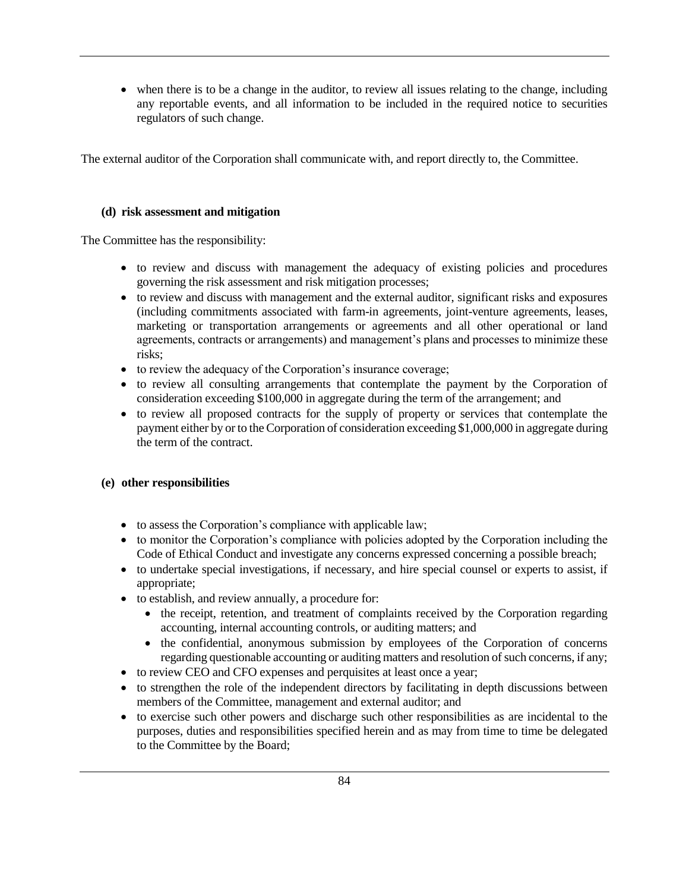- when there is to be a change in the auditor, to review all issues relating to the change, including any reportable events, and all information to be included in the required notice to securities regulators of such change.

The external auditor of the Corporation shall communicate with, and report directly to, the Committee.

**(d) risk assessment and mitigation**

The Committee has the responsibility:

- to review and discuss with management the adequacy of existing policies and procedures governing the risk assessment and risk mitigation processes;
- to review and discuss with management and the external auditor, significant risks and exposures (including commitments associated with farm-in agreements, joint-venture agreements, leases, marketing or transportation arrangements or agreements and all other operational or land agreements, contracts or arrangements) and management's plans and processes to minimize these risks;
- to review the adequacy of the Corporation's insurance coverage;
- to review all consulting arrangements that contemplate the payment by the Corporation of consideration exceeding $100,000 in aggregate during the term of the arrangement; and
- to review all proposed contracts for the supply of property or services that contemplate the payment either by or to the Corporation of consideration exceeding $1,000,000 in aggregate during the term of the contract.

**(e) other responsibilities**

- to assess the Corporation's compliance with applicable law;
- to monitor the Corporation's compliance with policies adopted by the Corporation including the Code of Ethical Conduct and investigate any concerns expressed concerning a possible breach;
- to undertake special investigations, if necessary, and hire special counsel or experts to assist, if appropriate;
- to establish, and review annually, a procedure for:
  - the receipt, retention, and treatment of complaints received by the Corporation regarding accounting, internal accounting controls, or auditing matters; and
  - the confidential, anonymous submission by employees of the Corporation of concerns regarding questionable accounting or auditing matters and resolution of such concerns, if any;
- to review CEO and CFO expenses and perquisites at least once a year;
- to strengthen the role of the independent directors by facilitating in depth discussions between members of the Committee, management and external auditor; and
- to exercise such other powers and discharge such other responsibilities as are incidental to the purposes, duties and responsibilities specified herein and as may from time to time be delegated to the Committee by the Board;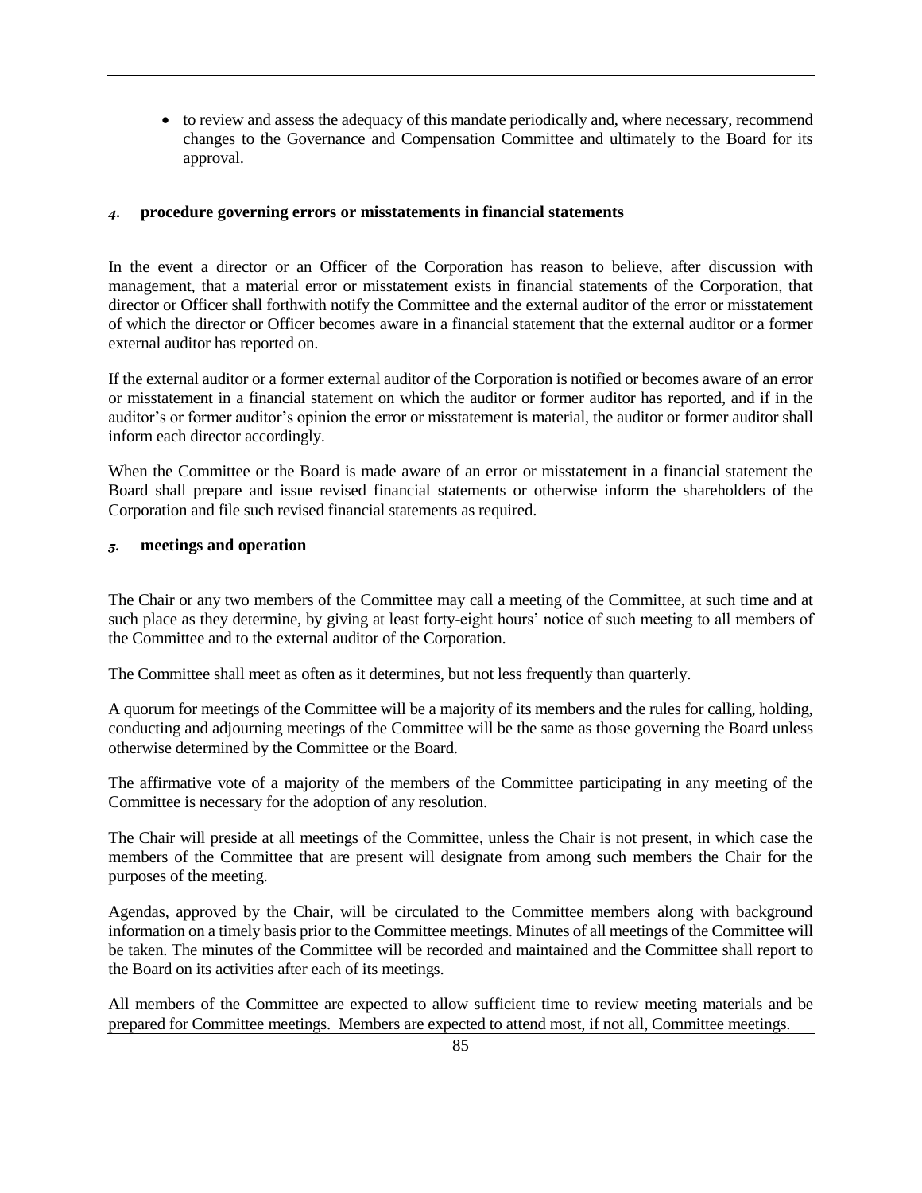- to review and assess the adequacy of this mandate periodically and, where necessary, recommend changes to the Governance and Compensation Committee and ultimately to the Board for its approval.

## *4.* procedure governing errors or misstatements in financial statements

In the event a director or an Officer of the Corporation has reason to believe, after discussion with management, that a material error or misstatement exists in financial statements of the Corporation, that director or Officer shall forthwith notify the Committee and the external auditor of the error or misstatement of which the director or Officer becomes aware in a financial statement that the external auditor or a former external auditor has reported on.

If the external auditor or a former external auditor of the Corporation is notified or becomes aware of an error or misstatement in a financial statement on which the auditor or former auditor has reported, and if in the auditor's or former auditor's opinion the error or misstatement is material, the auditor or former auditor shall inform each director accordingly.

When the Committee or the Board is made aware of an error or misstatement in a financial statement the Board shall prepare and issue revised financial statements or otherwise inform the shareholders of the Corporation and file such revised financial statements as required.

## *5.* meetings and operation

The Chair or any two members of the Committee may call a meeting of the Committee, at such time and at such place as they determine, by giving at least forty-eight hours' notice of such meeting to all members of the Committee and to the external auditor of the Corporation.

The Committee shall meet as often as it determines, but not less frequently than quarterly.

A quorum for meetings of the Committee will be a majority of its members and the rules for calling, holding, conducting and adjourning meetings of the Committee will be the same as those governing the Board unless otherwise determined by the Committee or the Board.

The affirmative vote of a majority of the members of the Committee participating in any meeting of the Committee is necessary for the adoption of any resolution.

The Chair will preside at all meetings of the Committee, unless the Chair is not present, in which case the members of the Committee that are present will designate from among such members the Chair for the purposes of the meeting.

Agendas, approved by the Chair, will be circulated to the Committee members along with background information on a timely basis prior to the Committee meetings. Minutes of all meetings of the Committee will be taken. The minutes of the Committee will be recorded and maintained and the Committee shall report to the Board on its activities after each of its meetings.

All members of the Committee are expected to allow sufficient time to review meeting materials and be prepared for Committee meetings. Members are expected to attend most, if not all, Committee meetings.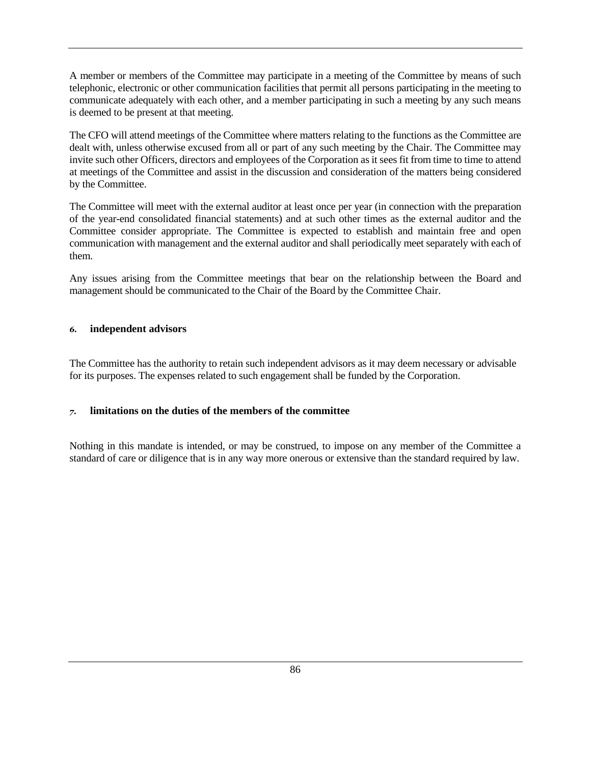A member or members of the Committee may participate in a meeting of the Committee by means of such telephonic, electronic or other communication facilities that permit all persons participating in the meeting to communicate adequately with each other, and a member participating in such a meeting by any such means is deemed to be present at that meeting.

The CFO will attend meetings of the Committee where matters relating to the functions as the Committee are dealt with, unless otherwise excused from all or part of any such meeting by the Chair. The Committee may invite such other Officers, directors and employees of the Corporation as it sees fit from time to time to attend at meetings of the Committee and assist in the discussion and consideration of the matters being considered by the Committee.

The Committee will meet with the external auditor at least once per year (in connection with the preparation of the year-end consolidated financial statements) and at such other times as the external auditor and the Committee consider appropriate. The Committee is expected to establish and maintain free and open communication with management and the external auditor and shall periodically meet separately with each of them.

Any issues arising from the Committee meetings that bear on the relationship between the Board and management should be communicated to the Chair of the Board by the Committee Chair.

### *6.* independent advisors

The Committee has the authority to retain such independent advisors as it may deem necessary or advisable for its purposes. The expenses related to such engagement shall be funded by the Corporation.

### *7.* limitations on the duties of the members of the committee

Nothing in this mandate is intended, or may be construed, to impose on any member of the Committee a standard of care or diligence that is in any way more onerous or extensive than the standard required by law.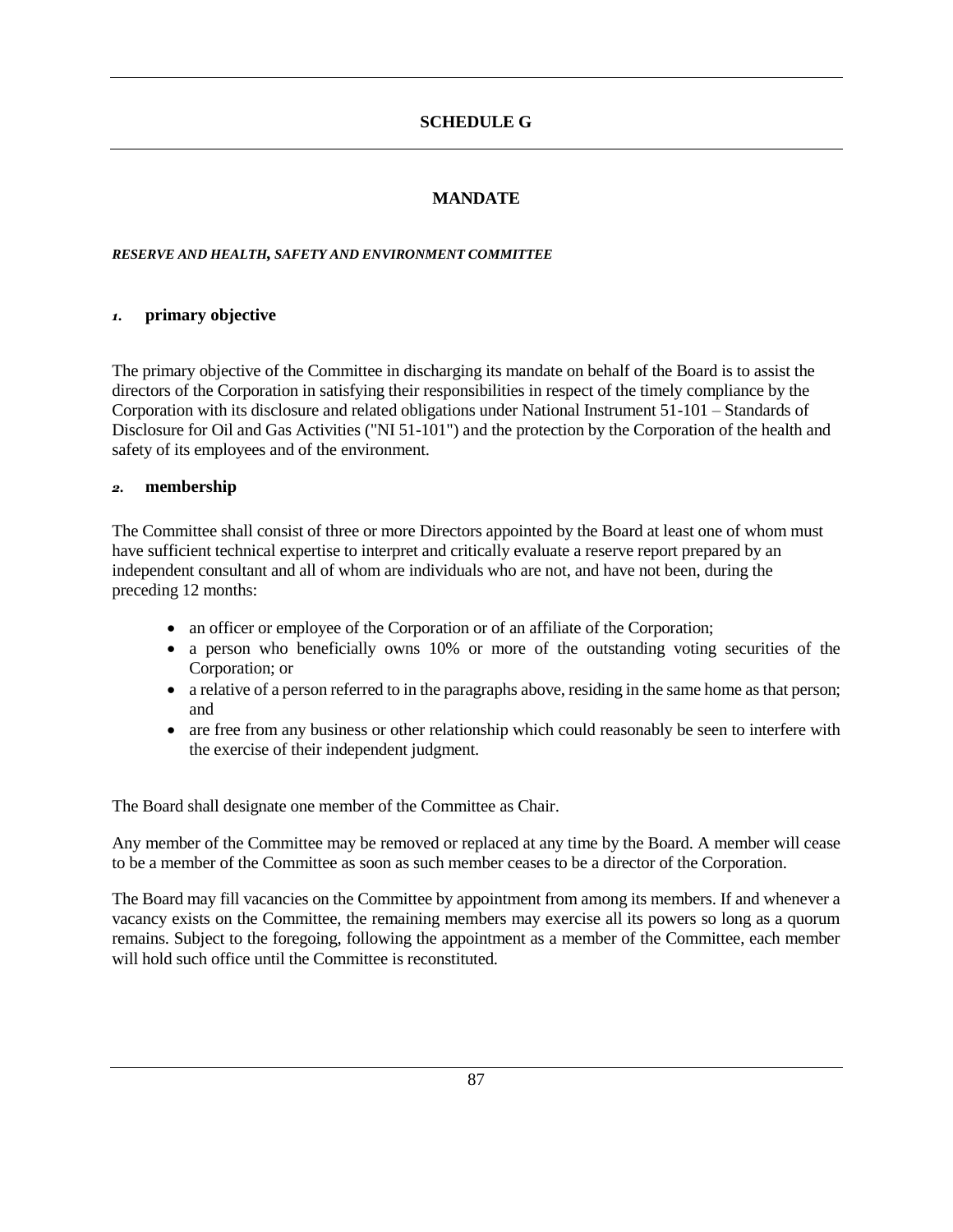# SCHEDULE G

## MANDATE

***RESERVE AND HEALTH, SAFETY AND ENVIRONMENT COMMITTEE***

### *1.* primary objective

The primary objective of the Committee in discharging its mandate on behalf of the Board is to assist the directors of the Corporation in satisfying their responsibilities in respect of the timely compliance by the Corporation with its disclosure and related obligations under National Instrument 51-101 – Standards of Disclosure for Oil and Gas Activities ("NI 51-101") and the protection by the Corporation of the health and safety of its employees and of the environment.

### *2.* membership

The Committee shall consist of three or more Directors appointed by the Board at least one of whom must have sufficient technical expertise to interpret and critically evaluate a reserve report prepared by an independent consultant and all of whom are individuals who are not, and have not been, during the preceding 12 months:

- an officer or employee of the Corporation or of an affiliate of the Corporation;
- a person who beneficially owns 10% or more of the outstanding voting securities of the Corporation; or
- a relative of a person referred to in the paragraphs above, residing in the same home as that person; and
- are free from any business or other relationship which could reasonably be seen to interfere with the exercise of their independent judgment.

The Board shall designate one member of the Committee as Chair.

Any member of the Committee may be removed or replaced at any time by the Board. A member will cease to be a member of the Committee as soon as such member ceases to be a director of the Corporation.

The Board may fill vacancies on the Committee by appointment from among its members. If and whenever a vacancy exists on the Committee, the remaining members may exercise all its powers so long as a quorum remains. Subject to the foregoing, following the appointment as a member of the Committee, each member will hold such office until the Committee is reconstituted.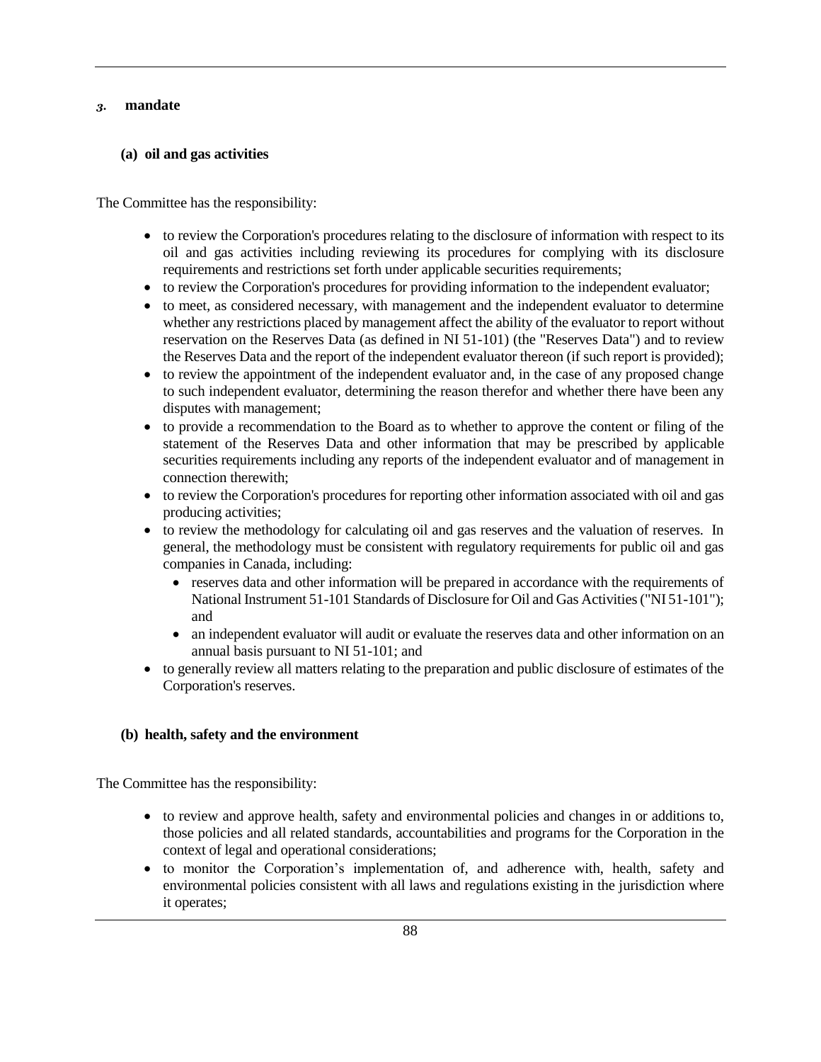## 3. mandate

### (a) oil and gas activities

The Committee has the responsibility:

- to review the Corporation's procedures relating to the disclosure of information with respect to its oil and gas activities including reviewing its procedures for complying with its disclosure requirements and restrictions set forth under applicable securities requirements;
- to review the Corporation's procedures for providing information to the independent evaluator;
- to meet, as considered necessary, with management and the independent evaluator to determine whether any restrictions placed by management affect the ability of the evaluator to report without reservation on the Reserves Data (as defined in NI 51-101) (the "Reserves Data") and to review the Reserves Data and the report of the independent evaluator thereon (if such report is provided);
- to review the appointment of the independent evaluator and, in the case of any proposed change to such independent evaluator, determining the reason therefor and whether there have been any disputes with management;
- to provide a recommendation to the Board as to whether to approve the content or filing of the statement of the Reserves Data and other information that may be prescribed by applicable securities requirements including any reports of the independent evaluator and of management in connection therewith;
- to review the Corporation's procedures for reporting other information associated with oil and gas producing activities;
- to review the methodology for calculating oil and gas reserves and the valuation of reserves. In general, the methodology must be consistent with regulatory requirements for public oil and gas companies in Canada, including:
  - reserves data and other information will be prepared in accordance with the requirements of National Instrument 51-101 Standards of Disclosure for Oil and Gas Activities ("NI 51-101"); and
  - an independent evaluator will audit or evaluate the reserves data and other information on an annual basis pursuant to NI 51-101; and
- to generally review all matters relating to the preparation and public disclosure of estimates of the Corporation's reserves.

### (b) health, safety and the environment

The Committee has the responsibility:

- to review and approve health, safety and environmental policies and changes in or additions to, those policies and all related standards, accountabilities and programs for the Corporation in the context of legal and operational considerations;
- to monitor the Corporation's implementation of, and adherence with, health, safety and environmental policies consistent with all laws and regulations existing in the jurisdiction where it operates;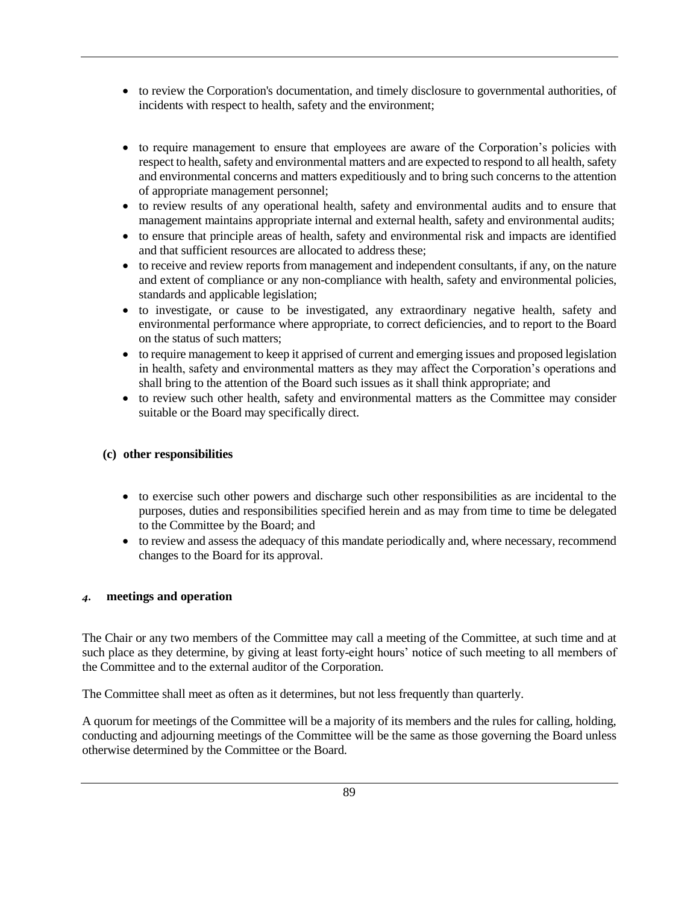- to review the Corporation's documentation, and timely disclosure to governmental authorities, of incidents with respect to health, safety and the environment;
- to require management to ensure that employees are aware of the Corporation's policies with respect to health, safety and environmental matters and are expected to respond to all health, safety and environmental concerns and matters expeditiously and to bring such concerns to the attention of appropriate management personnel;
- to review results of any operational health, safety and environmental audits and to ensure that management maintains appropriate internal and external health, safety and environmental audits;
- to ensure that principle areas of health, safety and environmental risk and impacts are identified and that sufficient resources are allocated to address these;
- to receive and review reports from management and independent consultants, if any, on the nature and extent of compliance or any non-compliance with health, safety and environmental policies, standards and applicable legislation;
- to investigate, or cause to be investigated, any extraordinary negative health, safety and environmental performance where appropriate, to correct deficiencies, and to report to the Board on the status of such matters;
- to require management to keep it apprised of current and emerging issues and proposed legislation in health, safety and environmental matters as they may affect the Corporation's operations and shall bring to the attention of the Board such issues as it shall think appropriate; and
- to review such other health, safety and environmental matters as the Committee may consider suitable or the Board may specifically direct.

**(c) other responsibilities**

- to exercise such other powers and discharge such other responsibilities as are incidental to the purposes, duties and responsibilities specified herein and as may from time to time be delegated to the Committee by the Board; and
- to review and assess the adequacy of this mandate periodically and, where necessary, recommend changes to the Board for its approval.

### *4.* meetings and operation

The Chair or any two members of the Committee may call a meeting of the Committee, at such time and at such place as they determine, by giving at least forty-eight hours' notice of such meeting to all members of the Committee and to the external auditor of the Corporation.

The Committee shall meet as often as it determines, but not less frequently than quarterly.

A quorum for meetings of the Committee will be a majority of its members and the rules for calling, holding, conducting and adjourning meetings of the Committee will be the same as those governing the Board unless otherwise determined by the Committee or the Board.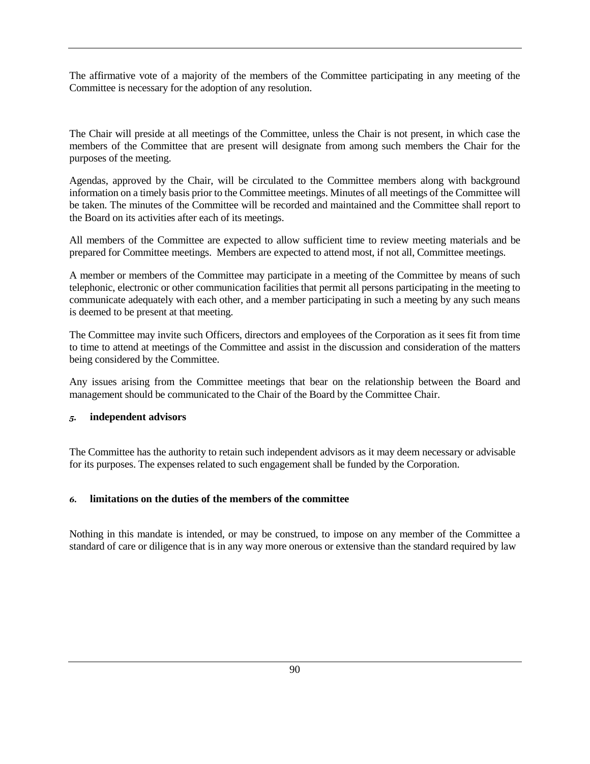The affirmative vote of a majority of the members of the Committee participating in any meeting of the Committee is necessary for the adoption of any resolution.

The Chair will preside at all meetings of the Committee, unless the Chair is not present, in which case the members of the Committee that are present will designate from among such members the Chair for the purposes of the meeting.

Agendas, approved by the Chair, will be circulated to the Committee members along with background information on a timely basis prior to the Committee meetings. Minutes of all meetings of the Committee will be taken. The minutes of the Committee will be recorded and maintained and the Committee shall report to the Board on its activities after each of its meetings.

All members of the Committee are expected to allow sufficient time to review meeting materials and be prepared for Committee meetings. Members are expected to attend most, if not all, Committee meetings.

A member or members of the Committee may participate in a meeting of the Committee by means of such telephonic, electronic or other communication facilities that permit all persons participating in the meeting to communicate adequately with each other, and a member participating in such a meeting by any such means is deemed to be present at that meeting.

The Committee may invite such Officers, directors and employees of the Corporation as it sees fit from time to time to attend at meetings of the Committee and assist in the discussion and consideration of the matters being considered by the Committee.

Any issues arising from the Committee meetings that bear on the relationship between the Board and management should be communicated to the Chair of the Board by the Committee Chair.

### *5.* independent advisors

The Committee has the authority to retain such independent advisors as it may deem necessary or advisable for its purposes. The expenses related to such engagement shall be funded by the Corporation.

### *6.* limitations on the duties of the members of the committee

Nothing in this mandate is intended, or may be construed, to impose on any member of the Committee a standard of care or diligence that is in any way more onerous or extensive than the standard required by law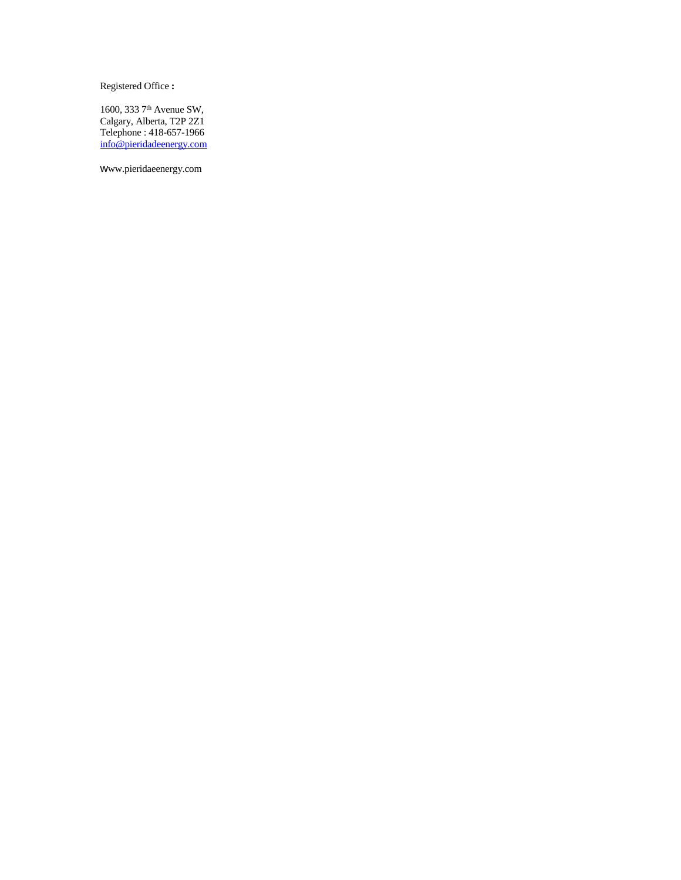Registered Office **:**

1600, 333 7th Avenue SW,
Calgary, Alberta, T2P 2Z1
Telephone : 418-657-1966
info@pieridadeenergy.com

Www.pieridaeenergy.com